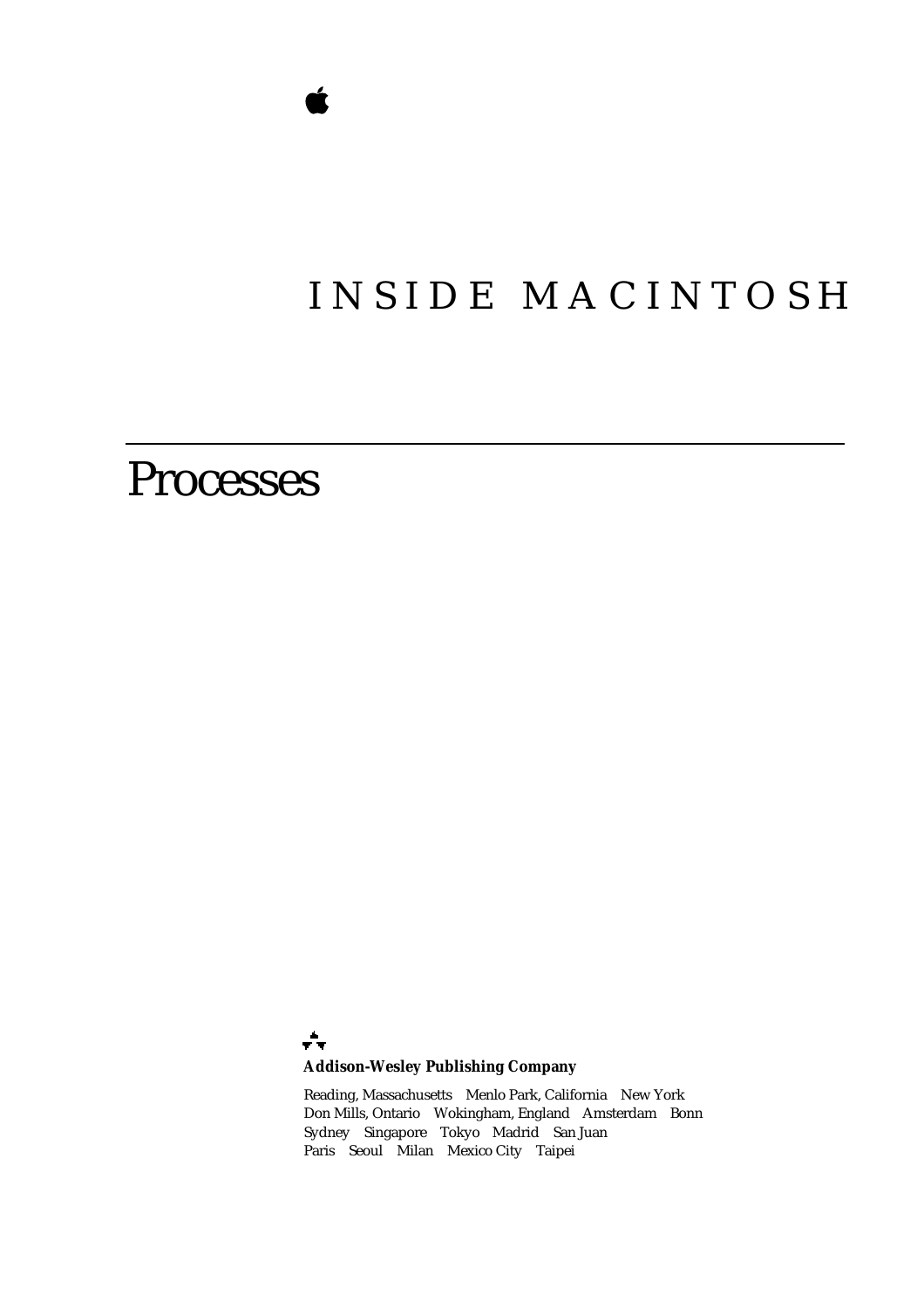# INSIDE MACINTOSH

# Processes

**Addison-Wesley Publishing Company**

Reading, Massachusetts Menlo Park, California New York
Don Mills, Ontario Wokingham, England Amsterdam Bonn
Sydney Singapore Tokyo Madrid San Juan
Paris Seoul Milan Mexico City Taipei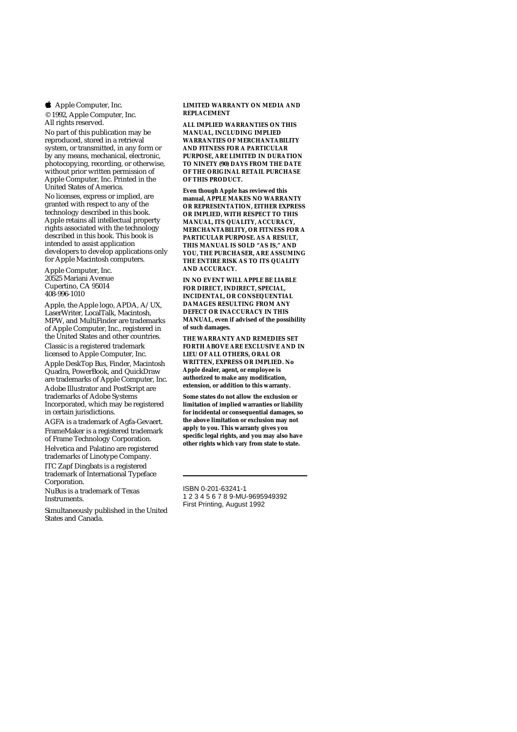Apple Computer, Inc.

© 1992, Apple Computer, Inc.
All rights reserved.

No part of this publication may be reproduced, stored in a retrieval system, or transmitted, in any form or by any means, mechanical, electronic, photocopying, recording, or otherwise, without prior written permission of Apple Computer, Inc. Printed in the United States of America.

No licenses, express or implied, are granted with respect to any of the technology described in this book. Apple retains all intellectual property rights associated with the technology described in this book. This book is intended to assist application developers to develop applications only for Apple Macintosh computers.

Apple Computer, Inc.
20525 Mariani Avenue
Cupertino, CA 95014
408-996-1010

Apple, the Apple logo, APDA, A/UX, LaserWriter, LocalTalk, Macintosh, MPW, and MultiFinder are trademarks of Apple Computer, Inc., registered in the United States and other countries.

Classic is a registered trademark licensed to Apple Computer, Inc.

Apple DeskTop Bus, Finder, Macintosh Quadra, PowerBook, and QuickDraw are trademarks of Apple Computer, Inc.

Adobe Illustrator and PostScript are trademarks of Adobe Systems Incorporated, which may be registered in certain jurisdictions.

AGFA is a trademark of Agfa-Gevaert.

FrameMaker is a registered trademark of Frame Technology Corporation.

Helvetica and Palatino are registered trademarks of Linotype Company.

ITC Zapf Dingbats is a registered trademark of International Typeface Corporation.

NuBus is a trademark of Texas Instruments.

Simultaneously published in the United States and Canada.

**LIMITED WARRANTY ON MEDIA AND REPLACEMENT**

**ALL IMPLIED WARRANTIES ON THIS MANUAL, INCLUDING IMPLIED WARRANTIES OF MERCHANTABILITY AND FITNESS FOR A PARTICULAR PURPOSE, ARE LIMITED IN DURATION TO NINETY (90) DAYS FROM THE DATE OF THE ORIGINAL RETAIL PURCHASE OF THIS PRODUCT.**

**Even though Apple has reviewed this manual, APPLE MAKES NO WARRANTY OR REPRESENTATION, EITHER EXPRESS OR IMPLIED, WITH RESPECT TO THIS MANUAL, ITS QUALITY, ACCURACY, MERCHANTABILITY, OR FITNESS FOR A PARTICULAR PURPOSE. AS A RESULT, THIS MANUAL IS SOLD "AS IS," AND YOU, THE PURCHASER, ARE ASSUMING THE ENTIRE RISK AS TO ITS QUALITY AND ACCURACY.**

**IN NO EVENT WILL APPLE BE LIABLE FOR DIRECT, INDIRECT, SPECIAL, INCIDENTAL, OR CONSEQUENTIAL DAMAGES RESULTING FROM ANY DEFECT OR INACCURACY IN THIS MANUAL, even if advised of the possibility of such damages.**

**THE WARRANTY AND REMEDIES SET FORTH ABOVE ARE EXCLUSIVE AND IN LIEU OF ALL OTHERS, ORAL OR WRITTEN, EXPRESS OR IMPLIED. No Apple dealer, agent, or employee is authorized to make any modification, extension, or addition to this warranty.**

**Some states do not allow the exclusion or limitation of implied warranties or liability for incidental or consequential damages, so the above limitation or exclusion may not apply to you. This warranty gives you specific legal rights, and you may also have other rights which vary from state to state.**

---

ISBN 0-201-63241-1
1 2 3 4 5 6 7 8 9-MU-9695949392
First Printing, August 1992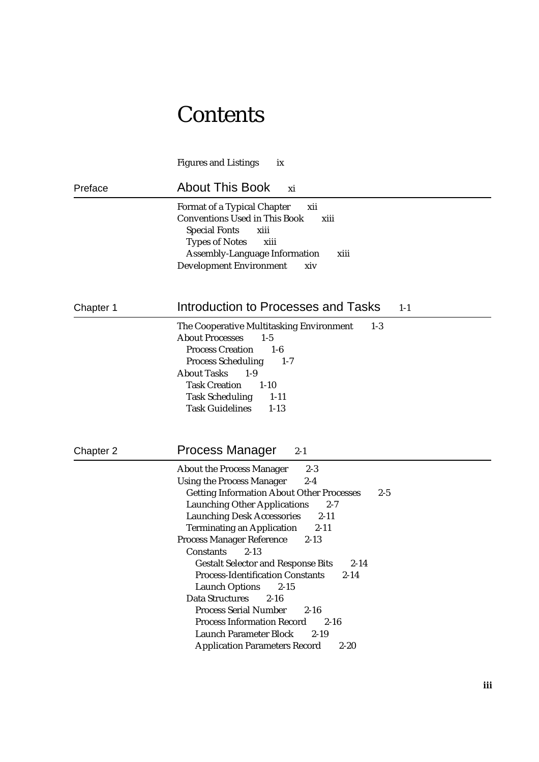# Contents

Figures and Listings ix

## Preface — About This Book xi

Format of a Typical Chapter xii
Conventions Used in This Book xiii
- Special Fonts xiii
- Types of Notes xiii
- Assembly-Language Information xiii

Development Environment xiv

## Chapter 1 — Introduction to Processes and Tasks 1-1

The Cooperative Multitasking Environment 1-3
About Processes 1-5
- Process Creation 1-6
- Process Scheduling 1-7

About Tasks 1-9
- Task Creation 1-10
- Task Scheduling 1-11
- Task Guidelines 1-13

## Chapter 2 — Process Manager 2-1

About the Process Manager 2-3
Using the Process Manager 2-4
- Getting Information About Other Processes 2-5
- Launching Other Applications 2-7
- Launching Desk Accessories 2-11
- Terminating an Application 2-11

Process Manager Reference 2-13
- Constants 2-13
  - Gestalt Selector and Response Bits 2-14
  - Process-Identification Constants 2-14
  - Launch Options 2-15
- Data Structures 2-16
  - Process Serial Number 2-16
  - Process Information Record 2-16
  - Launch Parameter Block 2-19
  - Application Parameters Record 2-20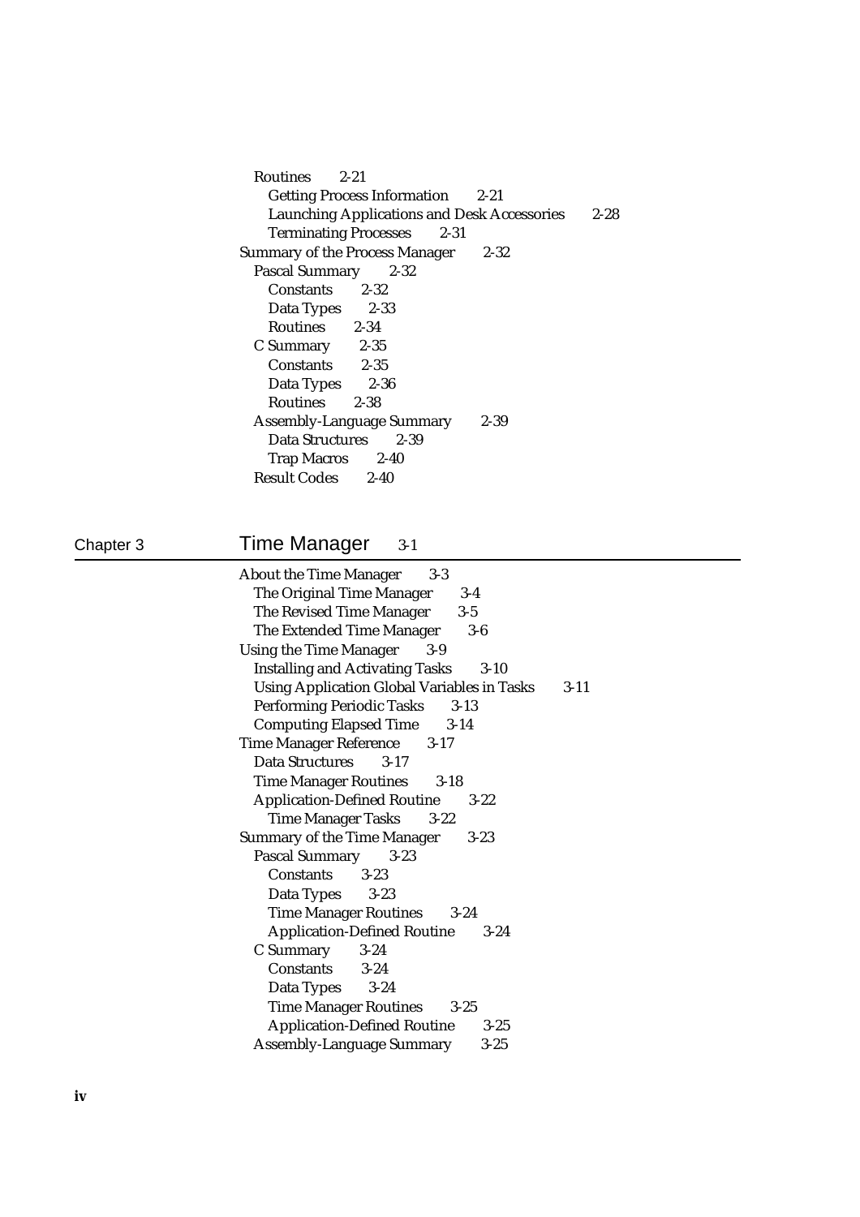Routines 2-21
  Getting Process Information 2-21
  Launching Applications and Desk Accessories 2-28
  Terminating Processes 2-31
Summary of the Process Manager 2-32
  Pascal Summary 2-32
    Constants 2-32
    Data Types 2-33
    Routines 2-34
  C Summary 2-35
    Constants 2-35
    Data Types 2-36
    Routines 2-38
  Assembly-Language Summary 2-39
    Data Structures 2-39
    Trap Macros 2-40
  Result Codes 2-40

## Chapter 3 Time Manager 3-1

About the Time Manager 3-3
  The Original Time Manager 3-4
  The Revised Time Manager 3-5
  The Extended Time Manager 3-6
Using the Time Manager 3-9
  Installing and Activating Tasks 3-10
  Using Application Global Variables in Tasks 3-11
  Performing Periodic Tasks 3-13
  Computing Elapsed Time 3-14
Time Manager Reference 3-17
  Data Structures 3-17
  Time Manager Routines 3-18
  Application-Defined Routine 3-22
    Time Manager Tasks 3-22
Summary of the Time Manager 3-23
  Pascal Summary 3-23
    Constants 3-23
    Data Types 3-23
    Time Manager Routines 3-24
    Application-Defined Routine 3-24
  C Summary 3-24
    Constants 3-24
    Data Types 3-24
    Time Manager Routines 3-25
    Application-Defined Routine 3-25
  Assembly-Language Summary 3-25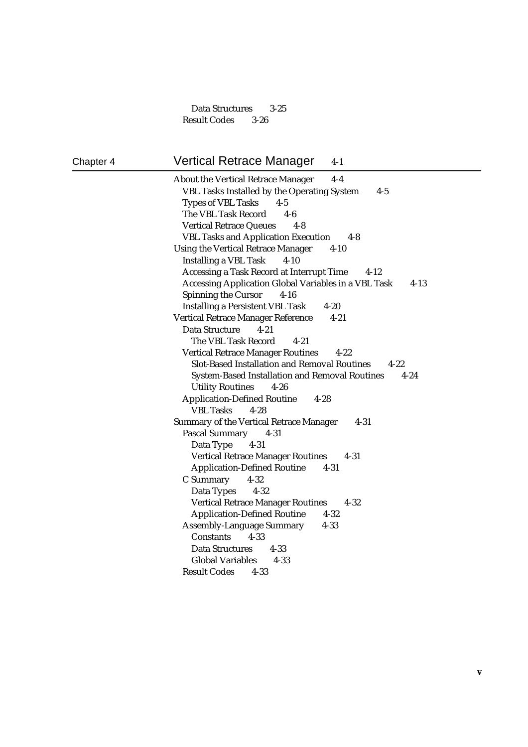Data Structures 3-25
Result Codes 3-26

## Chapter 4 Vertical Retrace Manager 4-1

- About the Vertical Retrace Manager 4-4
  - VBL Tasks Installed by the Operating System 4-5
  - Types of VBL Tasks 4-5
  - The VBL Task Record 4-6
  - Vertical Retrace Queues 4-8
  - VBL Tasks and Application Execution 4-8
- Using the Vertical Retrace Manager 4-10
  - Installing a VBL Task 4-10
  - Accessing a Task Record at Interrupt Time 4-12
  - Accessing Application Global Variables in a VBL Task 4-13
  - Spinning the Cursor 4-16
  - Installing a Persistent VBL Task 4-20
- Vertical Retrace Manager Reference 4-21
  - Data Structure 4-21
    - The VBL Task Record 4-21
  - Vertical Retrace Manager Routines 4-22
    - Slot-Based Installation and Removal Routines 4-22
    - System-Based Installation and Removal Routines 4-24
    - Utility Routines 4-26
  - Application-Defined Routine 4-28
    - VBL Tasks 4-28
- Summary of the Vertical Retrace Manager 4-31
  - Pascal Summary 4-31
    - Data Type 4-31
    - Vertical Retrace Manager Routines 4-31
    - Application-Defined Routine 4-31
  - C Summary 4-32
    - Data Types 4-32
    - Vertical Retrace Manager Routines 4-32
    - Application-Defined Routine 4-32
  - Assembly-Language Summary 4-33
    - Constants 4-33
    - Data Structures 4-33
    - Global Variables 4-33
  - Result Codes 4-33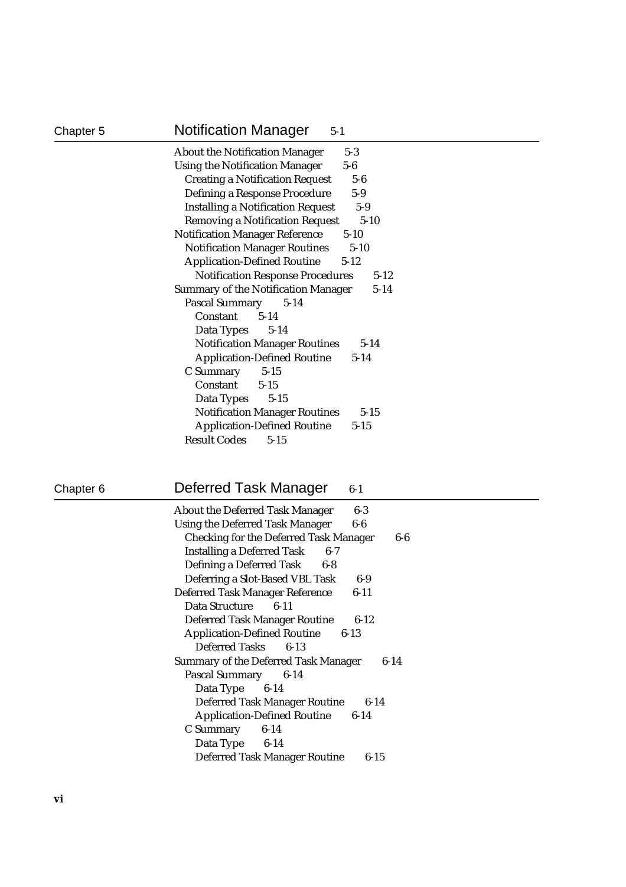## Chapter 5 Notification Manager 5-1

About the Notification Manager 5-3
Using the Notification Manager 5-6
- Creating a Notification Request 5-6
- Defining a Response Procedure 5-9
- Installing a Notification Request 5-9
- Removing a Notification Request 5-10

Notification Manager Reference 5-10
- Notification Manager Routines 5-10
- Application-Defined Routine 5-12
  - Notification Response Procedures 5-12

Summary of the Notification Manager 5-14
- Pascal Summary 5-14
  - Constant 5-14
  - Data Types 5-14
  - Notification Manager Routines 5-14
  - Application-Defined Routine 5-14
- C Summary 5-15
  - Constant 5-15
  - Data Types 5-15
  - Notification Manager Routines 5-15
  - Application-Defined Routine 5-15
- Result Codes 5-15

## Chapter 6 Deferred Task Manager 6-1

About the Deferred Task Manager 6-3
Using the Deferred Task Manager 6-6
- Checking for the Deferred Task Manager 6-6
- Installing a Deferred Task 6-7
- Defining a Deferred Task 6-8
- Deferring a Slot-Based VBL Task 6-9

Deferred Task Manager Reference 6-11
- Data Structure 6-11
- Deferred Task Manager Routine 6-12
- Application-Defined Routine 6-13
  - Deferred Tasks 6-13

Summary of the Deferred Task Manager 6-14
- Pascal Summary 6-14
  - Data Type 6-14
  - Deferred Task Manager Routine 6-14
  - Application-Defined Routine 6-14
- C Summary 6-14
  - Data Type 6-14
  - Deferred Task Manager Routine 6-15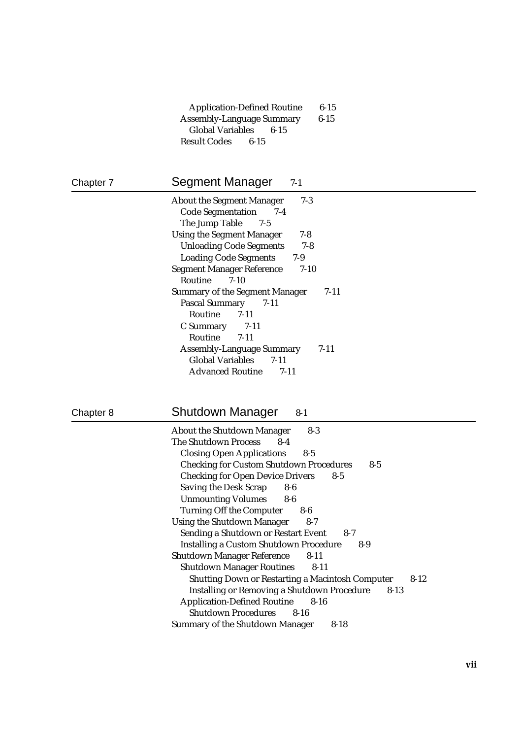Application-Defined Routine 6-15
Assembly-Language Summary 6-15
Global Variables 6-15
Result Codes 6-15

## Chapter 7 Segment Manager 7-1

About the Segment Manager 7-3
- Code Segmentation 7-4
- The Jump Table 7-5

Using the Segment Manager 7-8
- Unloading Code Segments 7-8
- Loading Code Segments 7-9

Segment Manager Reference 7-10
- Routine 7-10

Summary of the Segment Manager 7-11
- Pascal Summary 7-11
  - Routine 7-11
- C Summary 7-11
  - Routine 7-11
- Assembly-Language Summary 7-11
  - Global Variables 7-11
  - Advanced Routine 7-11

## Chapter 8 Shutdown Manager 8-1

About the Shutdown Manager 8-3

The Shutdown Process 8-4
- Closing Open Applications 8-5
- Checking for Custom Shutdown Procedures 8-5
- Checking for Open Device Drivers 8-5
- Saving the Desk Scrap 8-6
- Unmounting Volumes 8-6
- Turning Off the Computer 8-6

Using the Shutdown Manager 8-7
- Sending a Shutdown or Restart Event 8-7
- Installing a Custom Shutdown Procedure 8-9

Shutdown Manager Reference 8-11
- Shutdown Manager Routines 8-11
  - Shutting Down or Restarting a Macintosh Computer 8-12
  - Installing or Removing a Shutdown Procedure 8-13
- Application-Defined Routine 8-16
  - Shutdown Procedures 8-16

Summary of the Shutdown Manager 8-18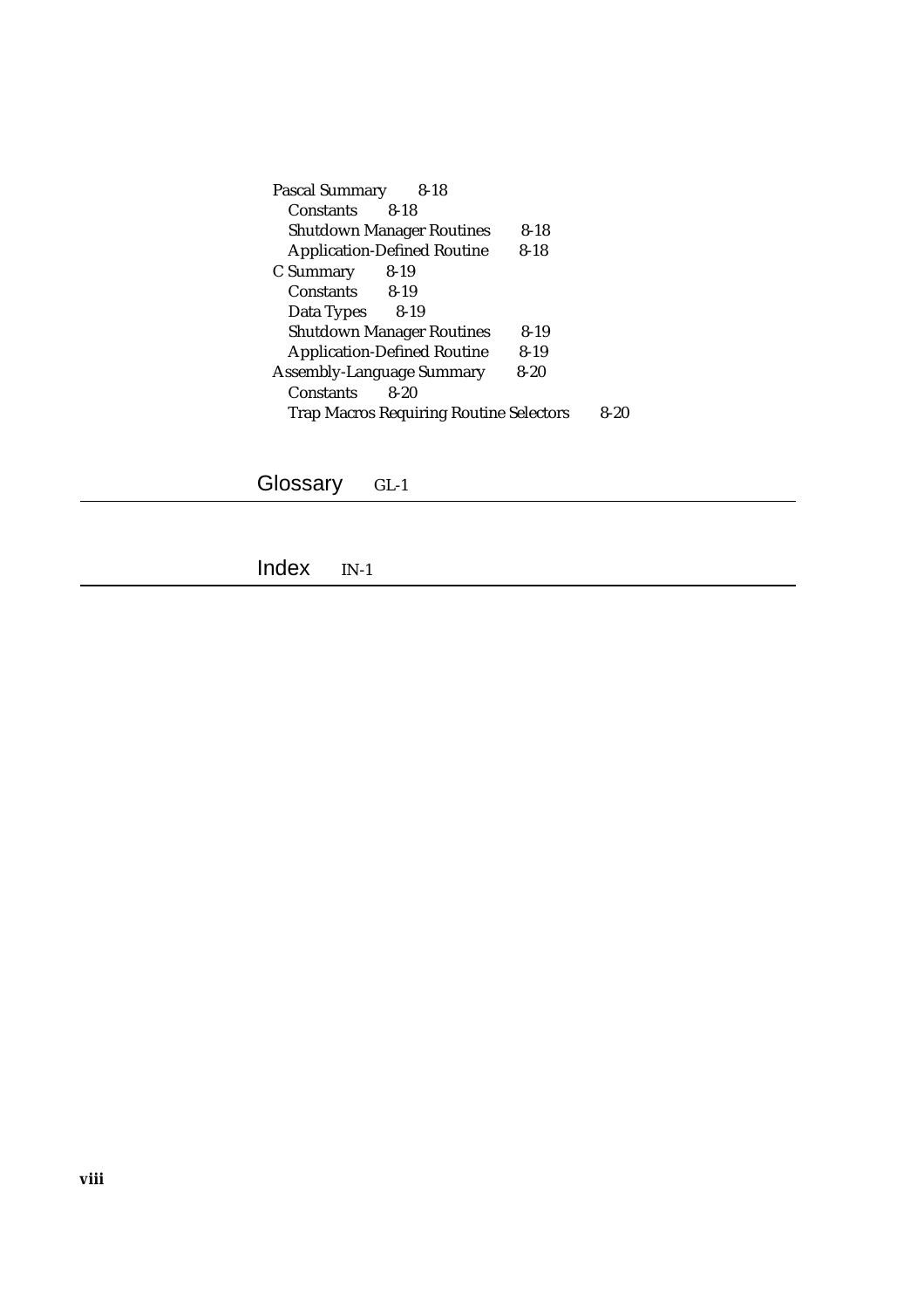Pascal Summary 8-18
- Constants 8-18
- Shutdown Manager Routines 8-18
- Application-Defined Routine 8-18

C Summary 8-19
- Constants 8-19
- Data Types 8-19
- Shutdown Manager Routines 8-19
- Application-Defined Routine 8-19

Assembly-Language Summary 8-20
- Constants 8-20
- Trap Macros Requiring Routine Selectors 8-20

## Glossary GL-1

## Index IN-1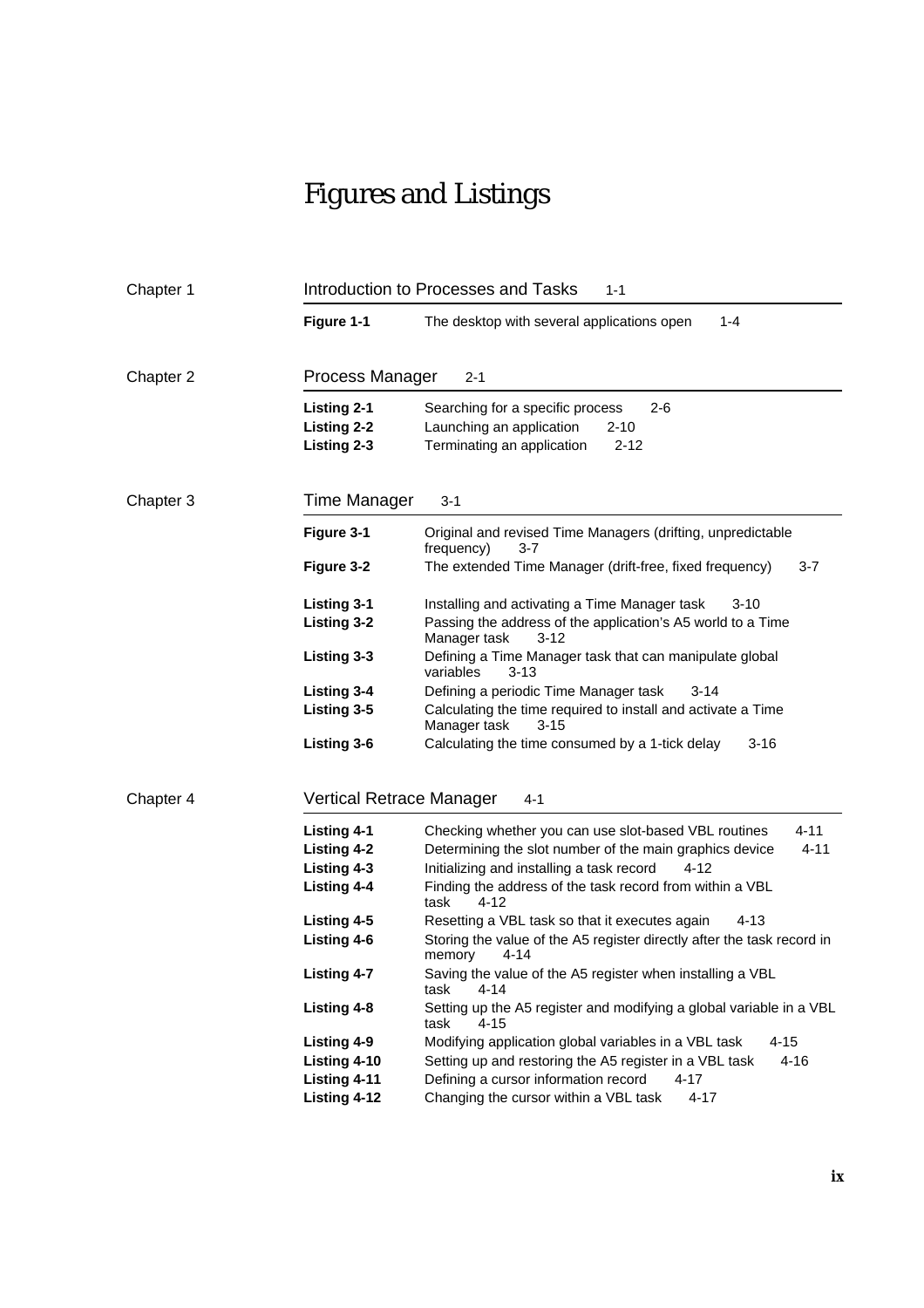# Figures and Listings

## Chapter 1 — Introduction to Processes and Tasks 1-1

**Figure 1-1** The desktop with several applications open 1-4

## Chapter 2 — Process Manager 2-1

**Listing 2-1** Searching for a specific process 2-6
**Listing 2-2** Launching an application 2-10
**Listing 2-3** Terminating an application 2-12

## Chapter 3 — Time Manager 3-1

**Figure 3-1** Original and revised Time Managers (drifting, unpredictable frequency) 3-7
**Figure 3-2** The extended Time Manager (drift-free, fixed frequency) 3-7

**Listing 3-1** Installing and activating a Time Manager task 3-10
**Listing 3-2** Passing the address of the application's A5 world to a Time Manager task 3-12
**Listing 3-3** Defining a Time Manager task that can manipulate global variables 3-13
**Listing 3-4** Defining a periodic Time Manager task 3-14
**Listing 3-5** Calculating the time required to install and activate a Time Manager task 3-15
**Listing 3-6** Calculating the time consumed by a 1-tick delay 3-16

## Chapter 4 — Vertical Retrace Manager 4-1

**Listing 4-1** Checking whether you can use slot-based VBL routines 4-11
**Listing 4-2** Determining the slot number of the main graphics device 4-11
**Listing 4-3** Initializing and installing a task record 4-12
**Listing 4-4** Finding the address of the task record from within a VBL task 4-12
**Listing 4-5** Resetting a VBL task so that it executes again 4-13
**Listing 4-6** Storing the value of the A5 register directly after the task record in memory 4-14
**Listing 4-7** Saving the value of the A5 register when installing a VBL task 4-14
**Listing 4-8** Setting up the A5 register and modifying a global variable in a VBL task 4-15
**Listing 4-9** Modifying application global variables in a VBL task 4-15
**Listing 4-10** Setting up and restoring the A5 register in a VBL task 4-16
**Listing 4-11** Defining a cursor information record 4-17
**Listing 4-12** Changing the cursor within a VBL task 4-17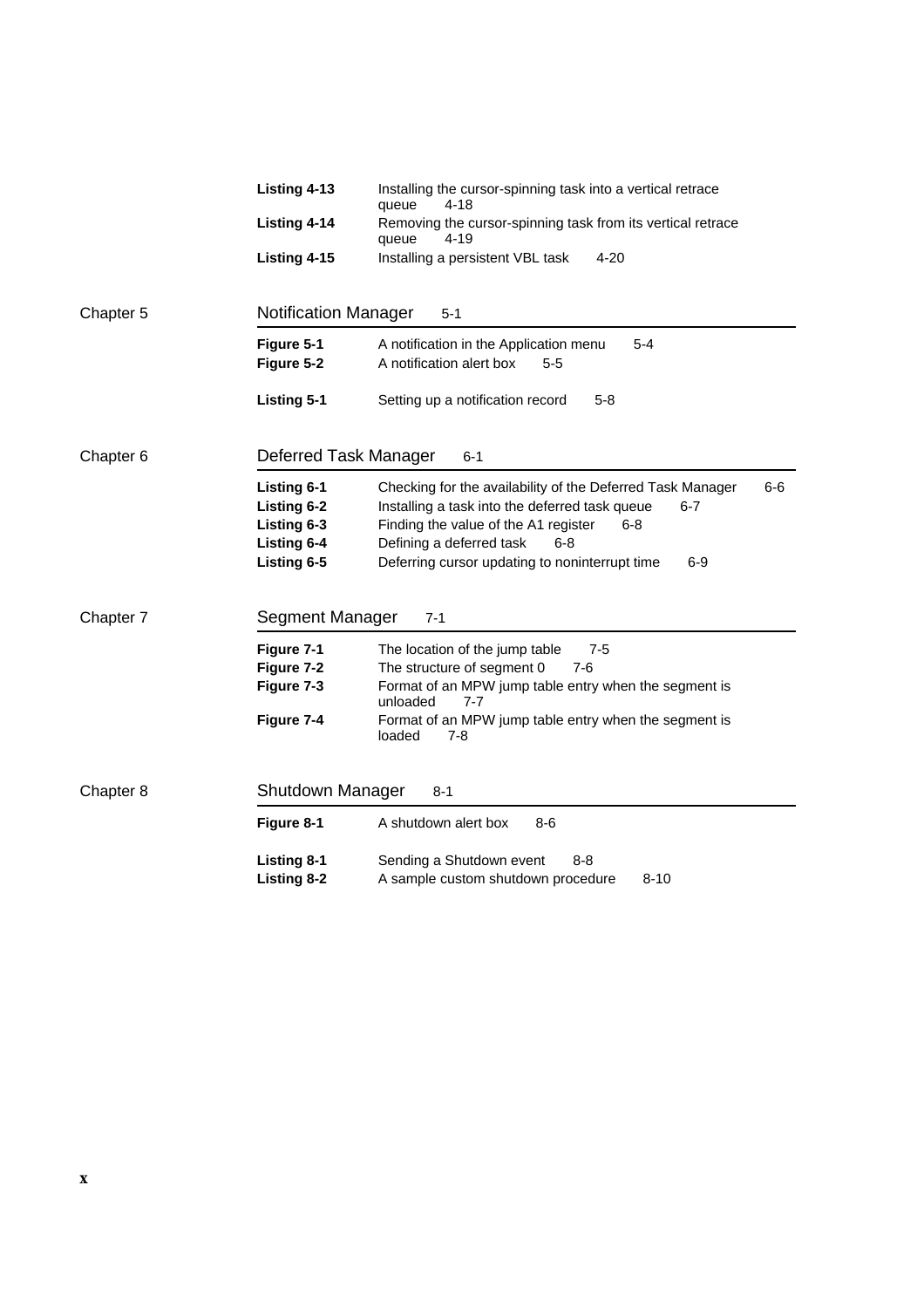**Listing 4-13** Installing the cursor-spinning task into a vertical retrace queue 4-18
**Listing 4-14** Removing the cursor-spinning task from its vertical retrace queue 4-19
**Listing 4-15** Installing a persistent VBL task 4-20

## Chapter 5 Notification Manager 5-1

**Figure 5-1** A notification in the Application menu 5-4
**Figure 5-2** A notification alert box 5-5

**Listing 5-1** Setting up a notification record 5-8

## Chapter 6 Deferred Task Manager 6-1

**Listing 6-1** Checking for the availability of the Deferred Task Manager 6-6
**Listing 6-2** Installing a task into the deferred task queue 6-7
**Listing 6-3** Finding the value of the A1 register 6-8
**Listing 6-4** Defining a deferred task 6-8
**Listing 6-5** Deferring cursor updating to noninterrupt time 6-9

## Chapter 7 Segment Manager 7-1

**Figure 7-1** The location of the jump table 7-5
**Figure 7-2** The structure of segment 0 7-6
**Figure 7-3** Format of an MPW jump table entry when the segment is unloaded 7-7
**Figure 7-4** Format of an MPW jump table entry when the segment is loaded 7-8

## Chapter 8 Shutdown Manager 8-1

**Figure 8-1** A shutdown alert box 8-6

**Listing 8-1** Sending a Shutdown event 8-8
**Listing 8-2** A sample custom shutdown procedure 8-10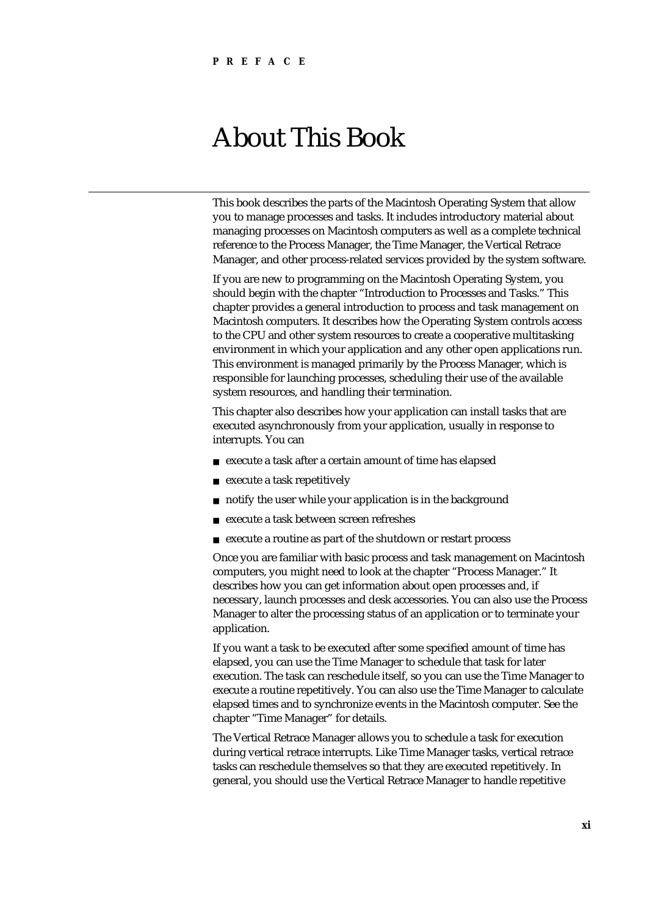PREFACE

# About This Book

This book describes the parts of the Macintosh Operating System that allow you to manage processes and tasks. It includes introductory material about managing processes on Macintosh computers as well as a complete technical reference to the Process Manager, the Time Manager, the Vertical Retrace Manager, and other process-related services provided by the system software.

If you are new to programming on the Macintosh Operating System, you should begin with the chapter "Introduction to Processes and Tasks." This chapter provides a general introduction to process and task management on Macintosh computers. It describes how the Operating System controls access to the CPU and other system resources to create a cooperative multitasking environment in which your application and any other open applications run. This environment is managed primarily by the Process Manager, which is responsible for launching processes, scheduling their use of the available system resources, and handling their termination.

This chapter also describes how your application can install tasks that are executed asynchronously from your application, usually in response to interrupts. You can

- execute a task after a certain amount of time has elapsed
- execute a task repetitively
- notify the user while your application is in the background
- execute a task between screen refreshes
- execute a routine as part of the shutdown or restart process

Once you are familiar with basic process and task management on Macintosh computers, you might need to look at the chapter "Process Manager." It describes how you can get information about open processes and, if necessary, launch processes and desk accessories. You can also use the Process Manager to alter the processing status of an application or to terminate your application.

If you want a task to be executed after some specified amount of time has elapsed, you can use the Time Manager to schedule that task for later execution. The task can reschedule itself, so you can use the Time Manager to execute a routine repetitively. You can also use the Time Manager to calculate elapsed times and to synchronize events in the Macintosh computer. See the chapter "Time Manager" for details.

The Vertical Retrace Manager allows you to schedule a task for execution during vertical retrace interrupts. Like Time Manager tasks, vertical retrace tasks can reschedule themselves so that they are executed repetitively. In general, you should use the Vertical Retrace Manager to handle repetitive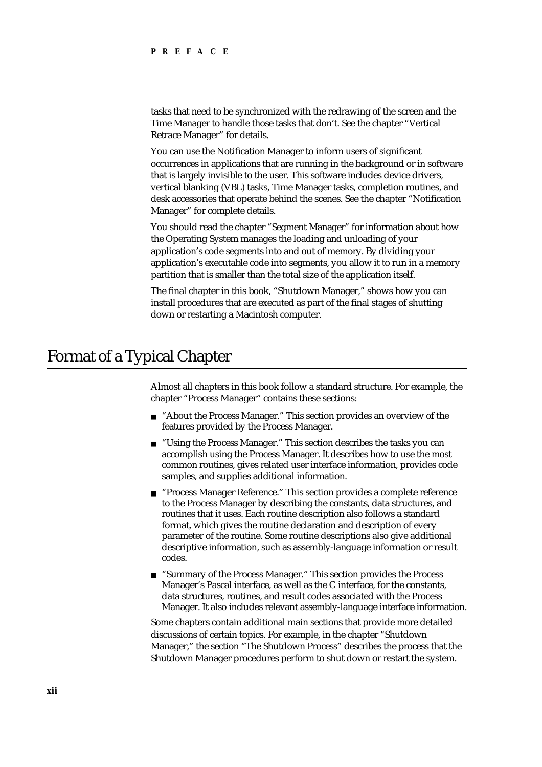tasks that need to be synchronized with the redrawing of the screen and the Time Manager to handle those tasks that don't. See the chapter "Vertical Retrace Manager" for details.

You can use the Notification Manager to inform users of significant occurrences in applications that are running in the background or in software that is largely invisible to the user. This software includes device drivers, vertical blanking (VBL) tasks, Time Manager tasks, completion routines, and desk accessories that operate behind the scenes. See the chapter "Notification Manager" for complete details.

You should read the chapter "Segment Manager" for information about how the Operating System manages the loading and unloading of your application's code segments into and out of memory. By dividing your application's executable code into segments, you allow it to run in a memory partition that is smaller than the total size of the application itself.

The final chapter in this book, "Shutdown Manager," shows how you can install procedures that are executed as part of the final stages of shutting down or restarting a Macintosh computer.

# Format of a Typical Chapter

Almost all chapters in this book follow a standard structure. For example, the chapter "Process Manager" contains these sections:

- "About the Process Manager." This section provides an overview of the features provided by the Process Manager.
- "Using the Process Manager." This section describes the tasks you can accomplish using the Process Manager. It describes how to use the most common routines, gives related user interface information, provides code samples, and supplies additional information.
- "Process Manager Reference." This section provides a complete reference to the Process Manager by describing the constants, data structures, and routines that it uses. Each routine description also follows a standard format, which gives the routine declaration and description of every parameter of the routine. Some routine descriptions also give additional descriptive information, such as assembly-language information or result codes.
- "Summary of the Process Manager." This section provides the Process Manager's Pascal interface, as well as the C interface, for the constants, data structures, routines, and result codes associated with the Process Manager. It also includes relevant assembly-language interface information.

Some chapters contain additional main sections that provide more detailed discussions of certain topics. For example, in the chapter "Shutdown Manager," the section "The Shutdown Process" describes the process that the Shutdown Manager procedures perform to shut down or restart the system.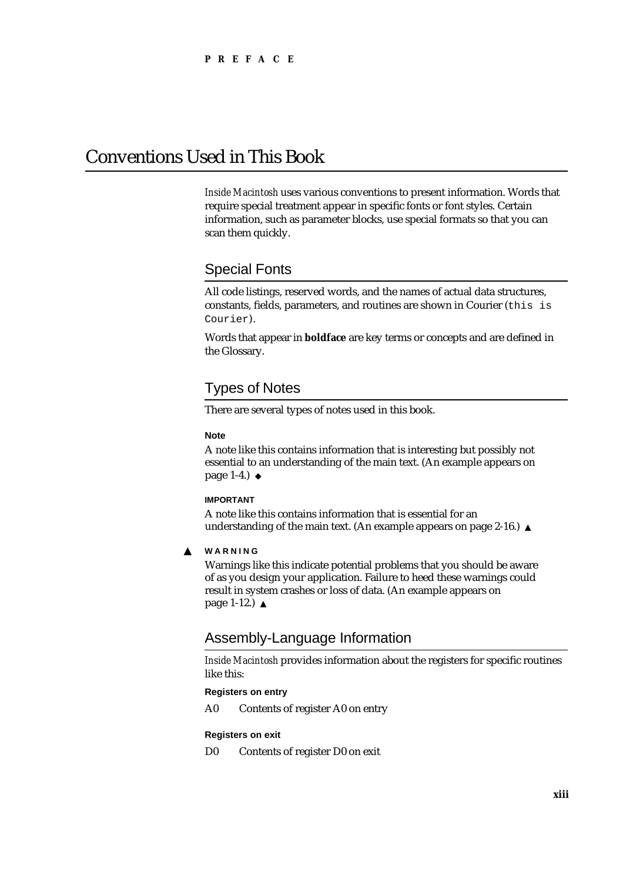# Conventions Used in This Book

*Inside Macintosh* uses various conventions to present information. Words that require special treatment appear in specific fonts or font styles. Certain information, such as parameter blocks, use special formats so that you can scan them quickly.

## Special Fonts

All code listings, reserved words, and the names of actual data structures, constants, fields, parameters, and routines are shown in Courier (`this is Courier`).

Words that appear in **boldface** are key terms or concepts and are defined in the Glossary.

## Types of Notes

There are several types of notes used in this book.

**Note**

A note like this contains information that is interesting but possibly not essential to an understanding of the main text. (An example appears on page 1-4.) ◆

**IMPORTANT**

A note like this contains information that is essential for an understanding of the main text. (An example appears on page 2-16.) ▲

▲ **WARNING**

Warnings like this indicate potential problems that you should be aware of as you design your application. Failure to heed these warnings could result in system crashes or loss of data. (An example appears on page 1-12.) ▲

## Assembly-Language Information

*Inside Macintosh* provides information about the registers for specific routines like this:

**Registers on entry**

| | |
|---|---|
| A0 | Contents of register A0 on entry |

**Registers on exit**

| | |
|---|---|
| D0 | Contents of register D0 on exit |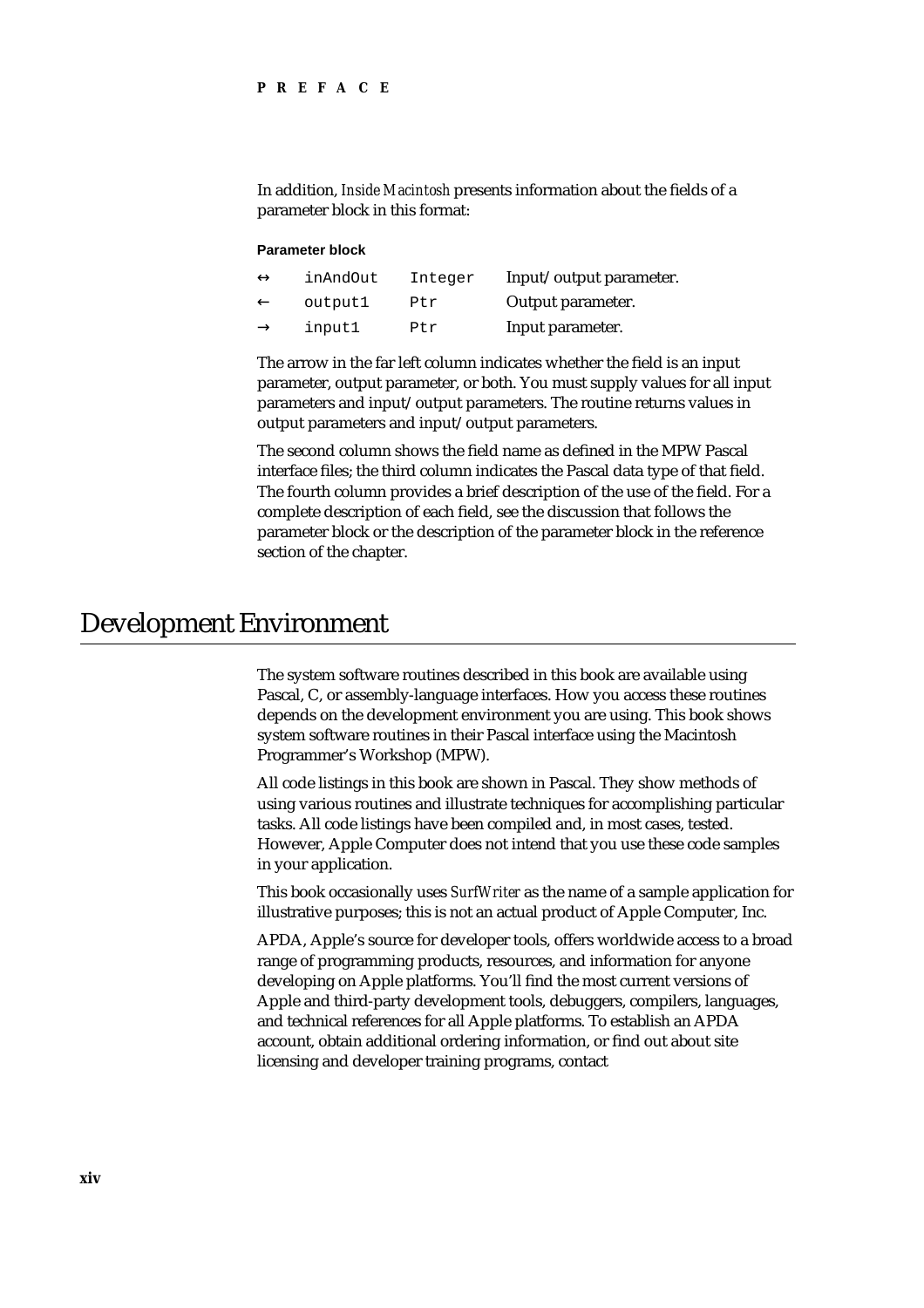In addition, *Inside Macintosh* presents information about the fields of a parameter block in this format:

**Parameter block**

| | | | |
|---|---|---|---|
| ↔ | `inAndOut` | `Integer` | Input/output parameter. |
| ← | `output1` | `Ptr` | Output parameter. |
| → | `input1` | `Ptr` | Input parameter. |

The arrow in the far left column indicates whether the field is an input parameter, output parameter, or both. You must supply values for all input parameters and input/output parameters. The routine returns values in output parameters and input/output parameters.

The second column shows the field name as defined in the MPW Pascal interface files; the third column indicates the Pascal data type of that field. The fourth column provides a brief description of the use of the field. For a complete description of each field, see the discussion that follows the parameter block or the description of the parameter block in the reference section of the chapter.

# Development Environment

The system software routines described in this book are available using Pascal, C, or assembly-language interfaces. How you access these routines depends on the development environment you are using. This book shows system software routines in their Pascal interface using the Macintosh Programmer's Workshop (MPW).

All code listings in this book are shown in Pascal. They show methods of using various routines and illustrate techniques for accomplishing particular tasks. All code listings have been compiled and, in most cases, tested. However, Apple Computer does not intend that you use these code samples in your application.

This book occasionally uses *SurfWriter* as the name of a sample application for illustrative purposes; this is not an actual product of Apple Computer, Inc.

APDA, Apple's source for developer tools, offers worldwide access to a broad range of programming products, resources, and information for anyone developing on Apple platforms. You'll find the most current versions of Apple and third-party development tools, debuggers, compilers, languages, and technical references for all Apple platforms. To establish an APDA account, obtain additional ordering information, or find out about site licensing and developer training programs, contact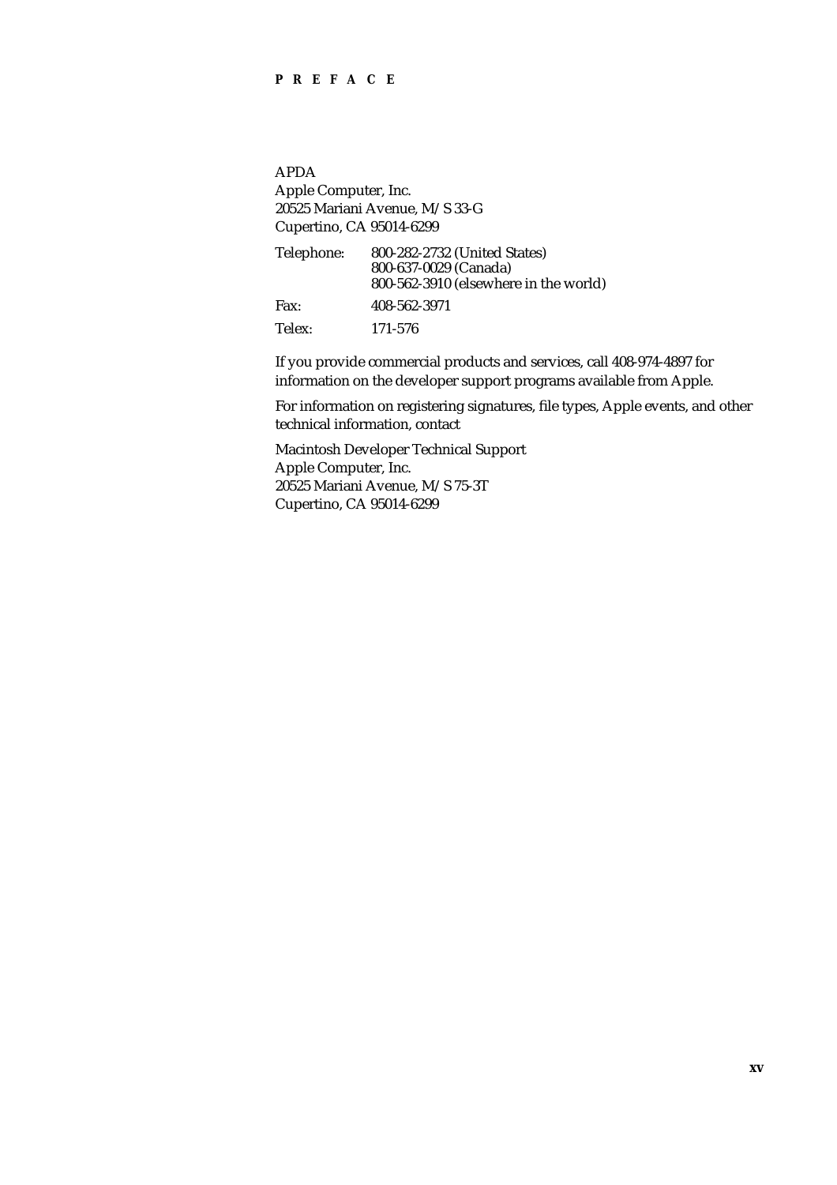APDA
Apple Computer, Inc.
20525 Mariani Avenue, M/S 33-G
Cupertino, CA 95014-6299

| | |
|---|---|
| Telephone: | 800-282-2732 (United States)<br>800-637-0029 (Canada)<br>800-562-3910 (elsewhere in the world) |
| Fax: | 408-562-3971 |
| Telex: | 171-576 |

If you provide commercial products and services, call 408-974-4897 for information on the developer support programs available from Apple.

For information on registering signatures, file types, Apple events, and other technical information, contact

Macintosh Developer Technical Support
Apple Computer, Inc.
20525 Mariani Avenue, M/S 75-3T
Cupertino, CA 95014-6299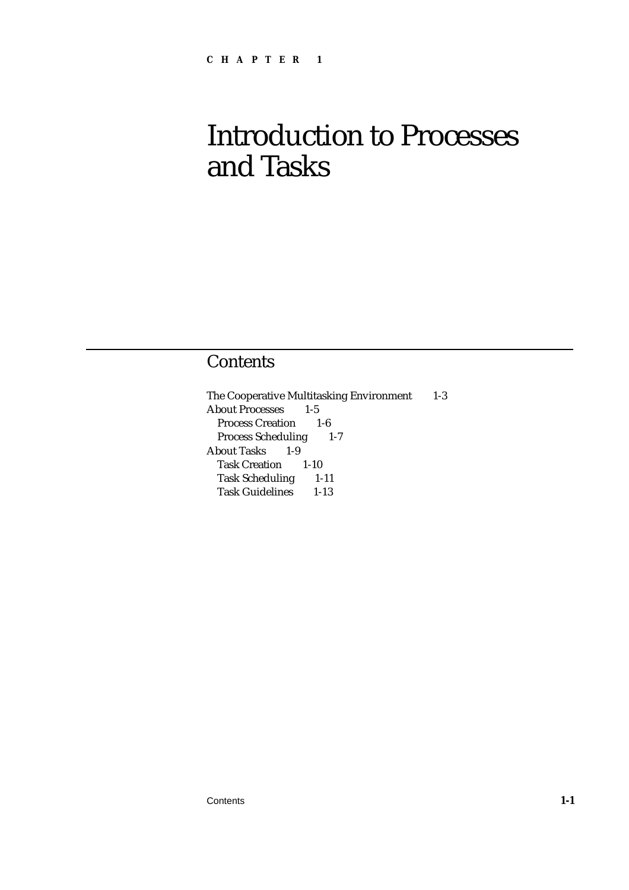CHAPTER 1

# Introduction to Processes and Tasks

## Contents

The Cooperative Multitasking Environment 1-3
About Processes 1-5
  Process Creation 1-6
  Process Scheduling 1-7
About Tasks 1-9
  Task Creation 1-10
  Task Scheduling 1-11
  Task Guidelines 1-13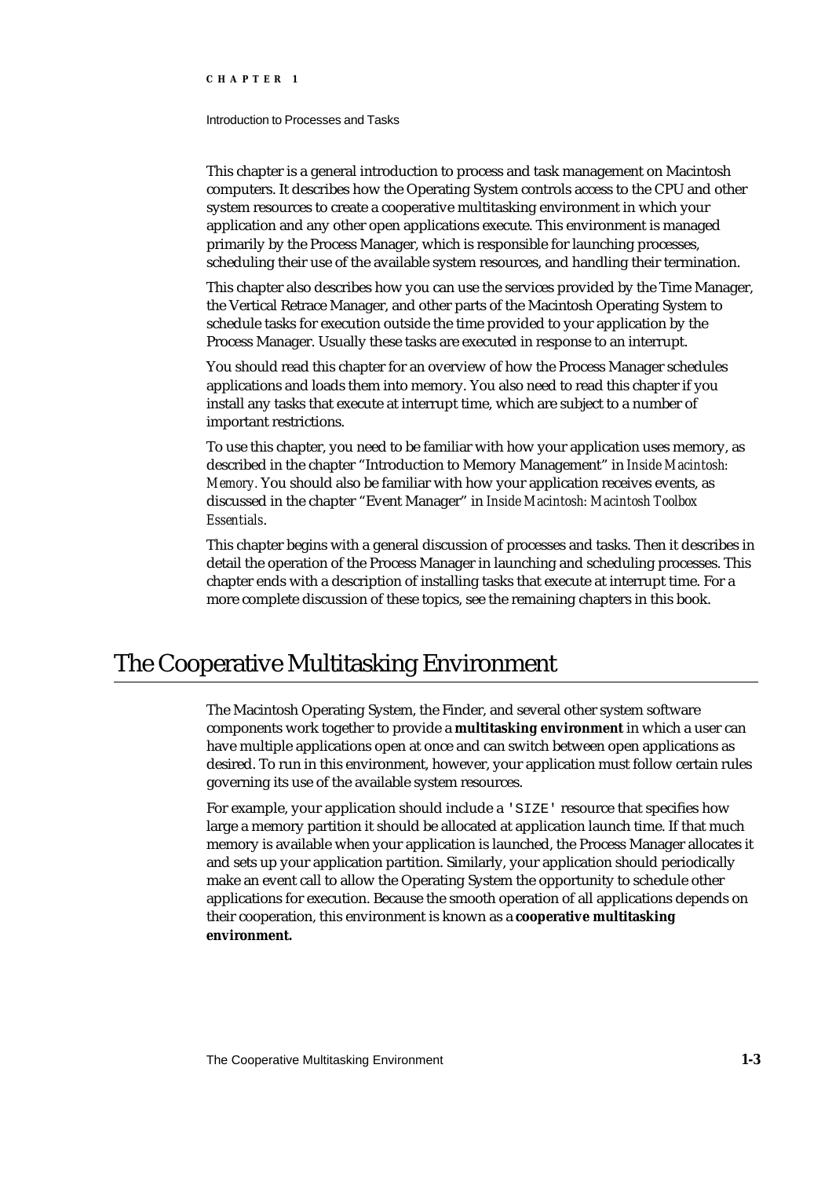This chapter is a general introduction to process and task management on Macintosh computers. It describes how the Operating System controls access to the CPU and other system resources to create a cooperative multitasking environment in which your application and any other open applications execute. This environment is managed primarily by the Process Manager, which is responsible for launching processes, scheduling their use of the available system resources, and handling their termination.

This chapter also describes how you can use the services provided by the Time Manager, the Vertical Retrace Manager, and other parts of the Macintosh Operating System to schedule tasks for execution outside the time provided to your application by the Process Manager. Usually these tasks are executed in response to an interrupt.

You should read this chapter for an overview of how the Process Manager schedules applications and loads them into memory. You also need to read this chapter if you install any tasks that execute at interrupt time, which are subject to a number of important restrictions.

To use this chapter, you need to be familiar with how your application uses memory, as described in the chapter "Introduction to Memory Management" in *Inside Macintosh: Memory*. You should also be familiar with how your application receives events, as discussed in the chapter "Event Manager" in *Inside Macintosh: Macintosh Toolbox Essentials*.

This chapter begins with a general discussion of processes and tasks. Then it describes in detail the operation of the Process Manager in launching and scheduling processes. This chapter ends with a description of installing tasks that execute at interrupt time. For a more complete discussion of these topics, see the remaining chapters in this book.

# The Cooperative Multitasking Environment

The Macintosh Operating System, the Finder, and several other system software components work together to provide a **multitasking environment** in which a user can have multiple applications open at once and can switch between open applications as desired. To run in this environment, however, your application must follow certain rules governing its use of the available system resources.

For example, your application should include a `'SIZE'` resource that specifies how large a memory partition it should be allocated at application launch time. If that much memory is available when your application is launched, the Process Manager allocates it and sets up your application partition. Similarly, your application should periodically make an event call to allow the Operating System the opportunity to schedule other applications for execution. Because the smooth operation of all applications depends on their cooperation, this environment is known as a **cooperative multitasking environment.**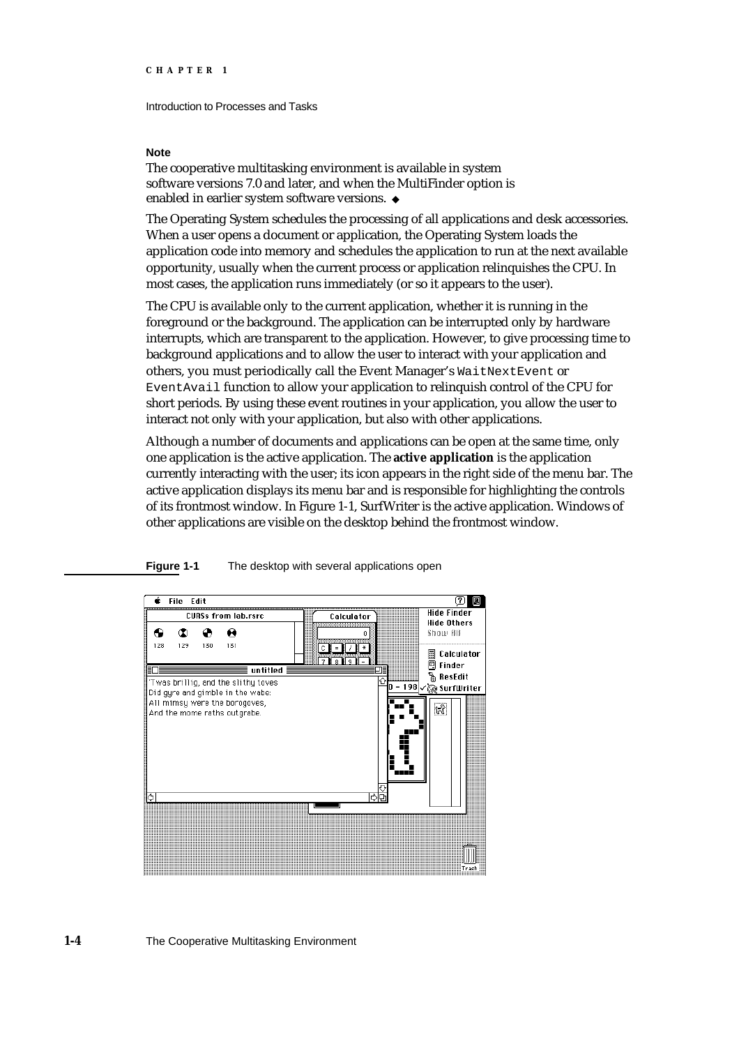**Note**

The cooperative multitasking environment is available in system software versions 7.0 and later, and when the MultiFinder option is enabled in earlier system software versions. ◆

The Operating System schedules the processing of all applications and desk accessories. When a user opens a document or application, the Operating System loads the application code into memory and schedules the application to run at the next available opportunity, usually when the current process or application relinquishes the CPU. In most cases, the application runs immediately (or so it appears to the user).

The CPU is available only to the current application, whether it is running in the foreground or the background. The application can be interrupted only by hardware interrupts, which are transparent to the application. However, to give processing time to background applications and to allow the user to interact with your application and others, you must periodically call the Event Manager's `WaitNextEvent` or `EventAvail` function to allow your application to relinquish control of the CPU for short periods. By using these event routines in your application, you allow the user to interact not only with your application, but also with other applications.

Although a number of documents and applications can be open at the same time, only one application is the active application. The **active application** is the application currently interacting with the user; its icon appears in the right side of the menu bar. The active application displays its menu bar and is responsible for highlighting the controls of its frontmost window. In Figure 1-1, SurfWriter is the active application. Windows of other applications are visible on the desktop behind the frontmost window.

**Figure 1-1** The desktop with several applications open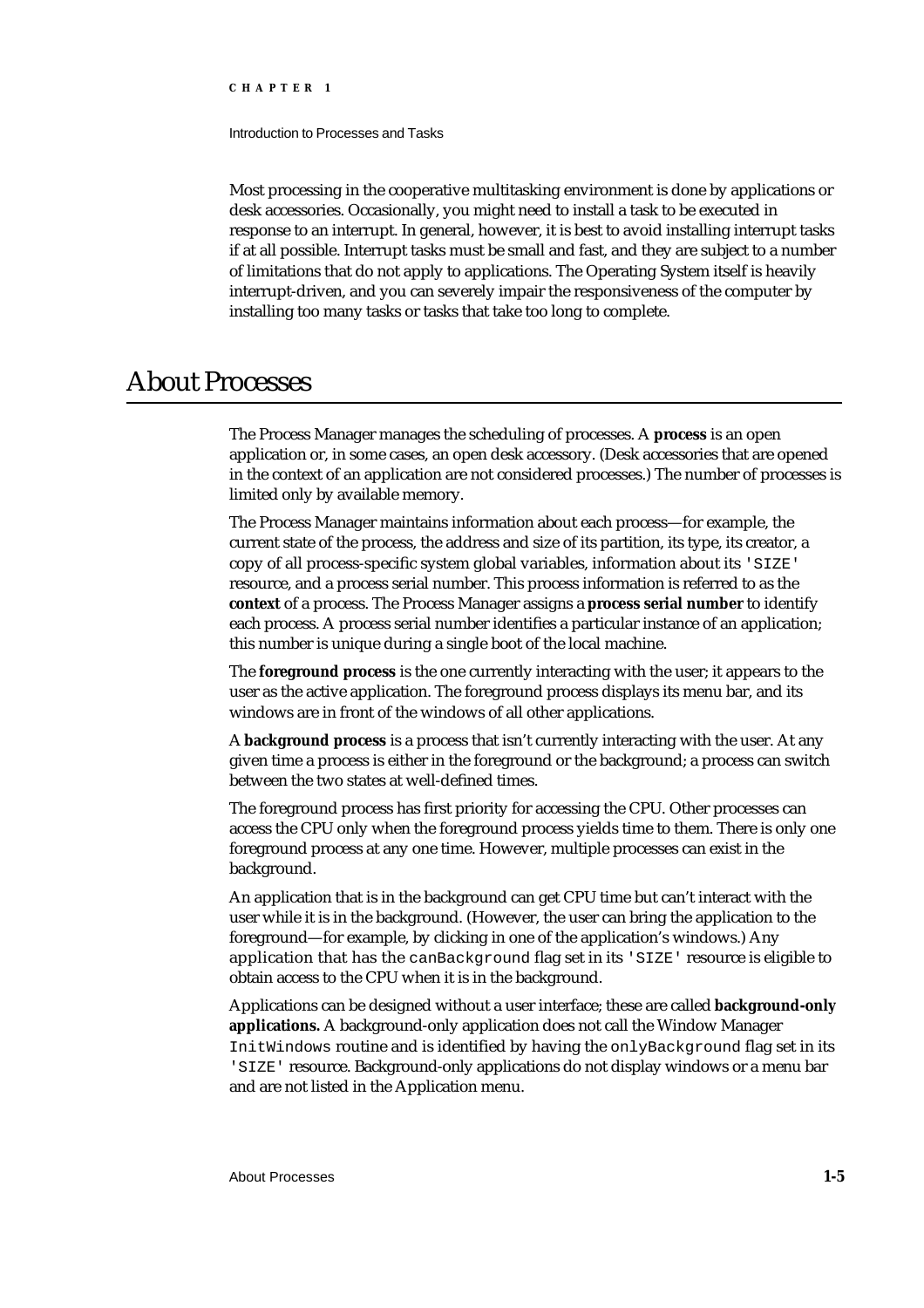Most processing in the cooperative multitasking environment is done by applications or desk accessories. Occasionally, you might need to install a task to be executed in response to an interrupt. In general, however, it is best to avoid installing interrupt tasks if at all possible. Interrupt tasks must be small and fast, and they are subject to a number of limitations that do not apply to applications. The Operating System itself is heavily interrupt-driven, and you can severely impair the responsiveness of the computer by installing too many tasks or tasks that take too long to complete.

# About Processes

The Process Manager manages the scheduling of processes. A **process** is an open application or, in some cases, an open desk accessory. (Desk accessories that are opened in the context of an application are not considered processes.) The number of processes is limited only by available memory.

The Process Manager maintains information about each process—for example, the current state of the process, the address and size of its partition, its type, its creator, a copy of all process-specific system global variables, information about its `'SIZE'` resource, and a process serial number. This process information is referred to as the **context** of a process. The Process Manager assigns a **process serial number** to identify each process. A process serial number identifies a particular instance of an application; this number is unique during a single boot of the local machine.

The **foreground process** is the one currently interacting with the user; it appears to the user as the active application. The foreground process displays its menu bar, and its windows are in front of the windows of all other applications.

A **background process** is a process that isn't currently interacting with the user. At any given time a process is either in the foreground or the background; a process can switch between the two states at well-defined times.

The foreground process has first priority for accessing the CPU. Other processes can access the CPU only when the foreground process yields time to them. There is only one foreground process at any one time. However, multiple processes can exist in the background.

An application that is in the background can get CPU time but can't interact with the user while it is in the background. (However, the user can bring the application to the foreground—for example, by clicking in one of the application's windows.) Any application that has the `canBackground` flag set in its `'SIZE'` resource is eligible to obtain access to the CPU when it is in the background.

Applications can be designed without a user interface; these are called **background-only applications.** A background-only application does not call the Window Manager `InitWindows` routine and is identified by having the `onlyBackground` flag set in its `'SIZE'` resource. Background-only applications do not display windows or a menu bar and are not listed in the Application menu.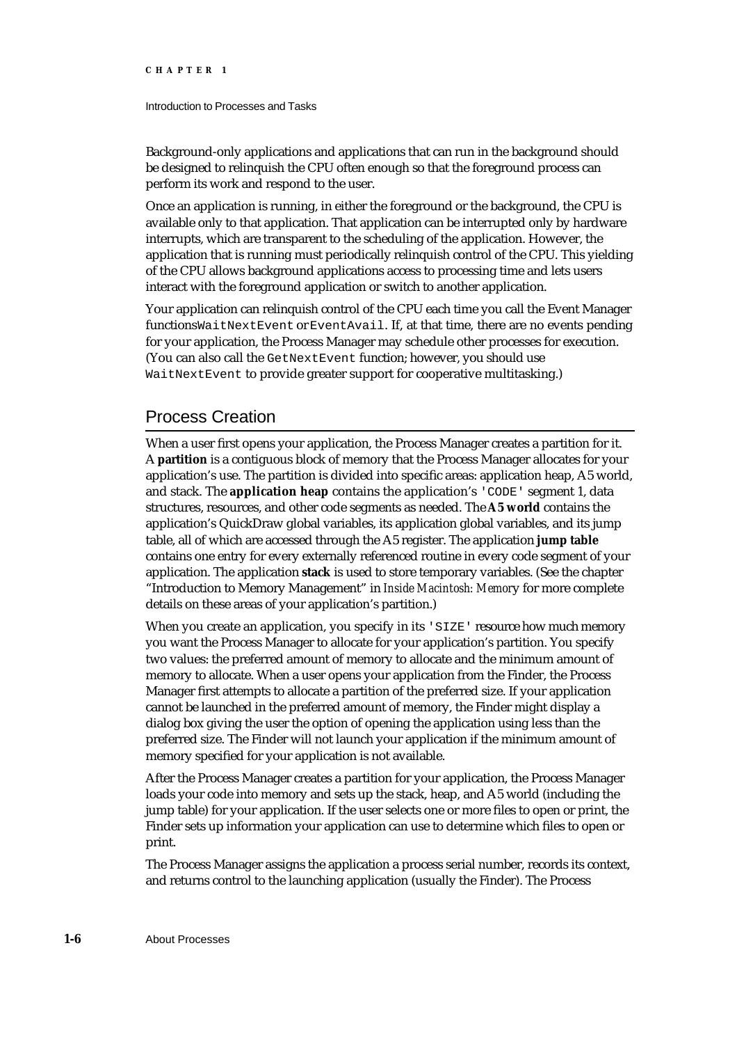Background-only applications and applications that can run in the background should be designed to relinquish the CPU often enough so that the foreground process can perform its work and respond to the user.

Once an application is running, in either the foreground or the background, the CPU is available only to that application. That application can be interrupted only by hardware interrupts, which are transparent to the scheduling of the application. However, the application that is running must periodically relinquish control of the CPU. This yielding of the CPU allows background applications access to processing time and lets users interact with the foreground application or switch to another application.

Your application can relinquish control of the CPU each time you call the Event Manager functions `WaitNextEvent` or `EventAvail`. If, at that time, there are no events pending for your application, the Process Manager may schedule other processes for execution. (You can also call the `GetNextEvent` function; however, you should use `WaitNextEvent` to provide greater support for cooperative multitasking.)

## Process Creation

When a user first opens your application, the Process Manager creates a partition for it. A **partition** is a contiguous block of memory that the Process Manager allocates for your application's use. The partition is divided into specific areas: application heap, A5 world, and stack. The **application heap** contains the application's `'CODE'` segment 1, data structures, resources, and other code segments as needed. The **A5 world** contains the application's QuickDraw global variables, its application global variables, and its jump table, all of which are accessed through the A5 register. The application **jump table** contains one entry for every externally referenced routine in every code segment of your application. The application **stack** is used to store temporary variables. (See the chapter "Introduction to Memory Management" in *Inside Macintosh: Memory* for more complete details on these areas of your application's partition.)

When you create an application, you specify in its `'SIZE'` resource how much memory you want the Process Manager to allocate for your application's partition. You specify two values: the preferred amount of memory to allocate and the minimum amount of memory to allocate. When a user opens your application from the Finder, the Process Manager first attempts to allocate a partition of the preferred size. If your application cannot be launched in the preferred amount of memory, the Finder might display a dialog box giving the user the option of opening the application using less than the preferred size. The Finder will not launch your application if the minimum amount of memory specified for your application is not available.

After the Process Manager creates a partition for your application, the Process Manager loads your code into memory and sets up the stack, heap, and A5 world (including the jump table) for your application. If the user selects one or more files to open or print, the Finder sets up information your application can use to determine which files to open or print.

The Process Manager assigns the application a process serial number, records its context, and returns control to the launching application (usually the Finder). The Process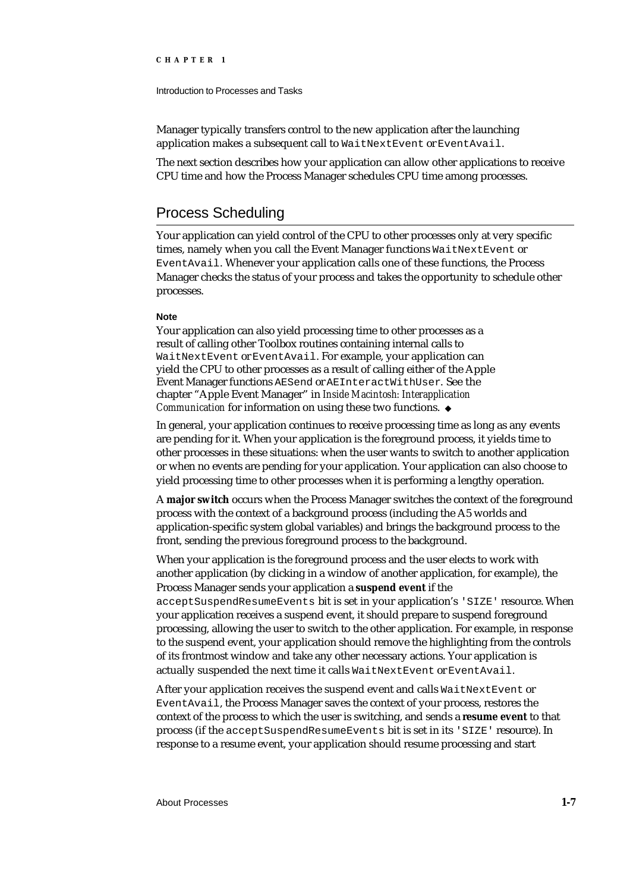Manager typically transfers control to the new application after the launching application makes a subsequent call to `WaitNextEvent` or `EventAvail`.

The next section describes how your application can allow other applications to receive CPU time and how the Process Manager schedules CPU time among processes.

## Process Scheduling

Your application can yield control of the CPU to other processes only at very specific times, namely when you call the Event Manager functions `WaitNextEvent` or `EventAvail`. Whenever your application calls one of these functions, the Process Manager checks the status of your process and takes the opportunity to schedule other processes.

**Note**

Your application can also yield processing time to other processes as a result of calling other Toolbox routines containing internal calls to `WaitNextEvent` or `EventAvail`. For example, your application can yield the CPU to other processes as a result of calling either of the Apple Event Manager functions `AESend` or `AEInteractWithUser`. See the chapter "Apple Event Manager" in *Inside Macintosh: Interapplication Communication* for information on using these two functions. ◆

In general, your application continues to receive processing time as long as any events are pending for it. When your application is the foreground process, it yields time to other processes in these situations: when the user wants to switch to another application or when no events are pending for your application. Your application can also choose to yield processing time to other processes when it is performing a lengthy operation.

A **major switch** occurs when the Process Manager switches the context of the foreground process with the context of a background process (including the A5 worlds and application-specific system global variables) and brings the background process to the front, sending the previous foreground process to the background.

When your application is the foreground process and the user elects to work with another application (by clicking in a window of another application, for example), the Process Manager sends your application a **suspend event** if the `acceptSuspendResumeEvents` bit is set in your application's `'SIZE'` resource. When your application receives a suspend event, it should prepare to suspend foreground processing, allowing the user to switch to the other application. For example, in response to the suspend event, your application should remove the highlighting from the controls of its frontmost window and take any other necessary actions. Your application is actually suspended the next time it calls `WaitNextEvent` or `EventAvail`.

After your application receives the suspend event and calls `WaitNextEvent` or `EventAvail`, the Process Manager saves the context of your process, restores the context of the process to which the user is switching, and sends a **resume event** to that process (if the `acceptSuspendResumeEvents` bit is set in its `'SIZE'` resource). In response to a resume event, your application should resume processing and start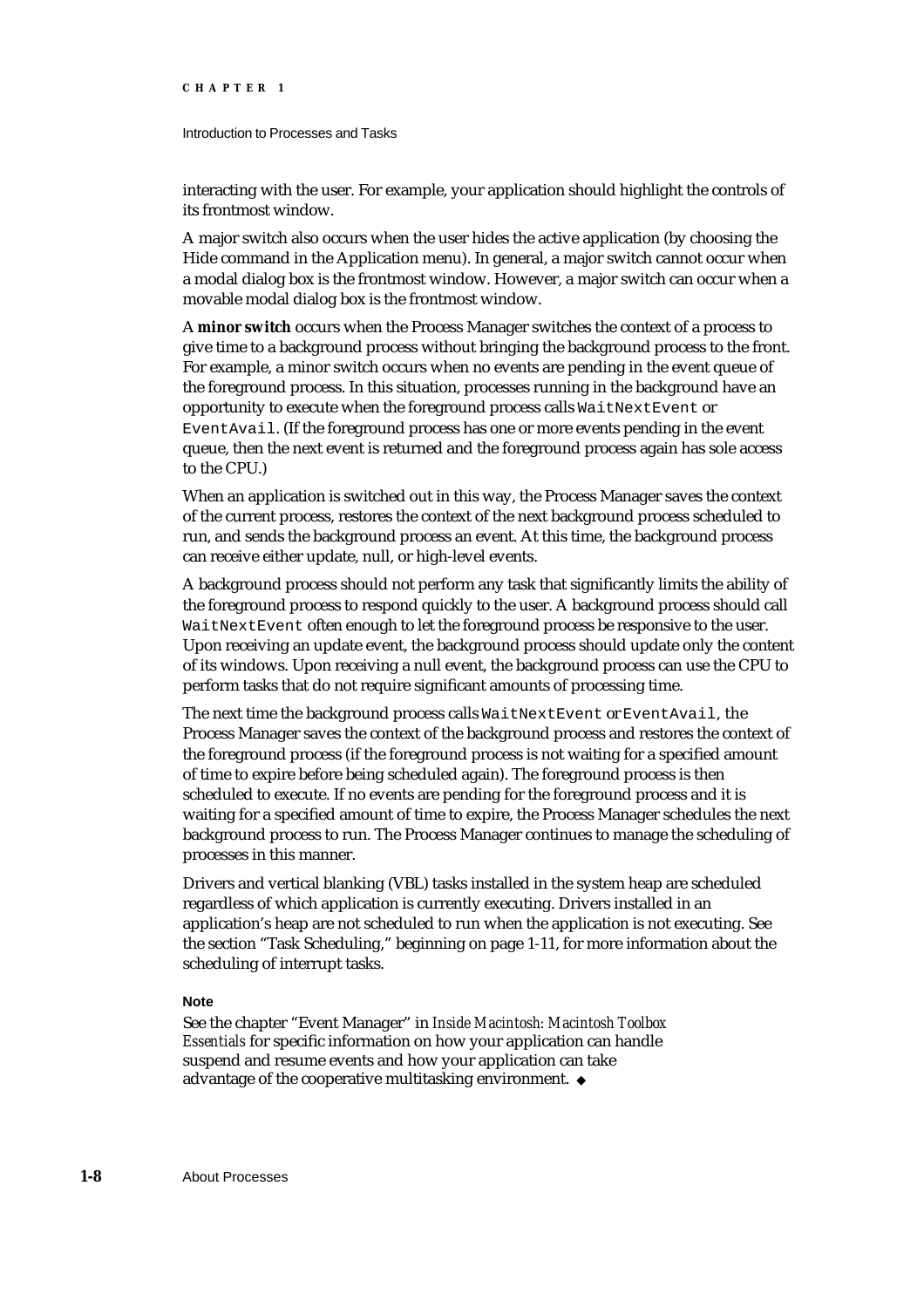interacting with the user. For example, your application should highlight the controls of its frontmost window.

A major switch also occurs when the user hides the active application (by choosing the Hide command in the Application menu). In general, a major switch cannot occur when a modal dialog box is the frontmost window. However, a major switch can occur when a movable modal dialog box is the frontmost window.

A **minor switch** occurs when the Process Manager switches the context of a process to give time to a background process without bringing the background process to the front. For example, a minor switch occurs when no events are pending in the event queue of the foreground process. In this situation, processes running in the background have an opportunity to execute when the foreground process calls `WaitNextEvent` or `EventAvail`. (If the foreground process has one or more events pending in the event queue, then the next event is returned and the foreground process again has sole access to the CPU.)

When an application is switched out in this way, the Process Manager saves the context of the current process, restores the context of the next background process scheduled to run, and sends the background process an event. At this time, the background process can receive either update, null, or high-level events.

A background process should not perform any task that significantly limits the ability of the foreground process to respond quickly to the user. A background process should call `WaitNextEvent` often enough to let the foreground process be responsive to the user. Upon receiving an update event, the background process should update only the content of its windows. Upon receiving a null event, the background process can use the CPU to perform tasks that do not require significant amounts of processing time.

The next time the background process calls `WaitNextEvent` or `EventAvail`, the Process Manager saves the context of the background process and restores the context of the foreground process (if the foreground process is not waiting for a specified amount of time to expire before being scheduled again). The foreground process is then scheduled to execute. If no events are pending for the foreground process and it is waiting for a specified amount of time to expire, the Process Manager schedules the next background process to run. The Process Manager continues to manage the scheduling of processes in this manner.

Drivers and vertical blanking (VBL) tasks installed in the system heap are scheduled regardless of which application is currently executing. Drivers installed in an application's heap are not scheduled to run when the application is not executing. See the section "Task Scheduling," beginning on page 1-11, for more information about the scheduling of interrupt tasks.

**Note**

See the chapter "Event Manager" in *Inside Macintosh: Macintosh Toolbox Essentials* for specific information on how your application can handle suspend and resume events and how your application can take advantage of the cooperative multitasking environment. ◆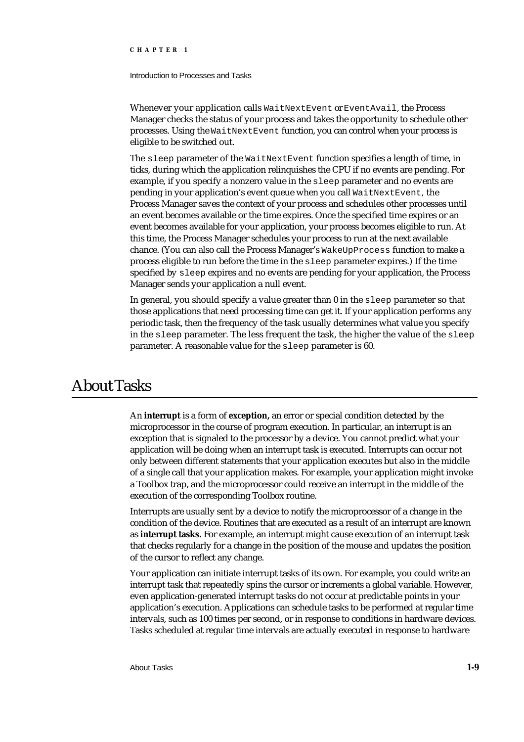Whenever your application calls `WaitNextEvent` or `EventAvail`, the Process Manager checks the status of your process and takes the opportunity to schedule other processes. Using the `WaitNextEvent` function, you can control when your process is eligible to be switched out.

The `sleep` parameter of the `WaitNextEvent` function specifies a length of time, in ticks, during which the application relinquishes the CPU if no events are pending. For example, if you specify a nonzero value in the `sleep` parameter and no events are pending in your application's event queue when you call `WaitNextEvent`, the Process Manager saves the context of your process and schedules other processes until an event becomes available or the time expires. Once the specified time expires or an event becomes available for your application, your process becomes eligible to run. At this time, the Process Manager schedules your process to run at the next available chance. (You can also call the Process Manager's `WakeUpProcess` function to make a process eligible to run before the time in the `sleep` parameter expires.) If the time specified by `sleep` expires and no events are pending for your application, the Process Manager sends your application a null event.

In general, you should specify a value greater than 0 in the `sleep` parameter so that those applications that need processing time can get it. If your application performs any periodic task, then the frequency of the task usually determines what value you specify in the `sleep` parameter. The less frequent the task, the higher the value of the `sleep` parameter. A reasonable value for the `sleep` parameter is 60.

# About Tasks

An **interrupt** is a form of **exception,** an error or special condition detected by the microprocessor in the course of program execution. In particular, an interrupt is an exception that is signaled to the processor by a device. You cannot predict what your application will be doing when an interrupt task is executed. Interrupts can occur not only between different statements that your application executes but also in the middle of a single call that your application makes. For example, your application might invoke a Toolbox trap, and the microprocessor could receive an interrupt in the middle of the execution of the corresponding Toolbox routine.

Interrupts are usually sent by a device to notify the microprocessor of a change in the condition of the device. Routines that are executed as a result of an interrupt are known as **interrupt tasks.** For example, an interrupt might cause execution of an interrupt task that checks regularly for a change in the position of the mouse and updates the position of the cursor to reflect any change.

Your application can initiate interrupt tasks of its own. For example, you could write an interrupt task that repeatedly spins the cursor or increments a global variable. However, even application-generated interrupt tasks do not occur at predictable points in your application's execution. Applications can schedule tasks to be performed at regular time intervals, such as 100 times per second, or in response to conditions in hardware devices. Tasks scheduled at regular time intervals are actually executed in response to hardware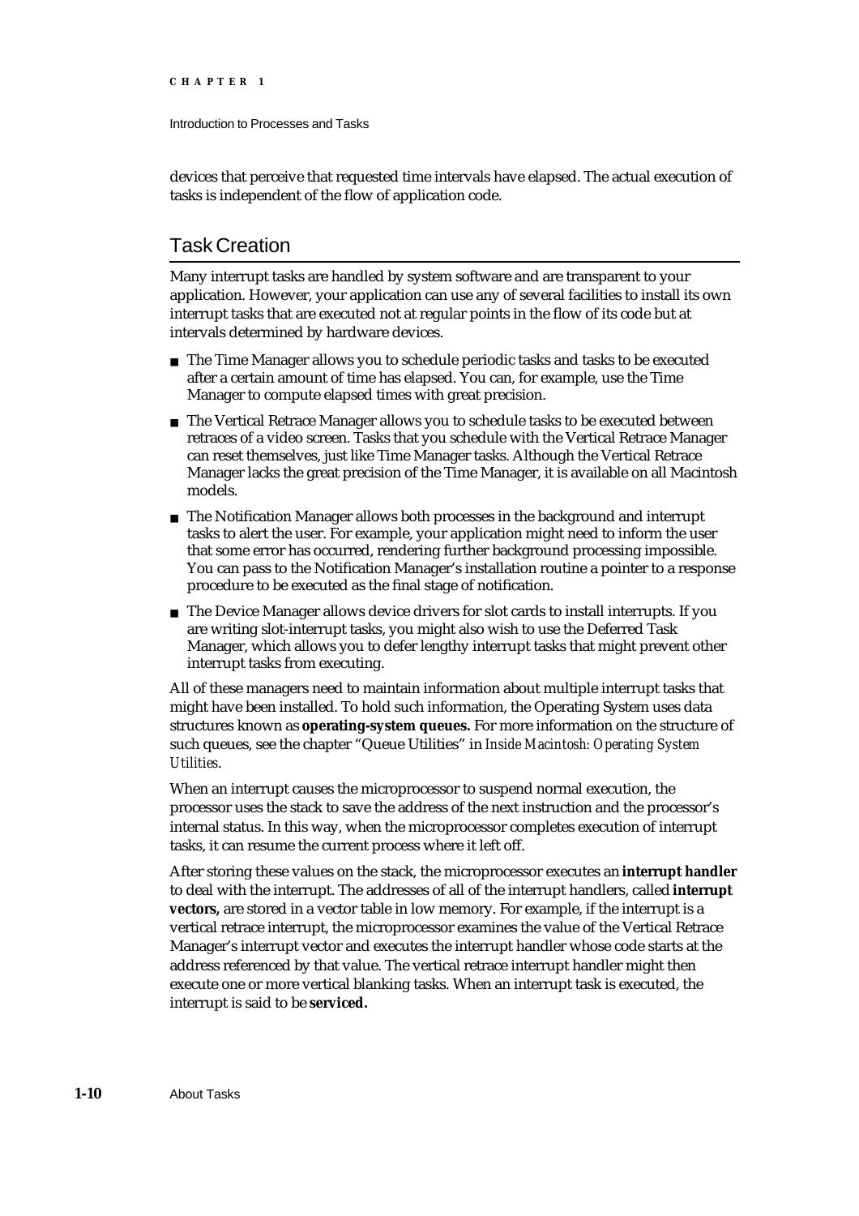devices that perceive that requested time intervals have elapsed. The actual execution of tasks is independent of the flow of application code.

## Task Creation

Many interrupt tasks are handled by system software and are transparent to your application. However, your application can use any of several facilities to install its own interrupt tasks that are executed not at regular points in the flow of its code but at intervals determined by hardware devices.

- The Time Manager allows you to schedule periodic tasks and tasks to be executed after a certain amount of time has elapsed. You can, for example, use the Time Manager to compute elapsed times with great precision.
- The Vertical Retrace Manager allows you to schedule tasks to be executed between retraces of a video screen. Tasks that you schedule with the Vertical Retrace Manager can reset themselves, just like Time Manager tasks. Although the Vertical Retrace Manager lacks the great precision of the Time Manager, it is available on all Macintosh models.
- The Notification Manager allows both processes in the background and interrupt tasks to alert the user. For example, your application might need to inform the user that some error has occurred, rendering further background processing impossible. You can pass to the Notification Manager's installation routine a pointer to a response procedure to be executed as the final stage of notification.
- The Device Manager allows device drivers for slot cards to install interrupts. If you are writing slot-interrupt tasks, you might also wish to use the Deferred Task Manager, which allows you to defer lengthy interrupt tasks that might prevent other interrupt tasks from executing.

All of these managers need to maintain information about multiple interrupt tasks that might have been installed. To hold such information, the Operating System uses data structures known as **operating-system queues.** For more information on the structure of such queues, see the chapter "Queue Utilities" in *Inside Macintosh: Operating System Utilities*.

When an interrupt causes the microprocessor to suspend normal execution, the processor uses the stack to save the address of the next instruction and the processor's internal status. In this way, when the microprocessor completes execution of interrupt tasks, it can resume the current process where it left off.

After storing these values on the stack, the microprocessor executes an **interrupt handler** to deal with the interrupt. The addresses of all of the interrupt handlers, called **interrupt vectors,** are stored in a vector table in low memory. For example, if the interrupt is a vertical retrace interrupt, the microprocessor examines the value of the Vertical Retrace Manager's interrupt vector and executes the interrupt handler whose code starts at the address referenced by that value. The vertical retrace interrupt handler might then execute one or more vertical blanking tasks. When an interrupt task is executed, the interrupt is said to be **serviced.**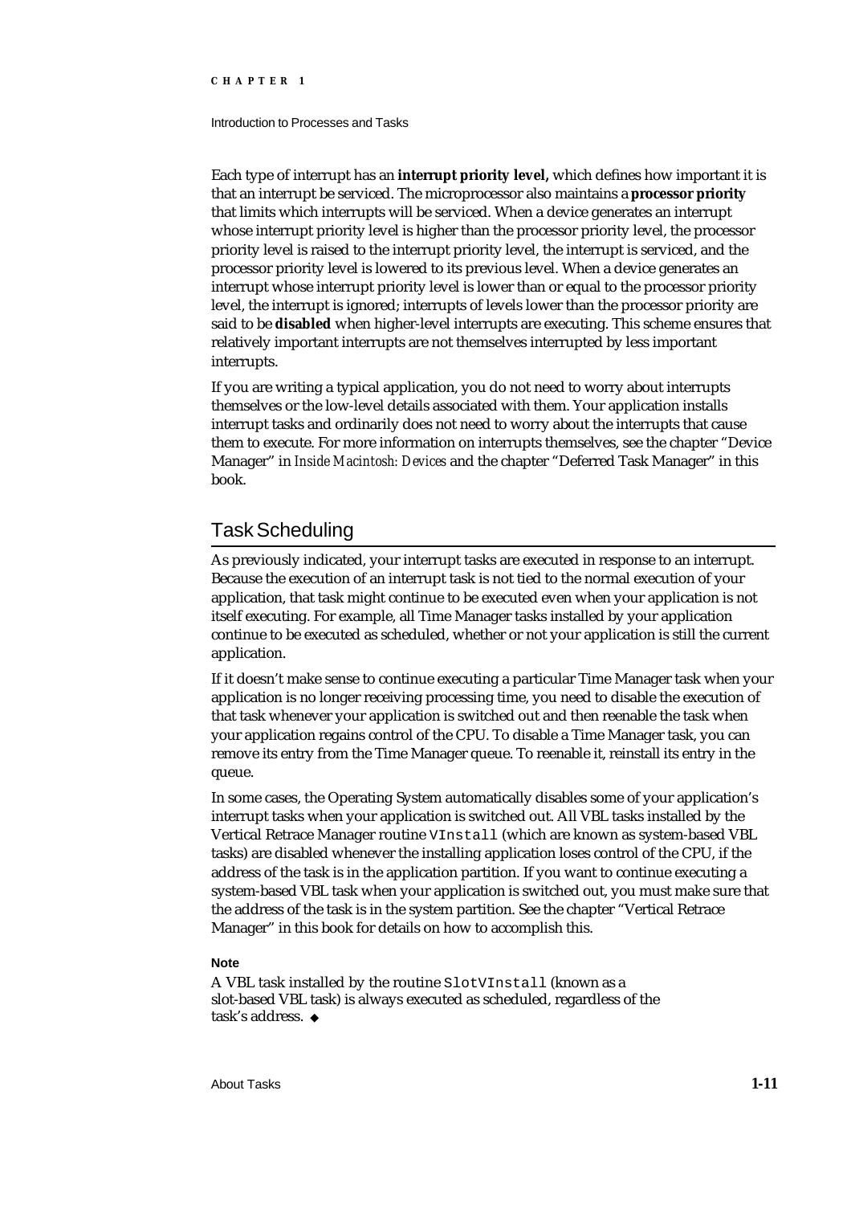Each type of interrupt has an **interrupt priority level,** which defines how important it is that an interrupt be serviced. The microprocessor also maintains a **processor priority** that limits which interrupts will be serviced. When a device generates an interrupt whose interrupt priority level is higher than the processor priority level, the processor priority level is raised to the interrupt priority level, the interrupt is serviced, and the processor priority level is lowered to its previous level. When a device generates an interrupt whose interrupt priority level is lower than or equal to the processor priority level, the interrupt is ignored; interrupts of levels lower than the processor priority are said to be **disabled** when higher-level interrupts are executing. This scheme ensures that relatively important interrupts are not themselves interrupted by less important interrupts.

If you are writing a typical application, you do not need to worry about interrupts themselves or the low-level details associated with them. Your application installs interrupt tasks and ordinarily does not need to worry about the interrupts that cause them to execute. For more information on interrupts themselves, see the chapter "Device Manager" in *Inside Macintosh: Devices* and the chapter "Deferred Task Manager" in this book.

## Task Scheduling

As previously indicated, your interrupt tasks are executed in response to an interrupt. Because the execution of an interrupt task is not tied to the normal execution of your application, that task might continue to be executed even when your application is not itself executing. For example, all Time Manager tasks installed by your application continue to be executed as scheduled, whether or not your application is still the current application.

If it doesn't make sense to continue executing a particular Time Manager task when your application is no longer receiving processing time, you need to disable the execution of that task whenever your application is switched out and then reenable the task when your application regains control of the CPU. To disable a Time Manager task, you can remove its entry from the Time Manager queue. To reenable it, reinstall its entry in the queue.

In some cases, the Operating System automatically disables some of your application's interrupt tasks when your application is switched out. All VBL tasks installed by the Vertical Retrace Manager routine `VInstall` (which are known as system-based VBL tasks) are disabled whenever the installing application loses control of the CPU, if the address of the task is in the application partition. If you want to continue executing a system-based VBL task when your application is switched out, you must make sure that the address of the task is in the system partition. See the chapter "Vertical Retrace Manager" in this book for details on how to accomplish this.

**Note**

A VBL task installed by the routine `SlotVInstall` (known as a slot-based VBL task) is always executed as scheduled, regardless of the task's address. ◆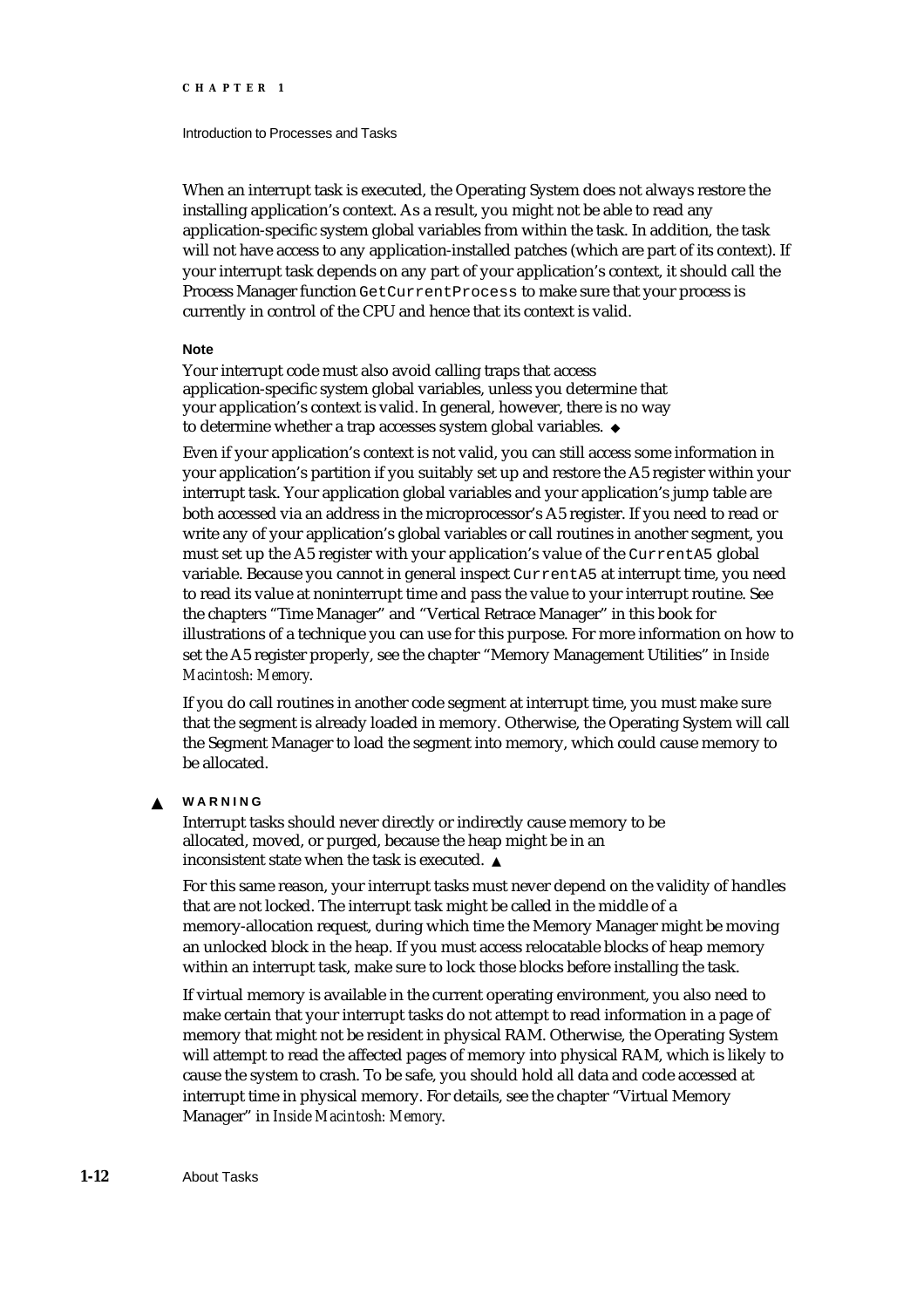When an interrupt task is executed, the Operating System does not always restore the installing application's context. As a result, you might not be able to read any application-specific system global variables from within the task. In addition, the task will not have access to any application-installed patches (which are part of its context). If your interrupt task depends on any part of your application's context, it should call the Process Manager function `GetCurrentProcess` to make sure that your process is currently in control of the CPU and hence that its context is valid.

**Note**

Your interrupt code must also avoid calling traps that access application-specific system global variables, unless you determine that your application's context is valid. In general, however, there is no way to determine whether a trap accesses system global variables. ◆

Even if your application's context is not valid, you can still access some information in your application's partition if you suitably set up and restore the A5 register within your interrupt task. Your application global variables and your application's jump table are both accessed via an address in the microprocessor's A5 register. If you need to read or write any of your application's global variables or call routines in another segment, you must set up the A5 register with your application's value of the `CurrentA5` global variable. Because you cannot in general inspect `CurrentA5` at interrupt time, you need to read its value at noninterrupt time and pass the value to your interrupt routine. See the chapters "Time Manager" and "Vertical Retrace Manager" in this book for illustrations of a technique you can use for this purpose. For more information on how to set the A5 register properly, see the chapter "Memory Management Utilities" in *Inside Macintosh: Memory*.

If you do call routines in another code segment at interrupt time, you must make sure that the segment is already loaded in memory. Otherwise, the Operating System will call the Segment Manager to load the segment into memory, which could cause memory to be allocated.

▲ **WARNING**

Interrupt tasks should never directly or indirectly cause memory to be allocated, moved, or purged, because the heap might be in an inconsistent state when the task is executed. ▲

For this same reason, your interrupt tasks must never depend on the validity of handles that are not locked. The interrupt task might be called in the middle of a memory-allocation request, during which time the Memory Manager might be moving an unlocked block in the heap. If you must access relocatable blocks of heap memory within an interrupt task, make sure to lock those blocks before installing the task.

If virtual memory is available in the current operating environment, you also need to make certain that your interrupt tasks do not attempt to read information in a page of memory that might not be resident in physical RAM. Otherwise, the Operating System will attempt to read the affected pages of memory into physical RAM, which is likely to cause the system to crash. To be safe, you should hold all data and code accessed at interrupt time in physical memory. For details, see the chapter "Virtual Memory Manager" in *Inside Macintosh: Memory*.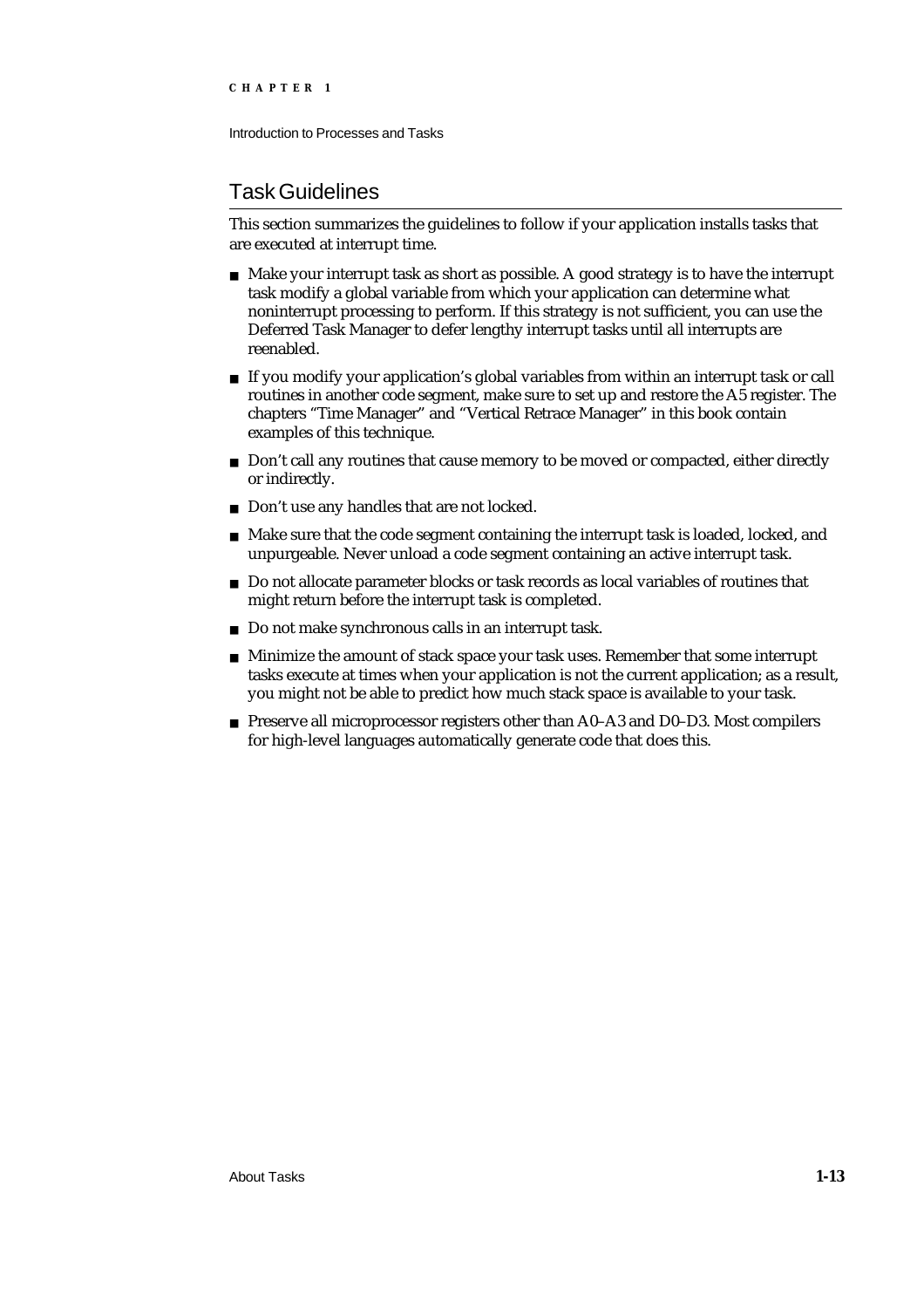## Task Guidelines

This section summarizes the guidelines to follow if your application installs tasks that are executed at interrupt time.

- Make your interrupt task as short as possible. A good strategy is to have the interrupt task modify a global variable from which your application can determine what noninterrupt processing to perform. If this strategy is not sufficient, you can use the Deferred Task Manager to defer lengthy interrupt tasks until all interrupts are reenabled.
- If you modify your application's global variables from within an interrupt task or call routines in another code segment, make sure to set up and restore the A5 register. The chapters "Time Manager" and "Vertical Retrace Manager" in this book contain examples of this technique.
- Don't call any routines that cause memory to be moved or compacted, either directly or indirectly.
- Don't use any handles that are not locked.
- Make sure that the code segment containing the interrupt task is loaded, locked, and unpurgeable. Never unload a code segment containing an active interrupt task.
- Do not allocate parameter blocks or task records as local variables of routines that might return before the interrupt task is completed.
- Do not make synchronous calls in an interrupt task.
- Minimize the amount of stack space your task uses. Remember that some interrupt tasks execute at times when your application is not the current application; as a result, you might not be able to predict how much stack space is available to your task.
- Preserve all microprocessor registers other than A0–A3 and D0–D3. Most compilers for high-level languages automatically generate code that does this.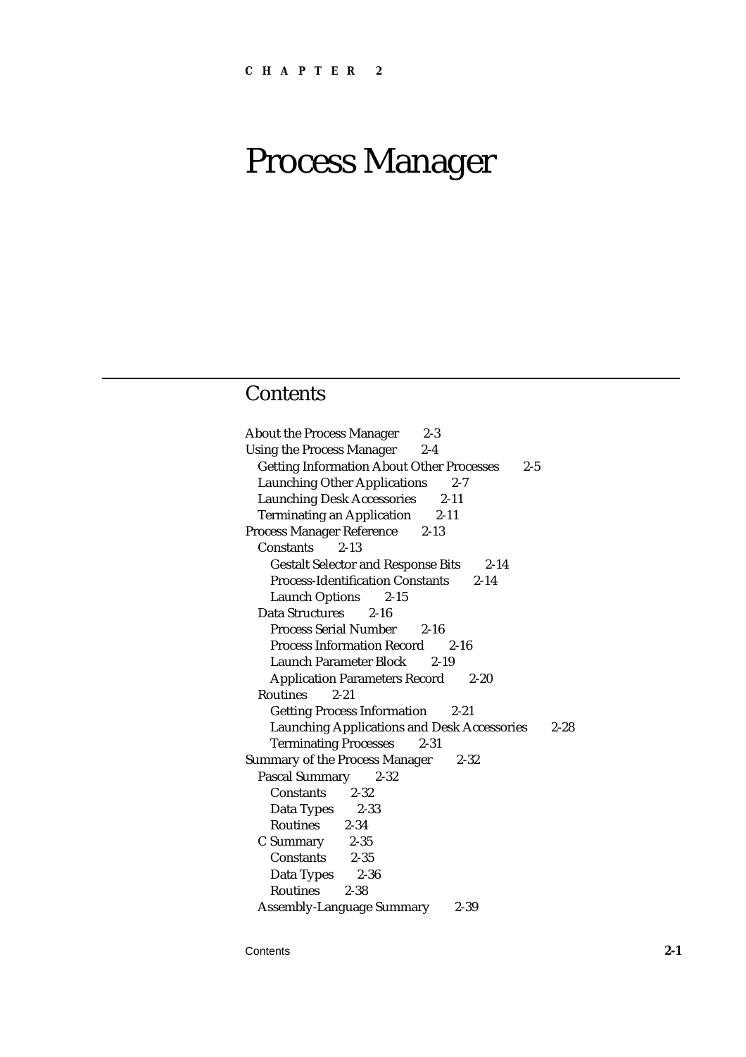CHAPTER 2

# Process Manager

## Contents

- About the Process Manager 2-3
- Using the Process Manager 2-4
  - Getting Information About Other Processes 2-5
  - Launching Other Applications 2-7
  - Launching Desk Accessories 2-11
  - Terminating an Application 2-11
- Process Manager Reference 2-13
  - Constants 2-13
    - Gestalt Selector and Response Bits 2-14
    - Process-Identification Constants 2-14
    - Launch Options 2-15
  - Data Structures 2-16
    - Process Serial Number 2-16
    - Process Information Record 2-16
    - Launch Parameter Block 2-19
    - Application Parameters Record 2-20
  - Routines 2-21
    - Getting Process Information 2-21
    - Launching Applications and Desk Accessories 2-28
    - Terminating Processes 2-31
- Summary of the Process Manager 2-32
  - Pascal Summary 2-32
    - Constants 2-32
    - Data Types 2-33
    - Routines 2-34
  - C Summary 2-35
    - Constants 2-35
    - Data Types 2-36
    - Routines 2-38
  - Assembly-Language Summary 2-39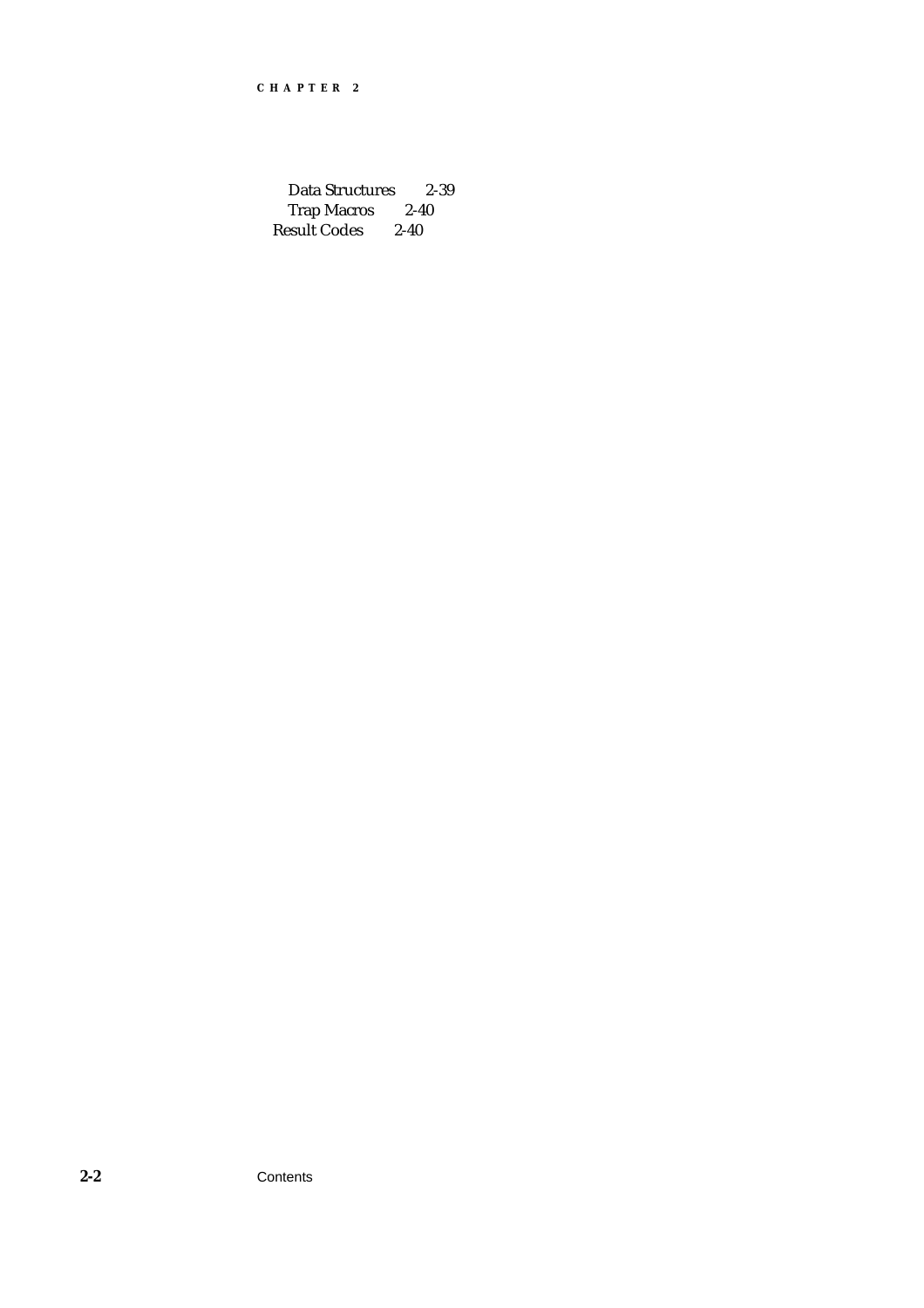Data Structures 2-39
Trap Macros 2-40
Result Codes 2-40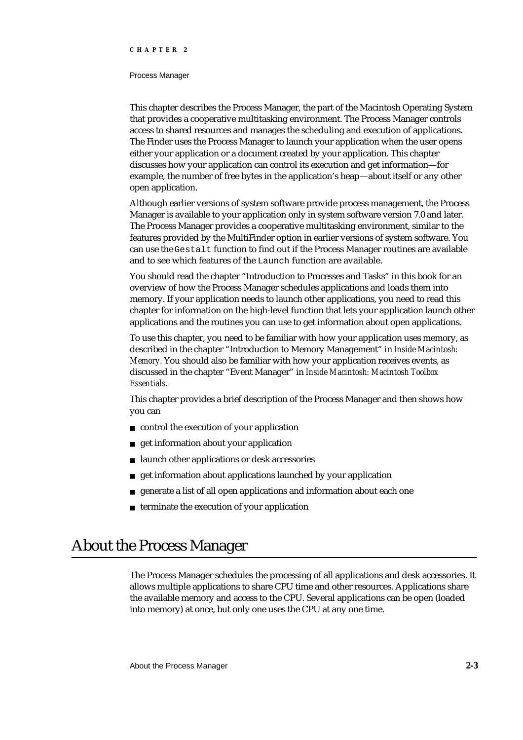This chapter describes the Process Manager, the part of the Macintosh Operating System that provides a cooperative multitasking environment. The Process Manager controls access to shared resources and manages the scheduling and execution of applications. The Finder uses the Process Manager to launch your application when the user opens either your application or a document created by your application. This chapter discusses how your application can control its execution and get information—for example, the number of free bytes in the application's heap—about itself or any other open application.

Although earlier versions of system software provide process management, the Process Manager is available to your application only in system software version 7.0 and later. The Process Manager provides a cooperative multitasking environment, similar to the features provided by the MultiFinder option in earlier versions of system software. You can use the `Gestalt` function to find out if the Process Manager routines are available and to see which features of the `Launch` function are available.

You should read the chapter "Introduction to Processes and Tasks" in this book for an overview of how the Process Manager schedules applications and loads them into memory. If your application needs to launch other applications, you need to read this chapter for information on the high-level function that lets your application launch other applications and the routines you can use to get information about open applications.

To use this chapter, you need to be familiar with how your application uses memory, as described in the chapter "Introduction to Memory Management" in *Inside Macintosh: Memory*. You should also be familiar with how your application receives events, as discussed in the chapter "Event Manager" in *Inside Macintosh: Macintosh Toolbox Essentials*.

This chapter provides a brief description of the Process Manager and then shows how you can

- control the execution of your application
- get information about your application
- launch other applications or desk accessories
- get information about applications launched by your application
- generate a list of all open applications and information about each one
- terminate the execution of your application

# About the Process Manager

The Process Manager schedules the processing of all applications and desk accessories. It allows multiple applications to share CPU time and other resources. Applications share the available memory and access to the CPU. Several applications can be open (loaded into memory) at once, but only one uses the CPU at any one time.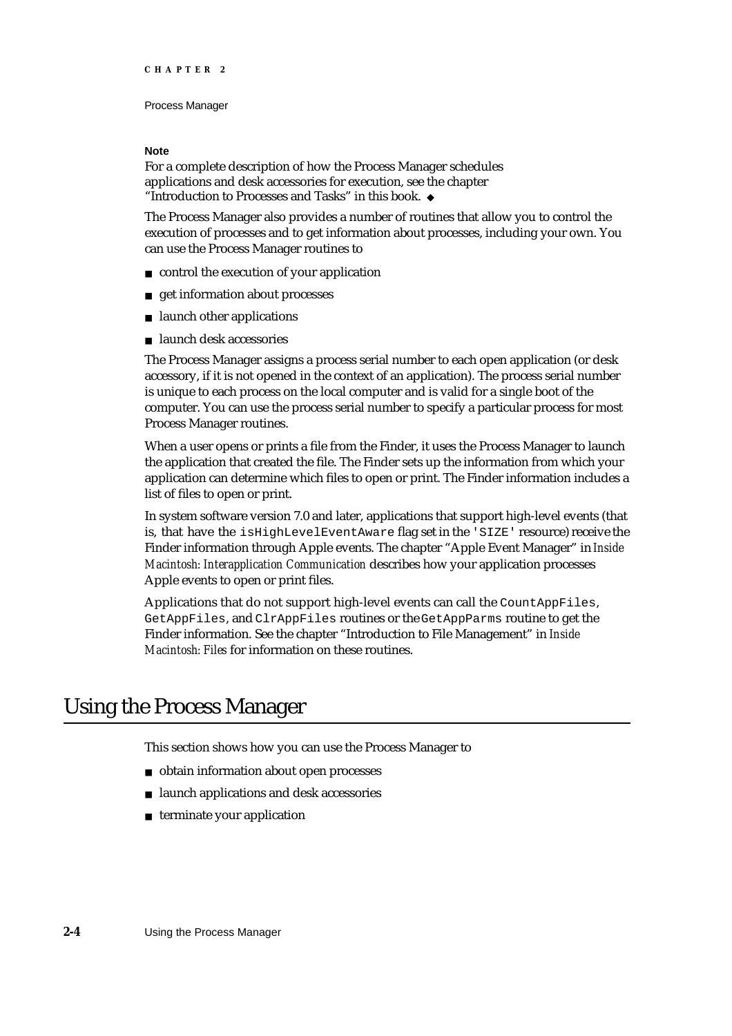**Note**

For a complete description of how the Process Manager schedules applications and desk accessories for execution, see the chapter "Introduction to Processes and Tasks" in this book. ◆

The Process Manager also provides a number of routines that allow you to control the execution of processes and to get information about processes, including your own. You can use the Process Manager routines to

- control the execution of your application
- get information about processes
- launch other applications
- launch desk accessories

The Process Manager assigns a process serial number to each open application (or desk accessory, if it is not opened in the context of an application). The process serial number is unique to each process on the local computer and is valid for a single boot of the computer. You can use the process serial number to specify a particular process for most Process Manager routines.

When a user opens or prints a file from the Finder, it uses the Process Manager to launch the application that created the file. The Finder sets up the information from which your application can determine which files to open or print. The Finder information includes a list of files to open or print.

In system software version 7.0 and later, applications that support high-level events (that is, that have the `isHighLevelEventAware` flag set in the `'SIZE'` resource) receive the Finder information through Apple events. The chapter "Apple Event Manager" in *Inside Macintosh: Interapplication Communication* describes how your application processes Apple events to open or print files.

Applications that do not support high-level events can call the `CountAppFiles`, `GetAppFiles`, and `ClrAppFiles` routines or the `GetAppParms` routine to get the Finder information. See the chapter "Introduction to File Management" in *Inside Macintosh: Files* for information on these routines.

# Using the Process Manager

This section shows how you can use the Process Manager to

- obtain information about open processes
- launch applications and desk accessories
- terminate your application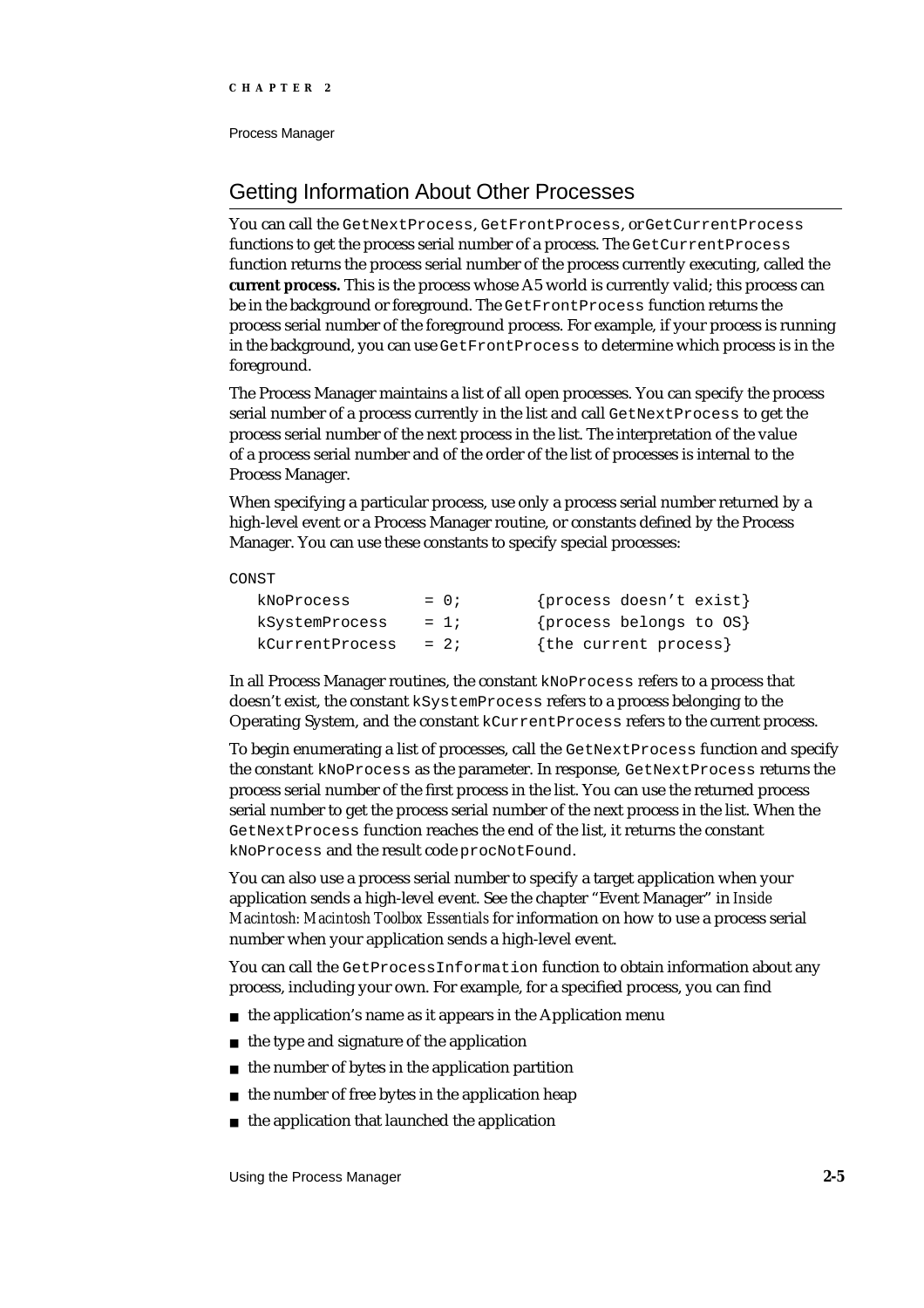## Getting Information About Other Processes

You can call the `GetNextProcess`, `GetFrontProcess`, or `GetCurrentProcess` functions to get the process serial number of a process. The `GetCurrentProcess` function returns the process serial number of the process currently executing, called the **current process.** This is the process whose A5 world is currently valid; this process can be in the background or foreground. The `GetFrontProcess` function returns the process serial number of the foreground process. For example, if your process is running in the background, you can use `GetFrontProcess` to determine which process is in the foreground.

The Process Manager maintains a list of all open processes. You can specify the process serial number of a process currently in the list and call `GetNextProcess` to get the process serial number of the next process in the list. The interpretation of the value of a process serial number and of the order of the list of processes is internal to the Process Manager.

When specifying a particular process, use only a process serial number returned by a high-level event or a Process Manager routine, or constants defined by the Process Manager. You can use these constants to specify special processes:

```
CONST
   kNoProcess        = 0;        {process doesn't exist}
   kSystemProcess    = 1;        {process belongs to OS}
   kCurrentProcess   = 2;        {the current process}
```

In all Process Manager routines, the constant `kNoProcess` refers to a process that doesn't exist, the constant `kSystemProcess` refers to a process belonging to the Operating System, and the constant `kCurrentProcess` refers to the current process.

To begin enumerating a list of processes, call the `GetNextProcess` function and specify the constant `kNoProcess` as the parameter. In response, `GetNextProcess` returns the process serial number of the first process in the list. You can use the returned process serial number to get the process serial number of the next process in the list. When the `GetNextProcess` function reaches the end of the list, it returns the constant `kNoProcess` and the result code `procNotFound`.

You can also use a process serial number to specify a target application when your application sends a high-level event. See the chapter "Event Manager" in *Inside Macintosh: Macintosh Toolbox Essentials* for information on how to use a process serial number when your application sends a high-level event.

You can call the `GetProcessInformation` function to obtain information about any process, including your own. For example, for a specified process, you can find

- the application's name as it appears in the Application menu
- the type and signature of the application
- the number of bytes in the application partition
- the number of free bytes in the application heap
- the application that launched the application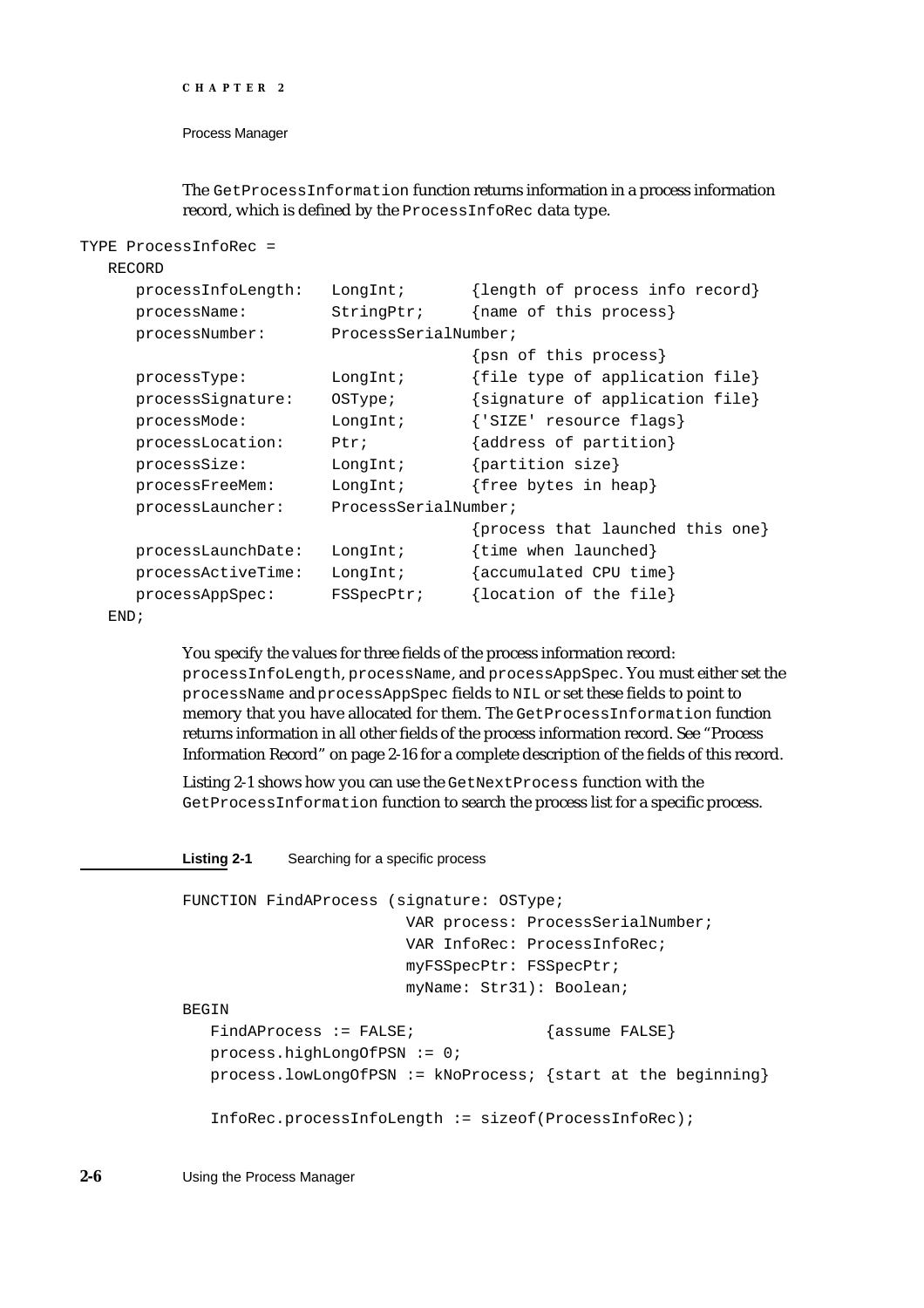The `GetProcessInformation` function returns information in a process information record, which is defined by the `ProcessInfoRec` data type.

```
TYPE ProcessInfoRec =
   RECORD
      processInfoLength:   LongInt;       {length of process info record}
      processName:         StringPtr;     {name of this process}
      processNumber:       ProcessSerialNumber;
                                          {psn of this process}
      processType:         LongInt;       {file type of application file}
      processSignature:    OSType;        {signature of application file}
      processMode:         LongInt;       {'SIZE' resource flags}
      processLocation:     Ptr;           {address of partition}
      processSize:         LongInt;       {partition size}
      processFreeMem:      LongInt;       {free bytes in heap}
      processLauncher:     ProcessSerialNumber;
                                          {process that launched this one}
      processLaunchDate:   LongInt;       {time when launched}
      processActiveTime:   LongInt;       {accumulated CPU time}
      processAppSpec:      FSSpecPtr;     {location of the file}
   END;
```

You specify the values for three fields of the process information record: `processInfoLength`, `processName`, and `processAppSpec`. You must either set the `processName` and `processAppSpec` fields to `NIL` or set these fields to point to memory that you have allocated for them. The `GetProcessInformation` function returns information in all other fields of the process information record. See "Process Information Record" on page 2-16 for a complete description of the fields of this record.

Listing 2-1 shows how you can use the `GetNextProcess` function with the `GetProcessInformation` function to search the process list for a specific process.

**Listing 2-1** Searching for a specific process

```
FUNCTION FindAProcess (signature: OSType;
                        VAR process: ProcessSerialNumber;
                        VAR InfoRec: ProcessInfoRec;
                        myFSSpecPtr: FSSpecPtr;
                        myName: Str31): Boolean;
BEGIN
   FindAProcess := FALSE;              {assume FALSE}
   process.highLongOfPSN := 0;
   process.lowLongOfPSN := kNoProcess; {start at the beginning}

   InfoRec.processInfoLength := sizeof(ProcessInfoRec);
```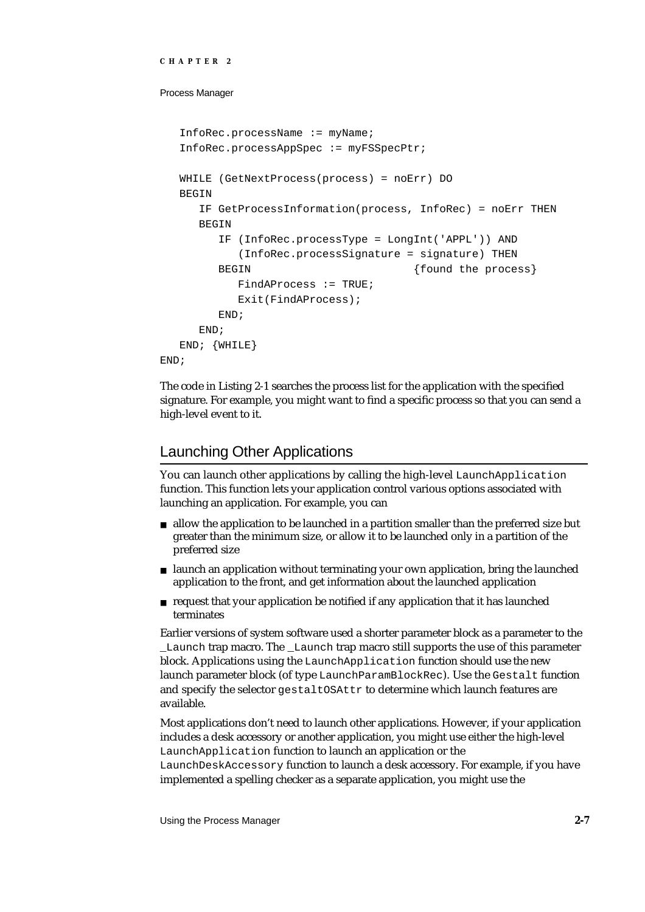```
   InfoRec.processName := myName;
   InfoRec.processAppSpec := myFSSpecPtr;

   WHILE (GetNextProcess(process) = noErr) DO
   BEGIN
      IF GetProcessInformation(process, InfoRec) = noErr THEN
      BEGIN
         IF (InfoRec.processType = LongInt('APPL')) AND
            (InfoRec.processSignature = signature) THEN
         BEGIN                         {found the process}
            FindAProcess := TRUE;
            Exit(FindAProcess);
         END;
      END;
   END; {WHILE}
END;
```

The code in Listing 2-1 searches the process list for the application with the specified signature. For example, you might want to find a specific process so that you can send a high-level event to it.

## Launching Other Applications

You can launch other applications by calling the high-level `LaunchApplication` function. This function lets your application control various options associated with launching an application. For example, you can

- allow the application to be launched in a partition smaller than the preferred size but greater than the minimum size, or allow it to be launched only in a partition of the preferred size
- launch an application without terminating your own application, bring the launched application to the front, and get information about the launched application
- request that your application be notified if any application that it has launched terminates

Earlier versions of system software used a shorter parameter block as a parameter to the `_Launch` trap macro. The `_Launch` trap macro still supports the use of this parameter block. Applications using the `LaunchApplication` function should use the new launch parameter block (of type `LaunchParamBlockRec`). Use the `Gestalt` function and specify the selector `gestaltOSAttr` to determine which launch features are available.

Most applications don't need to launch other applications. However, if your application includes a desk accessory or another application, you might use either the high-level `LaunchApplication` function to launch an application or the `LaunchDeskAccessory` function to launch a desk accessory. For example, if you have implemented a spelling checker as a separate application, you might use the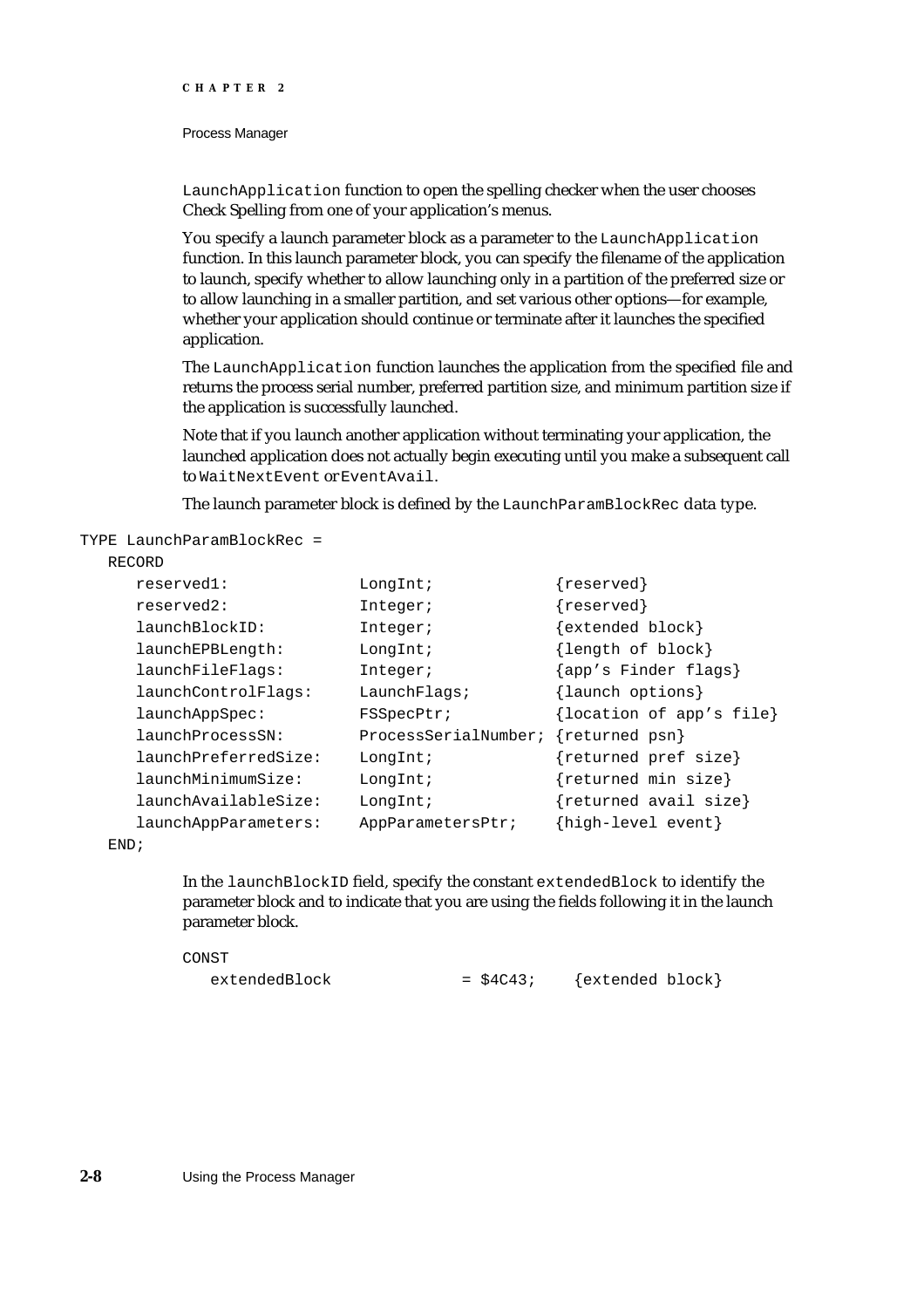LaunchApplication function to open the spelling checker when the user chooses Check Spelling from one of your application's menus.

You specify a launch parameter block as a parameter to the LaunchApplication function. In this launch parameter block, you can specify the filename of the application to launch, specify whether to allow launching only in a partition of the preferred size or to allow launching in a smaller partition, and set various other options—for example, whether your application should continue or terminate after it launches the specified application.

The LaunchApplication function launches the application from the specified file and returns the process serial number, preferred partition size, and minimum partition size if the application is successfully launched.

Note that if you launch another application without terminating your application, the launched application does not actually begin executing until you make a subsequent call to WaitNextEvent or EventAvail.

The launch parameter block is defined by the LaunchParamBlockRec data type.

```
TYPE LaunchParamBlockRec =
   RECORD
      reserved1:            LongInt;             {reserved}
      reserved2:            Integer;             {reserved}
      launchBlockID:        Integer;             {extended block}
      launchEPBLength:      LongInt;             {length of block}
      launchFileFlags:      Integer;             {app's Finder flags}
      launchControlFlags:   LaunchFlags;         {launch options}
      launchAppSpec:        FSSpecPtr;           {location of app's file}
      launchProcessSN:      ProcessSerialNumber; {returned psn}
      launchPreferredSize:  LongInt;             {returned pref size}
      launchMinimumSize:    LongInt;             {returned min size}
      launchAvailableSize:  LongInt;             {returned avail size}
      launchAppParameters:  AppParametersPtr;    {high-level event}
   END;
```

In the launchBlockID field, specify the constant extendedBlock to identify the parameter block and to indicate that you are using the fields following it in the launch parameter block.

```
CONST
   extendedBlock            = $4C43;    {extended block}
```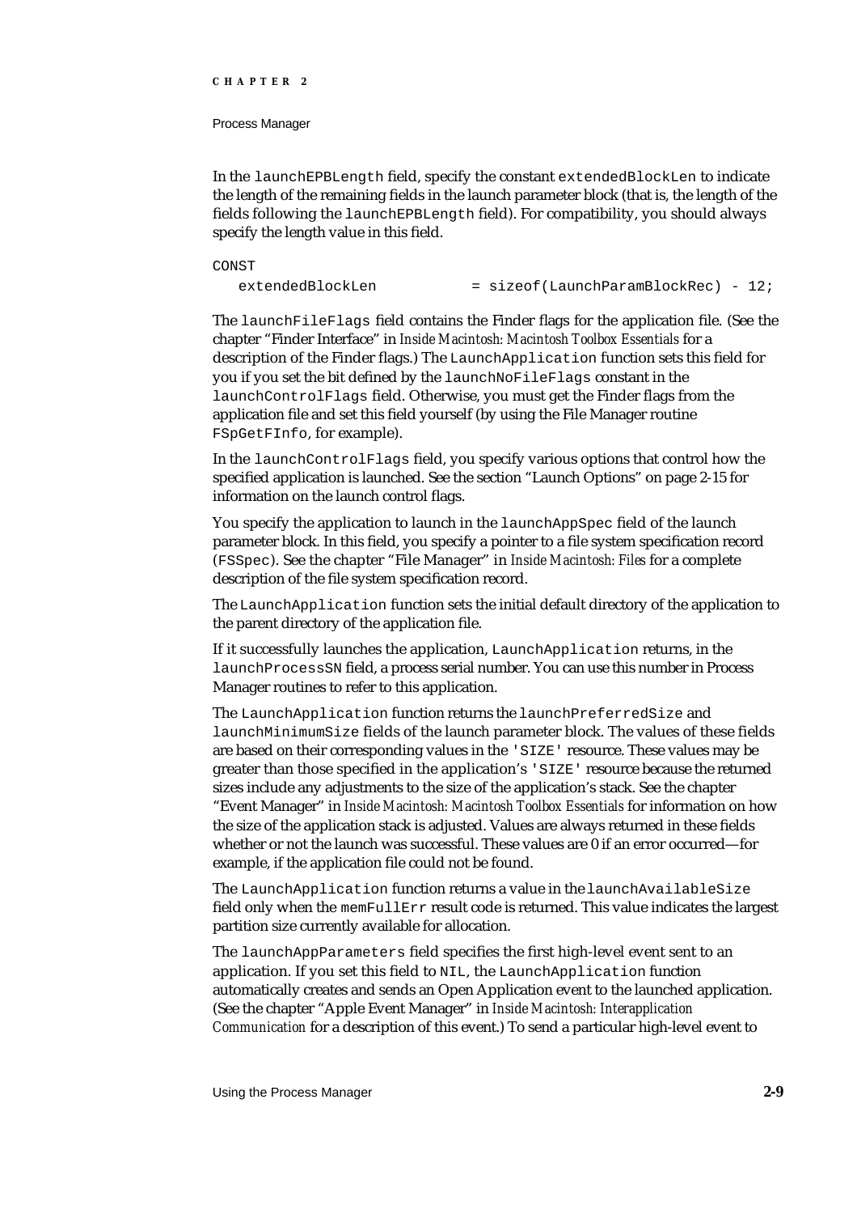In the `launchEPBLength` field, specify the constant `extendedBlockLen` to indicate the length of the remaining fields in the launch parameter block (that is, the length of the fields following the `launchEPBLength` field). For compatibility, you should always specify the length value in this field.

```
CONST
   extendedBlockLen           = sizeof(LaunchParamBlockRec) - 12;
```

The `launchFileFlags` field contains the Finder flags for the application file. (See the chapter "Finder Interface" in *Inside Macintosh: Macintosh Toolbox Essentials* for a description of the Finder flags.) The `LaunchApplication` function sets this field for you if you set the bit defined by the `launchNoFileFlags` constant in the `launchControlFlags` field. Otherwise, you must get the Finder flags from the application file and set this field yourself (by using the File Manager routine `FSpGetFInfo`, for example).

In the `launchControlFlags` field, you specify various options that control how the specified application is launched. See the section "Launch Options" on page 2-15 for information on the launch control flags.

You specify the application to launch in the `launchAppSpec` field of the launch parameter block. In this field, you specify a pointer to a file system specification record (`FSSpec`). See the chapter "File Manager" in *Inside Macintosh: Files* for a complete description of the file system specification record.

The `LaunchApplication` function sets the initial default directory of the application to the parent directory of the application file.

If it successfully launches the application, `LaunchApplication` returns, in the `launchProcessSN` field, a process serial number. You can use this number in Process Manager routines to refer to this application.

The `LaunchApplication` function returns the `launchPreferredSize` and `launchMinimumSize` fields of the launch parameter block. The values of these fields are based on their corresponding values in the `'SIZE'` resource. These values may be greater than those specified in the application's `'SIZE'` resource because the returned sizes include any adjustments to the size of the application's stack. See the chapter "Event Manager" in *Inside Macintosh: Macintosh Toolbox Essentials* for information on how the size of the application stack is adjusted. Values are always returned in these fields whether or not the launch was successful. These values are 0 if an error occurred—for example, if the application file could not be found.

The `LaunchApplication` function returns a value in the `launchAvailableSize` field only when the `memFullErr` result code is returned. This value indicates the largest partition size currently available for allocation.

The `launchAppParameters` field specifies the first high-level event sent to an application. If you set this field to `NIL`, the `LaunchApplication` function automatically creates and sends an Open Application event to the launched application. (See the chapter "Apple Event Manager" in *Inside Macintosh: Interapplication Communication* for a description of this event.) To send a particular high-level event to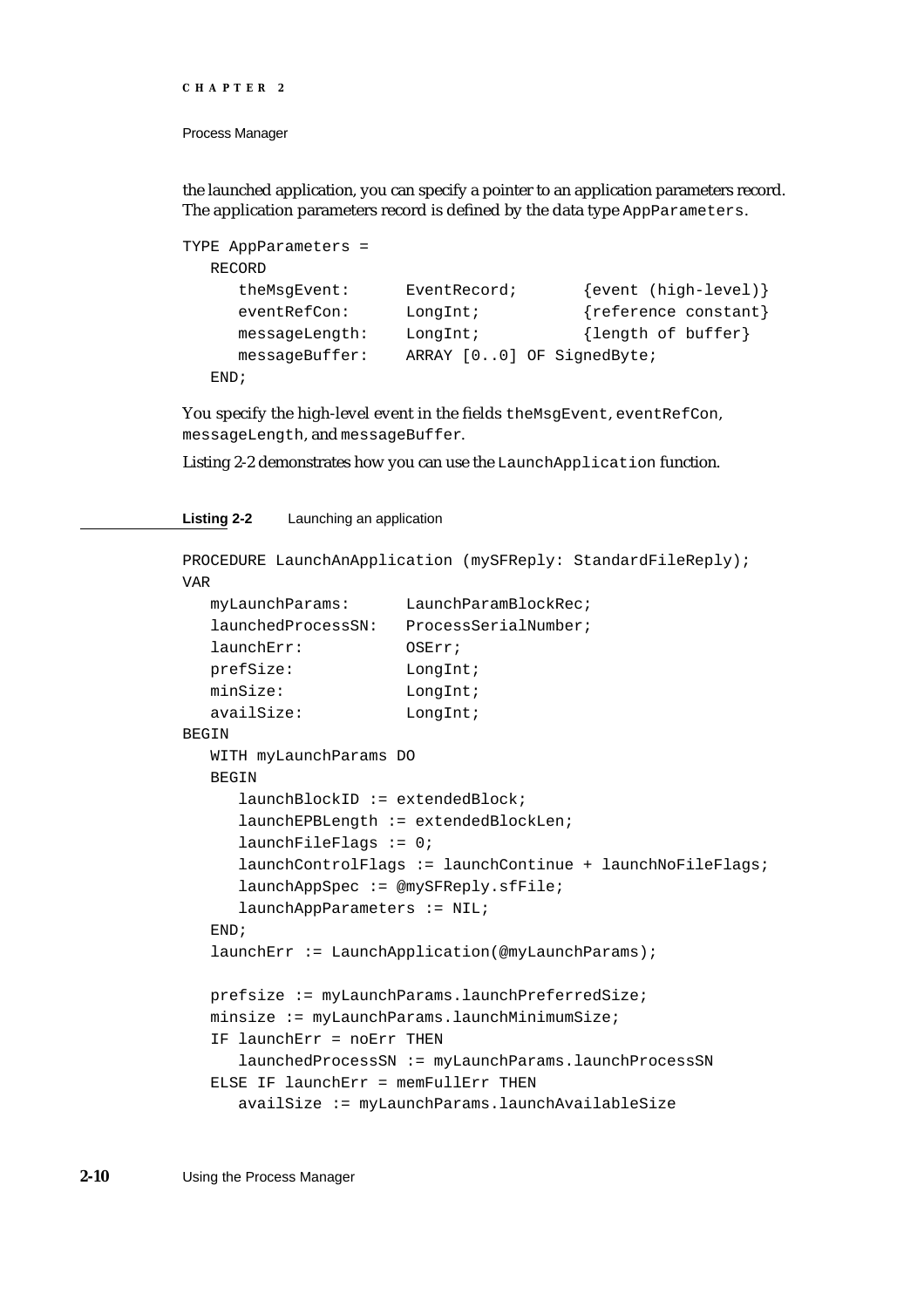the launched application, you can specify a pointer to an application parameters record. The application parameters record is defined by the data type `AppParameters`.

```
TYPE AppParameters =
   RECORD
      theMsgEvent:      EventRecord;      {event (high-level)}
      eventRefCon:      LongInt;          {reference constant}
      messageLength:    LongInt;          {length of buffer}
      messageBuffer:    ARRAY [0..0] OF SignedByte;
   END;
```

You specify the high-level event in the fields `theMsgEvent`, `eventRefCon`, `messageLength`, and `messageBuffer`.

Listing 2-2 demonstrates how you can use the `LaunchApplication` function.

**Listing 2-2** Launching an application

```
PROCEDURE LaunchAnApplication (mySFReply: StandardFileReply);
VAR
   myLaunchParams:      LaunchParamBlockRec;
   launchedProcessSN:   ProcessSerialNumber;
   launchErr:           OSErr;
   prefSize:            LongInt;
   minSize:             LongInt;
   availSize:           LongInt;
BEGIN
   WITH myLaunchParams DO
   BEGIN
      launchBlockID := extendedBlock;
      launchEPBLength := extendedBlockLen;
      launchFileFlags := 0;
      launchControlFlags := launchContinue + launchNoFileFlags;
      launchAppSpec := @mySFReply.sfFile;
      launchAppParameters := NIL;
   END;
   launchErr := LaunchApplication(@myLaunchParams);

   prefsize := myLaunchParams.launchPreferredSize;
   minsize := myLaunchParams.launchMinimumSize;
   IF launchErr = noErr THEN
      launchedProcessSN := myLaunchParams.launchProcessSN
   ELSE IF launchErr = memFullErr THEN
      availSize := myLaunchParams.launchAvailableSize
```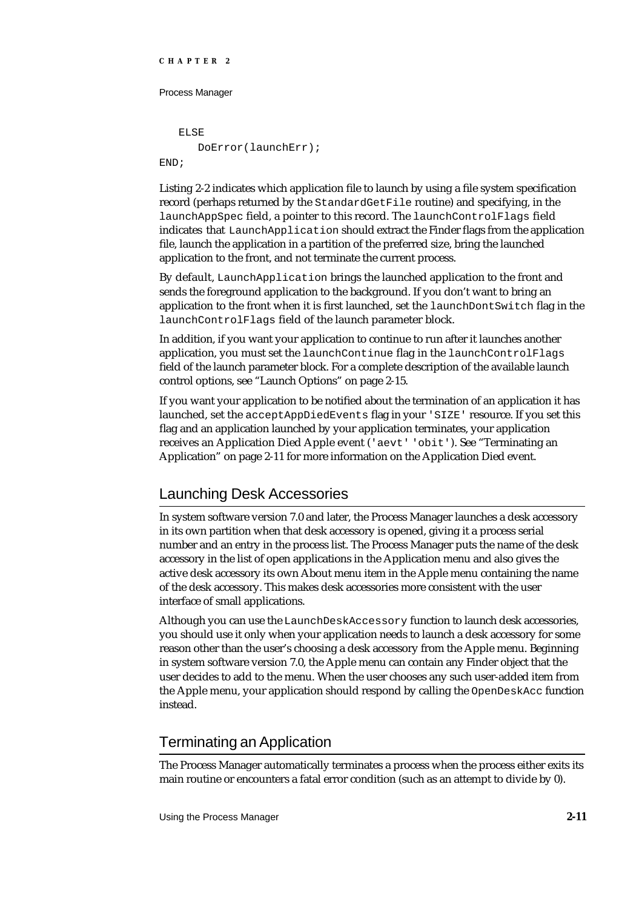```
   ELSE
      DoError(launchErr);
END;
```

Listing 2-2 indicates which application file to launch by using a file system specification record (perhaps returned by the `StandardGetFile` routine) and specifying, in the `launchAppSpec` field, a pointer to this record. The `launchControlFlags` field indicates that `LaunchApplication` should extract the Finder flags from the application file, launch the application in a partition of the preferred size, bring the launched application to the front, and not terminate the current process.

By default, `LaunchApplication` brings the launched application to the front and sends the foreground application to the background. If you don't want to bring an application to the front when it is first launched, set the `launchDontSwitch` flag in the `launchControlFlags` field of the launch parameter block.

In addition, if you want your application to continue to run after it launches another application, you must set the `launchContinue` flag in the `launchControlFlags` field of the launch parameter block. For a complete description of the available launch control options, see "Launch Options" on page 2-15.

If you want your application to be notified about the termination of an application it has launched, set the `acceptAppDiedEvents` flag in your `'SIZE'` resource. If you set this flag and an application launched by your application terminates, your application receives an Application Died Apple event (`'aevt' 'obit'`). See "Terminating an Application" on page 2-11 for more information on the Application Died event.

## Launching Desk Accessories

In system software version 7.0 and later, the Process Manager launches a desk accessory in its own partition when that desk accessory is opened, giving it a process serial number and an entry in the process list. The Process Manager puts the name of the desk accessory in the list of open applications in the Application menu and also gives the active desk accessory its own About menu item in the Apple menu containing the name of the desk accessory. This makes desk accessories more consistent with the user interface of small applications.

Although you can use the `LaunchDeskAccessory` function to launch desk accessories, you should use it only when your application needs to launch a desk accessory for some reason other than the user's choosing a desk accessory from the Apple menu. Beginning in system software version 7.0, the Apple menu can contain any Finder object that the user decides to add to the menu. When the user chooses any such user-added item from the Apple menu, your application should respond by calling the `OpenDeskAcc` function instead.

## Terminating an Application

The Process Manager automatically terminates a process when the process either exits its main routine or encounters a fatal error condition (such as an attempt to divide by 0).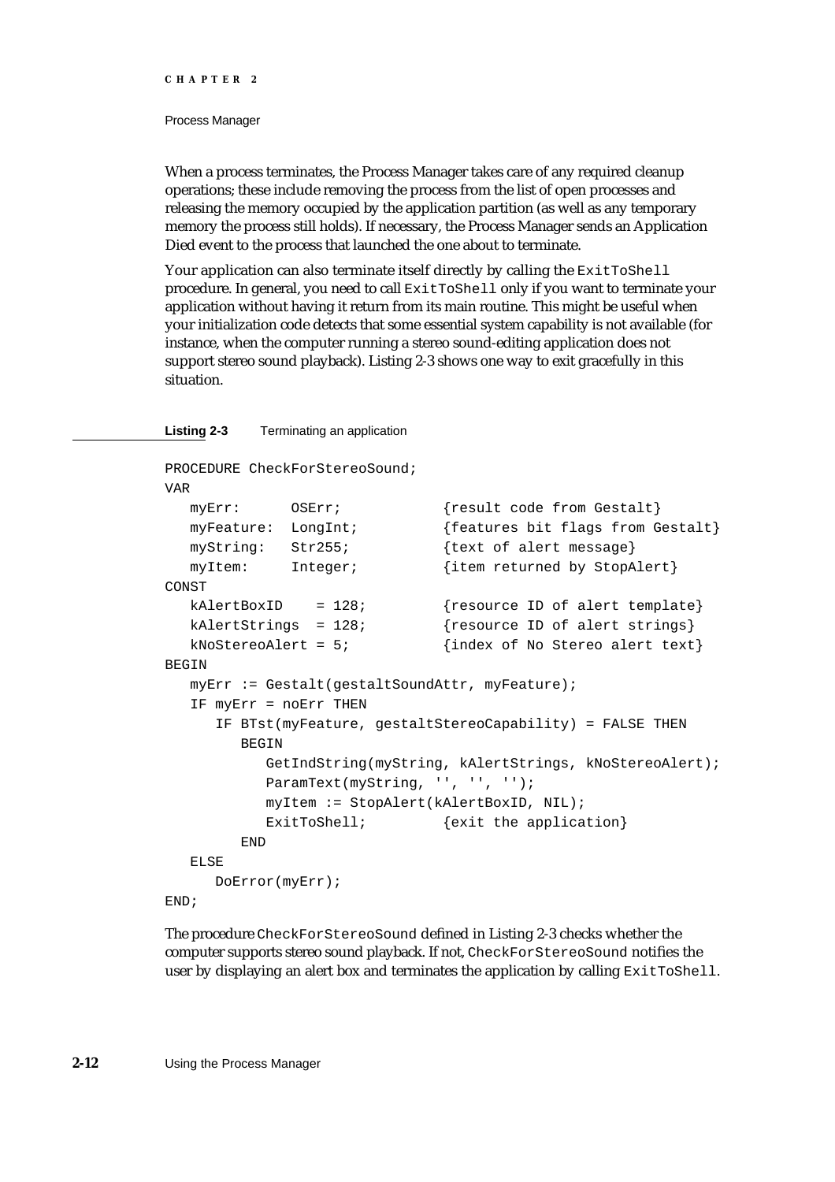When a process terminates, the Process Manager takes care of any required cleanup operations; these include removing the process from the list of open processes and releasing the memory occupied by the application partition (as well as any temporary memory the process still holds). If necessary, the Process Manager sends an Application Died event to the process that launched the one about to terminate.

Your application can also terminate itself directly by calling the `ExitToShell` procedure. In general, you need to call `ExitToShell` only if you want to terminate your application without having it return from its main routine. This might be useful when your initialization code detects that some essential system capability is not available (for instance, when the computer running a stereo sound-editing application does not support stereo sound playback). Listing 2-3 shows one way to exit gracefully in this situation.

**Listing 2-3** Terminating an application

```
PROCEDURE CheckForStereoSound;
VAR
   myErr:      OSErr;            {result code from Gestalt}
   myFeature:  LongInt;          {features bit flags from Gestalt}
   myString:   Str255;           {text of alert message}
   myItem:     Integer;          {item returned by StopAlert}
CONST
   kAlertBoxID    = 128;         {resource ID of alert template}
   kAlertStrings  = 128;         {resource ID of alert strings}
   kNoStereoAlert = 5;           {index of No Stereo alert text}
BEGIN
   myErr := Gestalt(gestaltSoundAttr, myFeature);
   IF myErr = noErr THEN
      IF BTst(myFeature, gestaltStereoCapability) = FALSE THEN
         BEGIN
            GetIndString(myString, kAlertStrings, kNoStereoAlert);
            ParamText(myString, '', '', '');
            myItem := StopAlert(kAlertBoxID, NIL);
            ExitToShell;         {exit the application}
         END
   ELSE
      DoError(myErr);
END;
```

The procedure `CheckForStereoSound` defined in Listing 2-3 checks whether the computer supports stereo sound playback. If not, `CheckForStereoSound` notifies the user by displaying an alert box and terminates the application by calling `ExitToShell`.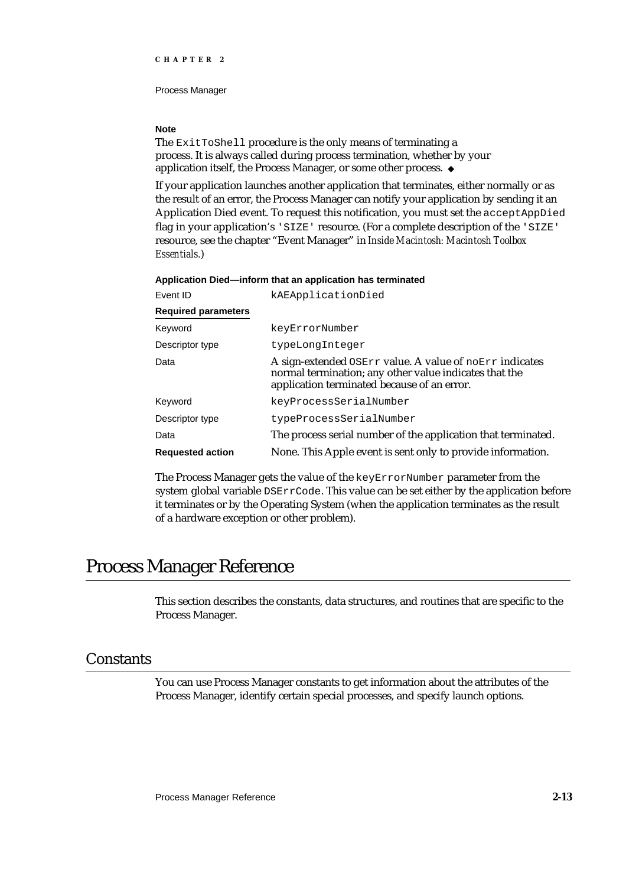**Note**

The `ExitToShell` procedure is the only means of terminating a process. It is always called during process termination, whether by your application itself, the Process Manager, or some other process. ◆

If your application launches another application that terminates, either normally or as the result of an error, the Process Manager can notify your application by sending it an Application Died event. To request this notification, you must set the `acceptAppDied` flag in your application's `'SIZE'` resource. (For a complete description of the `'SIZE'` resource, see the chapter "Event Manager" in *Inside Macintosh: Macintosh Toolbox Essentials*.)

**Application Died—inform that an application has terminated**

| | |
|---|---|
| Event ID | `kAEApplicationDied` |
| **Required parameters** | |
| Keyword | `keyErrorNumber` |
| Descriptor type | `typeLongInteger` |
| Data | A sign-extended `OSErr` value. A value of `noErr` indicates normal termination; any other value indicates that the application terminated because of an error. |
| Keyword | `keyProcessSerialNumber` |
| Descriptor type | `typeProcessSerialNumber` |
| Data | The process serial number of the application that terminated. |
| **Requested action** | None. This Apple event is sent only to provide information. |

The Process Manager gets the value of the `keyErrorNumber` parameter from the system global variable `DSErrCode`. This value can be set either by the application before it terminates or by the Operating System (when the application terminates as the result of a hardware exception or other problem).

# Process Manager Reference

This section describes the constants, data structures, and routines that are specific to the Process Manager.

## Constants

You can use Process Manager constants to get information about the attributes of the Process Manager, identify certain special processes, and specify launch options.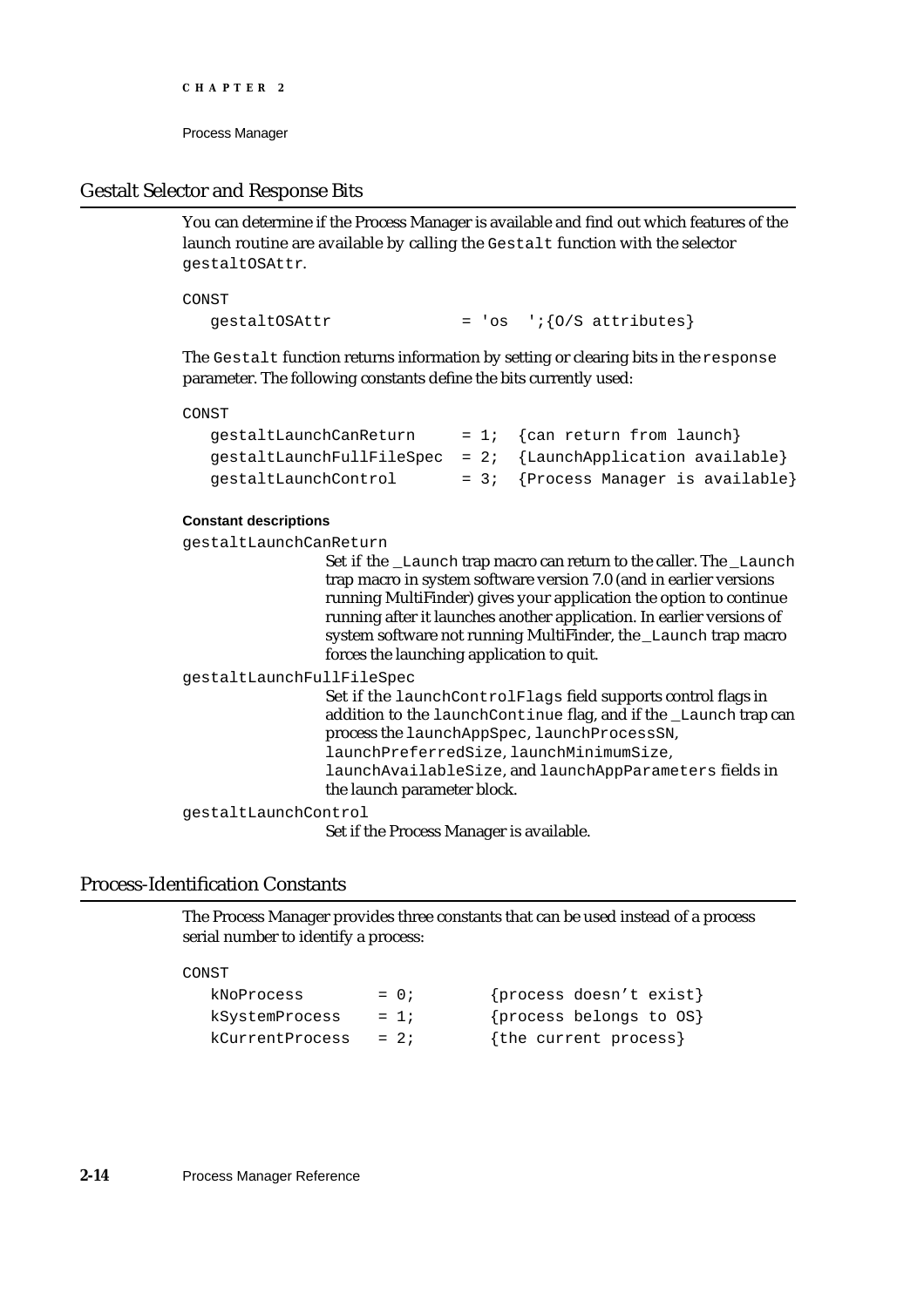## Gestalt Selector and Response Bits

You can determine if the Process Manager is available and find out which features of the launch routine are available by calling the `Gestalt` function with the selector `gestaltOSAttr`.

```
CONST
   gestaltOSAttr              = 'os  ';{O/S attributes}
```

The `Gestalt` function returns information by setting or clearing bits in the `response` parameter. The following constants define the bits currently used:

```
CONST
   gestaltLaunchCanReturn     = 1;  {can return from launch}
   gestaltLaunchFullFileSpec  = 2;  {LaunchApplication available}
   gestaltLaunchControl       = 3;  {Process Manager is available}
```

**Constant descriptions**

`gestaltLaunchCanReturn`
: Set if the `_Launch` trap macro can return to the caller. The `_Launch` trap macro in system software version 7.0 (and in earlier versions running MultiFinder) gives your application the option to continue running after it launches another application. In earlier versions of system software not running MultiFinder, the `_Launch` trap macro forces the launching application to quit.

`gestaltLaunchFullFileSpec`
: Set if the `launchControlFlags` field supports control flags in addition to the `launchContinue` flag, and if the `_Launch` trap can process the `launchAppSpec`, `launchProcessSN`, `launchPreferredSize`, `launchMinimumSize`, `launchAvailableSize`, and `launchAppParameters` fields in the launch parameter block.

`gestaltLaunchControl`
: Set if the Process Manager is available.

## Process-Identification Constants

The Process Manager provides three constants that can be used instead of a process serial number to identify a process:

```
CONST
   kNoProcess        = 0;        {process doesn't exist}
   kSystemProcess    = 1;        {process belongs to OS}
   kCurrentProcess   = 2;        {the current process}
```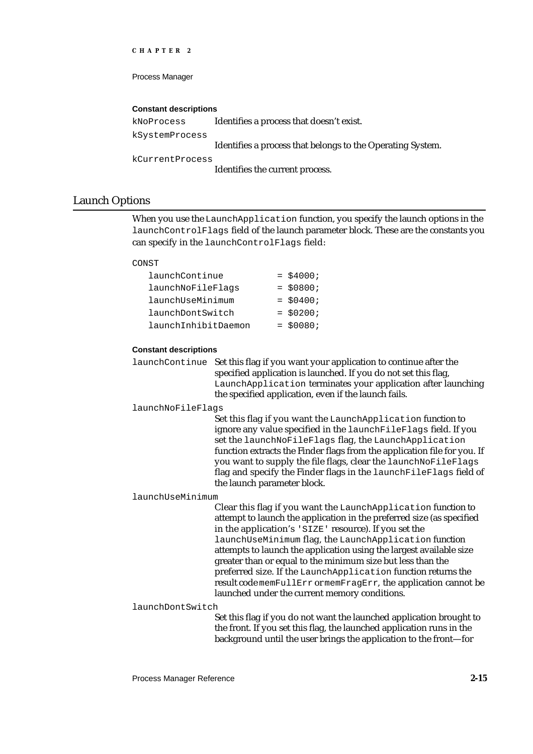**Constant descriptions**

`kNoProcess` Identifies a process that doesn't exist.

`kSystemProcess` Identifies a process that belongs to the Operating System.

`kCurrentProcess` Identifies the current process.

## Launch Options

When you use the `LaunchApplication` function, you specify the launch options in the `launchControlFlags` field of the launch parameter block. These are the constants you can specify in the `launchControlFlags` field:

```
CONST
   launchContinue          = $4000;
   launchNoFileFlags       = $0800;
   launchUseMinimum        = $0400;
   launchDontSwitch        = $0200;
   launchInhibitDaemon     = $0080;
```

**Constant descriptions**

`launchContinue` Set this flag if you want your application to continue after the specified application is launched. If you do not set this flag, `LaunchApplication` terminates your application after launching the specified application, even if the launch fails.

`launchNoFileFlags` Set this flag if you want the `LaunchApplication` function to ignore any value specified in the `launchFileFlags` field. If you set the `launchNoFileFlags` flag, the `LaunchApplication` function extracts the Finder flags from the application file for you. If you want to supply the file flags, clear the `launchNoFileFlags` flag and specify the Finder flags in the `launchFileFlags` field of the launch parameter block.

`launchUseMinimum` Clear this flag if you want the `LaunchApplication` function to attempt to launch the application in the preferred size (as specified in the application's `'SIZE'` resource). If you set the `launchUseMinimum` flag, the `LaunchApplication` function attempts to launch the application using the largest available size greater than or equal to the minimum size but less than the preferred size. If the `LaunchApplication` function returns the result code `memFullErr` or `memFragErr`, the application cannot be launched under the current memory conditions.

`launchDontSwitch` Set this flag if you do not want the launched application brought to the front. If you set this flag, the launched application runs in the background until the user brings the application to the front—for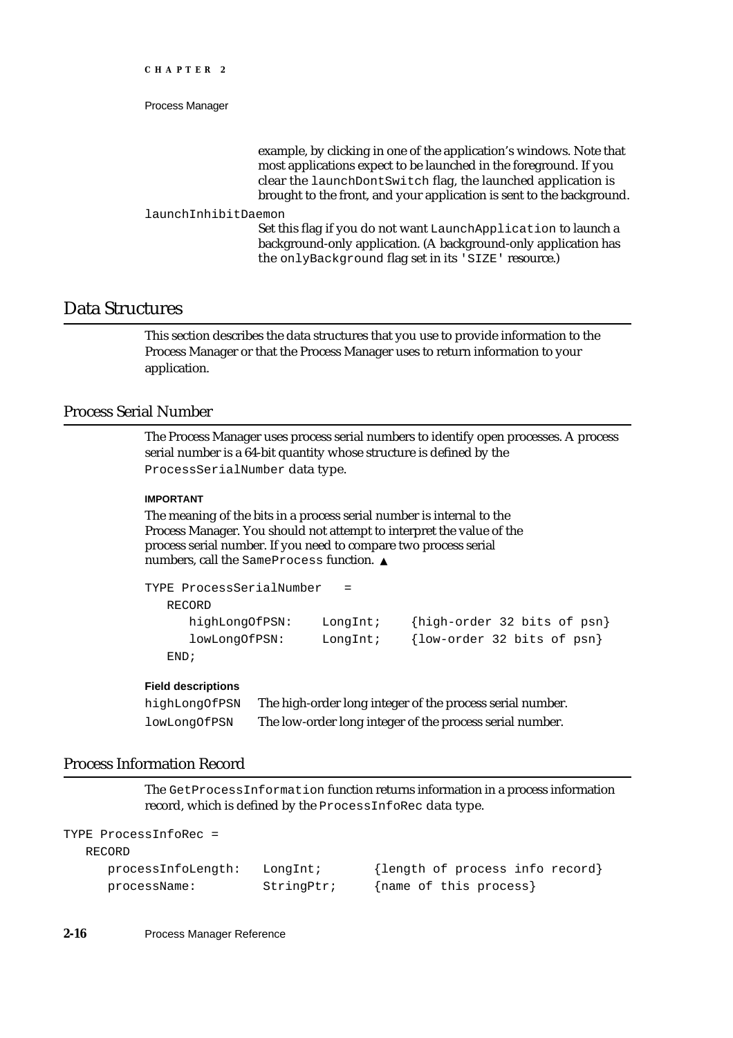example, by clicking in one of the application's windows. Note that most applications expect to be launched in the foreground. If you clear the `launchDontSwitch` flag, the launched application is brought to the front, and your application is sent to the background.

`launchInhibitDaemon`

Set this flag if you do not want `LaunchApplication` to launch a background-only application. (A background-only application has the `onlyBackground` flag set in its `'SIZE'` resource.)

## Data Structures

This section describes the data structures that you use to provide information to the Process Manager or that the Process Manager uses to return information to your application.

### Process Serial Number

The Process Manager uses process serial numbers to identify open processes. A process serial number is a 64-bit quantity whose structure is defined by the `ProcessSerialNumber` data type.

**IMPORTANT**

The meaning of the bits in a process serial number is internal to the Process Manager. You should not attempt to interpret the value of the process serial number. If you need to compare two process serial numbers, call the `SameProcess` function. ▲

```
TYPE ProcessSerialNumber   =
   RECORD
      highLongOfPSN:    LongInt;    {high-order 32 bits of psn}
      lowLongOfPSN:     LongInt;    {low-order 32 bits of psn}
   END;
```

**Field descriptions**

`highLongOfPSN` The high-order long integer of the process serial number.

`lowLongOfPSN` The low-order long integer of the process serial number.

### Process Information Record

The `GetProcessInformation` function returns information in a process information record, which is defined by the `ProcessInfoRec` data type.

```
TYPE ProcessInfoRec =
   RECORD
      processInfoLength:   LongInt;       {length of process info record}
      processName:         StringPtr;     {name of this process}
```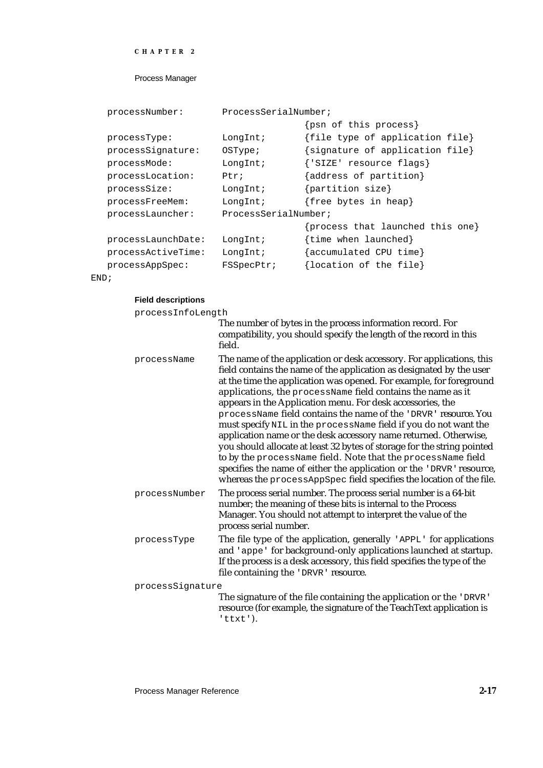```
   processNumber:       ProcessSerialNumber;
                                          {psn of this process}
   processType:         LongInt;          {file type of application file}
   processSignature:    OSType;           {signature of application file}
   processMode:         LongInt;          {'SIZE' resource flags}
   processLocation:     Ptr;              {address of partition}
   processSize:         LongInt;          {partition size}
   processFreeMem:      LongInt;          {free bytes in heap}
   processLauncher:     ProcessSerialNumber;
                                          {process that launched this one}
   processLaunchDate:   LongInt;          {time when launched}
   processActiveTime:   LongInt;          {accumulated CPU time}
   processAppSpec:      FSSpecPtr;        {location of the file}
END;
```

**Field descriptions**

`processInfoLength`
: The number of bytes in the process information record. For compatibility, you should specify the length of the record in this field.

`processName`
: The name of the application or desk accessory. For applications, this field contains the name of the application as designated by the user at the time the application was opened. For example, for foreground applications, the `processName` field contains the name as it appears in the Application menu. For desk accessories, the `processName` field contains the name of the `'DRVR'` resource. You must specify `NIL` in the `processName` field if you do not want the application name or the desk accessory name returned. Otherwise, you should allocate at least 32 bytes of storage for the string pointed to by the `processName` field. Note that the `processName` field specifies the name of either the application or the `'DRVR'` resource, whereas the `processAppSpec` field specifies the location of the file.

`processNumber`
: The process serial number. The process serial number is a 64-bit number; the meaning of these bits is internal to the Process Manager. You should not attempt to interpret the value of the process serial number.

`processType`
: The file type of the application, generally `'APPL'` for applications and `'appe'` for background-only applications launched at startup. If the process is a desk accessory, this field specifies the type of the file containing the `'DRVR'` resource.

`processSignature`
: The signature of the file containing the application or the `'DRVR'` resource (for example, the signature of the TeachText application is `'ttxt'`).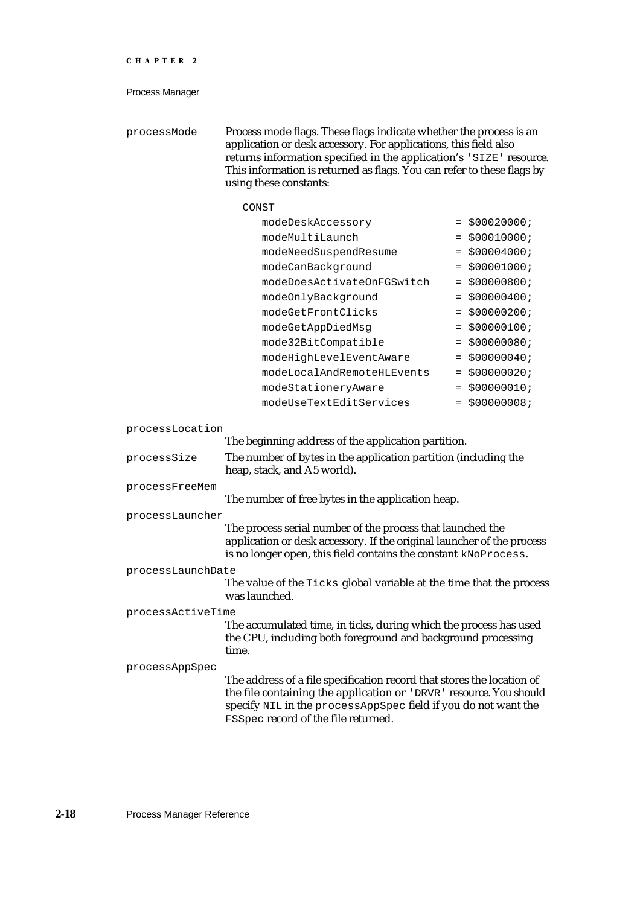`processMode` Process mode flags. These flags indicate whether the process is an application or desk accessory. For applications, this field also returns information specified in the application's `'SIZE'` resource. This information is returned as flags. You can refer to these flags by using these constants:

```
CONST
   modeDeskAccessory           = $00020000;
   modeMultiLaunch             = $00010000;
   modeNeedSuspendResume       = $00004000;
   modeCanBackground           = $00001000;
   modeDoesActivateOnFGSwitch  = $00000800;
   modeOnlyBackground          = $00000400;
   modeGetFrontClicks          = $00000200;
   modeGetAppDiedMsg           = $00000100;
   mode32BitCompatible         = $00000080;
   modeHighLevelEventAware     = $00000040;
   modeLocalAndRemoteHLEvents  = $00000020;
   modeStationeryAware         = $00000010;
   modeUseTextEditServices     = $00000008;
```

`processLocation`
The beginning address of the application partition.

`processSize` The number of bytes in the application partition (including the heap, stack, and A5 world).

`processFreeMem`
The number of free bytes in the application heap.

`processLauncher`
The process serial number of the process that launched the application or desk accessory. If the original launcher of the process is no longer open, this field contains the constant `kNoProcess`.

`processLaunchDate`
The value of the `Ticks` global variable at the time that the process was launched.

`processActiveTime`
The accumulated time, in ticks, during which the process has used the CPU, including both foreground and background processing time.

`processAppSpec`
The address of a file specification record that stores the location of the file containing the application or `'DRVR'` resource. You should specify `NIL` in the `processAppSpec` field if you do not want the `FSSpec` record of the file returned.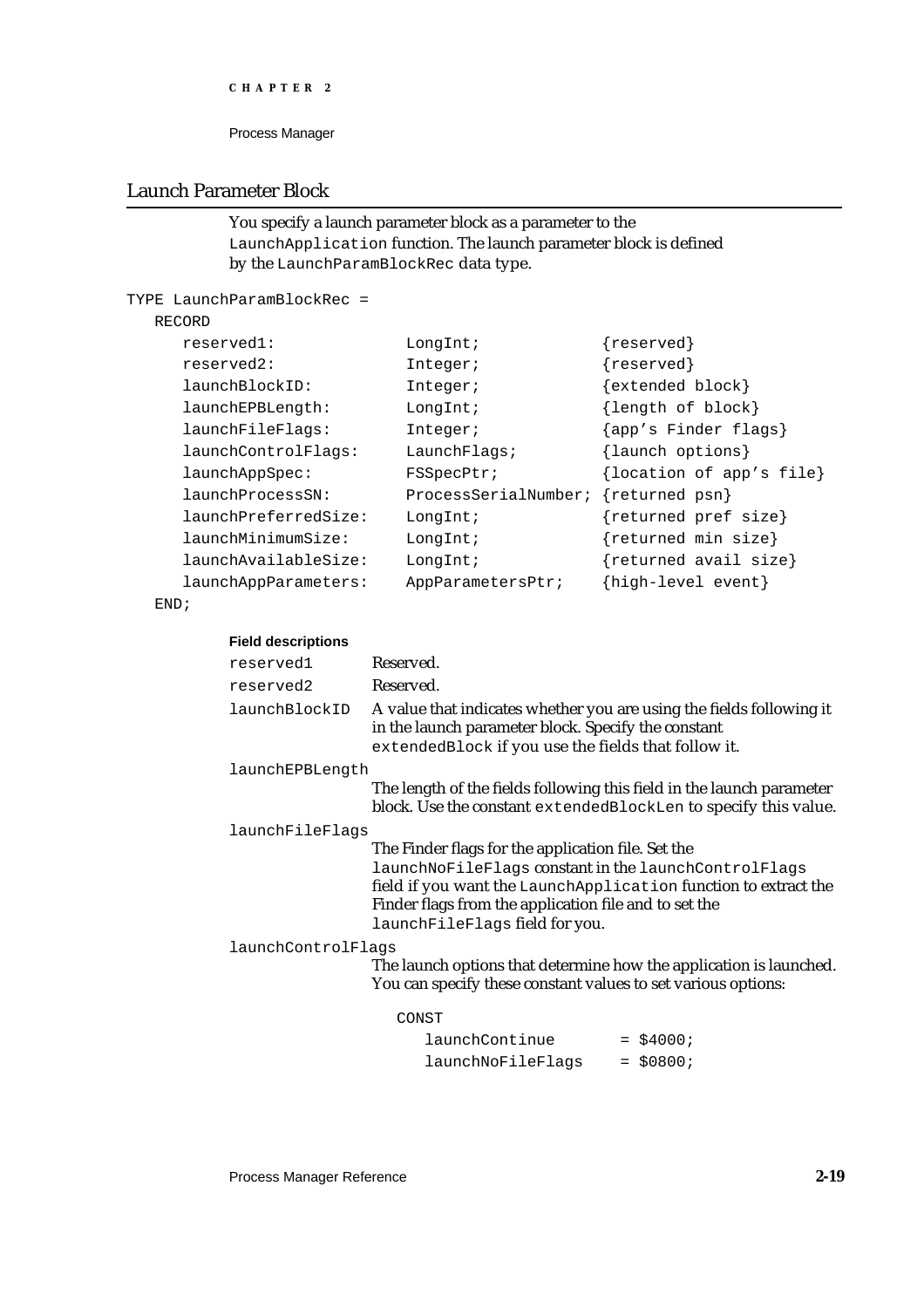## Launch Parameter Block

You specify a launch parameter block as a parameter to the `LaunchApplication` function. The launch parameter block is defined by the `LaunchParamBlockRec` data type.

```
TYPE LaunchParamBlockRec =
   RECORD
      reserved1:             LongInt;            {reserved}
      reserved2:             Integer;            {reserved}
      launchBlockID:         Integer;            {extended block}
      launchEPBLength:       LongInt;            {length of block}
      launchFileFlags:       Integer;            {app's Finder flags}
      launchControlFlags:    LaunchFlags;        {launch options}
      launchAppSpec:         FSSpecPtr;          {location of app's file}
      launchProcessSN:       ProcessSerialNumber; {returned psn}
      launchPreferredSize:   LongInt;            {returned pref size}
      launchMinimumSize:     LongInt;            {returned min size}
      launchAvailableSize:   LongInt;            {returned avail size}
      launchAppParameters:   AppParametersPtr;   {high-level event}
   END;
```

**Field descriptions**

`reserved1`
: Reserved.

`reserved2`
: Reserved.

`launchBlockID`
: A value that indicates whether you are using the fields following it in the launch parameter block. Specify the constant `extendedBlock` if you use the fields that follow it.

`launchEPBLength`
: The length of the fields following this field in the launch parameter block. Use the constant `extendedBlockLen` to specify this value.

`launchFileFlags`
: The Finder flags for the application file. Set the `launchNoFileFlags` constant in the `launchControlFlags` field if you want the `LaunchApplication` function to extract the Finder flags from the application file and to set the `launchFileFlags` field for you.

`launchControlFlags`
: The launch options that determine how the application is launched. You can specify these constant values to set various options:

```
CONST
   launchContinue      = $4000;
   launchNoFileFlags   = $0800;
```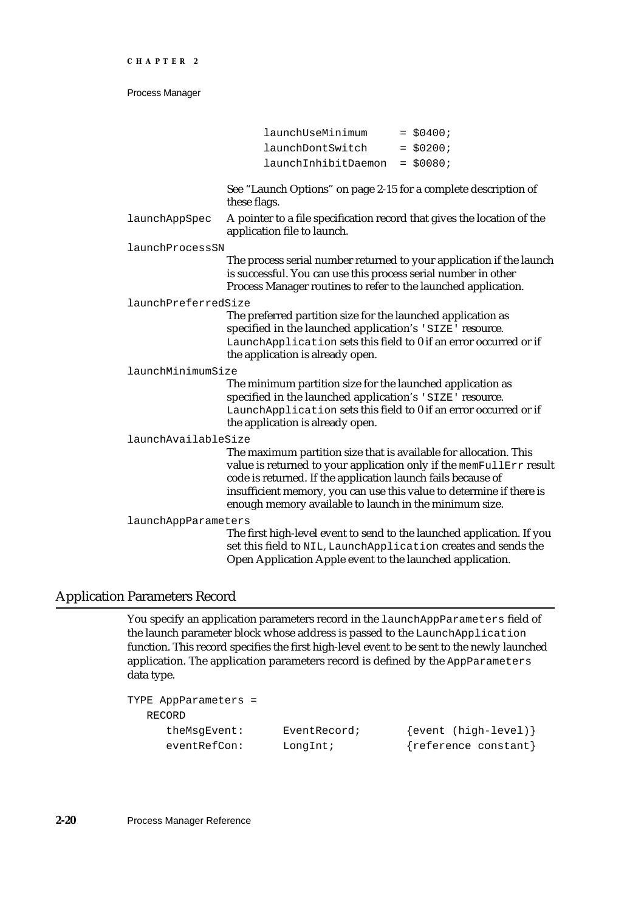```
launchUseMinimum     = $0400;
launchDontSwitch     = $0200;
launchInhibitDaemon  = $0080;
```

See "Launch Options" on page 2-15 for a complete description of these flags.

`launchAppSpec`
A pointer to a file specification record that gives the location of the application file to launch.

`launchProcessSN`
The process serial number returned to your application if the launch is successful. You can use this process serial number in other Process Manager routines to refer to the launched application.

`launchPreferredSize`
The preferred partition size for the launched application as specified in the launched application's `'SIZE'` resource. `LaunchApplication` sets this field to 0 if an error occurred or if the application is already open.

`launchMinimumSize`
The minimum partition size for the launched application as specified in the launched application's `'SIZE'` resource. `LaunchApplication` sets this field to 0 if an error occurred or if the application is already open.

`launchAvailableSize`
The maximum partition size that is available for allocation. This value is returned to your application only if the `memFullErr` result code is returned. If the application launch fails because of insufficient memory, you can use this value to determine if there is enough memory available to launch in the minimum size.

`launchAppParameters`
The first high-level event to send to the launched application. If you set this field to `NIL`, `LaunchApplication` creates and sends the Open Application Apple event to the launched application.

## Application Parameters Record

You specify an application parameters record in the `launchAppParameters` field of the launch parameter block whose address is passed to the `LaunchApplication` function. This record specifies the first high-level event to be sent to the newly launched application. The application parameters record is defined by the `AppParameters` data type.

```
TYPE AppParameters =
   RECORD
      theMsgEvent:      EventRecord;       {event (high-level)}
      eventRefCon:      LongInt;           {reference constant}
```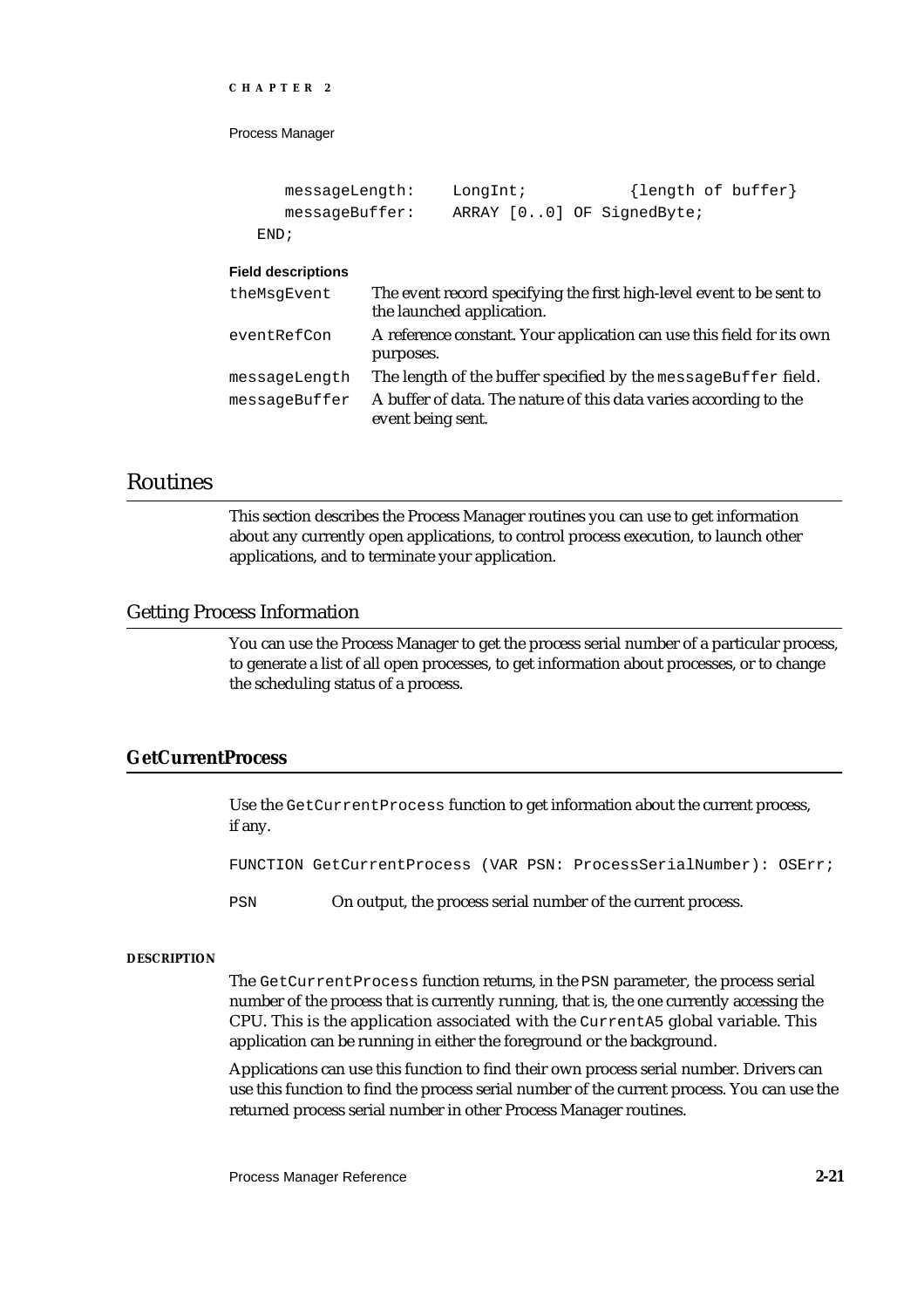```
      messageLength:    LongInt;          {length of buffer}
      messageBuffer:    ARRAY [0..0] OF SignedByte;
   END;
```

**Field descriptions**

| | |
|---|---|
| `theMsgEvent` | The event record specifying the first high-level event to be sent to the launched application. |
| `eventRefCon` | A reference constant. Your application can use this field for its own purposes. |
| `messageLength` | The length of the buffer specified by the `messageBuffer` field. |
| `messageBuffer` | A buffer of data. The nature of this data varies according to the event being sent. |

# Routines

This section describes the Process Manager routines you can use to get information about any currently open applications, to control process execution, to launch other applications, and to terminate your application.

## Getting Process Information

You can use the Process Manager to get the process serial number of a particular process, to generate a list of all open processes, to get information about processes, or to change the scheduling status of a process.

### GetCurrentProcess

Use the `GetCurrentProcess` function to get information about the current process, if any.

```
FUNCTION GetCurrentProcess (VAR PSN: ProcessSerialNumber): OSErr;
```

`PSN` On output, the process serial number of the current process.

**DESCRIPTION**

The `GetCurrentProcess` function returns, in the `PSN` parameter, the process serial number of the process that is currently running, that is, the one currently accessing the CPU. This is the application associated with the `CurrentA5` global variable. This application can be running in either the foreground or the background.

Applications can use this function to find their own process serial number. Drivers can use this function to find the process serial number of the current process. You can use the returned process serial number in other Process Manager routines.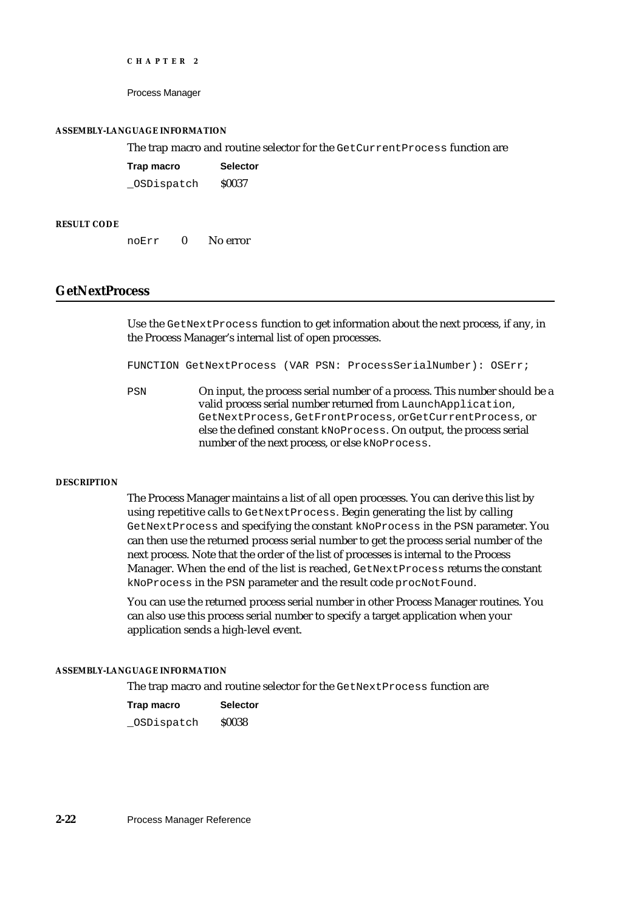#### ASSEMBLY-LANGUAGE INFORMATION

The trap macro and routine selector for the `GetCurrentProcess` function are

| Trap macro | Selector |
|---|---|
| `_OSDispatch` | $0037 |

#### RESULT CODE

| | | |
|---|---|---|
| `noErr` | 0 | No error |

## GetNextProcess

Use the `GetNextProcess` function to get information about the next process, if any, in the Process Manager's internal list of open processes.

```
FUNCTION GetNextProcess (VAR PSN: ProcessSerialNumber): OSErr;
```

`PSN` On input, the process serial number of a process. This number should be a valid process serial number returned from `LaunchApplication`, `GetNextProcess`, `GetFrontProcess`, or `GetCurrentProcess`, or else the defined constant `kNoProcess`. On output, the process serial number of the next process, or else `kNoProcess`.

#### DESCRIPTION

The Process Manager maintains a list of all open processes. You can derive this list by using repetitive calls to `GetNextProcess`. Begin generating the list by calling `GetNextProcess` and specifying the constant `kNoProcess` in the `PSN` parameter. You can then use the returned process serial number to get the process serial number of the next process. Note that the order of the list of processes is internal to the Process Manager. When the end of the list is reached, `GetNextProcess` returns the constant `kNoProcess` in the `PSN` parameter and the result code `procNotFound`.

You can use the returned process serial number in other Process Manager routines. You can also use this process serial number to specify a target application when your application sends a high-level event.

#### ASSEMBLY-LANGUAGE INFORMATION

The trap macro and routine selector for the `GetNextProcess` function are

| Trap macro | Selector |
|---|---|
| `_OSDispatch` | $0038 |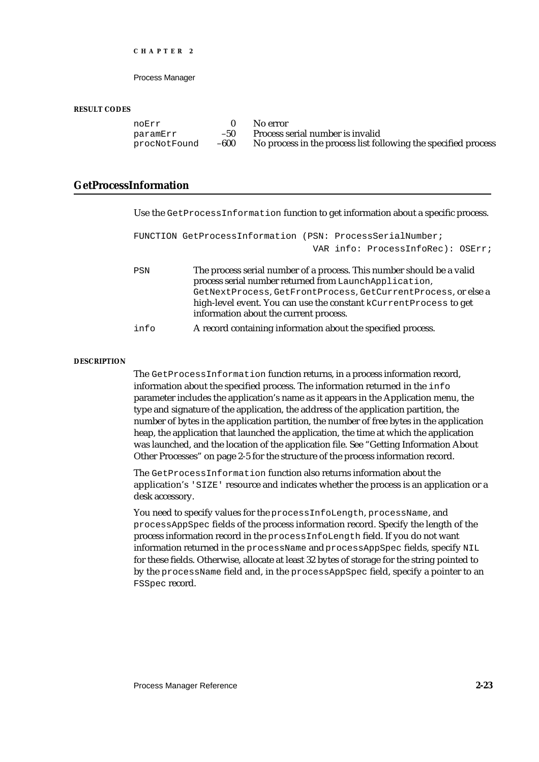**RESULT CODES**

| | | |
|---|---|---|
| `noErr` | 0 | No error |
| `paramErr` | –50 | Process serial number is invalid |
| `procNotFound` | –600 | No process in the process list following the specified process |

## GetProcessInformation

Use the `GetProcessInformation` function to get information about a specific process.

```
FUNCTION GetProcessInformation (PSN: ProcessSerialNumber;
                                VAR info: ProcessInfoRec): OSErr;
```

`PSN` The process serial number of a process. This number should be a valid process serial number returned from `LaunchApplication`, `GetNextProcess`, `GetFrontProcess`, `GetCurrentProcess`, or else a high-level event. You can use the constant `kCurrentProcess` to get information about the current process.

`info` A record containing information about the specified process.

**DESCRIPTION**

The `GetProcessInformation` function returns, in a process information record, information about the specified process. The information returned in the `info` parameter includes the application's name as it appears in the Application menu, the type and signature of the application, the address of the application partition, the number of bytes in the application partition, the number of free bytes in the application heap, the application that launched the application, the time at which the application was launched, and the location of the application file. See "Getting Information About Other Processes" on page 2-5 for the structure of the process information record.

The `GetProcessInformation` function also returns information about the application's `'SIZE'` resource and indicates whether the process is an application or a desk accessory.

You need to specify values for the `processInfoLength`, `processName`, and `processAppSpec` fields of the process information record. Specify the length of the process information record in the `processInfoLength` field. If you do not want information returned in the `processName` and `processAppSpec` fields, specify `NIL` for these fields. Otherwise, allocate at least 32 bytes of storage for the string pointed to by the `processName` field and, in the `processAppSpec` field, specify a pointer to an `FSSpec` record.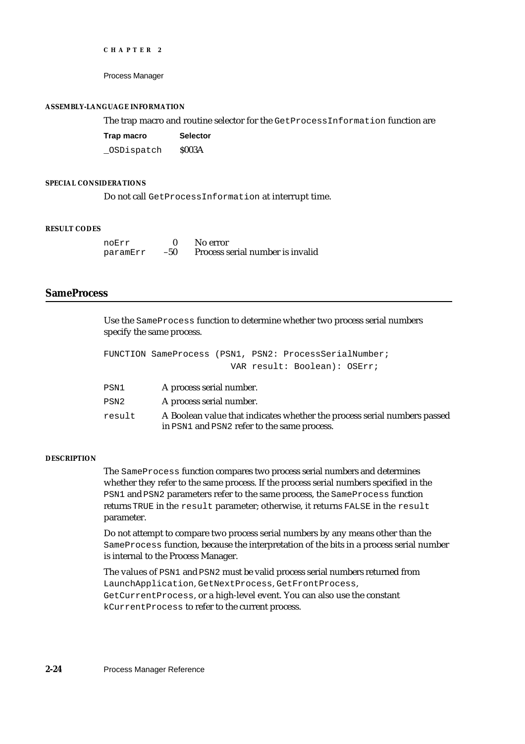#### ASSEMBLY-LANGUAGE INFORMATION

The trap macro and routine selector for the `GetProcessInformation` function are

| Trap macro | Selector |
|---|---|
| `_OSDispatch` | $003A |

#### SPECIAL CONSIDERATIONS

Do not call `GetProcessInformation` at interrupt time.

#### RESULT CODES

| | | |
|---|---|---|
| `noErr` | 0 | No error |
| `paramErr` | –50 | Process serial number is invalid |

## SameProcess

Use the `SameProcess` function to determine whether two process serial numbers specify the same process.

```
FUNCTION SameProcess (PSN1, PSN2: ProcessSerialNumber;
                      VAR result: Boolean): OSErr;
```

`PSN1` A process serial number.

`PSN2` A process serial number.

`result` A Boolean value that indicates whether the process serial numbers passed in `PSN1` and `PSN2` refer to the same process.

#### DESCRIPTION

The `SameProcess` function compares two process serial numbers and determines whether they refer to the same process. If the process serial numbers specified in the `PSN1` and `PSN2` parameters refer to the same process, the `SameProcess` function returns `TRUE` in the `result` parameter; otherwise, it returns `FALSE` in the `result` parameter.

Do not attempt to compare two process serial numbers by any means other than the `SameProcess` function, because the interpretation of the bits in a process serial number is internal to the Process Manager.

The values of `PSN1` and `PSN2` must be valid process serial numbers returned from `LaunchApplication`, `GetNextProcess`, `GetFrontProcess`, `GetCurrentProcess`, or a high-level event. You can also use the constant `kCurrentProcess` to refer to the current process.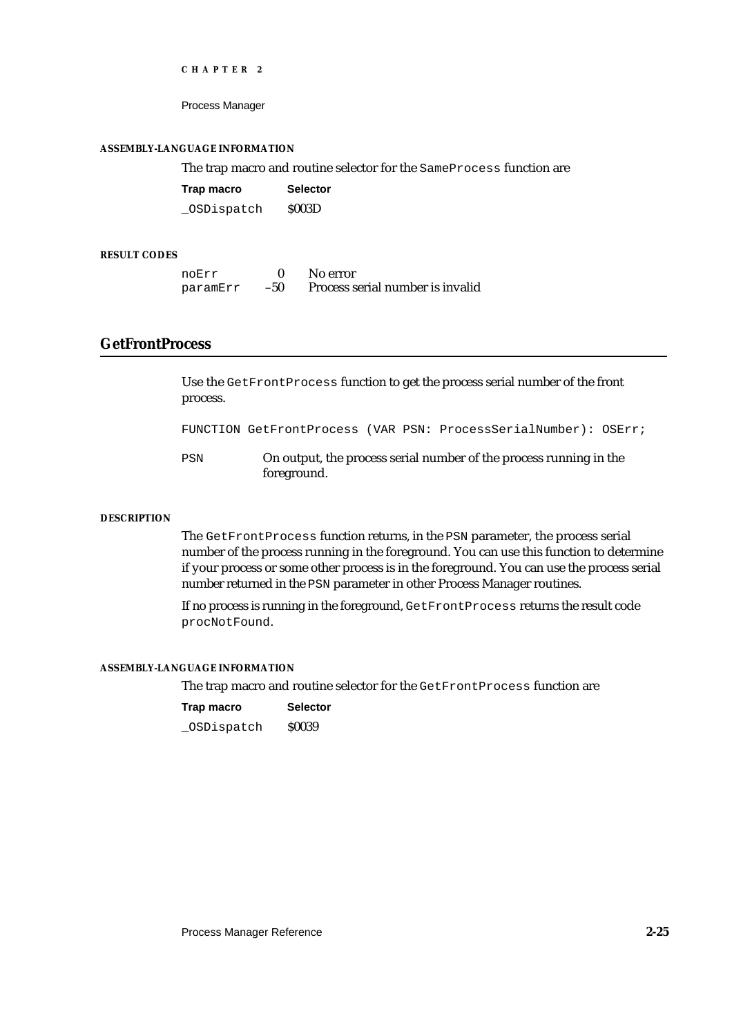#### ASSEMBLY-LANGUAGE INFORMATION

The trap macro and routine selector for the `SameProcess` function are

| Trap macro | Selector |
|---|---|
| `_OSDispatch` | $003D |

#### RESULT CODES

| | | |
|---|---|---|
| `noErr` | 0 | No error |
| `paramErr` | –50 | Process serial number is invalid |

## GetFrontProcess

Use the `GetFrontProcess` function to get the process serial number of the front process.

```
FUNCTION GetFrontProcess (VAR PSN: ProcessSerialNumber): OSErr;
```

`PSN` On output, the process serial number of the process running in the foreground.

#### DESCRIPTION

The `GetFrontProcess` function returns, in the `PSN` parameter, the process serial number of the process running in the foreground. You can use this function to determine if your process or some other process is in the foreground. You can use the process serial number returned in the `PSN` parameter in other Process Manager routines.

If no process is running in the foreground, `GetFrontProcess` returns the result code `procNotFound`.

#### ASSEMBLY-LANGUAGE INFORMATION

The trap macro and routine selector for the `GetFrontProcess` function are

| Trap macro | Selector |
|---|---|
| `_OSDispatch` | $0039 |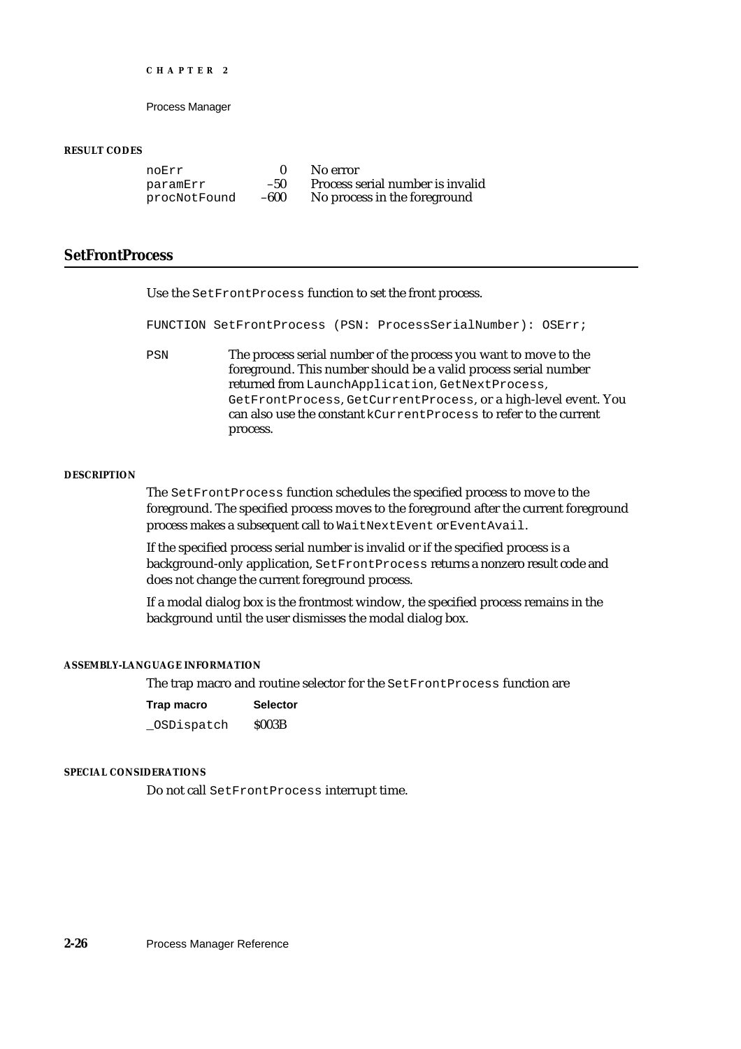**RESULT CODES**

| | | |
|---|---|---|
| noErr | 0 | No error |
| paramErr | –50 | Process serial number is invalid |
| procNotFound | –600 | No process in the foreground |

## SetFrontProcess

Use the SetFrontProcess function to set the front process.

```
FUNCTION SetFrontProcess (PSN: ProcessSerialNumber): OSErr;
```

PSN — The process serial number of the process you want to move to the foreground. This number should be a valid process serial number returned from LaunchApplication, GetNextProcess, GetFrontProcess, GetCurrentProcess, or a high-level event. You can also use the constant kCurrentProcess to refer to the current process.

**DESCRIPTION**

The SetFrontProcess function schedules the specified process to move to the foreground. The specified process moves to the foreground after the current foreground process makes a subsequent call to WaitNextEvent or EventAvail.

If the specified process serial number is invalid or if the specified process is a background-only application, SetFrontProcess returns a nonzero result code and does not change the current foreground process.

If a modal dialog box is the frontmost window, the specified process remains in the background until the user dismisses the modal dialog box.

**ASSEMBLY-LANGUAGE INFORMATION**

The trap macro and routine selector for the SetFrontProcess function are

| Trap macro | Selector |
|---|---|
| _OSDispatch | $003B |

**SPECIAL CONSIDERATIONS**

Do not call SetFrontProcess interrupt time.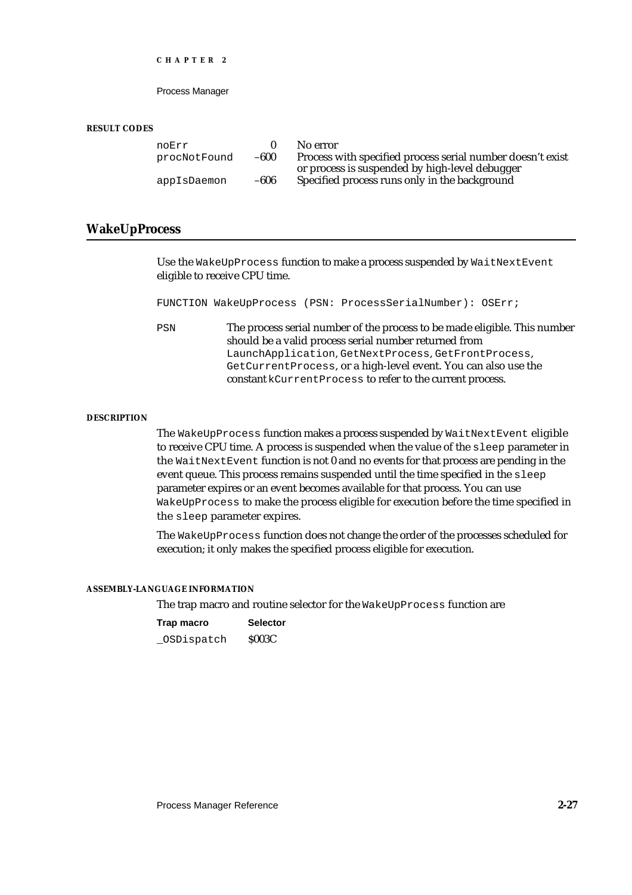#### RESULT CODES

| | | |
|---|---|---|
| noErr | 0 | No error |
| procNotFound | –600 | Process with specified process serial number doesn't exist or process is suspended by high-level debugger |
| appIsDaemon | –606 | Specified process runs only in the background |

## WakeUpProcess

Use the WakeUpProcess function to make a process suspended by WaitNextEvent eligible to receive CPU time.

```
FUNCTION WakeUpProcess (PSN: ProcessSerialNumber): OSErr;
```

PSN — The process serial number of the process to be made eligible. This number should be a valid process serial number returned from LaunchApplication, GetNextProcess, GetFrontProcess, GetCurrentProcess, or a high-level event. You can also use the constant kCurrentProcess to refer to the current process.

#### DESCRIPTION

The WakeUpProcess function makes a process suspended by WaitNextEvent eligible to receive CPU time. A process is suspended when the value of the sleep parameter in the WaitNextEvent function is not 0 and no events for that process are pending in the event queue. This process remains suspended until the time specified in the sleep parameter expires or an event becomes available for that process. You can use WakeUpProcess to make the process eligible for execution before the time specified in the sleep parameter expires.

The WakeUpProcess function does not change the order of the processes scheduled for execution; it only makes the specified process eligible for execution.

#### ASSEMBLY-LANGUAGE INFORMATION

The trap macro and routine selector for the WakeUpProcess function are

| Trap macro | Selector |
|---|---|
| _OSDispatch | $003C |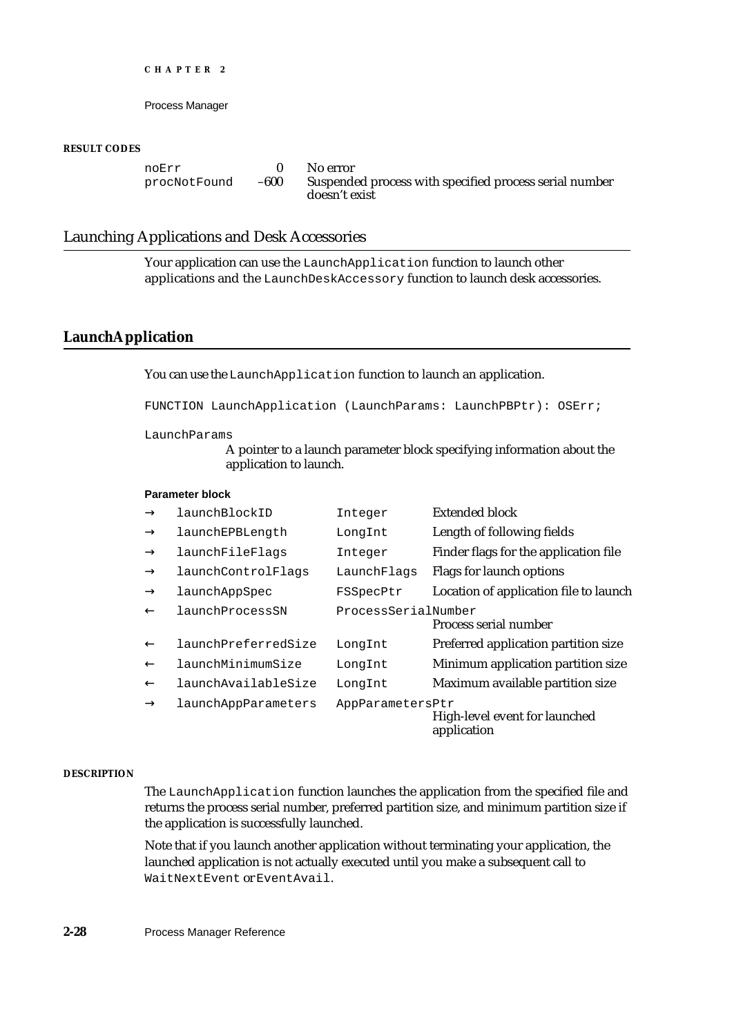**RESULT CODES**

| | | |
|---|---|---|
| noErr | 0 | No error |
| procNotFound | –600 | Suspended process with specified process serial number doesn't exist |

## Launching Applications and Desk Accessories

Your application can use the `LaunchApplication` function to launch other applications and the `LaunchDeskAccessory` function to launch desk accessories.

### LaunchApplication

You can use the `LaunchApplication` function to launch an application.

```
FUNCTION LaunchApplication (LaunchParams: LaunchPBPtr): OSErr;
```

`LaunchParams`
A pointer to a launch parameter block specifying information about the application to launch.

**Parameter block**

| | | | |
|---|---|---|---|
| → | launchBlockID | Integer | Extended block |
| → | launchEPBLength | LongInt | Length of following fields |
| → | launchFileFlags | Integer | Finder flags for the application file |
| → | launchControlFlags | LaunchFlags | Flags for launch options |
| → | launchAppSpec | FSSpecPtr | Location of application file to launch |
| ← | launchProcessSN | ProcessSerialNumber | Process serial number |
| ← | launchPreferredSize | LongInt | Preferred application partition size |
| ← | launchMinimumSize | LongInt | Minimum application partition size |
| ← | launchAvailableSize | LongInt | Maximum available partition size |
| → | launchAppParameters | AppParametersPtr | High-level event for launched application |

**DESCRIPTION**

The `LaunchApplication` function launches the application from the specified file and returns the process serial number, preferred partition size, and minimum partition size if the application is successfully launched.

Note that if you launch another application without terminating your application, the launched application is not actually executed until you make a subsequent call to `WaitNextEvent` or `EventAvail`.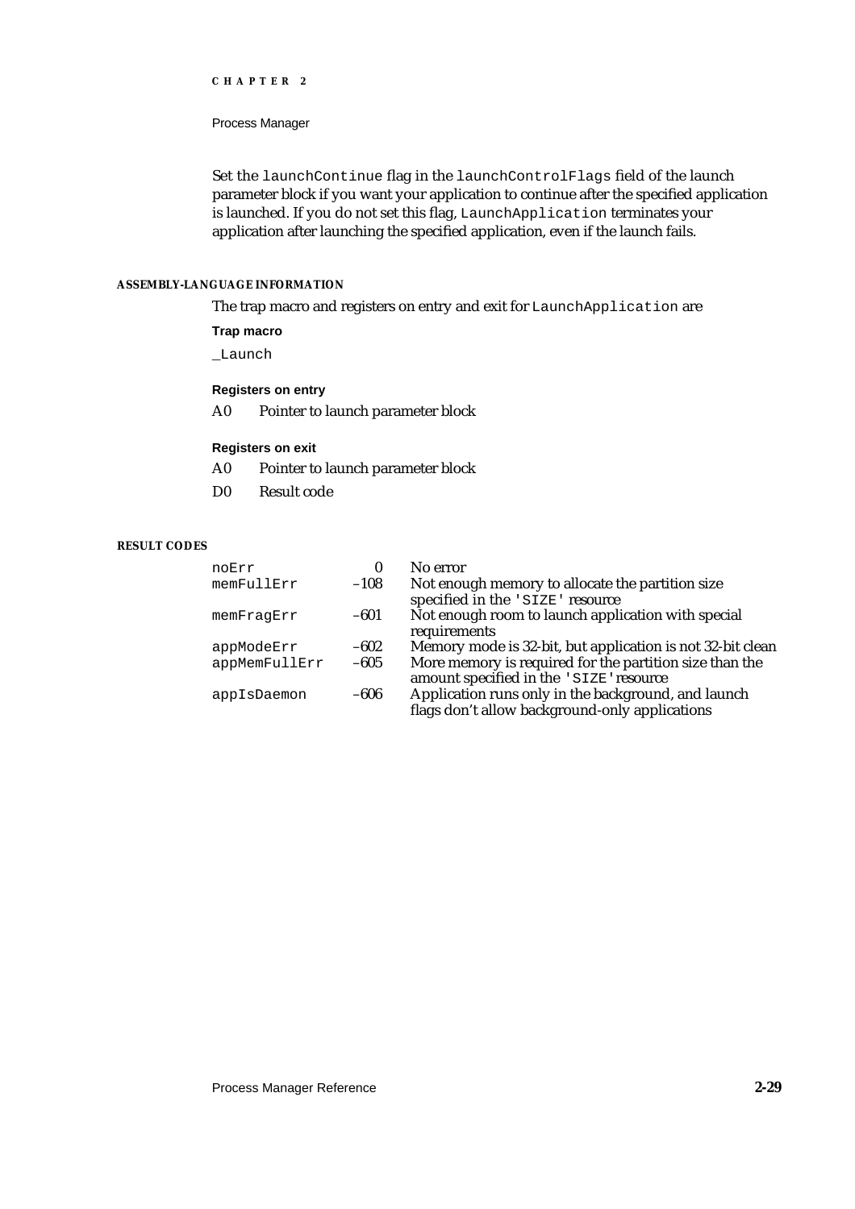Set the `launchContinue` flag in the `launchControlFlags` field of the launch parameter block if you want your application to continue after the specified application is launched. If you do not set this flag, `LaunchApplication` terminates your application after launching the specified application, even if the launch fails.

#### ASSEMBLY-LANGUAGE INFORMATION

The trap macro and registers on entry and exit for `LaunchApplication` are

**Trap macro**

`_Launch`

**Registers on entry**

| | |
|---|---|
| A0 | Pointer to launch parameter block |

**Registers on exit**

| | |
|---|---|
| A0 | Pointer to launch parameter block |
| D0 | Result code |

#### RESULT CODES

| | | |
|---|---|---|
| `noErr` | 0 | No error |
| `memFullErr` | –108 | Not enough memory to allocate the partition size specified in the `'SIZE'` resource |
| `memFragErr` | –601 | Not enough room to launch application with special requirements |
| `appModeErr` | –602 | Memory mode is 32-bit, but application is not 32-bit clean |
| `appMemFullErr` | –605 | More memory is required for the partition size than the amount specified in the `'SIZE'` resource |
| `appIsDaemon` | –606 | Application runs only in the background, and launch flags don't allow background-only applications |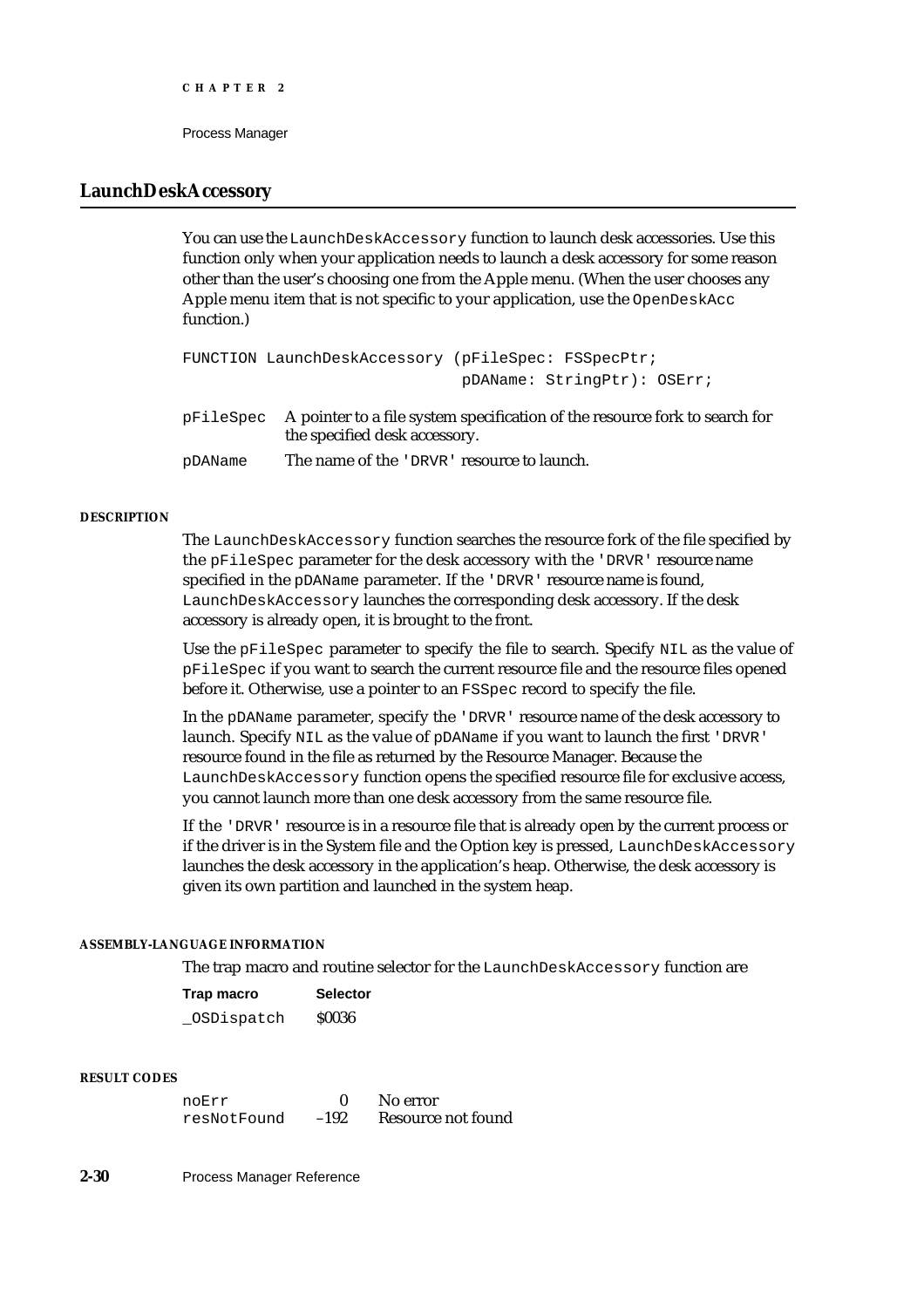## LaunchDeskAccessory

You can use the `LaunchDeskAccessory` function to launch desk accessories. Use this function only when your application needs to launch a desk accessory for some reason other than the user's choosing one from the Apple menu. (When the user chooses any Apple menu item that is not specific to your application, use the `OpenDeskAcc` function.)

```
FUNCTION LaunchDeskAccessory (pFileSpec: FSSpecPtr;
                              pDAName: StringPtr): OSErr;
```

`pFileSpec` A pointer to a file system specification of the resource fork to search for the specified desk accessory.

`pDAName` The name of the `'DRVR'` resource to launch.

#### DESCRIPTION

The `LaunchDeskAccessory` function searches the resource fork of the file specified by the `pFileSpec` parameter for the desk accessory with the `'DRVR'` resource name specified in the `pDAName` parameter. If the `'DRVR'` resource name is found, `LaunchDeskAccessory` launches the corresponding desk accessory. If the desk accessory is already open, it is brought to the front.

Use the `pFileSpec` parameter to specify the file to search. Specify `NIL` as the value of `pFileSpec` if you want to search the current resource file and the resource files opened before it. Otherwise, use a pointer to an `FSSpec` record to specify the file.

In the `pDAName` parameter, specify the `'DRVR'` resource name of the desk accessory to launch. Specify `NIL` as the value of `pDAName` if you want to launch the first `'DRVR'` resource found in the file as returned by the Resource Manager. Because the `LaunchDeskAccessory` function opens the specified resource file for exclusive access, you cannot launch more than one desk accessory from the same resource file.

If the `'DRVR'` resource is in a resource file that is already open by the current process or if the driver is in the System file and the Option key is pressed, `LaunchDeskAccessory` launches the desk accessory in the application's heap. Otherwise, the desk accessory is given its own partition and launched in the system heap.

#### ASSEMBLY-LANGUAGE INFORMATION

The trap macro and routine selector for the `LaunchDeskAccessory` function are

| Trap macro | Selector |
|---|---|
| `_OSDispatch` | $0036 |

#### RESULT CODES

| | | |
|---|---|---|
| `noErr` | 0 | No error |
| `resNotFound` | –192 | Resource not found |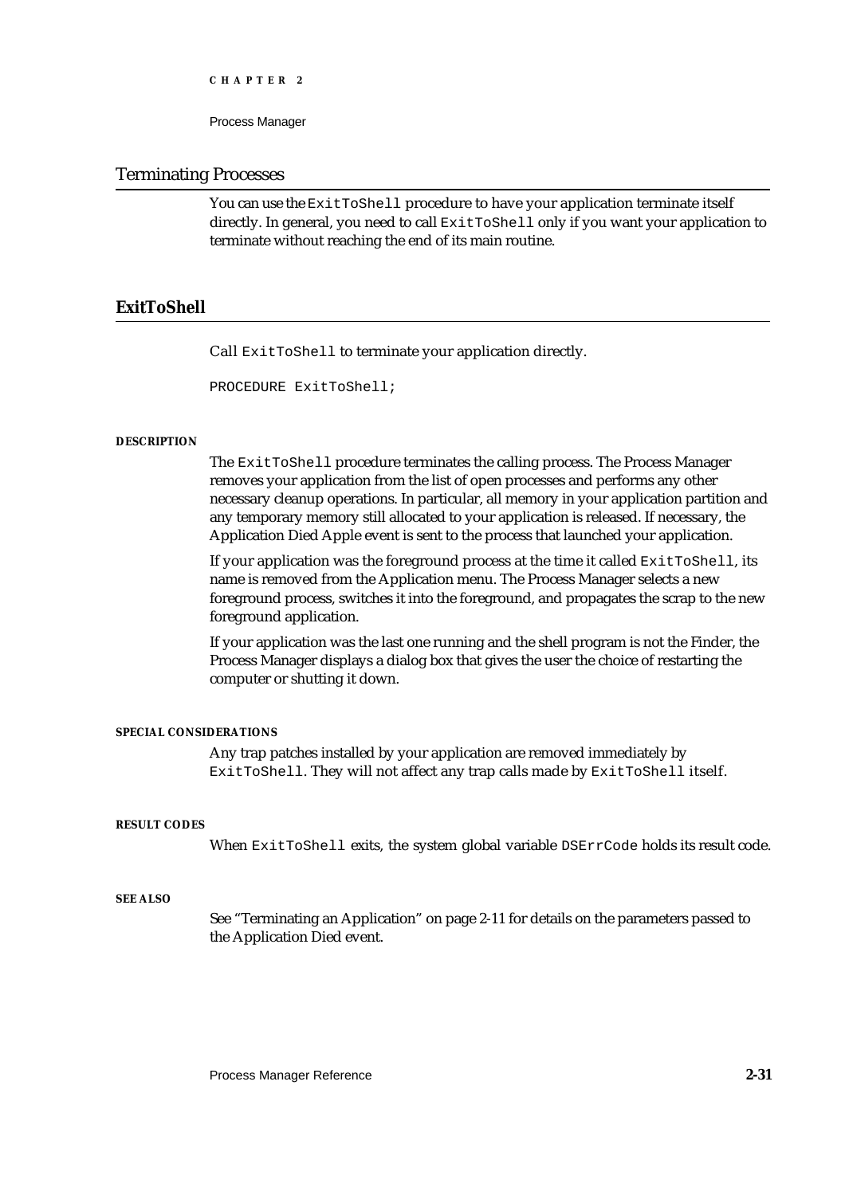## Terminating Processes

You can use the `ExitToShell` procedure to have your application terminate itself directly. In general, you need to call `ExitToShell` only if you want your application to terminate without reaching the end of its main routine.

### ExitToShell

Call `ExitToShell` to terminate your application directly.

```
PROCEDURE ExitToShell;
```

**DESCRIPTION**

The `ExitToShell` procedure terminates the calling process. The Process Manager removes your application from the list of open processes and performs any other necessary cleanup operations. In particular, all memory in your application partition and any temporary memory still allocated to your application is released. If necessary, the Application Died Apple event is sent to the process that launched your application.

If your application was the foreground process at the time it called `ExitToShell`, its name is removed from the Application menu. The Process Manager selects a new foreground process, switches it into the foreground, and propagates the scrap to the new foreground application.

If your application was the last one running and the shell program is not the Finder, the Process Manager displays a dialog box that gives the user the choice of restarting the computer or shutting it down.

**SPECIAL CONSIDERATIONS**

Any trap patches installed by your application are removed immediately by `ExitToShell`. They will not affect any trap calls made by `ExitToShell` itself.

**RESULT CODES**

When `ExitToShell` exits, the system global variable `DSErrCode` holds its result code.

**SEE ALSO**

See "Terminating an Application" on page 2-11 for details on the parameters passed to the Application Died event.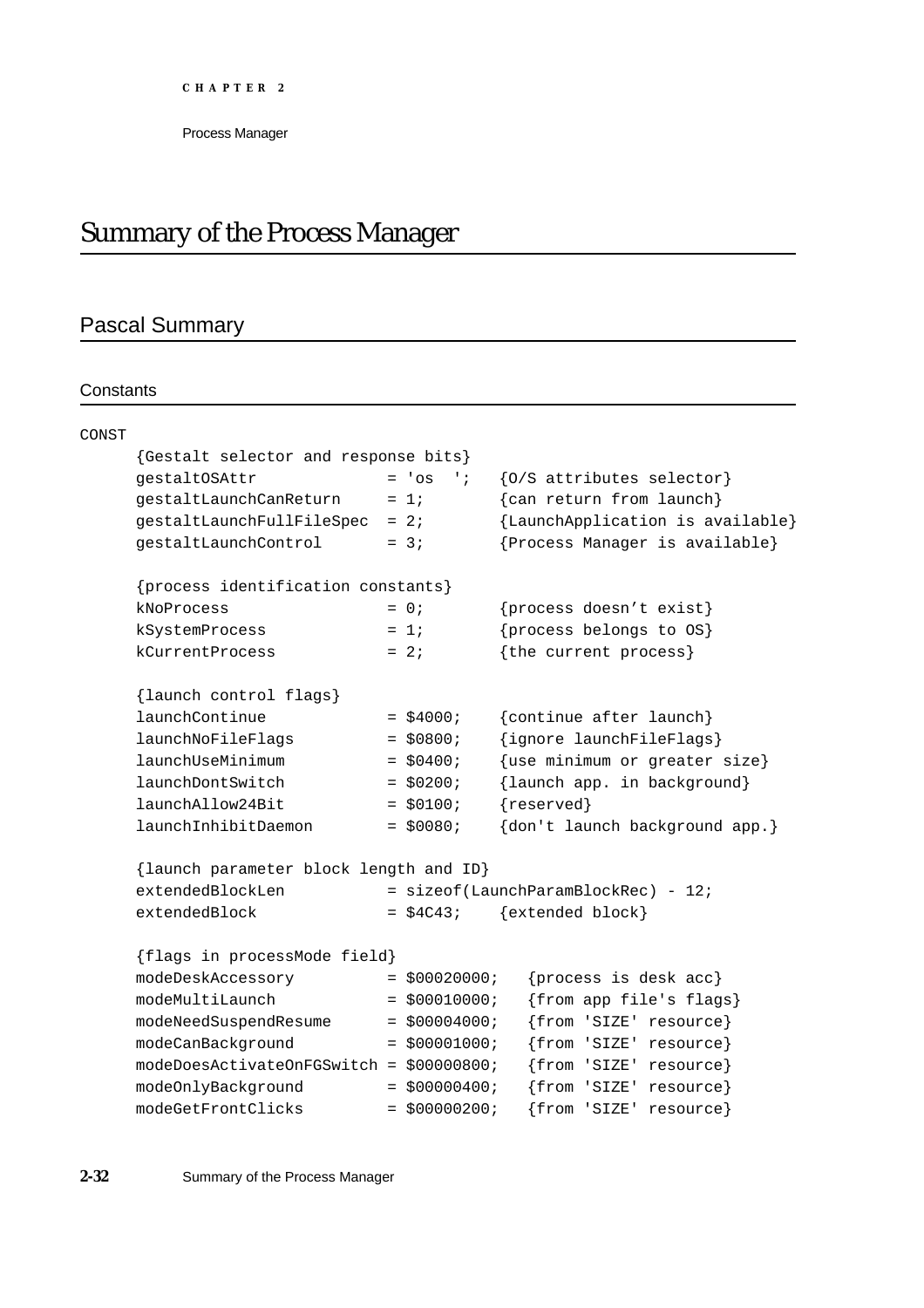# Summary of the Process Manager

## Pascal Summary

### Constants

```
CONST
     {Gestalt selector and response bits}
     gestaltOSAttr             = 'os  ';   {O/S attributes selector}
     gestaltLaunchCanReturn    = 1;        {can return from launch}
     gestaltLaunchFullFileSpec  = 2;       {LaunchApplication is available}
     gestaltLaunchControl      = 3;        {Process Manager is available}

     {process identification constants}
     kNoProcess                = 0;        {process doesn't exist}
     kSystemProcess            = 1;        {process belongs to OS}
     kCurrentProcess           = 2;        {the current process}

     {launch control flags}
     launchContinue            = $4000;    {continue after launch}
     launchNoFileFlags         = $0800;    {ignore launchFileFlags}
     launchUseMinimum          = $0400;    {use minimum or greater size}
     launchDontSwitch          = $0200;    {launch app. in background}
     launchAllow24Bit          = $0100;    {reserved}
     launchInhibitDaemon       = $0080;    {don't launch background app.}

     {launch parameter block length and ID}
     extendedBlockLen          = sizeof(LaunchParamBlockRec) - 12;
     extendedBlock             = $4C43;    {extended block}

     {flags in processMode field}
     modeDeskAccessory         = $00020000;   {process is desk acc}
     modeMultiLaunch           = $00010000;   {from app file's flags}
     modeNeedSuspendResume     = $00004000;   {from 'SIZE' resource}
     modeCanBackground         = $00001000;   {from 'SIZE' resource}
     modeDoesActivateOnFGSwitch = $00000800;   {from 'SIZE' resource}
     modeOnlyBackground        = $00000400;   {from 'SIZE' resource}
     modeGetFrontClicks        = $00000200;   {from 'SIZE' resource}
```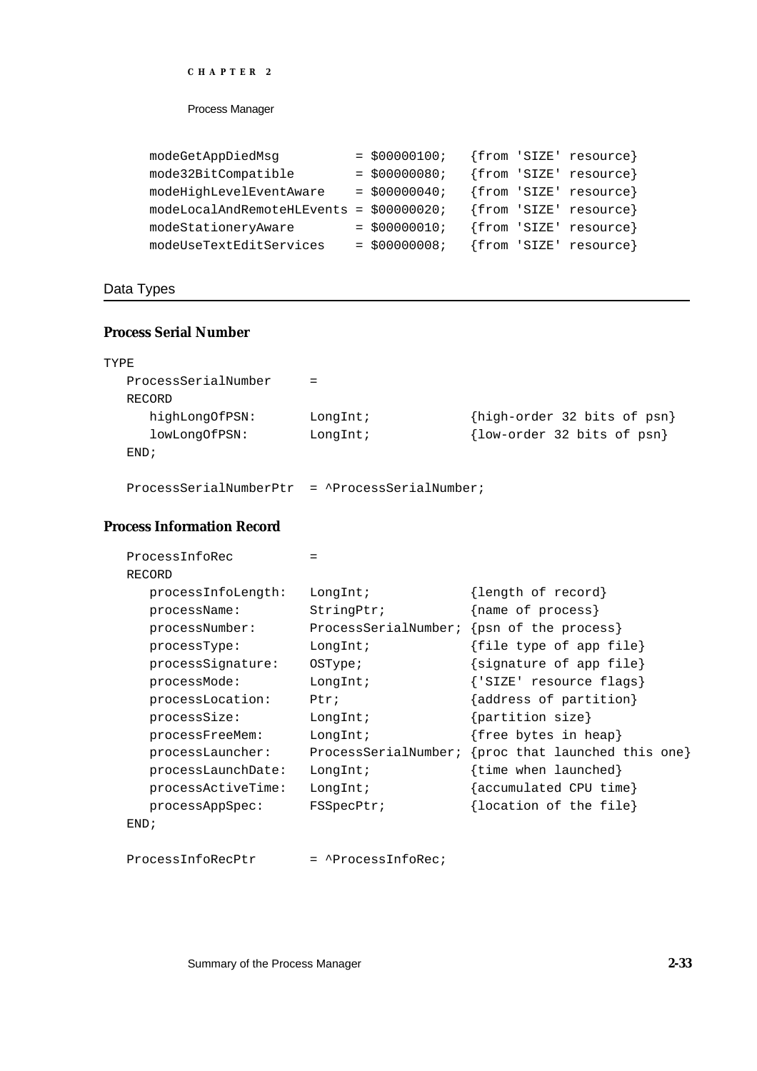```
modeGetAppDiedMsg          = $00000100;   {from 'SIZE' resource}
mode32BitCompatible        = $00000080;   {from 'SIZE' resource}
modeHighLevelEventAware    = $00000040;   {from 'SIZE' resource}
modeLocalAndRemoteHLEvents = $00000020;   {from 'SIZE' resource}
modeStationeryAware        = $00000010;   {from 'SIZE' resource}
modeUseTextEditServices    = $00000008;   {from 'SIZE' resource}
```

## Data Types

### Process Serial Number

```
TYPE
   ProcessSerialNumber     =
   RECORD
      highLongOfPSN:       LongInt;            {high-order 32 bits of psn}
      lowLongOfPSN:        LongInt;            {low-order 32 bits of psn}
   END;

   ProcessSerialNumberPtr  = ^ProcessSerialNumber;
```

### Process Information Record

```
   ProcessInfoRec          =
   RECORD
      processInfoLength:   LongInt;             {length of record}
      processName:         StringPtr;           {name of process}
      processNumber:       ProcessSerialNumber; {psn of the process}
      processType:         LongInt;             {file type of app file}
      processSignature:    OSType;              {signature of app file}
      processMode:         LongInt;             {'SIZE' resource flags}
      processLocation:     Ptr;                 {address of partition}
      processSize:         LongInt;             {partition size}
      processFreeMem:      LongInt;             {free bytes in heap}
      processLauncher:     ProcessSerialNumber; {proc that launched this one}
      processLaunchDate:   LongInt;             {time when launched}
      processActiveTime:   LongInt;             {accumulated CPU time}
      processAppSpec:      FSSpecPtr;           {location of the file}
   END;

   ProcessInfoRecPtr       = ^ProcessInfoRec;
```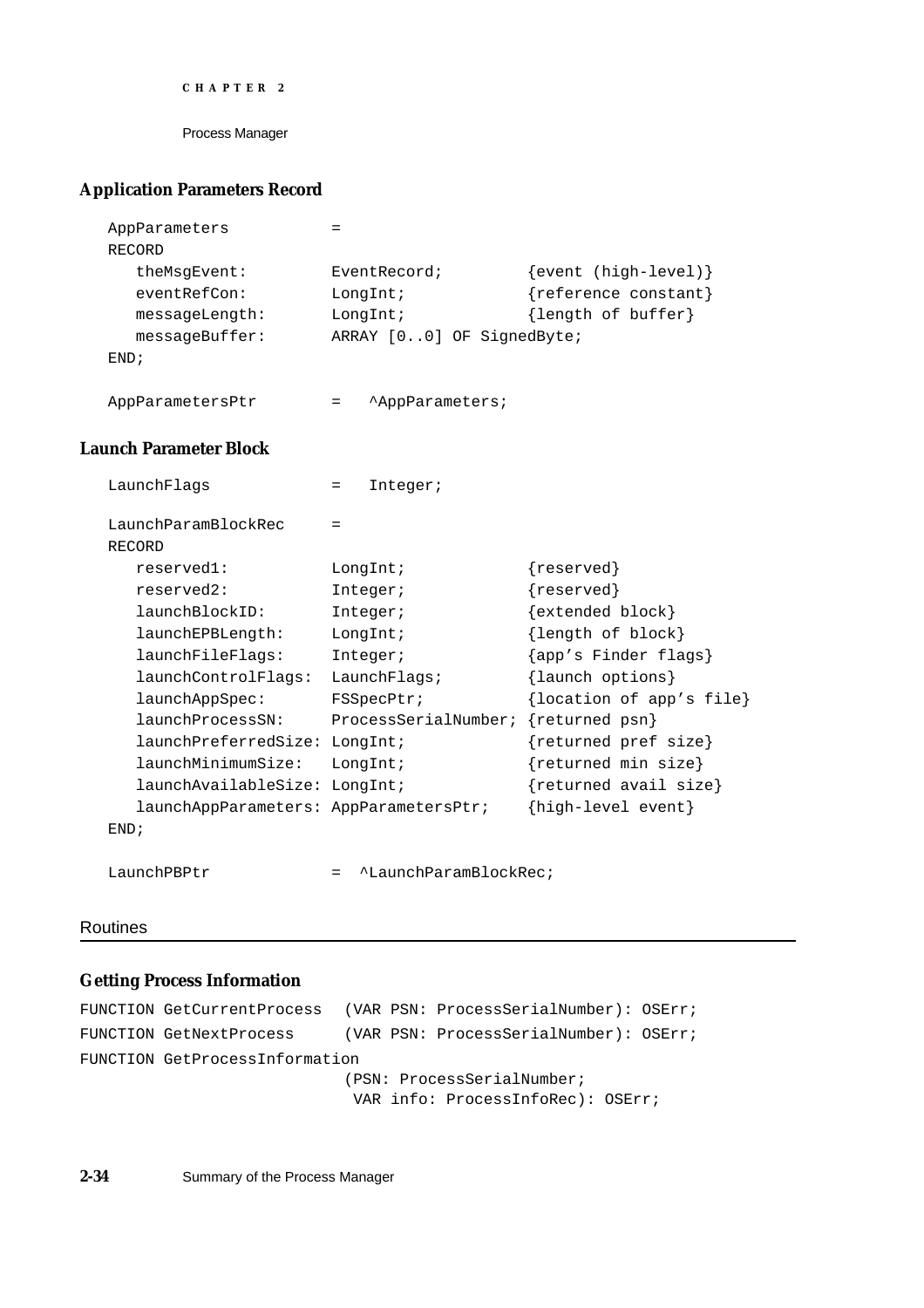### Application Parameters Record

```
AppParameters          =
RECORD
   theMsgEvent:        EventRecord;         {event (high-level)}
   eventRefCon:        LongInt;             {reference constant}
   messageLength:      LongInt;             {length of buffer}
   messageBuffer:      ARRAY [0..0] OF SignedByte;
END;

AppParametersPtr       =   ^AppParameters;
```

### Launch Parameter Block

```
LaunchFlags            =   Integer;

LaunchParamBlockRec    =
RECORD
   reserved1:          LongInt;             {reserved}
   reserved2:          Integer;             {reserved}
   launchBlockID:      Integer;             {extended block}
   launchEPBLength:    LongInt;             {length of block}
   launchFileFlags:    Integer;             {app's Finder flags}
   launchControlFlags: LaunchFlags;         {launch options}
   launchAppSpec:      FSSpecPtr;           {location of app's file}
   launchProcessSN:    ProcessSerialNumber; {returned psn}
   launchPreferredSize: LongInt;            {returned pref size}
   launchMinimumSize:  LongInt;             {returned min size}
   launchAvailableSize: LongInt;            {returned avail size}
   launchAppParameters: AppParametersPtr;   {high-level event}
END;

LaunchPBPtr            =  ^LaunchParamBlockRec;
```

## Routines

### Getting Process Information

```
FUNCTION GetCurrentProcess  (VAR PSN: ProcessSerialNumber): OSErr;
FUNCTION GetNextProcess     (VAR PSN: ProcessSerialNumber): OSErr;
FUNCTION GetProcessInformation
                            (PSN: ProcessSerialNumber;
                             VAR info: ProcessInfoRec): OSErr;
```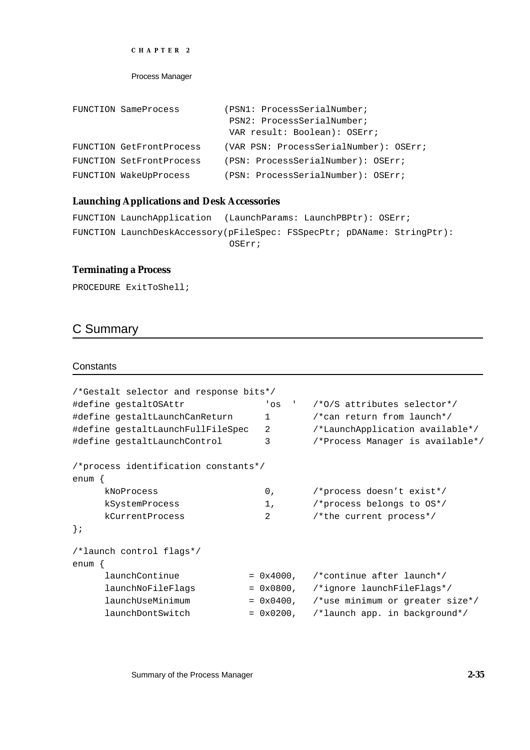```
FUNCTION SameProcess         (PSN1: ProcessSerialNumber;
                              PSN2: ProcessSerialNumber;
                              VAR result: Boolean): OSErr;
FUNCTION GetFrontProcess     (VAR PSN: ProcessSerialNumber): OSErr;
FUNCTION SetFrontProcess     (PSN: ProcessSerialNumber): OSErr;
FUNCTION WakeUpProcess       (PSN: ProcessSerialNumber): OSErr;
```

### Launching Applications and Desk Accessories

```
FUNCTION LaunchApplication   (LaunchParams: LaunchPBPtr): OSErr;
FUNCTION LaunchDeskAccessory(pFileSpec: FSSpecPtr; pDAName: StringPtr):
                              OSErr;
```

### Terminating a Process

```
PROCEDURE ExitToShell;
```

## C Summary

### Constants

```
/*Gestalt selector and response bits*/
#define gestaltOSAttr                'os  '   /*O/S attributes selector*/
#define gestaltLaunchCanReturn       1        /*can return from launch*/
#define gestaltLaunchFullFileSpec    2        /*LaunchApplication available*/
#define gestaltLaunchControl         3        /*Process Manager is available*/

/*process identification constants*/
enum {
     kNoProcess                    0,       /*process doesn't exist*/
     kSystemProcess                1,       /*process belongs to OS*/
     kCurrentProcess               2        /*the current process*/
};

/*launch control flags*/
enum {
     launchContinue            = 0x4000,   /*continue after launch*/
     launchNoFileFlags         = 0x0800,   /*ignore launchFileFlags*/
     launchUseMinimum          = 0x0400,   /*use minimum or greater size*/
     launchDontSwitch          = 0x0200,   /*launch app. in background*/
```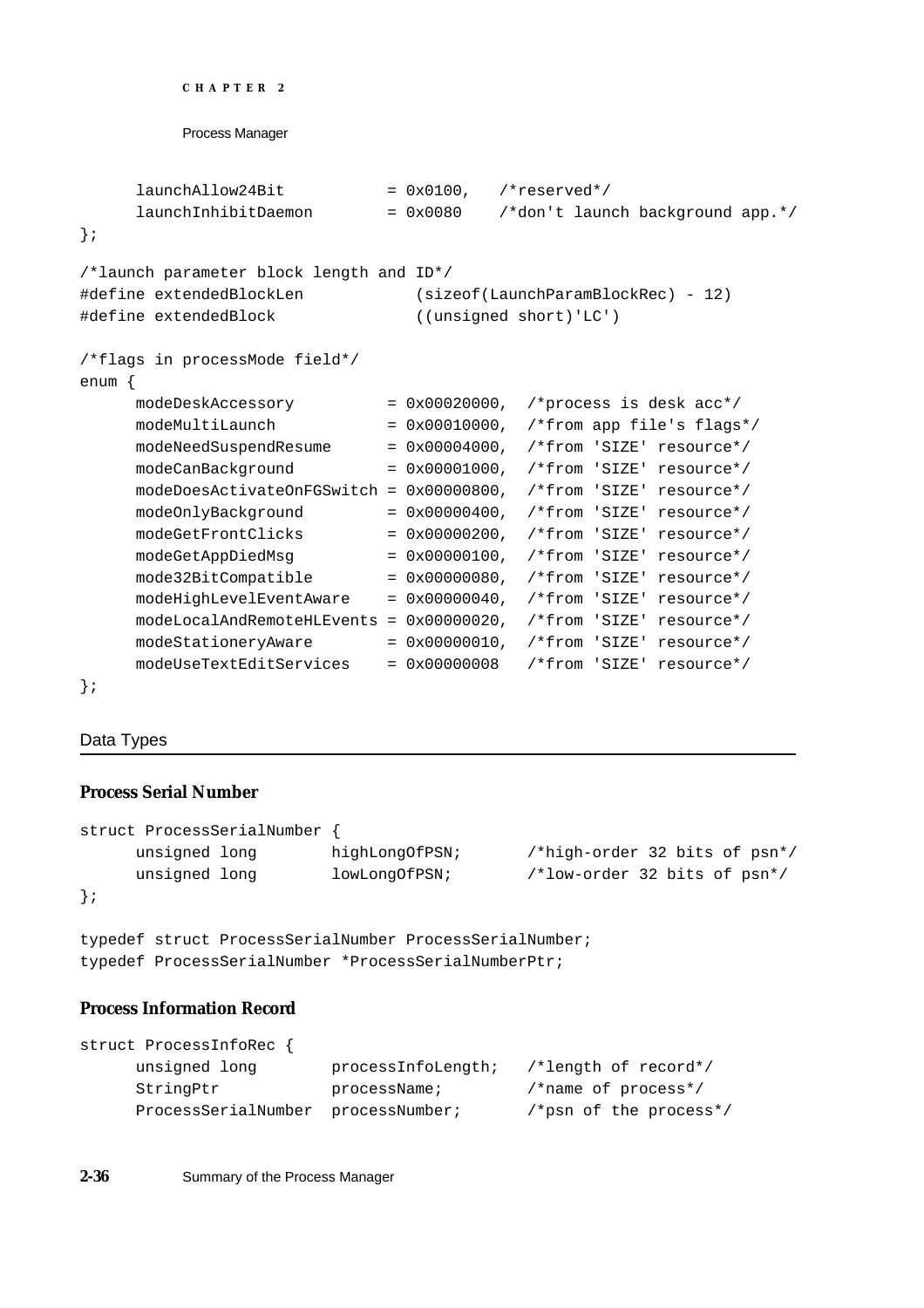```
     launchAllow24Bit           = 0x0100,   /*reserved*/
     launchInhibitDaemon        = 0x0080    /*don't launch background app.*/
};

/*launch parameter block length and ID*/
#define extendedBlockLen            (sizeof(LaunchParamBlockRec) - 12)
#define extendedBlock               ((unsigned short)'LC')

/*flags in processMode field*/
enum {
     modeDeskAccessory          = 0x00020000,  /*process is desk acc*/
     modeMultiLaunch            = 0x00010000,  /*from app file's flags*/
     modeNeedSuspendResume      = 0x00004000,  /*from 'SIZE' resource*/
     modeCanBackground          = 0x00001000,  /*from 'SIZE' resource*/
     modeDoesActivateOnFGSwitch = 0x00000800,  /*from 'SIZE' resource*/
     modeOnlyBackground         = 0x00000400,  /*from 'SIZE' resource*/
     modeGetFrontClicks         = 0x00000200,  /*from 'SIZE' resource*/
     modeGetAppDiedMsg          = 0x00000100,  /*from 'SIZE' resource*/
     mode32BitCompatible        = 0x00000080,  /*from 'SIZE' resource*/
     modeHighLevelEventAware    = 0x00000040,  /*from 'SIZE' resource*/
     modeLocalAndRemoteHLEvents = 0x00000020,  /*from 'SIZE' resource*/
     modeStationeryAware        = 0x00000010,  /*from 'SIZE' resource*/
     modeUseTextEditServices    = 0x00000008   /*from 'SIZE' resource*/
};
```

## Data Types

### Process Serial Number

```
struct ProcessSerialNumber {
     unsigned long       highLongOfPSN;       /*high-order 32 bits of psn*/
     unsigned long       lowLongOfPSN;        /*low-order 32 bits of psn*/
};

typedef struct ProcessSerialNumber ProcessSerialNumber;
typedef ProcessSerialNumber *ProcessSerialNumberPtr;
```

### Process Information Record

```
struct ProcessInfoRec {
     unsigned long       processInfoLength;   /*length of record*/
     StringPtr           processName;         /*name of process*/
     ProcessSerialNumber processNumber;       /*psn of the process*/
```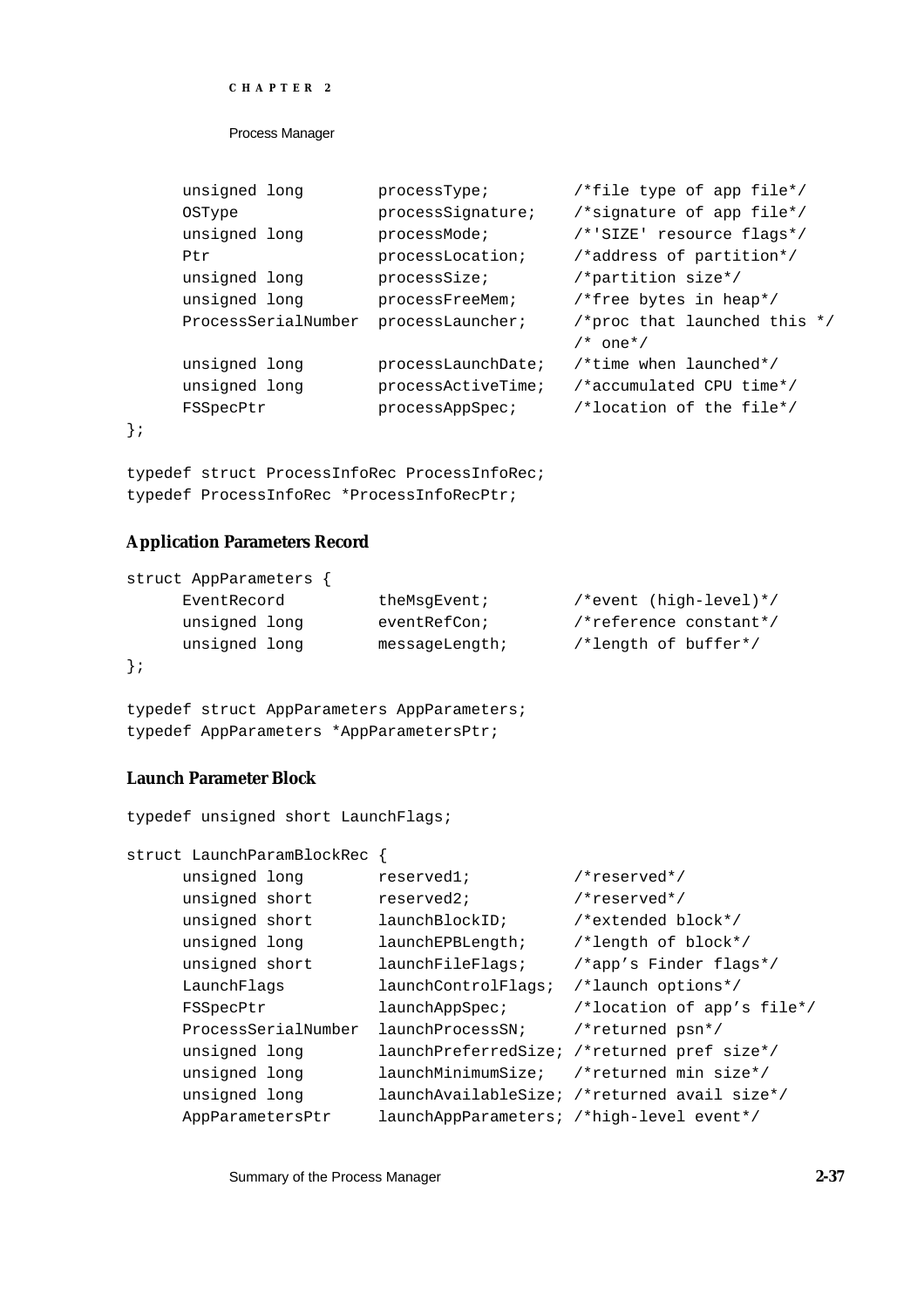```
     unsigned long       processType;         /*file type of app file*/
     OSType              processSignature;    /*signature of app file*/
     unsigned long       processMode;         /*'SIZE' resource flags*/
     Ptr                 processLocation;     /*address of partition*/
     unsigned long       processSize;         /*partition size*/
     unsigned long       processFreeMem;      /*free bytes in heap*/
     ProcessSerialNumber processLauncher;     /*proc that launched this */
                                              /* one*/
     unsigned long       processLaunchDate;   /*time when launched*/
     unsigned long       processActiveTime;   /*accumulated CPU time*/
     FSSpecPtr           processAppSpec;      /*location of the file*/
};

typedef struct ProcessInfoRec ProcessInfoRec;
typedef ProcessInfoRec *ProcessInfoRecPtr;
```

### Application Parameters Record

```
struct AppParameters {
     EventRecord         theMsgEvent;         /*event (high-level)*/
     unsigned long       eventRefCon;         /*reference constant*/
     unsigned long       messageLength;       /*length of buffer*/
};

typedef struct AppParameters AppParameters;
typedef AppParameters *AppParametersPtr;
```

### Launch Parameter Block

```
typedef unsigned short LaunchFlags;

struct LaunchParamBlockRec {
     unsigned long       reserved1;           /*reserved*/
     unsigned short      reserved2;           /*reserved*/
     unsigned short      launchBlockID;       /*extended block*/
     unsigned long       launchEPBLength;     /*length of block*/
     unsigned short      launchFileFlags;     /*app's Finder flags*/
     LaunchFlags         launchControlFlags;  /*launch options*/
     FSSpecPtr           launchAppSpec;       /*location of app's file*/
     ProcessSerialNumber launchProcessSN;     /*returned psn*/
     unsigned long       launchPreferredSize; /*returned pref size*/
     unsigned long       launchMinimumSize;   /*returned min size*/
     unsigned long       launchAvailableSize; /*returned avail size*/
     AppParametersPtr    launchAppParameters; /*high-level event*/
```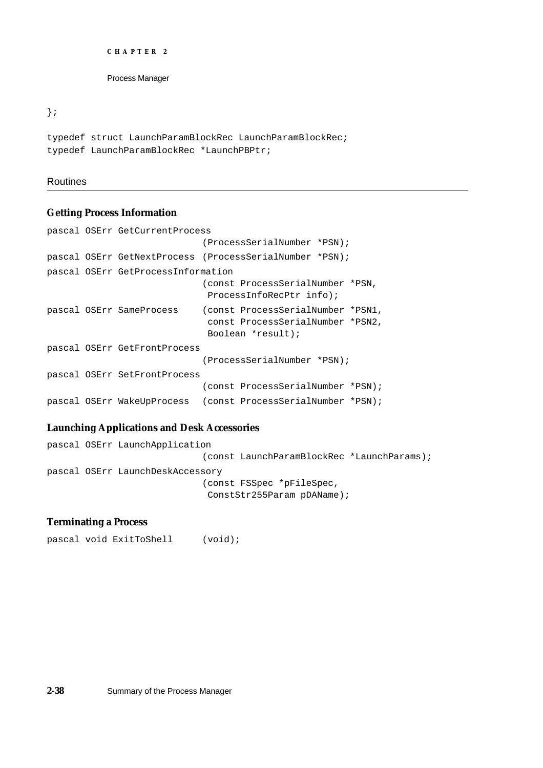```
};

typedef struct LaunchParamBlockRec LaunchParamBlockRec;
typedef LaunchParamBlockRec *LaunchPBPtr;
```

## Routines

### Getting Process Information

```
pascal OSErr GetCurrentProcess
                            (ProcessSerialNumber *PSN);
pascal OSErr GetNextProcess (ProcessSerialNumber *PSN);
pascal OSErr GetProcessInformation
                            (const ProcessSerialNumber *PSN,
                             ProcessInfoRecPtr info);
pascal OSErr SameProcess    (const ProcessSerialNumber *PSN1,
                             const ProcessSerialNumber *PSN2,
                             Boolean *result);
pascal OSErr GetFrontProcess
                            (ProcessSerialNumber *PSN);
pascal OSErr SetFrontProcess
                            (const ProcessSerialNumber *PSN);
pascal OSErr WakeUpProcess  (const ProcessSerialNumber *PSN);
```

### Launching Applications and Desk Accessories

```
pascal OSErr LaunchApplication
                            (const LaunchParamBlockRec *LaunchParams);
pascal OSErr LaunchDeskAccessory
                            (const FSSpec *pFileSpec,
                             ConstStr255Param pDAName);
```

### Terminating a Process

```
pascal void ExitToShell     (void);
```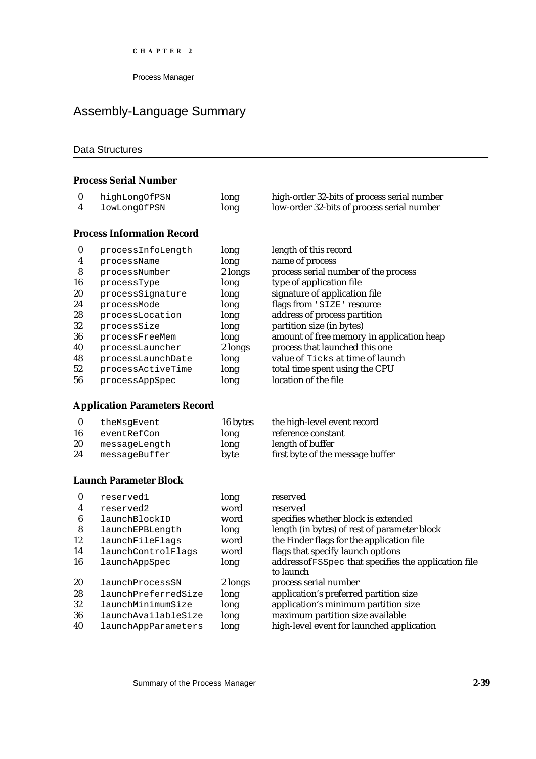## Assembly-Language Summary

### Data Structures

**Process Serial Number**

| | | | |
|---|---|---|---|
| 0 | `highLongOfPSN` | long | high-order 32-bits of process serial number |
| 4 | `lowLongOfPSN` | long | low-order 32-bits of process serial number |

**Process Information Record**

| | | | |
|---|---|---|---|
| 0 | `processInfoLength` | long | length of this record |
| 4 | `processName` | long | name of process |
| 8 | `processNumber` | 2 longs | process serial number of the process |
| 16 | `processType` | long | type of application file |
| 20 | `processSignature` | long | signature of application file |
| 24 | `processMode` | long | flags from `'SIZE'` resource |
| 28 | `processLocation` | long | address of process partition |
| 32 | `processSize` | long | partition size (in bytes) |
| 36 | `processFreeMem` | long | amount of free memory in application heap |
| 40 | `processLauncher` | 2 longs | process that launched this one |
| 48 | `processLaunchDate` | long | value of `Ticks` at time of launch |
| 52 | `processActiveTime` | long | total time spent using the CPU |
| 56 | `processAppSpec` | long | location of the file |

**Application Parameters Record**

| | | | |
|---|---|---|---|
| 0 | `theMsgEvent` | 16 bytes | the high-level event record |
| 16 | `eventRefCon` | long | reference constant |
| 20 | `messageLength` | long | length of buffer |
| 24 | `messageBuffer` | byte | first byte of the message buffer |

**Launch Parameter Block**

| | | | |
|---|---|---|---|
| 0 | `reserved1` | long | reserved |
| 4 | `reserved2` | word | reserved |
| 6 | `launchBlockID` | word | specifies whether block is extended |
| 8 | `launchEPBLength` | long | length (in bytes) of rest of parameter block |
| 12 | `launchFileFlags` | word | the Finder flags for the application file |
| 14 | `launchControlFlags` | word | flags that specify launch options |
| 16 | `launchAppSpec` | long | address of `FSSpec` that specifies the application file to launch |
| 20 | `launchProcessSN` | 2 longs | process serial number |
| 28 | `launchPreferredSize` | long | application's preferred partition size |
| 32 | `launchMinimumSize` | long | application's minimum partition size |
| 36 | `launchAvailableSize` | long | maximum partition size available |
| 40 | `launchAppParameters` | long | high-level event for launched application |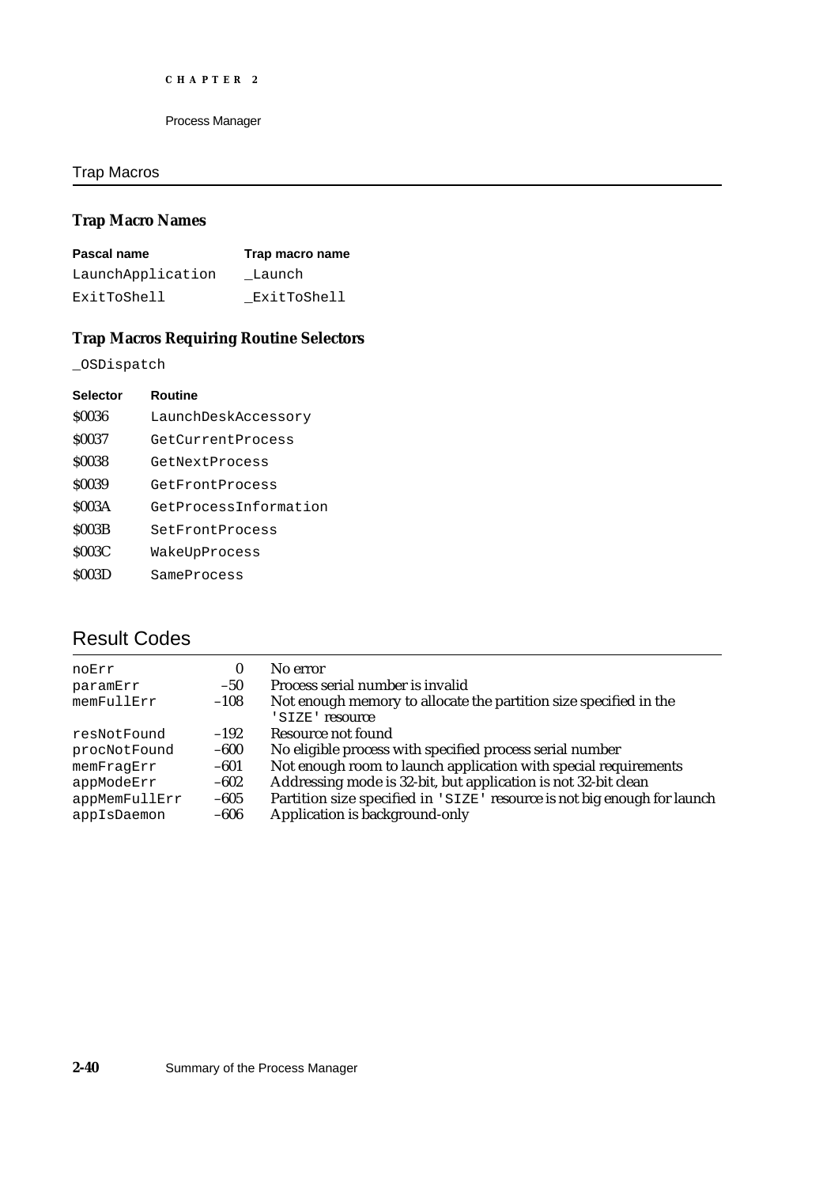## Trap Macros

### Trap Macro Names

| Pascal name | Trap macro name |
|---|---|
| LaunchApplication | _Launch |
| ExitToShell | _ExitToShell |

### Trap Macros Requiring Routine Selectors

_OSDispatch

| Selector | Routine |
|---|---|
| $0036 | LaunchDeskAccessory |
| $0037 | GetCurrentProcess |
| $0038 | GetNextProcess |
| $0039 | GetFrontProcess |
| $003A | GetProcessInformation |
| $003B | SetFrontProcess |
| $003C | WakeUpProcess |
| $003D | SameProcess |

# Result Codes

| | | |
|---|---|---|
| noErr | 0 | No error |
| paramErr | –50 | Process serial number is invalid |
| memFullErr | –108 | Not enough memory to allocate the partition size specified in the 'SIZE' resource |
| resNotFound | –192 | Resource not found |
| procNotFound | –600 | No eligible process with specified process serial number |
| memFragErr | –601 | Not enough room to launch application with special requirements |
| appModeErr | –602 | Addressing mode is 32-bit, but application is not 32-bit clean |
| appMemFullErr | –605 | Partition size specified in 'SIZE' resource is not big enough for launch |
| appIsDaemon | –606 | Application is background-only |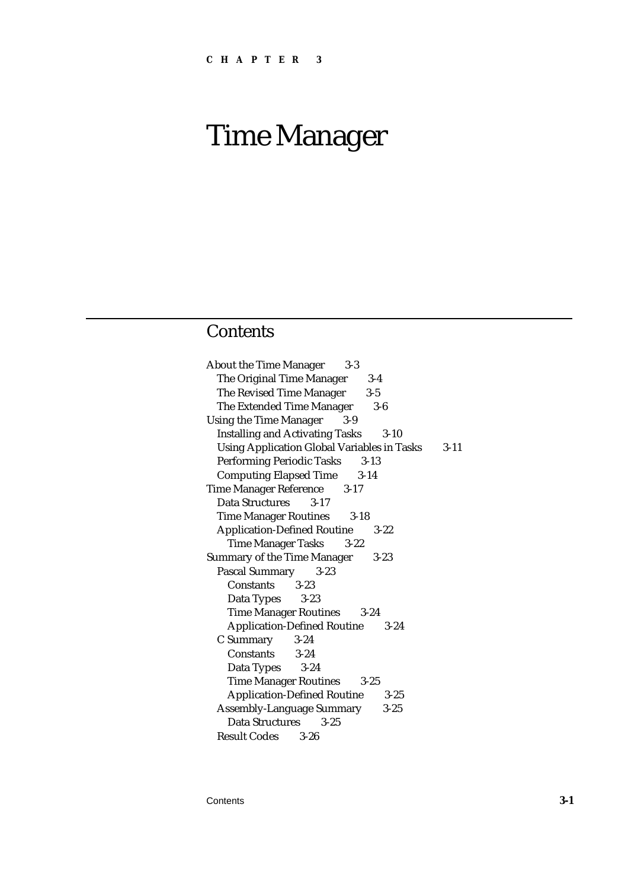CHAPTER 3

# Time Manager

## Contents

- About the Time Manager 3-3
  - The Original Time Manager 3-4
  - The Revised Time Manager 3-5
  - The Extended Time Manager 3-6
- Using the Time Manager 3-9
  - Installing and Activating Tasks 3-10
  - Using Application Global Variables in Tasks 3-11
  - Performing Periodic Tasks 3-13
  - Computing Elapsed Time 3-14
- Time Manager Reference 3-17
  - Data Structures 3-17
  - Time Manager Routines 3-18
  - Application-Defined Routine 3-22
    - Time Manager Tasks 3-22
- Summary of the Time Manager 3-23
  - Pascal Summary 3-23
    - Constants 3-23
    - Data Types 3-23
    - Time Manager Routines 3-24
    - Application-Defined Routine 3-24
  - C Summary 3-24
    - Constants 3-24
    - Data Types 3-24
    - Time Manager Routines 3-25
    - Application-Defined Routine 3-25
  - Assembly-Language Summary 3-25
    - Data Structures 3-25
  - Result Codes 3-26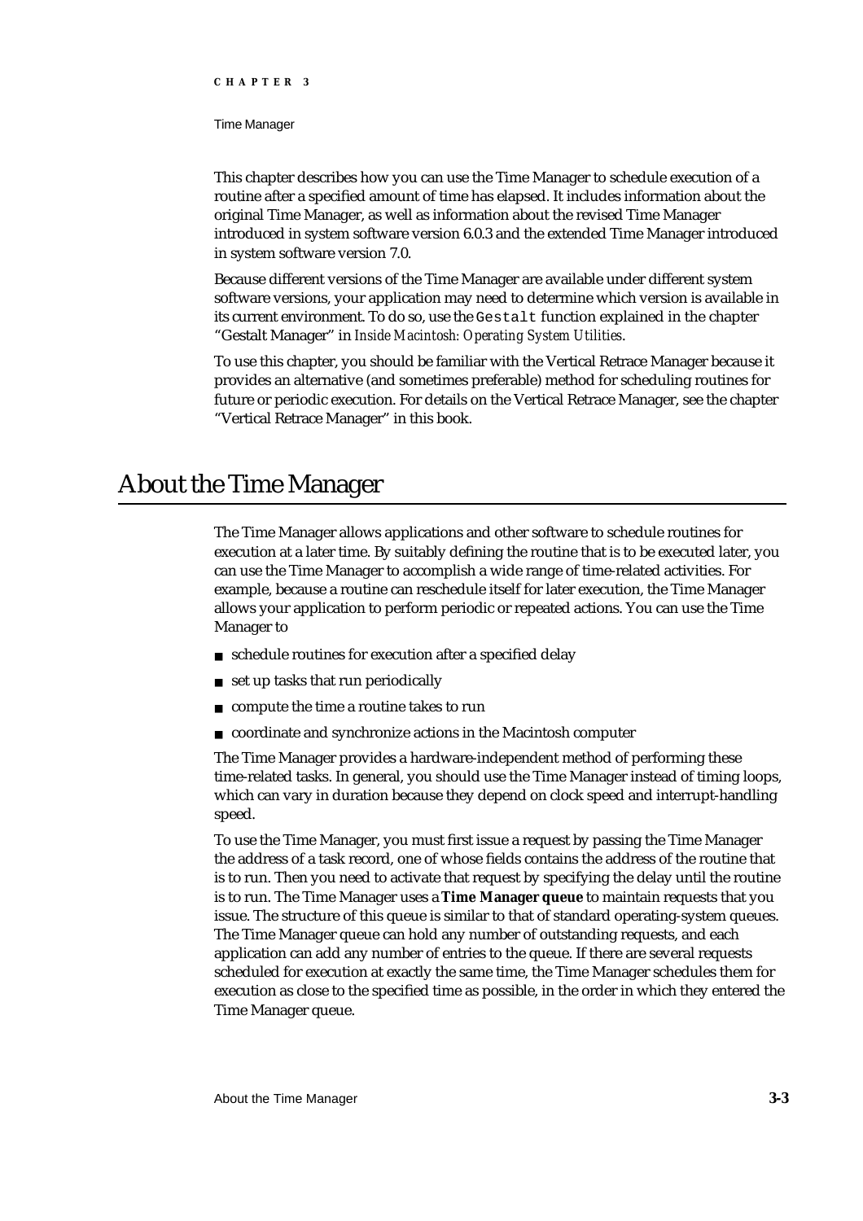This chapter describes how you can use the Time Manager to schedule execution of a routine after a specified amount of time has elapsed. It includes information about the original Time Manager, as well as information about the revised Time Manager introduced in system software version 6.0.3 and the extended Time Manager introduced in system software version 7.0.

Because different versions of the Time Manager are available under different system software versions, your application may need to determine which version is available in its current environment. To do so, use the `Gestalt` function explained in the chapter "Gestalt Manager" in *Inside Macintosh: Operating System Utilities*.

To use this chapter, you should be familiar with the Vertical Retrace Manager because it provides an alternative (and sometimes preferable) method for scheduling routines for future or periodic execution. For details on the Vertical Retrace Manager, see the chapter "Vertical Retrace Manager" in this book.

# About the Time Manager

The Time Manager allows applications and other software to schedule routines for execution at a later time. By suitably defining the routine that is to be executed later, you can use the Time Manager to accomplish a wide range of time-related activities. For example, because a routine can reschedule itself for later execution, the Time Manager allows your application to perform periodic or repeated actions. You can use the Time Manager to

- schedule routines for execution after a specified delay
- set up tasks that run periodically
- compute the time a routine takes to run
- coordinate and synchronize actions in the Macintosh computer

The Time Manager provides a hardware-independent method of performing these time-related tasks. In general, you should use the Time Manager instead of timing loops, which can vary in duration because they depend on clock speed and interrupt-handling speed.

To use the Time Manager, you must first issue a request by passing the Time Manager the address of a task record, one of whose fields contains the address of the routine that is to run. Then you need to activate that request by specifying the delay until the routine is to run. The Time Manager uses a **Time Manager queue** to maintain requests that you issue. The structure of this queue is similar to that of standard operating-system queues. The Time Manager queue can hold any number of outstanding requests, and each application can add any number of entries to the queue. If there are several requests scheduled for execution at exactly the same time, the Time Manager schedules them for execution as close to the specified time as possible, in the order in which they entered the Time Manager queue.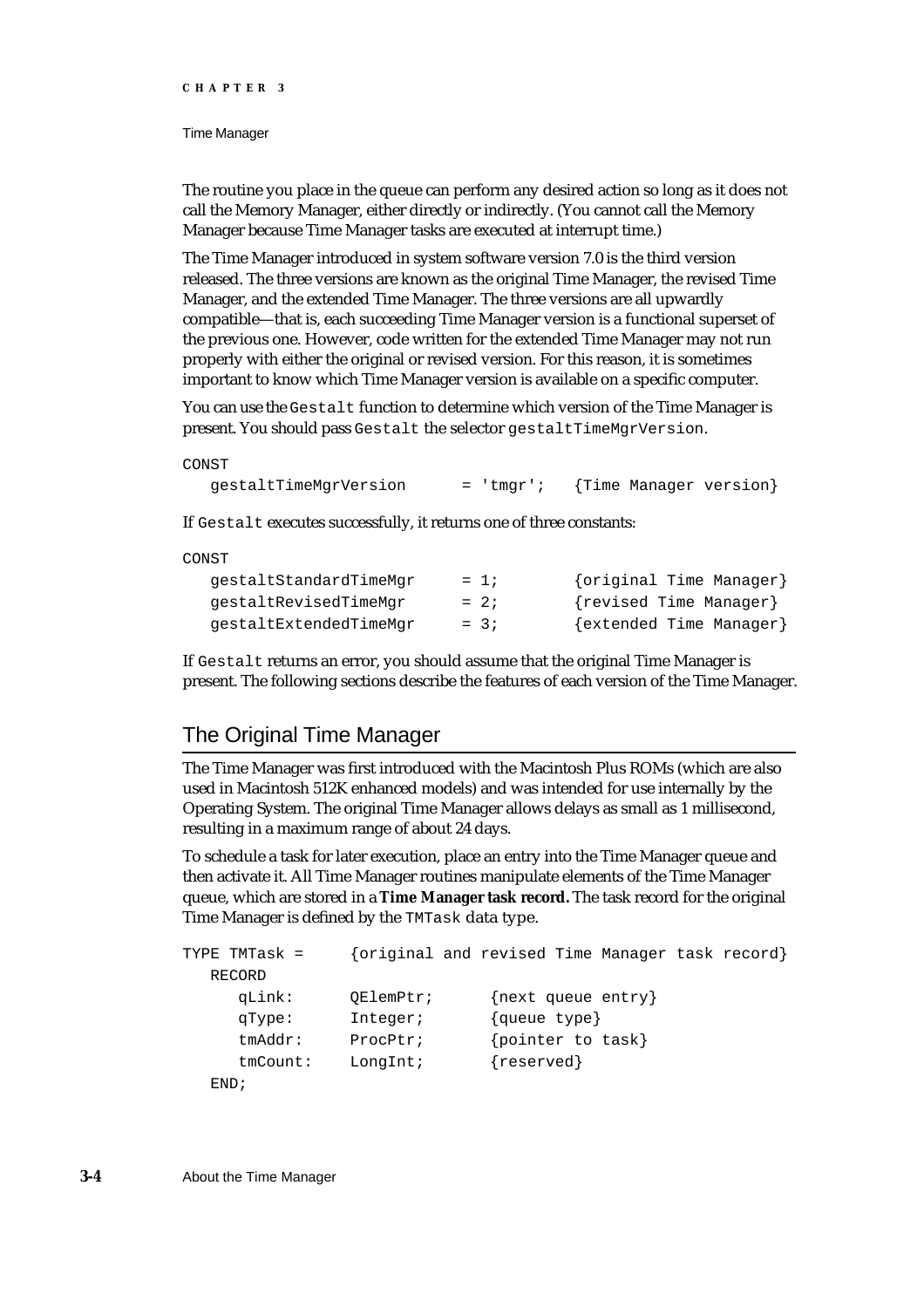The routine you place in the queue can perform any desired action so long as it does not call the Memory Manager, either directly or indirectly. (You cannot call the Memory Manager because Time Manager tasks are executed at interrupt time.)

The Time Manager introduced in system software version 7.0 is the third version released. The three versions are known as the original Time Manager, the revised Time Manager, and the extended Time Manager. The three versions are all upwardly compatible—that is, each succeeding Time Manager version is a functional superset of the previous one. However, code written for the extended Time Manager may not run properly with either the original or revised version. For this reason, it is sometimes important to know which Time Manager version is available on a specific computer.

You can use the `Gestalt` function to determine which version of the Time Manager is present. You should pass `Gestalt` the selector `gestaltTimeMgrVersion`.

```
CONST
   gestaltTimeMgrVersion      = 'tmgr';   {Time Manager version}
```

If `Gestalt` executes successfully, it returns one of three constants:

```
CONST
   gestaltStandardTimeMgr     = 1;        {original Time Manager}
   gestaltRevisedTimeMgr      = 2;        {revised Time Manager}
   gestaltExtendedTimeMgr     = 3;        {extended Time Manager}
```

If `Gestalt` returns an error, you should assume that the original Time Manager is present. The following sections describe the features of each version of the Time Manager.

## The Original Time Manager

The Time Manager was first introduced with the Macintosh Plus ROMs (which are also used in Macintosh 512K enhanced models) and was intended for use internally by the Operating System. The original Time Manager allows delays as small as 1 millisecond, resulting in a maximum range of about 24 days.

To schedule a task for later execution, place an entry into the Time Manager queue and then activate it. All Time Manager routines manipulate elements of the Time Manager queue, which are stored in a **Time Manager task record.** The task record for the original Time Manager is defined by the `TMTask` data type.

```
TYPE TMTask =     {original and revised Time Manager task record}
   RECORD
      qLink:      QElemPtr;      {next queue entry}
      qType:      Integer;       {queue type}
      tmAddr:     ProcPtr;       {pointer to task}
      tmCount:    LongInt;       {reserved}
   END;
```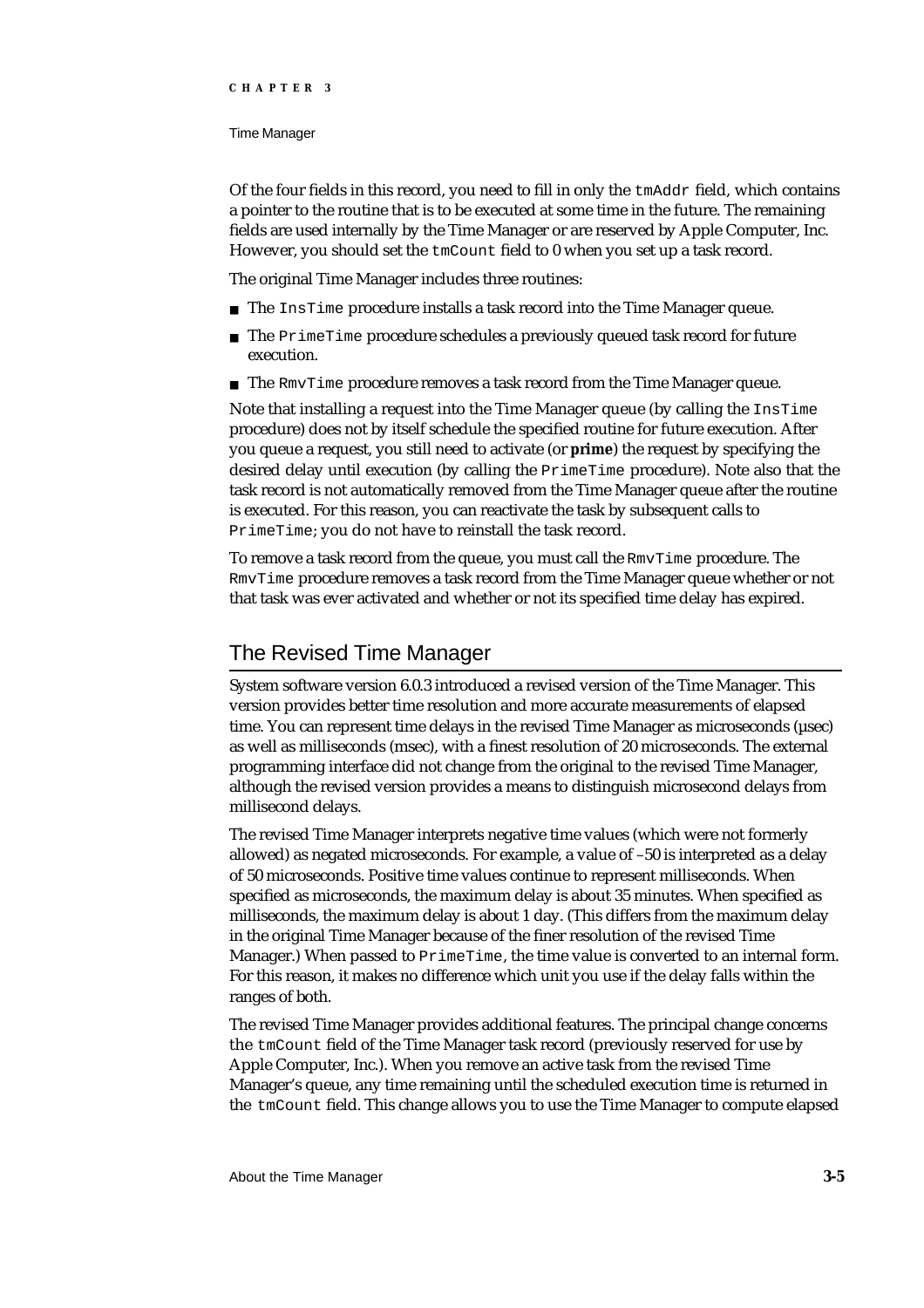Of the four fields in this record, you need to fill in only the `tmAddr` field, which contains a pointer to the routine that is to be executed at some time in the future. The remaining fields are used internally by the Time Manager or are reserved by Apple Computer, Inc. However, you should set the `tmCount` field to 0 when you set up a task record.

The original Time Manager includes three routines:

- The `InsTime` procedure installs a task record into the Time Manager queue.
- The `PrimeTime` procedure schedules a previously queued task record for future execution.
- The `RmvTime` procedure removes a task record from the Time Manager queue.

Note that installing a request into the Time Manager queue (by calling the `InsTime` procedure) does not by itself schedule the specified routine for future execution. After you queue a request, you still need to activate (or **prime**) the request by specifying the desired delay until execution (by calling the `PrimeTime` procedure). Note also that the task record is not automatically removed from the Time Manager queue after the routine is executed. For this reason, you can reactivate the task by subsequent calls to `PrimeTime`; you do not have to reinstall the task record.

To remove a task record from the queue, you must call the `RmvTime` procedure. The `RmvTime` procedure removes a task record from the Time Manager queue whether or not that task was ever activated and whether or not its specified time delay has expired.

## The Revised Time Manager

System software version 6.0.3 introduced a revised version of the Time Manager. This version provides better time resolution and more accurate measurements of elapsed time. You can represent time delays in the revised Time Manager as microseconds (µsec) as well as milliseconds (msec), with a finest resolution of 20 microseconds. The external programming interface did not change from the original to the revised Time Manager, although the revised version provides a means to distinguish microsecond delays from millisecond delays.

The revised Time Manager interprets negative time values (which were not formerly allowed) as negated microseconds. For example, a value of –50 is interpreted as a delay of 50 microseconds. Positive time values continue to represent milliseconds. When specified as microseconds, the maximum delay is about 35 minutes. When specified as milliseconds, the maximum delay is about 1 day. (This differs from the maximum delay in the original Time Manager because of the finer resolution of the revised Time Manager.) When passed to `PrimeTime`, the time value is converted to an internal form. For this reason, it makes no difference which unit you use if the delay falls within the ranges of both.

The revised Time Manager provides additional features. The principal change concerns the `tmCount` field of the Time Manager task record (previously reserved for use by Apple Computer, Inc.). When you remove an active task from the revised Time Manager's queue, any time remaining until the scheduled execution time is returned in the `tmCount` field. This change allows you to use the Time Manager to compute elapsed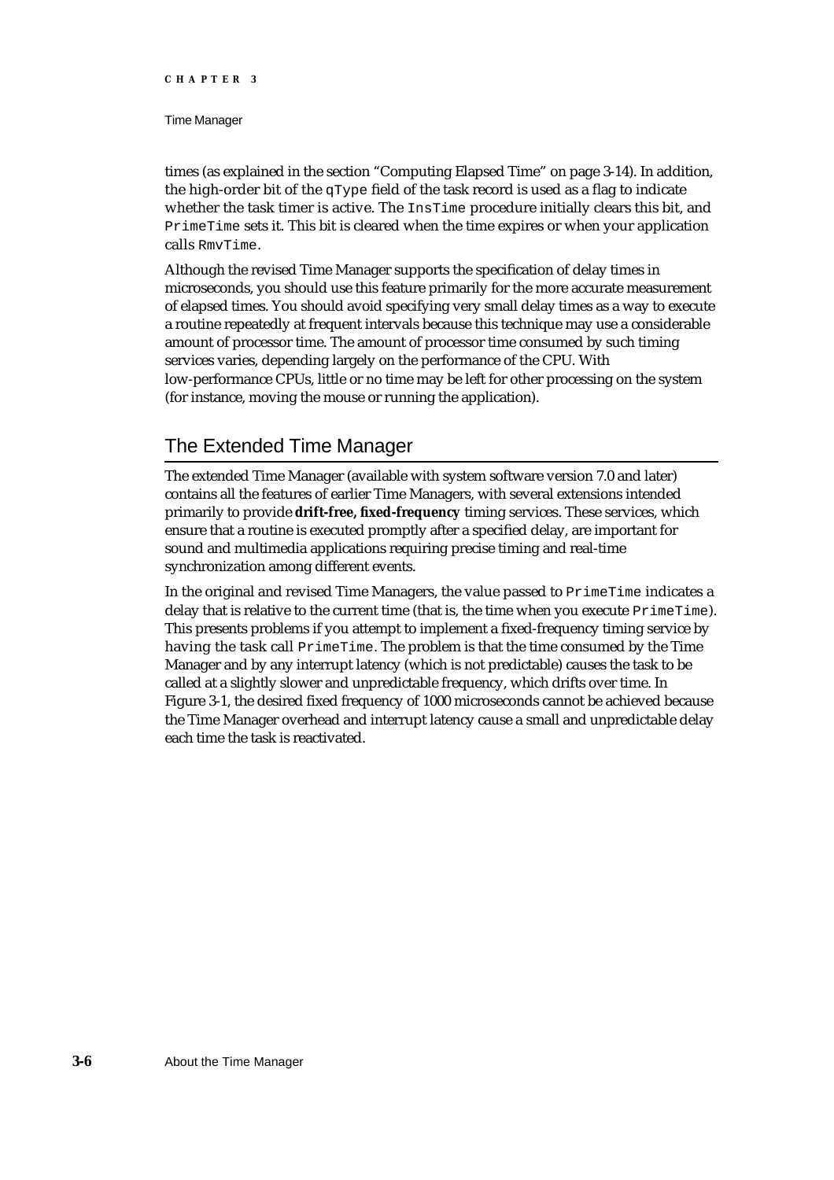times (as explained in the section “Computing Elapsed Time” on page 3-14). In addition, the high-order bit of the `qType` field of the task record is used as a flag to indicate whether the task timer is active. The `InsTime` procedure initially clears this bit, and `PrimeTime` sets it. This bit is cleared when the time expires or when your application calls `RmvTime`.

Although the revised Time Manager supports the specification of delay times in microseconds, you should use this feature primarily for the more accurate measurement of elapsed times. You should avoid specifying very small delay times as a way to execute a routine repeatedly at frequent intervals because this technique may use a considerable amount of processor time. The amount of processor time consumed by such timing services varies, depending largely on the performance of the CPU. With low-performance CPUs, little or no time may be left for other processing on the system (for instance, moving the mouse or running the application).

## The Extended Time Manager

The extended Time Manager (available with system software version 7.0 and later) contains all the features of earlier Time Managers, with several extensions intended primarily to provide **drift-free, fixed-frequency** timing services. These services, which ensure that a routine is executed promptly after a specified delay, are important for sound and multimedia applications requiring precise timing and real-time synchronization among different events.

In the original and revised Time Managers, the value passed to `PrimeTime` indicates a delay that is relative to the current time (that is, the time when you execute `PrimeTime`). This presents problems if you attempt to implement a fixed-frequency timing service by having the task call `PrimeTime`. The problem is that the time consumed by the Time Manager and by any interrupt latency (which is not predictable) causes the task to be called at a slightly slower and unpredictable frequency, which drifts over time. In Figure 3-1, the desired fixed frequency of 1000 microseconds cannot be achieved because the Time Manager overhead and interrupt latency cause a small and unpredictable delay each time the task is reactivated.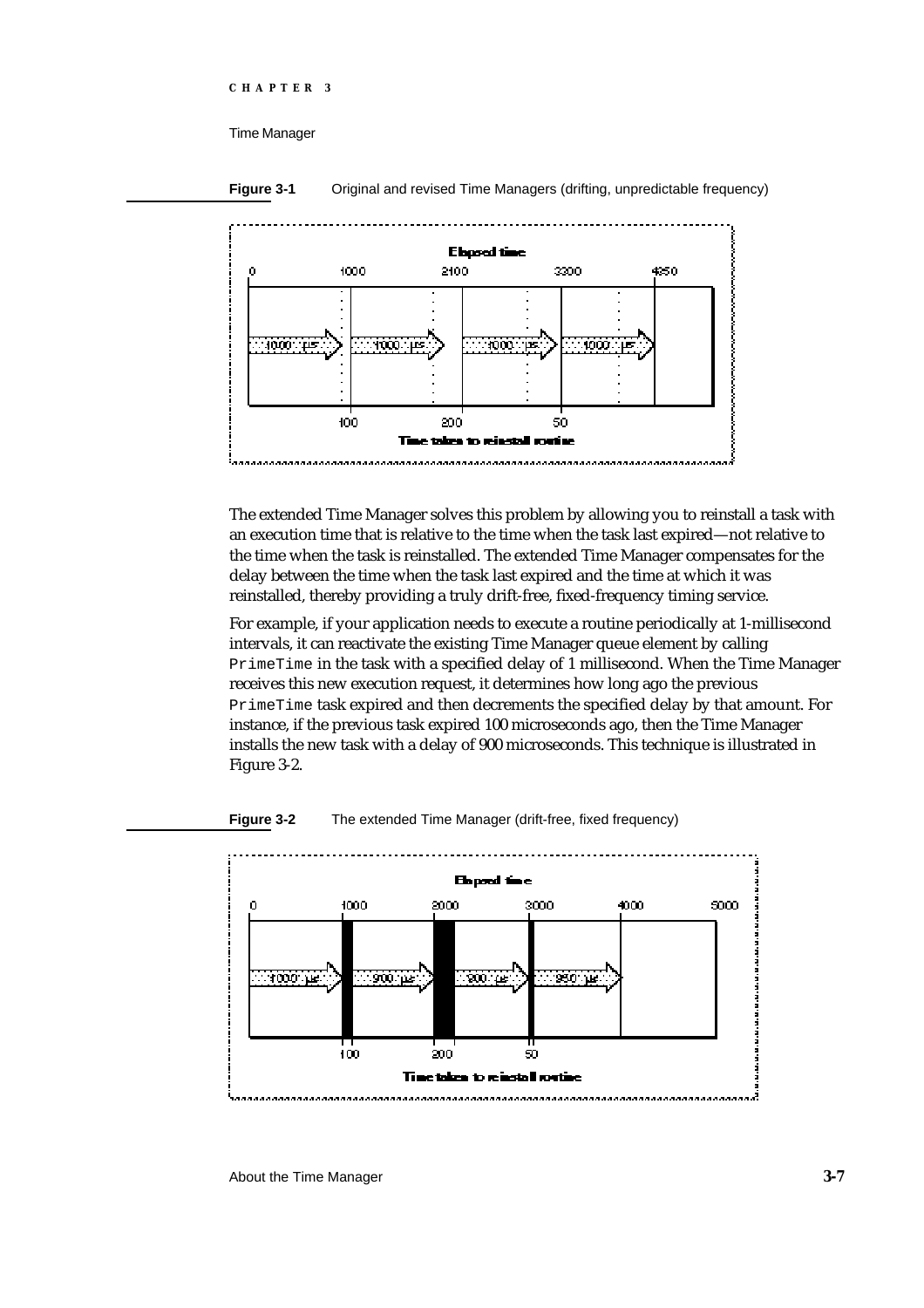**Figure 3-1** Original and revised Time Managers (drifting, unpredictable frequency)

The extended Time Manager solves this problem by allowing you to reinstall a task with an execution time that is relative to the time when the task last expired—not relative to the time when the task is reinstalled. The extended Time Manager compensates for the delay between the time when the task last expired and the time at which it was reinstalled, thereby providing a truly drift-free, fixed-frequency timing service.

For example, if your application needs to execute a routine periodically at 1-millisecond intervals, it can reactivate the existing Time Manager queue element by calling `PrimeTime` in the task with a specified delay of 1 millisecond. When the Time Manager receives this new execution request, it determines how long ago the previous `PrimeTime` task expired and then decrements the specified delay by that amount. For instance, if the previous task expired 100 microseconds ago, then the Time Manager installs the new task with a delay of 900 microseconds. This technique is illustrated in Figure 3-2.

**Figure 3-2** The extended Time Manager (drift-free, fixed frequency)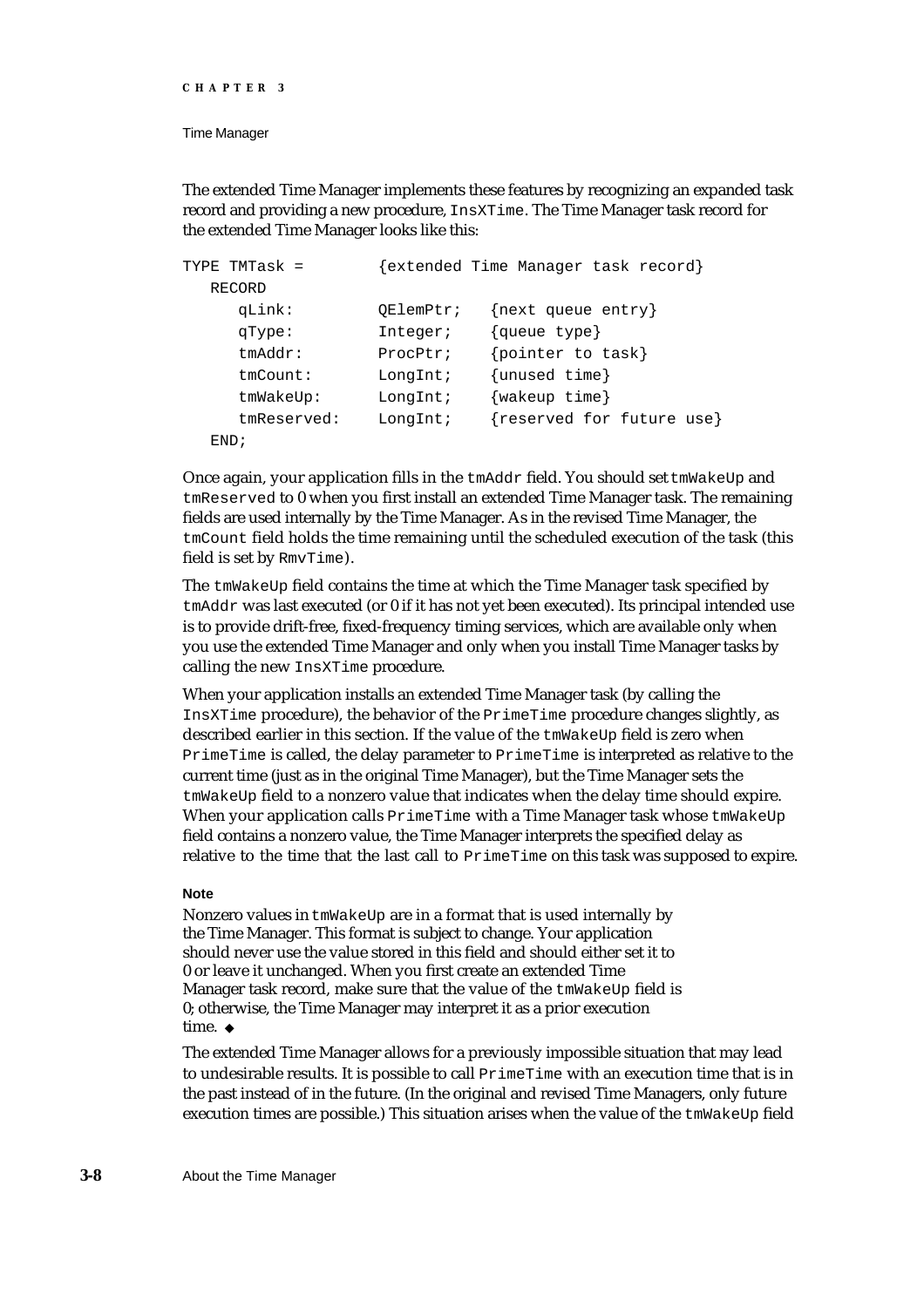The extended Time Manager implements these features by recognizing an expanded task record and providing a new procedure, `InsXTime`. The Time Manager task record for the extended Time Manager looks like this:

```
TYPE TMTask =        {extended Time Manager task record}
   RECORD
      qLink:         QElemPtr;   {next queue entry}
      qType:         Integer;    {queue type}
      tmAddr:        ProcPtr;    {pointer to task}
      tmCount:       LongInt;    {unused time}
      tmWakeUp:      LongInt;    {wakeup time}
      tmReserved:    LongInt;    {reserved for future use}
   END;
```

Once again, your application fills in the `tmAddr` field. You should set `tmWakeUp` and `tmReserved` to 0 when you first install an extended Time Manager task. The remaining fields are used internally by the Time Manager. As in the revised Time Manager, the `tmCount` field holds the time remaining until the scheduled execution of the task (this field is set by `RmvTime`).

The `tmWakeUp` field contains the time at which the Time Manager task specified by `tmAddr` was last executed (or 0 if it has not yet been executed). Its principal intended use is to provide drift-free, fixed-frequency timing services, which are available only when you use the extended Time Manager and only when you install Time Manager tasks by calling the new `InsXTime` procedure.

When your application installs an extended Time Manager task (by calling the `InsXTime` procedure), the behavior of the `PrimeTime` procedure changes slightly, as described earlier in this section. If the value of the `tmWakeUp` field is zero when `PrimeTime` is called, the delay parameter to `PrimeTime` is interpreted as relative to the current time (just as in the original Time Manager), but the Time Manager sets the `tmWakeUp` field to a nonzero value that indicates when the delay time should expire. When your application calls `PrimeTime` with a Time Manager task whose `tmWakeUp` field contains a nonzero value, the Time Manager interprets the specified delay as relative to the time that the last call to `PrimeTime` on this task was supposed to expire.

**Note**

Nonzero values in `tmWakeUp` are in a format that is used internally by the Time Manager. This format is subject to change. Your application should never use the value stored in this field and should either set it to 0 or leave it unchanged. When you first create an extended Time Manager task record, make sure that the value of the `tmWakeUp` field is 0; otherwise, the Time Manager may interpret it as a prior execution time. ◆

The extended Time Manager allows for a previously impossible situation that may lead to undesirable results. It is possible to call `PrimeTime` with an execution time that is in the past instead of in the future. (In the original and revised Time Managers, only future execution times are possible.) This situation arises when the value of the `tmWakeUp` field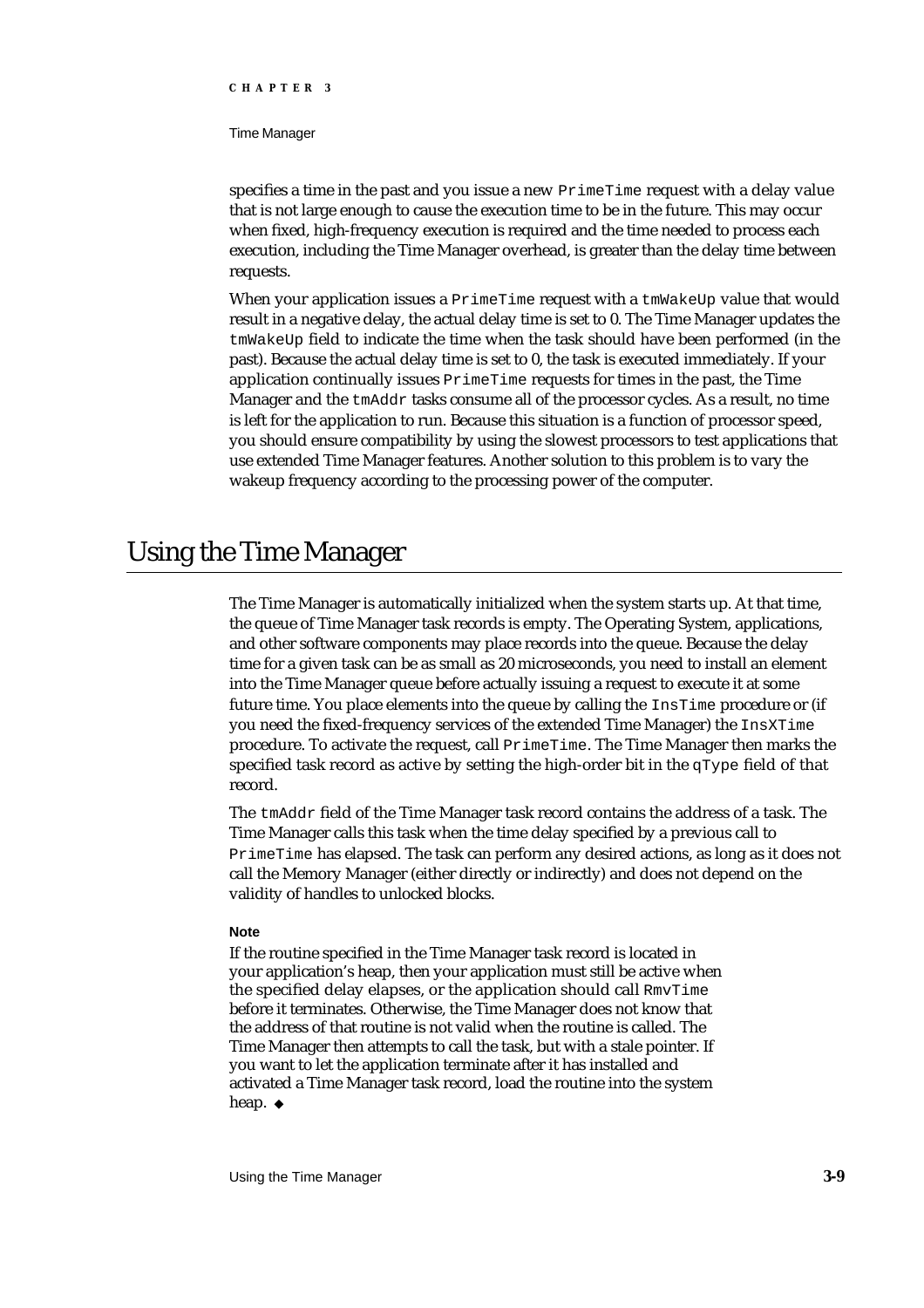specifies a time in the past and you issue a new `PrimeTime` request with a delay value that is not large enough to cause the execution time to be in the future. This may occur when fixed, high-frequency execution is required and the time needed to process each execution, including the Time Manager overhead, is greater than the delay time between requests.

When your application issues a `PrimeTime` request with a `tmWakeUp` value that would result in a negative delay, the actual delay time is set to 0. The Time Manager updates the `tmWakeUp` field to indicate the time when the task should have been performed (in the past). Because the actual delay time is set to 0, the task is executed immediately. If your application continually issues `PrimeTime` requests for times in the past, the Time Manager and the `tmAddr` tasks consume all of the processor cycles. As a result, no time is left for the application to run. Because this situation is a function of processor speed, you should ensure compatibility by using the slowest processors to test applications that use extended Time Manager features. Another solution to this problem is to vary the wakeup frequency according to the processing power of the computer.

# Using the Time Manager

The Time Manager is automatically initialized when the system starts up. At that time, the queue of Time Manager task records is empty. The Operating System, applications, and other software components may place records into the queue. Because the delay time for a given task can be as small as 20 microseconds, you need to install an element into the Time Manager queue before actually issuing a request to execute it at some future time. You place elements into the queue by calling the `InsTime` procedure or (if you need the fixed-frequency services of the extended Time Manager) the `InsXTime` procedure. To activate the request, call `PrimeTime`. The Time Manager then marks the specified task record as active by setting the high-order bit in the `qType` field of that record.

The `tmAddr` field of the Time Manager task record contains the address of a task. The Time Manager calls this task when the time delay specified by a previous call to `PrimeTime` has elapsed. The task can perform any desired actions, as long as it does not call the Memory Manager (either directly or indirectly) and does not depend on the validity of handles to unlocked blocks.

**Note**

If the routine specified in the Time Manager task record is located in your application's heap, then your application must still be active when the specified delay elapses, or the application should call `RmvTime` before it terminates. Otherwise, the Time Manager does not know that the address of that routine is not valid when the routine is called. The Time Manager then attempts to call the task, but with a stale pointer. If you want to let the application terminate after it has installed and activated a Time Manager task record, load the routine into the system heap. ◆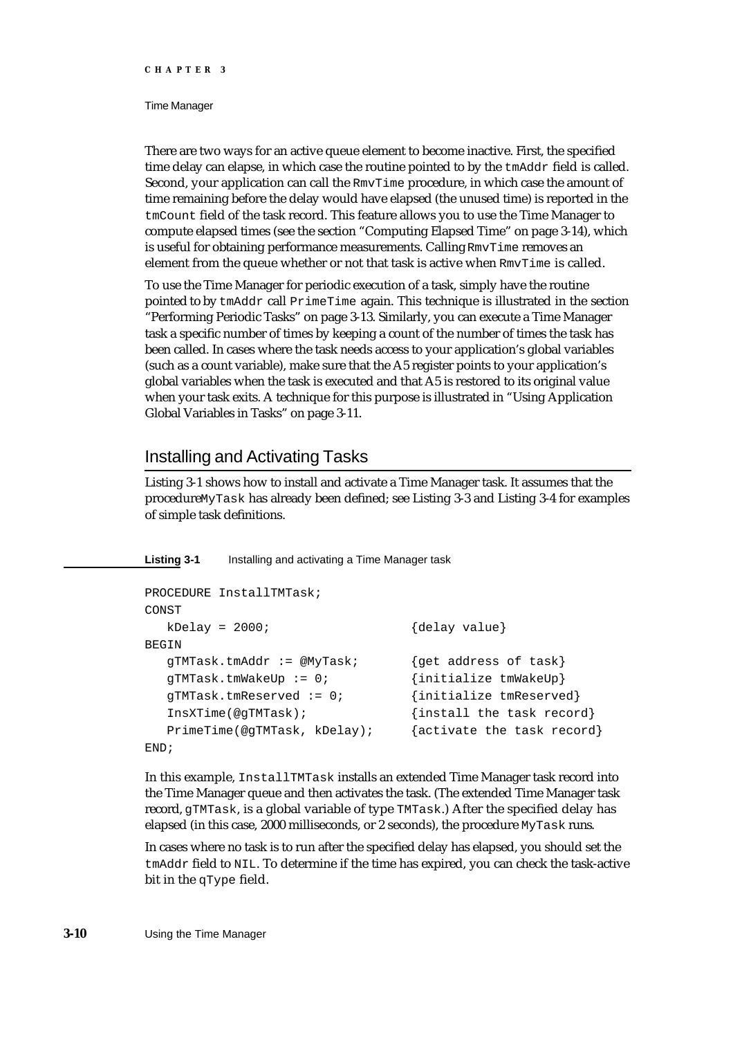There are two ways for an active queue element to become inactive. First, the specified time delay can elapse, in which case the routine pointed to by the `tmAddr` field is called. Second, your application can call the `RmvTime` procedure, in which case the amount of time remaining before the delay would have elapsed (the unused time) is reported in the `tmCount` field of the task record. This feature allows you to use the Time Manager to compute elapsed times (see the section "Computing Elapsed Time" on page 3-14), which is useful for obtaining performance measurements. Calling `RmvTime` removes an element from the queue whether or not that task is active when `RmvTime` is called.

To use the Time Manager for periodic execution of a task, simply have the routine pointed to by `tmAddr` call `PrimeTime` again. This technique is illustrated in the section "Performing Periodic Tasks" on page 3-13. Similarly, you can execute a Time Manager task a specific number of times by keeping a count of the number of times the task has been called. In cases where the task needs access to your application's global variables (such as a count variable), make sure that the A5 register points to your application's global variables when the task is executed and that A5 is restored to its original value when your task exits. A technique for this purpose is illustrated in "Using Application Global Variables in Tasks" on page 3-11.

## Installing and Activating Tasks

Listing 3-1 shows how to install and activate a Time Manager task. It assumes that the procedure `MyTask` has already been defined; see Listing 3-3 and Listing 3-4 for examples of simple task definitions.

**Listing 3-1** Installing and activating a Time Manager task

```
PROCEDURE InstallTMTask;
CONST
   kDelay = 2000;                    {delay value}
BEGIN
   gTMTask.tmAddr := @MyTask;        {get address of task}
   gTMTask.tmWakeUp := 0;            {initialize tmWakeUp}
   gTMTask.tmReserved := 0;          {initialize tmReserved}
   InsXTime(@gTMTask);               {install the task record}
   PrimeTime(@gTMTask, kDelay);      {activate the task record}
END;
```

In this example, `InstallTMTask` installs an extended Time Manager task record into the Time Manager queue and then activates the task. (The extended Time Manager task record, `gTMTask`, is a global variable of type `TMTask`.) After the specified delay has elapsed (in this case, 2000 milliseconds, or 2 seconds), the procedure `MyTask` runs.

In cases where no task is to run after the specified delay has elapsed, you should set the `tmAddr` field to `NIL`. To determine if the time has expired, you can check the task-active bit in the `qType` field.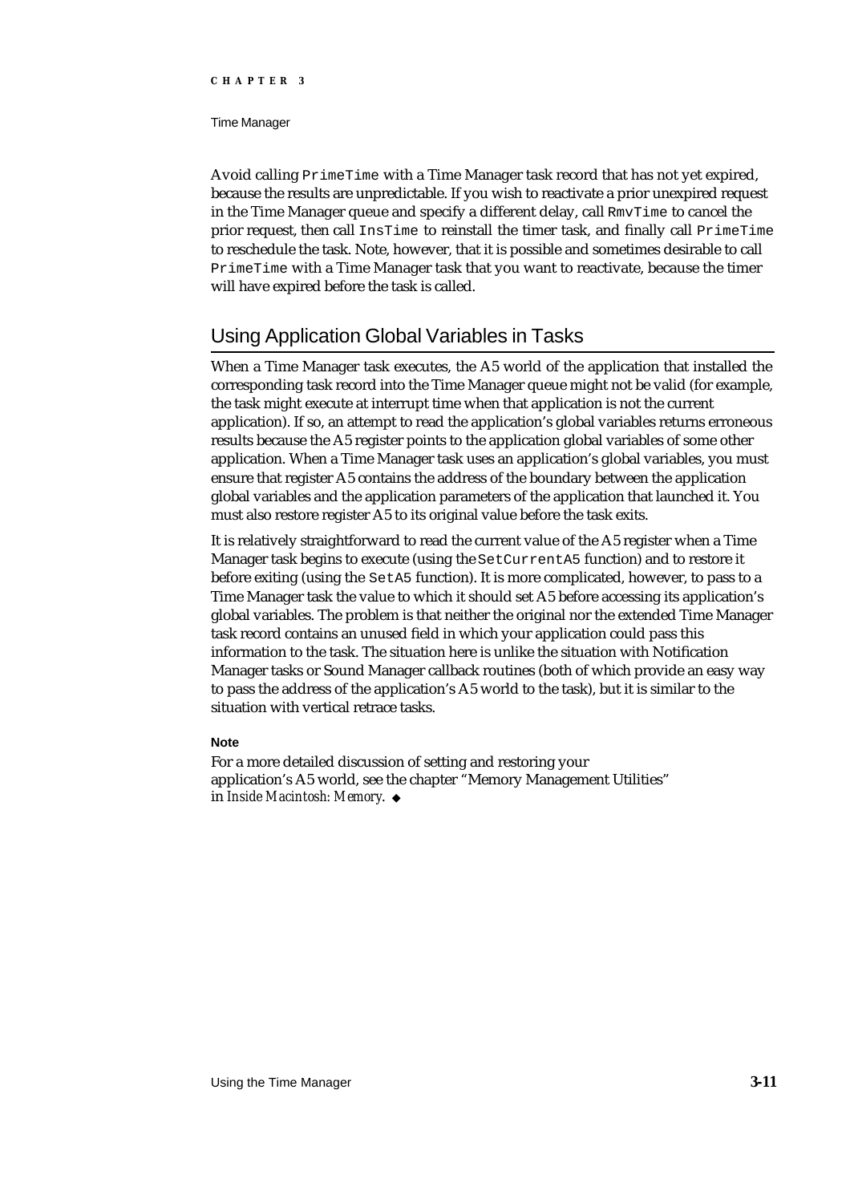Avoid calling `PrimeTime` with a Time Manager task record that has not yet expired, because the results are unpredictable. If you wish to reactivate a prior unexpired request in the Time Manager queue and specify a different delay, call `RmvTime` to cancel the prior request, then call `InsTime` to reinstall the timer task, and finally call `PrimeTime` to reschedule the task. Note, however, that it is possible and sometimes desirable to call `PrimeTime` with a Time Manager task that you want to reactivate, because the timer will have expired before the task is called.

## Using Application Global Variables in Tasks

When a Time Manager task executes, the A5 world of the application that installed the corresponding task record into the Time Manager queue might not be valid (for example, the task might execute at interrupt time when that application is not the current application). If so, an attempt to read the application's global variables returns erroneous results because the A5 register points to the application global variables of some other application. When a Time Manager task uses an application's global variables, you must ensure that register A5 contains the address of the boundary between the application global variables and the application parameters of the application that launched it. You must also restore register A5 to its original value before the task exits.

It is relatively straightforward to read the current value of the A5 register when a Time Manager task begins to execute (using the `SetCurrentA5` function) and to restore it before exiting (using the `SetA5` function). It is more complicated, however, to pass to a Time Manager task the value to which it should set A5 before accessing its application's global variables. The problem is that neither the original nor the extended Time Manager task record contains an unused field in which your application could pass this information to the task. The situation here is unlike the situation with Notification Manager tasks or Sound Manager callback routines (both of which provide an easy way to pass the address of the application's A5 world to the task), but it is similar to the situation with vertical retrace tasks.

**Note**

For a more detailed discussion of setting and restoring your application's A5 world, see the chapter "Memory Management Utilities" in *Inside Macintosh: Memory*. ◆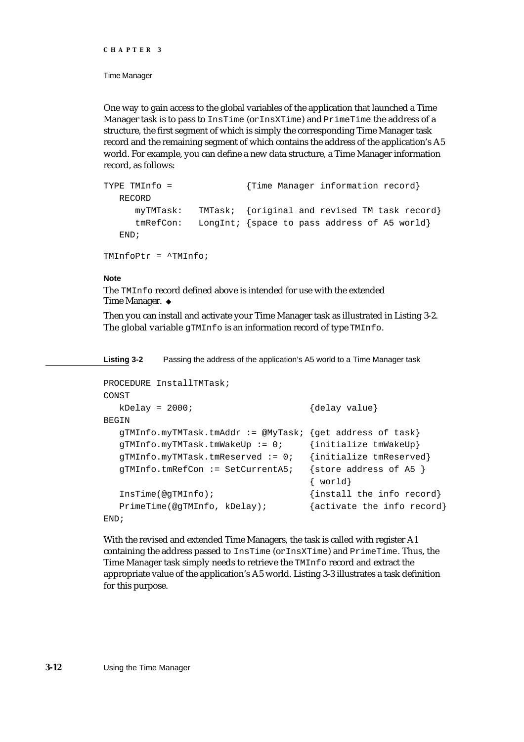One way to gain access to the global variables of the application that launched a Time Manager task is to pass to `InsTime` (or `InsXTime`) and `PrimeTime` the address of a structure, the first segment of which is simply the corresponding Time Manager task record and the remaining segment of which contains the address of the application's A5 world. For example, you can define a new data structure, a Time Manager information record, as follows:

```
TYPE TMInfo =              {Time Manager information record}
   RECORD
      myTMTask:   TMTask;  {original and revised TM task record}
      tmRefCon:   LongInt; {space to pass address of A5 world}
   END;

TMInfoPtr = ^TMInfo;
```

**Note**

The `TMInfo` record defined above is intended for use with the extended Time Manager. ◆

Then you can install and activate your Time Manager task as illustrated in Listing 3-2. The global variable `gTMInfo` is an information record of type `TMInfo`.

**Listing 3-2** Passing the address of the application's A5 world to a Time Manager task

```
PROCEDURE InstallTMTask;
CONST
   kDelay = 2000;                       {delay value}
BEGIN
   gTMInfo.myTMTask.tmAddr := @MyTask; {get address of task}
   gTMInfo.myTMTask.tmWakeUp := 0;     {initialize tmWakeUp}
   gTMInfo.myTMTask.tmReserved := 0;   {initialize tmReserved}
   gTMInfo.tmRefCon := SetCurrentA5;   {store address of A5 }
                                       { world}
   InsTime(@gTMInfo);                  {install the info record}
   PrimeTime(@gTMInfo, kDelay);        {activate the info record}
END;
```

With the revised and extended Time Managers, the task is called with register A1 containing the address passed to `InsTime` (or `InsXTime`) and `PrimeTime`. Thus, the Time Manager task simply needs to retrieve the `TMInfo` record and extract the appropriate value of the application's A5 world. Listing 3-3 illustrates a task definition for this purpose.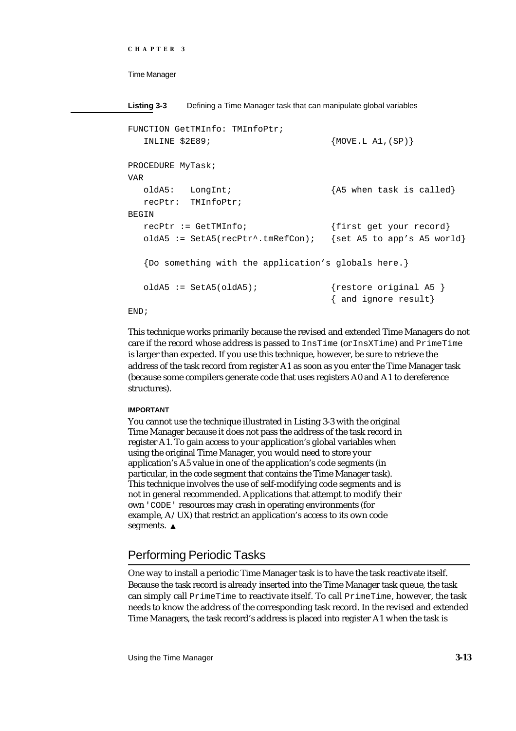**Listing 3-3** Defining a Time Manager task that can manipulate global variables

```
FUNCTION GetTMInfo: TMInfoPtr;
   INLINE $2E89;                        {MOVE.L A1,(SP)}

PROCEDURE MyTask;
VAR
   oldA5:   LongInt;                    {A5 when task is called}
   recPtr:  TMInfoPtr;
BEGIN
   recPtr := GetTMInfo;                 {first get your record}
   oldA5 := SetA5(recPtr^.tmRefCon);   {set A5 to app's A5 world}

   {Do something with the application's globals here.}

   oldA5 := SetA5(oldA5);               {restore original A5 }
                                        { and ignore result}
END;
```

This technique works primarily because the revised and extended Time Managers do not care if the record whose address is passed to `InsTime` (or `InsXTime`) and `PrimeTime` is larger than expected. If you use this technique, however, be sure to retrieve the address of the task record from register A1 as soon as you enter the Time Manager task (because some compilers generate code that uses registers A0 and A1 to dereference structures).

**IMPORTANT**

You cannot use the technique illustrated in Listing 3-3 with the original Time Manager because it does not pass the address of the task record in register A1. To gain access to your application's global variables when using the original Time Manager, you would need to store your application's A5 value in one of the application's code segments (in particular, in the code segment that contains the Time Manager task). This technique involves the use of self-modifying code segments and is not in general recommended. Applications that attempt to modify their own `'CODE'` resources may crash in operating environments (for example, A/UX) that restrict an application's access to its own code segments. ▲

## Performing Periodic Tasks

One way to install a periodic Time Manager task is to have the task reactivate itself. Because the task record is already inserted into the Time Manager task queue, the task can simply call `PrimeTime` to reactivate itself. To call `PrimeTime`, however, the task needs to know the address of the corresponding task record. In the revised and extended Time Managers, the task record's address is placed into register A1 when the task is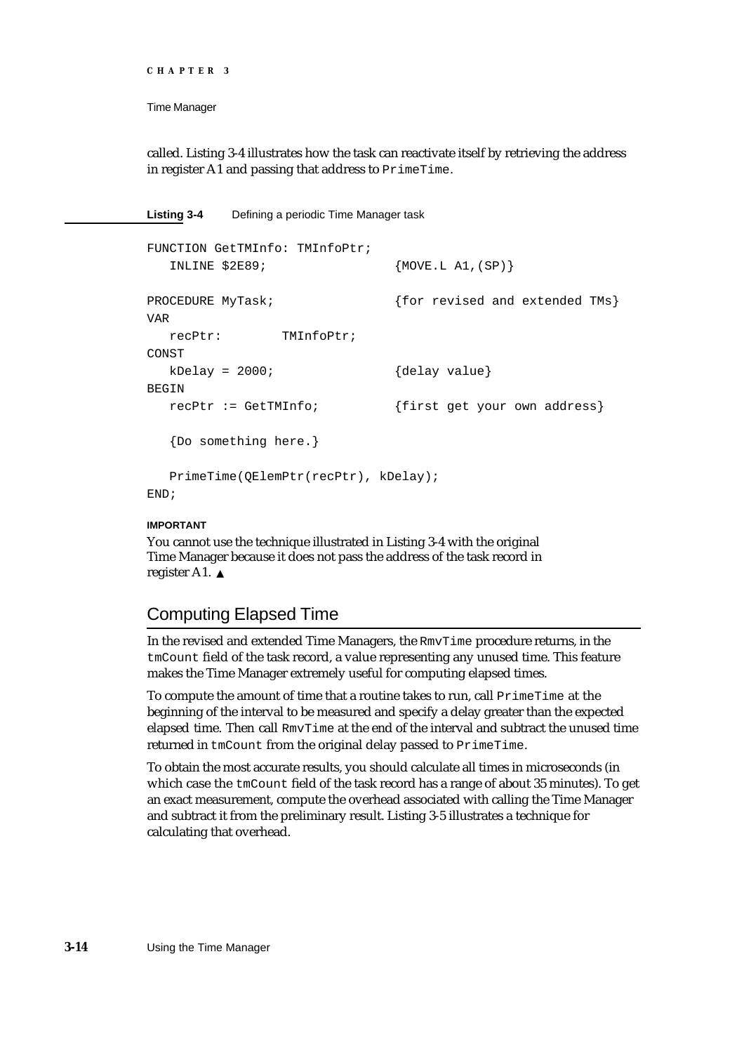called. Listing 3-4 illustrates how the task can reactivate itself by retrieving the address in register A1 and passing that address to `PrimeTime`.

**Listing 3-4** Defining a periodic Time Manager task

```
FUNCTION GetTMInfo: TMInfoPtr;
   INLINE $2E89;                 {MOVE.L A1,(SP)}

PROCEDURE MyTask;                {for revised and extended TMs}
VAR
   recPtr:        TMInfoPtr;
CONST
   kDelay = 2000;                {delay value}
BEGIN
   recPtr := GetTMInfo;          {first get your own address}

   {Do something here.}

   PrimeTime(QElemPtr(recPtr), kDelay);
END;
```

**IMPORTANT**

You cannot use the technique illustrated in Listing 3-4 with the original Time Manager because it does not pass the address of the task record in register A1. ▲

## Computing Elapsed Time

In the revised and extended Time Managers, the `RmvTime` procedure returns, in the `tmCount` field of the task record, a value representing any unused time. This feature makes the Time Manager extremely useful for computing elapsed times.

To compute the amount of time that a routine takes to run, call `PrimeTime` at the beginning of the interval to be measured and specify a delay greater than the expected elapsed time. Then call `RmvTime` at the end of the interval and subtract the unused time returned in `tmCount` from the original delay passed to `PrimeTime`.

To obtain the most accurate results, you should calculate all times in microseconds (in which case the `tmCount` field of the task record has a range of about 35 minutes). To get an exact measurement, compute the overhead associated with calling the Time Manager and subtract it from the preliminary result. Listing 3-5 illustrates a technique for calculating that overhead.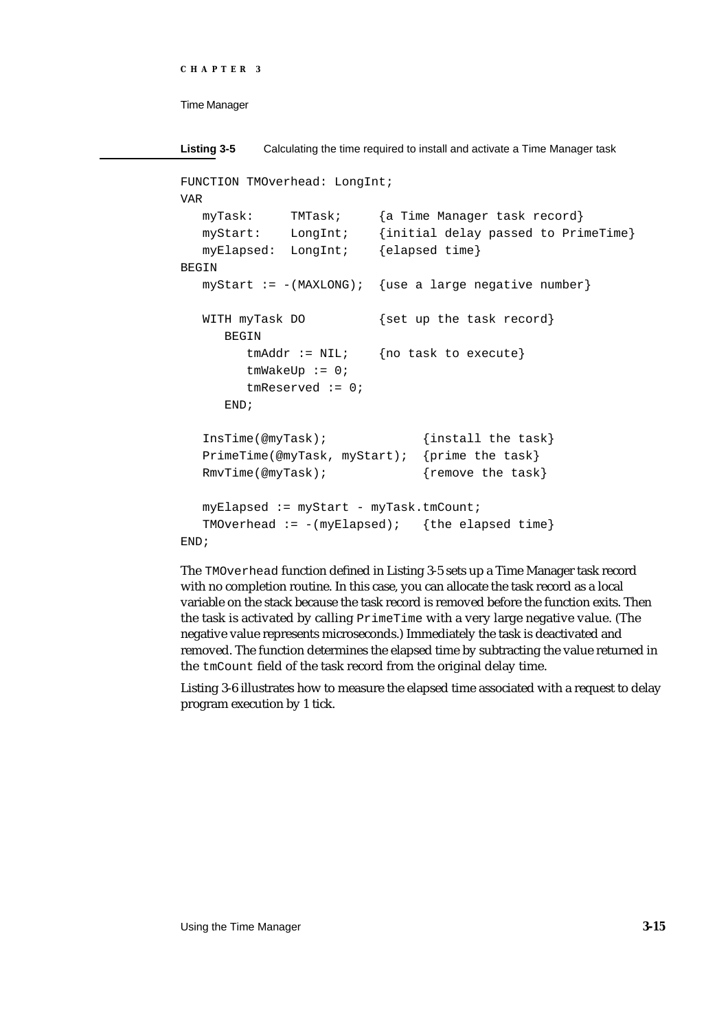**Listing 3-5** Calculating the time required to install and activate a Time Manager task

```
FUNCTION TMOverhead: LongInt;
VAR
   myTask:     TMTask;     {a Time Manager task record}
   myStart:    LongInt;    {initial delay passed to PrimeTime}
   myElapsed:  LongInt;    {elapsed time}
BEGIN
   myStart := -(MAXLONG);  {use a large negative number}

   WITH myTask DO          {set up the task record}
      BEGIN
         tmAddr := NIL;    {no task to execute}
         tmWakeUp := 0;
         tmReserved := 0;
      END;

   InsTime(@myTask);             {install the task}
   PrimeTime(@myTask, myStart);  {prime the task}
   RmvTime(@myTask);             {remove the task}

   myElapsed := myStart - myTask.tmCount;
   TMOverhead := -(myElapsed);   {the elapsed time}
END;
```

The `TMOverhead` function defined in Listing 3-5 sets up a Time Manager task record with no completion routine. In this case, you can allocate the task record as a local variable on the stack because the task record is removed before the function exits. Then the task is activated by calling `PrimeTime` with a very large negative value. (The negative value represents microseconds.) Immediately the task is deactivated and removed. The function determines the elapsed time by subtracting the value returned in the `tmCount` field of the task record from the original delay time.

Listing 3-6 illustrates how to measure the elapsed time associated with a request to delay program execution by 1 tick.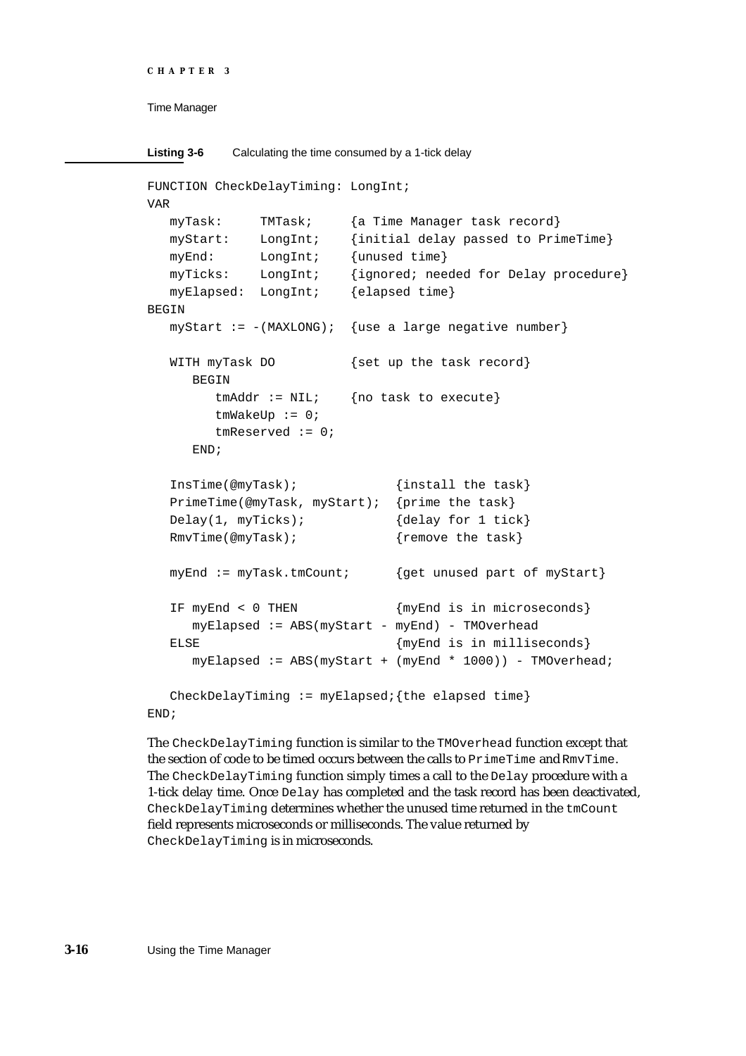**Listing 3-6** Calculating the time consumed by a 1-tick delay

```
FUNCTION CheckDelayTiming: LongInt;
VAR
   myTask:     TMTask;     {a Time Manager task record}
   myStart:    LongInt;    {initial delay passed to PrimeTime}
   myEnd:      LongInt;    {unused time}
   myTicks:    LongInt;    {ignored; needed for Delay procedure}
   myElapsed:  LongInt;    {elapsed time}
BEGIN
   myStart := -(MAXLONG);  {use a large negative number}

   WITH myTask DO          {set up the task record}
      BEGIN
         tmAddr := NIL;    {no task to execute}
         tmWakeUp := 0;
         tmReserved := 0;
      END;

   InsTime(@myTask);             {install the task}
   PrimeTime(@myTask, myStart);  {prime the task}
   Delay(1, myTicks);            {delay for 1 tick}
   RmvTime(@myTask);             {remove the task}

   myEnd := myTask.tmCount;      {get unused part of myStart}

   IF myEnd < 0 THEN             {myEnd is in microseconds}
      myElapsed := ABS(myStart - myEnd) - TMOverhead
   ELSE                          {myEnd is in milliseconds}
      myElapsed := ABS(myStart + (myEnd * 1000)) - TMOverhead;

   CheckDelayTiming := myElapsed;{the elapsed time}
END;
```

The `CheckDelayTiming` function is similar to the `TMOverhead` function except that the section of code to be timed occurs between the calls to `PrimeTime` and `RmvTime`. The `CheckDelayTiming` function simply times a call to the `Delay` procedure with a 1-tick delay time. Once `Delay` has completed and the task record has been deactivated, `CheckDelayTiming` determines whether the unused time returned in the `tmCount` field represents microseconds or milliseconds. The value returned by `CheckDelayTiming` is in microseconds.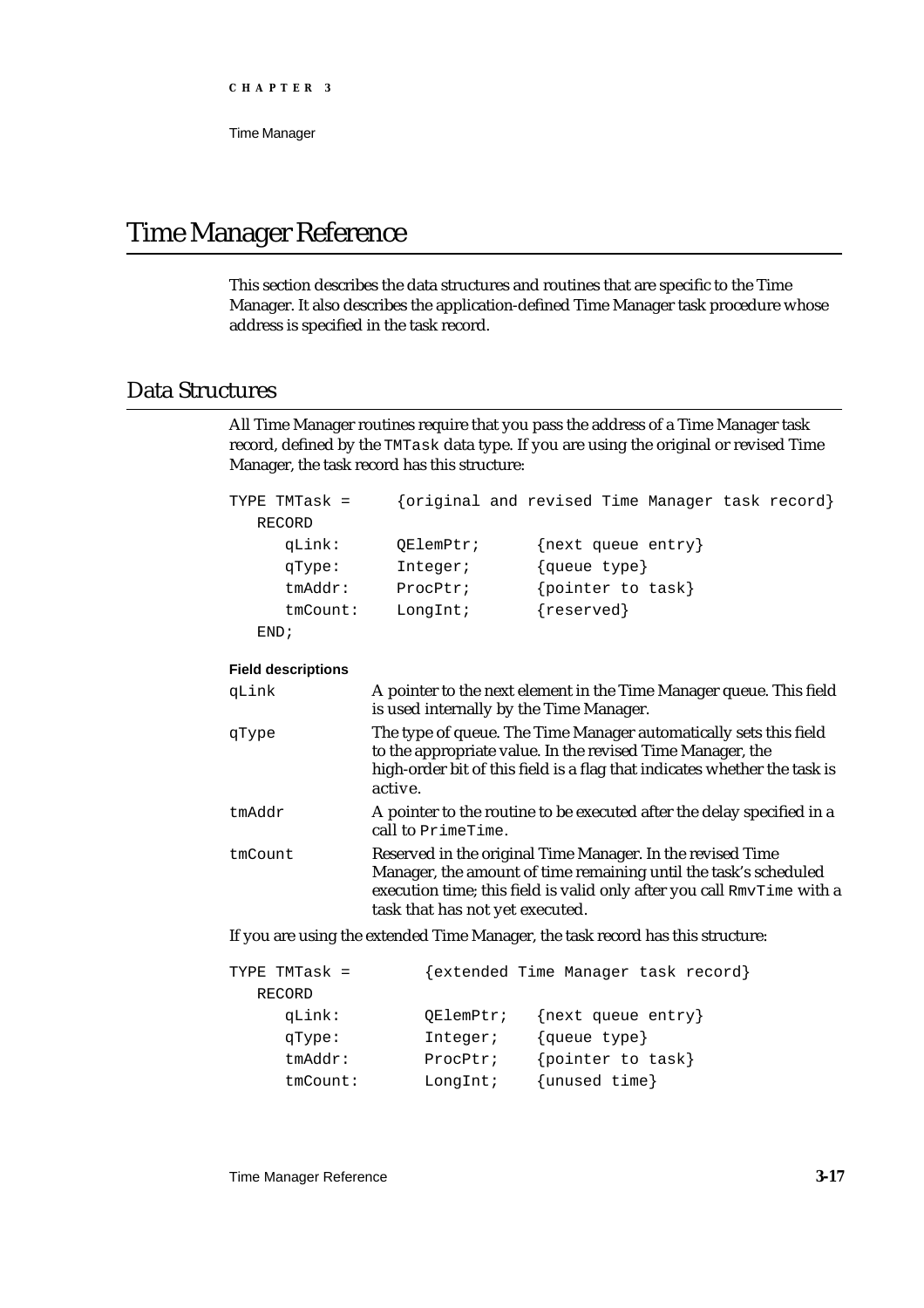# Time Manager Reference

This section describes the data structures and routines that are specific to the Time Manager. It also describes the application-defined Time Manager task procedure whose address is specified in the task record.

## Data Structures

All Time Manager routines require that you pass the address of a Time Manager task record, defined by the `TMTask` data type. If you are using the original or revised Time Manager, the task record has this structure:

```
TYPE TMTask =     {original and revised Time Manager task record}
   RECORD
      qLink:      QElemPtr;      {next queue entry}
      qType:      Integer;       {queue type}
      tmAddr:     ProcPtr;       {pointer to task}
      tmCount:    LongInt;       {reserved}
   END;
```

**Field descriptions**

`qLink` A pointer to the next element in the Time Manager queue. This field is used internally by the Time Manager.

`qType` The type of queue. The Time Manager automatically sets this field to the appropriate value. In the revised Time Manager, the high-order bit of this field is a flag that indicates whether the task is active.

`tmAddr` A pointer to the routine to be executed after the delay specified in a call to `PrimeTime`.

`tmCount` Reserved in the original Time Manager. In the revised Time Manager, the amount of time remaining until the task's scheduled execution time; this field is valid only after you call `RmvTime` with a task that has not yet executed.

If you are using the extended Time Manager, the task record has this structure:

```
TYPE TMTask =        {extended Time Manager task record}
   RECORD
      qLink:         QElemPtr;   {next queue entry}
      qType:         Integer;    {queue type}
      tmAddr:        ProcPtr;    {pointer to task}
      tmCount:       LongInt;    {unused time}
```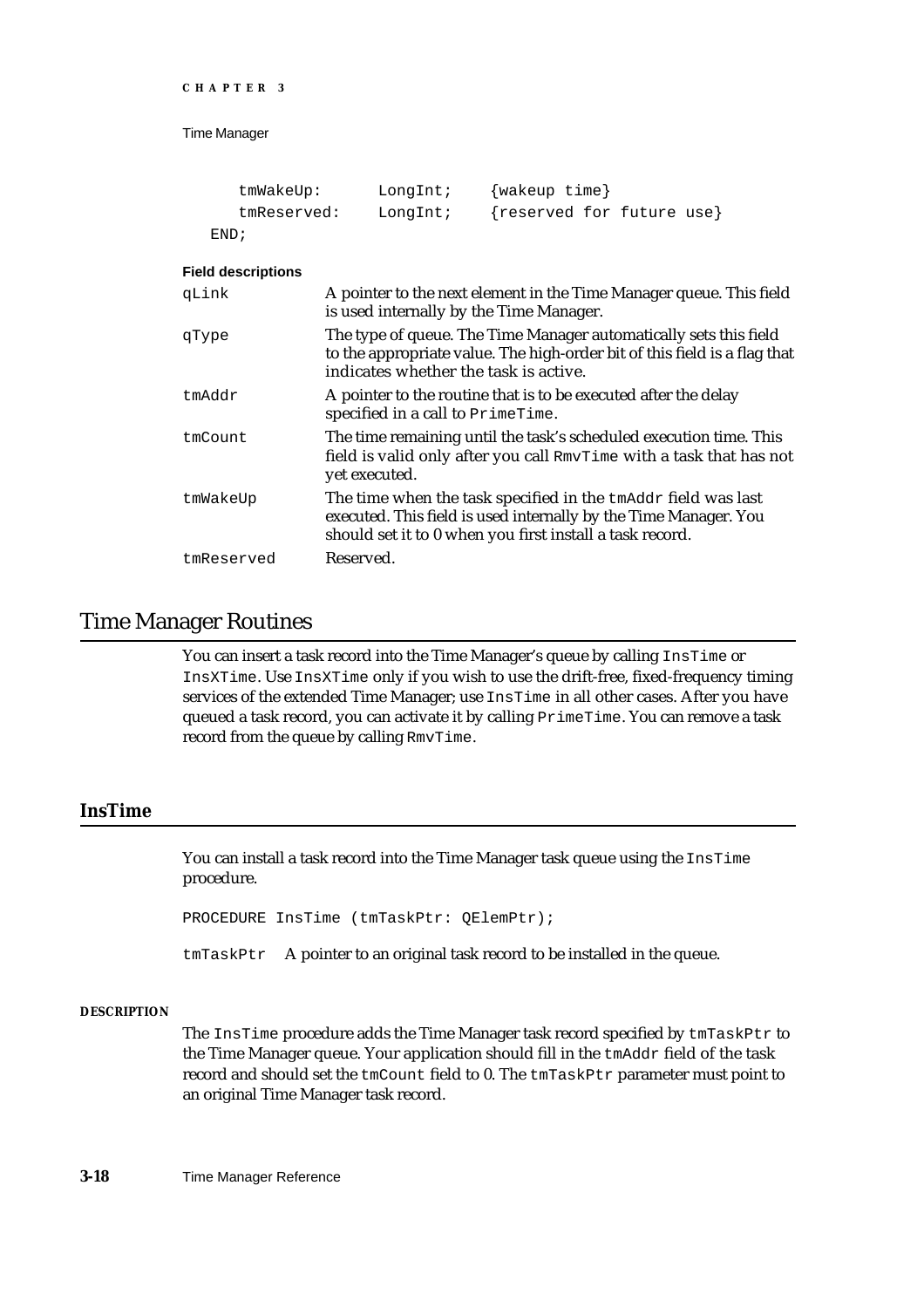```
      tmWakeUp:       LongInt;    {wakeup time}
      tmReserved:     LongInt;    {reserved for future use}
   END;
```

**Field descriptions**

| | |
|---|---|
| `qLink` | A pointer to the next element in the Time Manager queue. This field is used internally by the Time Manager. |
| `qType` | The type of queue. The Time Manager automatically sets this field to the appropriate value. The high-order bit of this field is a flag that indicates whether the task is active. |
| `tmAddr` | A pointer to the routine that is to be executed after the delay specified in a call to `PrimeTime`. |
| `tmCount` | The time remaining until the task's scheduled execution time. This field is valid only after you call `RmvTime` with a task that has not yet executed. |
| `tmWakeUp` | The time when the task specified in the `tmAddr` field was last executed. This field is used internally by the Time Manager. You should set it to 0 when you first install a task record. |
| `tmReserved` | Reserved. |

## Time Manager Routines

You can insert a task record into the Time Manager's queue by calling `InsTime` or `InsXTime`. Use `InsXTime` only if you wish to use the drift-free, fixed-frequency timing services of the extended Time Manager; use `InsTime` in all other cases. After you have queued a task record, you can activate it by calling `PrimeTime`. You can remove a task record from the queue by calling `RmvTime`.

### InsTime

You can install a task record into the Time Manager task queue using the `InsTime` procedure.

```
PROCEDURE InsTime (tmTaskPtr: QElemPtr);
```

`tmTaskPtr` A pointer to an original task record to be installed in the queue.

**DESCRIPTION**

The `InsTime` procedure adds the Time Manager task record specified by `tmTaskPtr` to the Time Manager queue. Your application should fill in the `tmAddr` field of the task record and should set the `tmCount` field to 0. The `tmTaskPtr` parameter must point to an original Time Manager task record.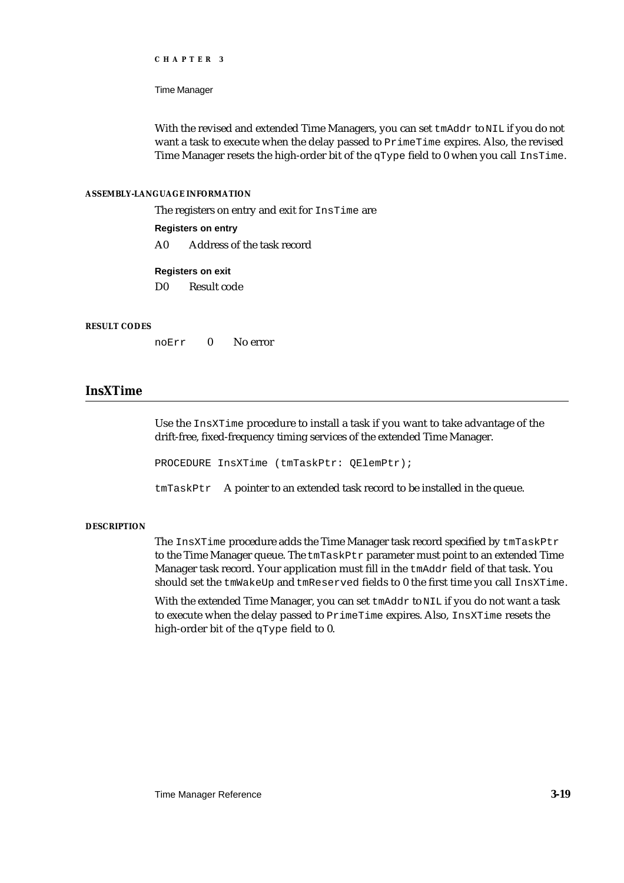With the revised and extended Time Managers, you can set `tmAddr` to `NIL` if you do not want a task to execute when the delay passed to `PrimeTime` expires. Also, the revised Time Manager resets the high-order bit of the `qType` field to 0 when you call `InsTime`.

#### ASSEMBLY-LANGUAGE INFORMATION

The registers on entry and exit for `InsTime` are

**Registers on entry**

A0 Address of the task record

**Registers on exit**

D0 Result code

#### RESULT CODES

| | | |
|---|---|---|
| `noErr` | 0 | No error |

## InsXTime

Use the `InsXTime` procedure to install a task if you want to take advantage of the drift-free, fixed-frequency timing services of the extended Time Manager.

```
PROCEDURE InsXTime (tmTaskPtr: QElemPtr);
```

`tmTaskPtr` A pointer to an extended task record to be installed in the queue.

#### DESCRIPTION

The `InsXTime` procedure adds the Time Manager task record specified by `tmTaskPtr` to the Time Manager queue. The `tmTaskPtr` parameter must point to an extended Time Manager task record. Your application must fill in the `tmAddr` field of that task. You should set the `tmWakeUp` and `tmReserved` fields to 0 the first time you call `InsXTime`.

With the extended Time Manager, you can set `tmAddr` to `NIL` if you do not want a task to execute when the delay passed to `PrimeTime` expires. Also, `InsXTime` resets the high-order bit of the `qType` field to 0.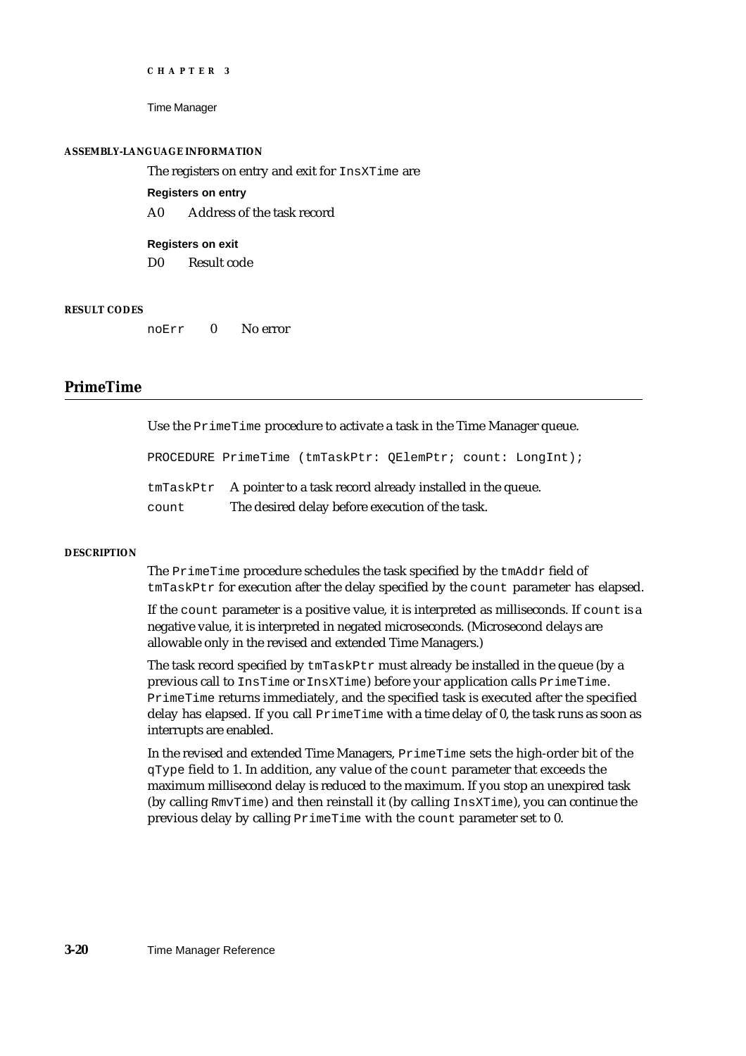#### ASSEMBLY-LANGUAGE INFORMATION

The registers on entry and exit for `InsXTime` are

**Registers on entry**

| | |
|---|---|
| A0 | Address of the task record |

**Registers on exit**

| | |
|---|---|
| D0 | Result code |

#### RESULT CODES

| | | |
|---|---|---|
| `noErr` | 0 | No error |

## PrimeTime

Use the `PrimeTime` procedure to activate a task in the Time Manager queue.

```
PROCEDURE PrimeTime (tmTaskPtr: QElemPtr; count: LongInt);
```

| | |
|---|---|
| `tmTaskPtr` | A pointer to a task record already installed in the queue. |
| `count` | The desired delay before execution of the task. |

#### DESCRIPTION

The `PrimeTime` procedure schedules the task specified by the `tmAddr` field of `tmTaskPtr` for execution after the delay specified by the `count` parameter has elapsed.

If the `count` parameter is a positive value, it is interpreted as milliseconds. If `count` is a negative value, it is interpreted in negated microseconds. (Microsecond delays are allowable only in the revised and extended Time Managers.)

The task record specified by `tmTaskPtr` must already be installed in the queue (by a previous call to `InsTime` or `InsXTime`) before your application calls `PrimeTime`. `PrimeTime` returns immediately, and the specified task is executed after the specified delay has elapsed. If you call `PrimeTime` with a time delay of 0, the task runs as soon as interrupts are enabled.

In the revised and extended Time Managers, `PrimeTime` sets the high-order bit of the `qType` field to 1. In addition, any value of the `count` parameter that exceeds the maximum millisecond delay is reduced to the maximum. If you stop an unexpired task (by calling `RmvTime`) and then reinstall it (by calling `InsXTime`), you can continue the previous delay by calling `PrimeTime` with the `count` parameter set to 0.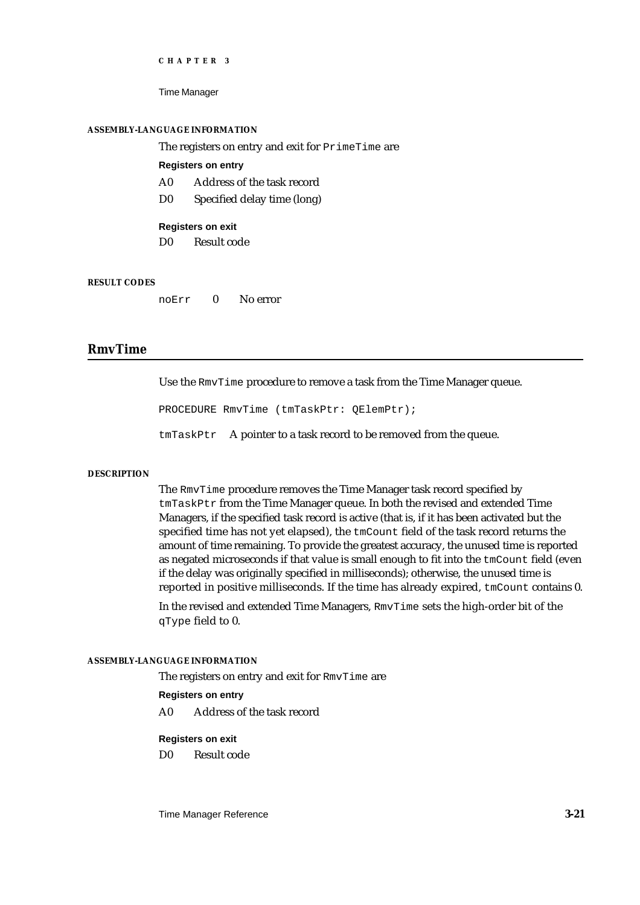#### ASSEMBLY-LANGUAGE INFORMATION

The registers on entry and exit for `PrimeTime` are

**Registers on entry**

A0 Address of the task record

D0 Specified delay time (long)

**Registers on exit**

D0 Result code

#### RESULT CODES

| | | |
|---|---|---|
| noErr | 0 | No error |

## RmvTime

Use the `RmvTime` procedure to remove a task from the Time Manager queue.

```
PROCEDURE RmvTime (tmTaskPtr: QElemPtr);
```

`tmTaskPtr` A pointer to a task record to be removed from the queue.

#### DESCRIPTION

The `RmvTime` procedure removes the Time Manager task record specified by `tmTaskPtr` from the Time Manager queue. In both the revised and extended Time Managers, if the specified task record is active (that is, if it has been activated but the specified time has not yet elapsed), the `tmCount` field of the task record returns the amount of time remaining. To provide the greatest accuracy, the unused time is reported as negated microseconds if that value is small enough to fit into the `tmCount` field (even if the delay was originally specified in milliseconds); otherwise, the unused time is reported in positive milliseconds. If the time has already expired, `tmCount` contains 0.

In the revised and extended Time Managers, `RmvTime` sets the high-order bit of the `qType` field to 0.

#### ASSEMBLY-LANGUAGE INFORMATION

The registers on entry and exit for `RmvTime` are

**Registers on entry**

A0 Address of the task record

**Registers on exit**

D0 Result code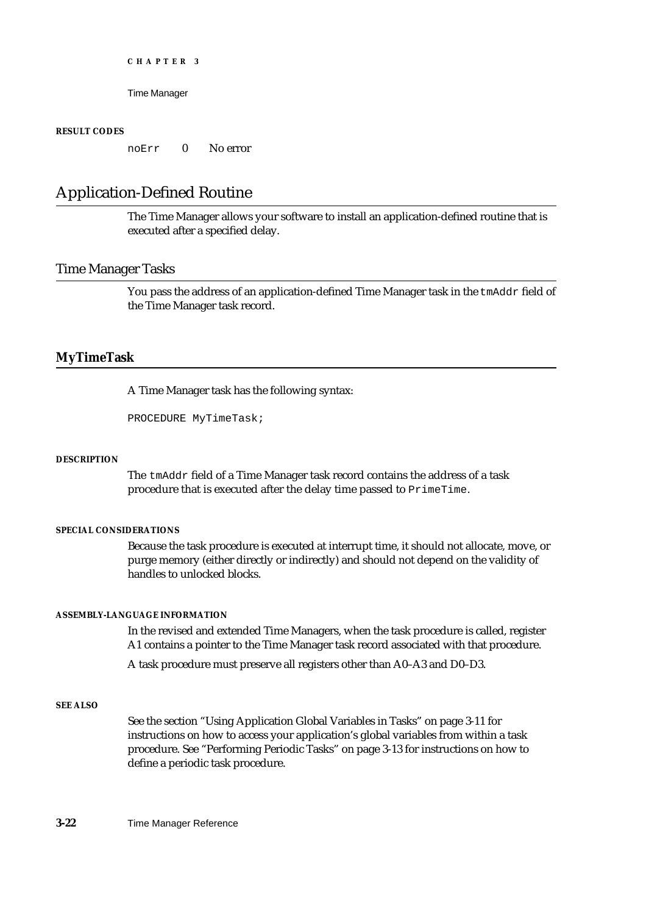**RESULT CODES**

| noErr | 0 | No error |
|---|---|---|

# Application-Defined Routine

The Time Manager allows your software to install an application-defined routine that is executed after a specified delay.

## Time Manager Tasks

You pass the address of an application-defined Time Manager task in the `tmAddr` field of the Time Manager task record.

### MyTimeTask

A Time Manager task has the following syntax:

```
PROCEDURE MyTimeTask;
```

**DESCRIPTION**

The `tmAddr` field of a Time Manager task record contains the address of a task procedure that is executed after the delay time passed to `PrimeTime`.

**SPECIAL CONSIDERATIONS**

Because the task procedure is executed at interrupt time, it should not allocate, move, or purge memory (either directly or indirectly) and should not depend on the validity of handles to unlocked blocks.

**ASSEMBLY-LANGUAGE INFORMATION**

In the revised and extended Time Managers, when the task procedure is called, register A1 contains a pointer to the Time Manager task record associated with that procedure.

A task procedure must preserve all registers other than A0–A3 and D0–D3.

**SEE ALSO**

See the section "Using Application Global Variables in Tasks" on page 3-11 for instructions on how to access your application's global variables from within a task procedure. See "Performing Periodic Tasks" on page 3-13 for instructions on how to define a periodic task procedure.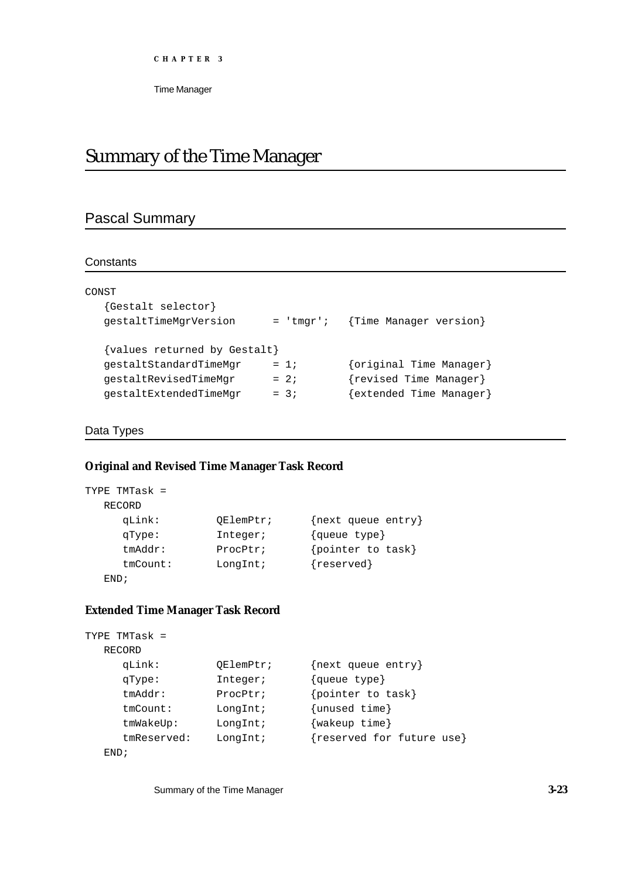# Summary of the Time Manager

## Pascal Summary

### Constants

```
CONST
   {Gestalt selector}
   gestaltTimeMgrVersion      = 'tmgr';   {Time Manager version}

   {values returned by Gestalt}
   gestaltStandardTimeMgr     = 1;        {original Time Manager}
   gestaltRevisedTimeMgr      = 2;        {revised Time Manager}
   gestaltExtendedTimeMgr     = 3;        {extended Time Manager}
```

### Data Types

#### Original and Revised Time Manager Task Record

```
TYPE TMTask =
   RECORD
      qLink:         QElemPtr;      {next queue entry}
      qType:         Integer;       {queue type}
      tmAddr:        ProcPtr;       {pointer to task}
      tmCount:       LongInt;       {reserved}
   END;
```

#### Extended Time Manager Task Record

```
TYPE TMTask =
   RECORD
      qLink:         QElemPtr;      {next queue entry}
      qType:         Integer;       {queue type}
      tmAddr:        ProcPtr;       {pointer to task}
      tmCount:       LongInt;       {unused time}
      tmWakeUp:      LongInt;       {wakeup time}
      tmReserved:    LongInt;       {reserved for future use}
   END;
```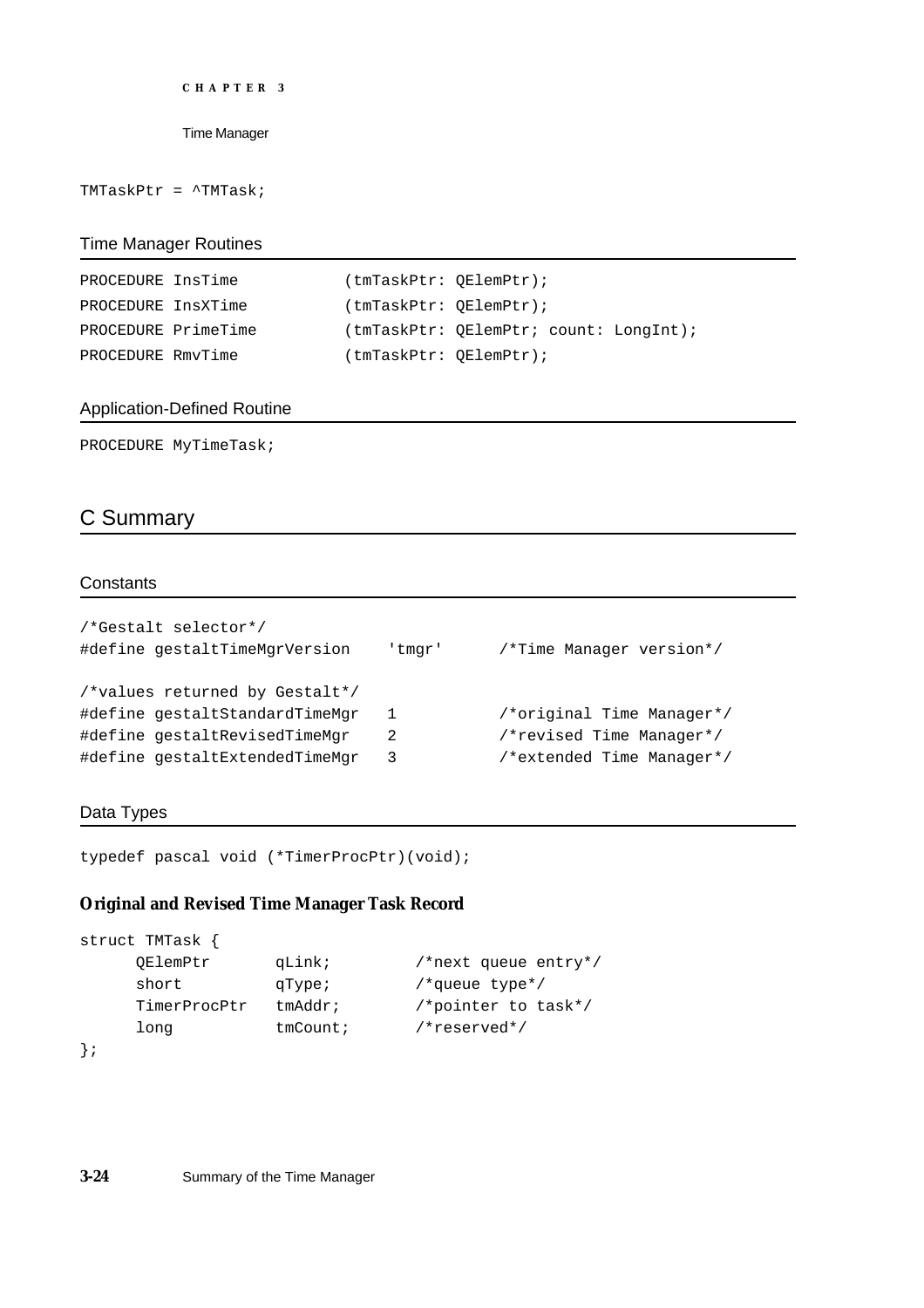```
TMTaskPtr = ^TMTask;
```

### Time Manager Routines

```
PROCEDURE InsTime           (tmTaskPtr: QElemPtr);
PROCEDURE InsXTime          (tmTaskPtr: QElemPtr);
PROCEDURE PrimeTime         (tmTaskPtr: QElemPtr; count: LongInt);
PROCEDURE RmvTime           (tmTaskPtr: QElemPtr);
```

### Application-Defined Routine

```
PROCEDURE MyTimeTask;
```

## C Summary

### Constants

```
/*Gestalt selector*/
#define gestaltTimeMgrVersion     'tmgr'      /*Time Manager version*/

/*values returned by Gestalt*/
#define gestaltStandardTimeMgr   1           /*original Time Manager*/
#define gestaltRevisedTimeMgr    2           /*revised Time Manager*/
#define gestaltExtendedTimeMgr   3           /*extended Time Manager*/
```

### Data Types

```
typedef pascal void (*TimerProcPtr)(void);
```

**Original and Revised Time Manager Task Record**

```
struct TMTask {
      QElemPtr       qLink;         /*next queue entry*/
      short          qType;         /*queue type*/
      TimerProcPtr   tmAddr;        /*pointer to task*/
      long           tmCount;       /*reserved*/
};
```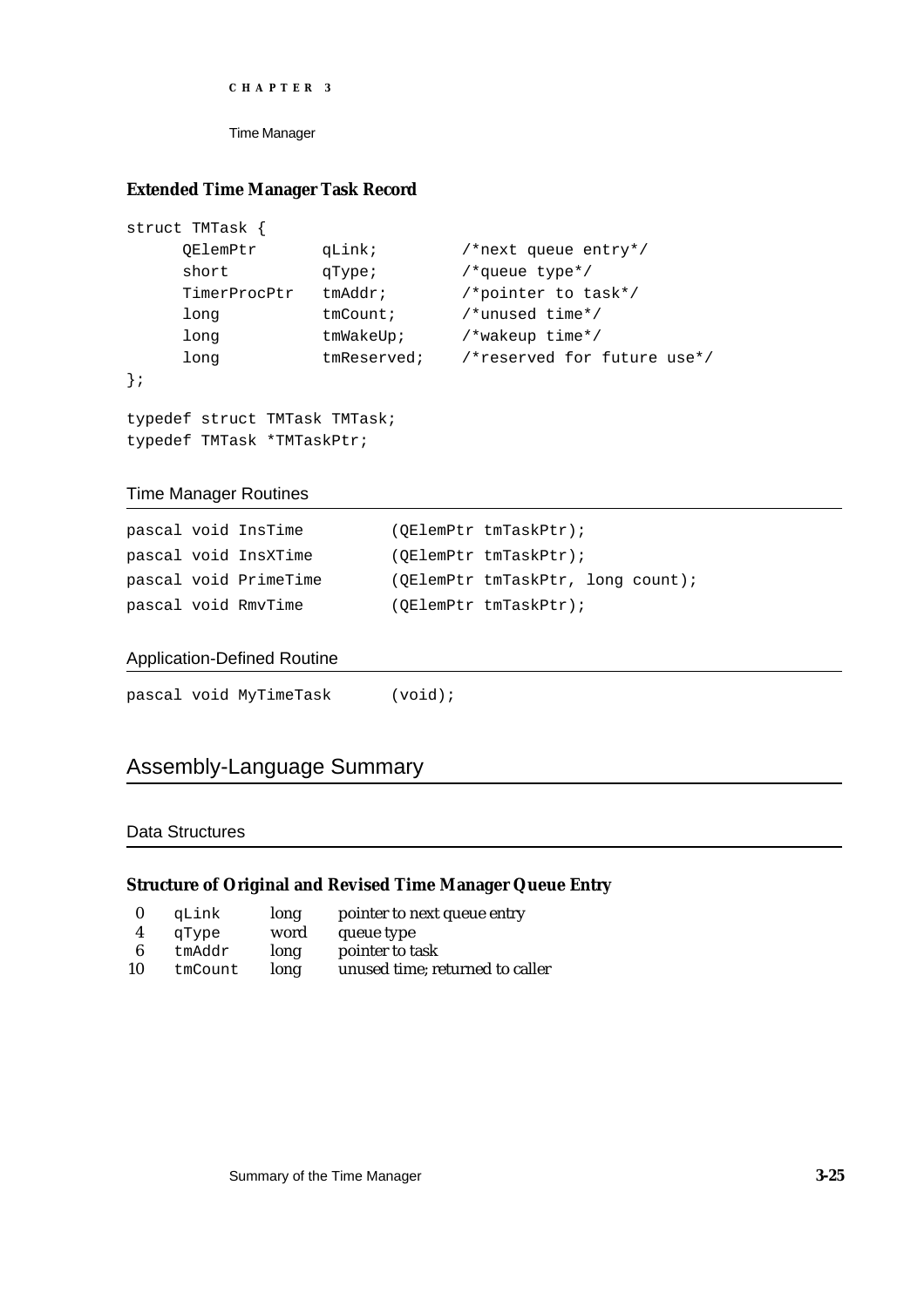### Extended Time Manager Task Record

```
struct TMTask {
     QElemPtr       qLink;         /*next queue entry*/
     short          qType;         /*queue type*/
     TimerProcPtr   tmAddr;        /*pointer to task*/
     long           tmCount;       /*unused time*/
     long           tmWakeUp;      /*wakeup time*/
     long           tmReserved;    /*reserved for future use*/
};

typedef struct TMTask TMTask;
typedef TMTask *TMTaskPtr;
```

### Time Manager Routines

```
pascal void InsTime          (QElemPtr tmTaskPtr);
pascal void InsXTime         (QElemPtr tmTaskPtr);
pascal void PrimeTime        (QElemPtr tmTaskPtr, long count);
pascal void RmvTime          (QElemPtr tmTaskPtr);
```

### Application-Defined Routine

```
pascal void MyTimeTask       (void);
```

## Assembly-Language Summary

### Data Structures

#### Structure of Original and Revised Time Manager Queue Entry

| | | | |
|---|---|---|---|
| 0 | qLink | long | pointer to next queue entry |
| 4 | qType | word | queue type |
| 6 | tmAddr | long | pointer to task |
| 10 | tmCount | long | unused time; returned to caller |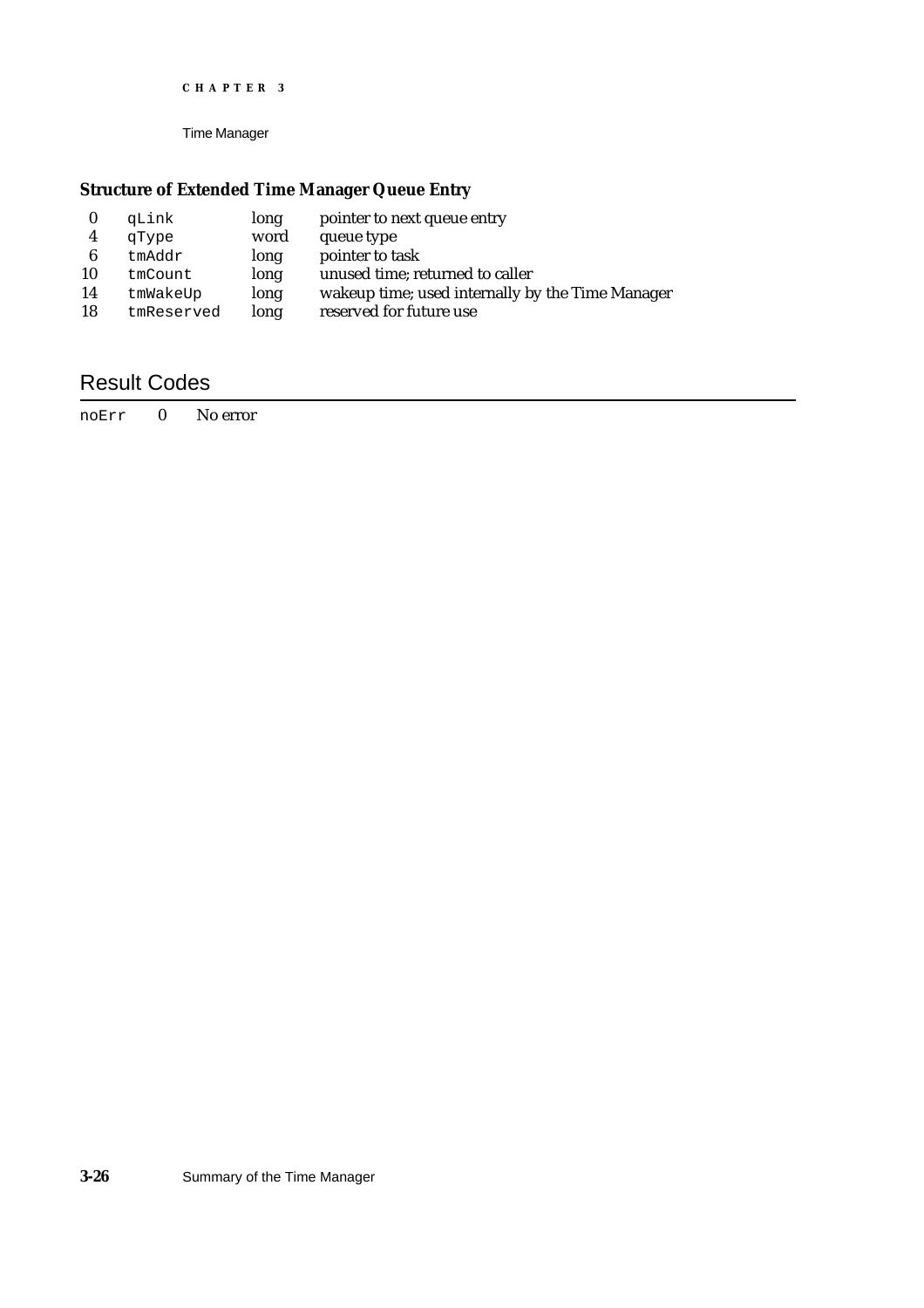### Structure of Extended Time Manager Queue Entry

| | | | |
|---|---|---|---|
| 0 | `qLink` | long | pointer to next queue entry |
| 4 | `qType` | word | queue type |
| 6 | `tmAddr` | long | pointer to task |
| 10 | `tmCount` | long | unused time; returned to caller |
| 14 | `tmWakeUp` | long | wakeup time; used internally by the Time Manager |
| 18 | `tmReserved` | long | reserved for future use |

## Result Codes

| | | |
|---|---|---|
| `noErr` | 0 | No error |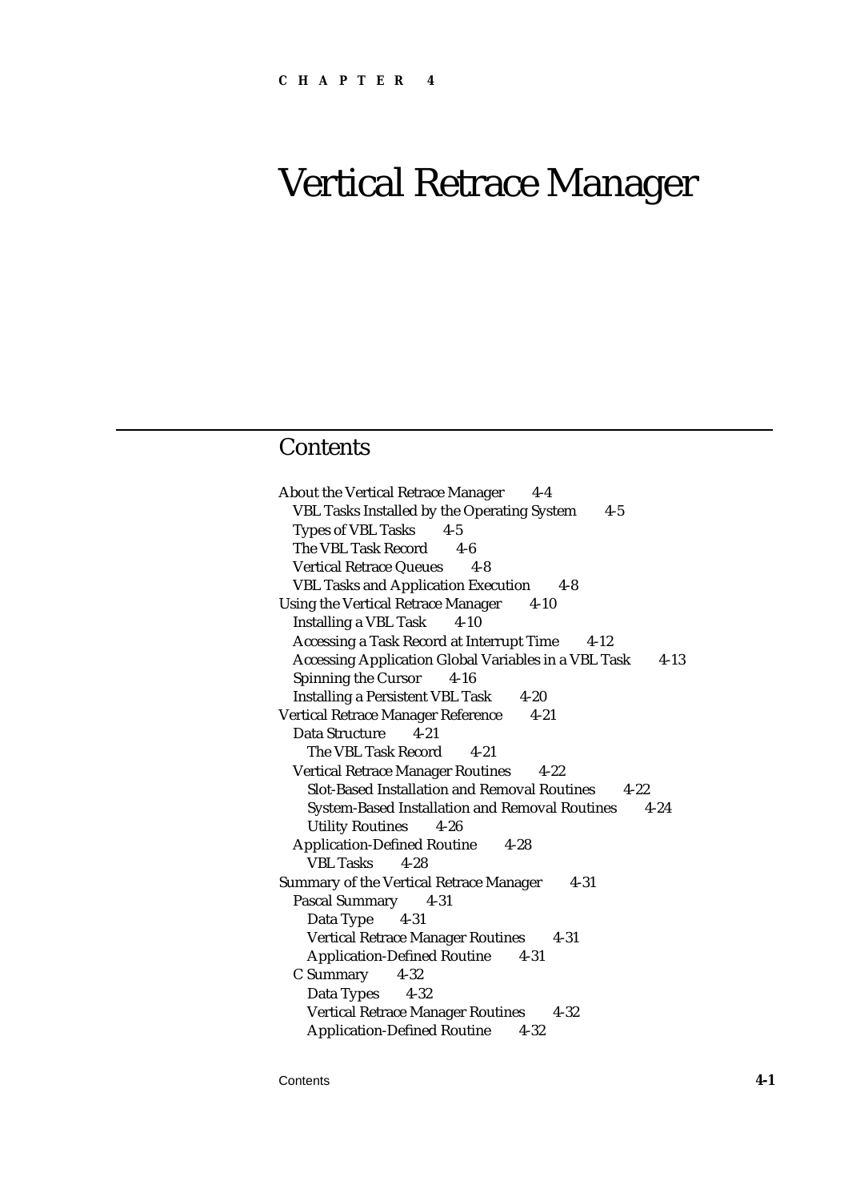CHAPTER 4

# Vertical Retrace Manager

## Contents

- About the Vertical Retrace Manager 4-4
  - VBL Tasks Installed by the Operating System 4-5
  - Types of VBL Tasks 4-5
  - The VBL Task Record 4-6
  - Vertical Retrace Queues 4-8
  - VBL Tasks and Application Execution 4-8
- Using the Vertical Retrace Manager 4-10
  - Installing a VBL Task 4-10
  - Accessing a Task Record at Interrupt Time 4-12
  - Accessing Application Global Variables in a VBL Task 4-13
  - Spinning the Cursor 4-16
  - Installing a Persistent VBL Task 4-20
- Vertical Retrace Manager Reference 4-21
  - Data Structure 4-21
    - The VBL Task Record 4-21
  - Vertical Retrace Manager Routines 4-22
    - Slot-Based Installation and Removal Routines 4-22
    - System-Based Installation and Removal Routines 4-24
    - Utility Routines 4-26
  - Application-Defined Routine 4-28
    - VBL Tasks 4-28
- Summary of the Vertical Retrace Manager 4-31
  - Pascal Summary 4-31
    - Data Type 4-31
    - Vertical Retrace Manager Routines 4-31
    - Application-Defined Routine 4-31
  - C Summary 4-32
    - Data Types 4-32
    - Vertical Retrace Manager Routines 4-32
    - Application-Defined Routine 4-32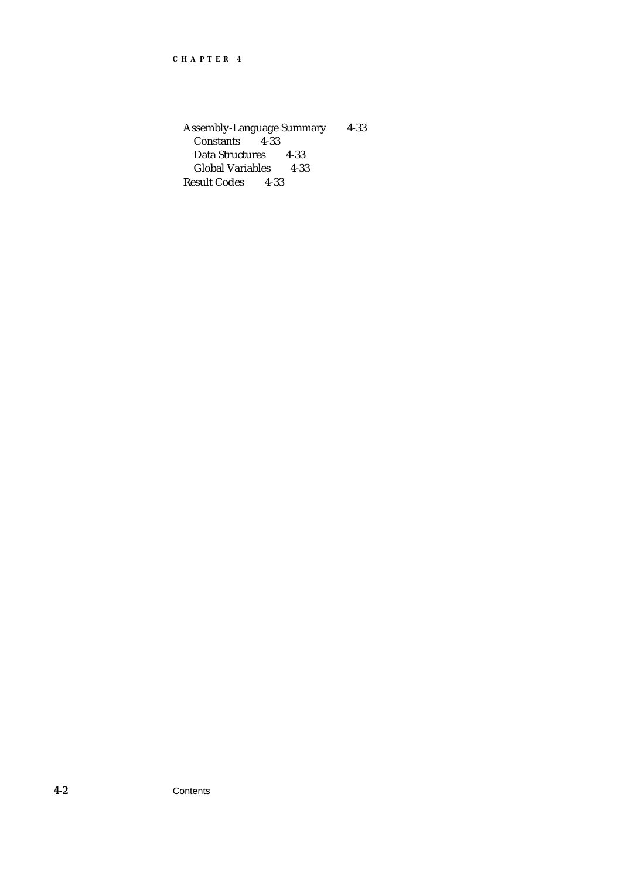Assembly-Language Summary 4-33
- Constants 4-33
- Data Structures 4-33
- Global Variables 4-33

Result Codes 4-33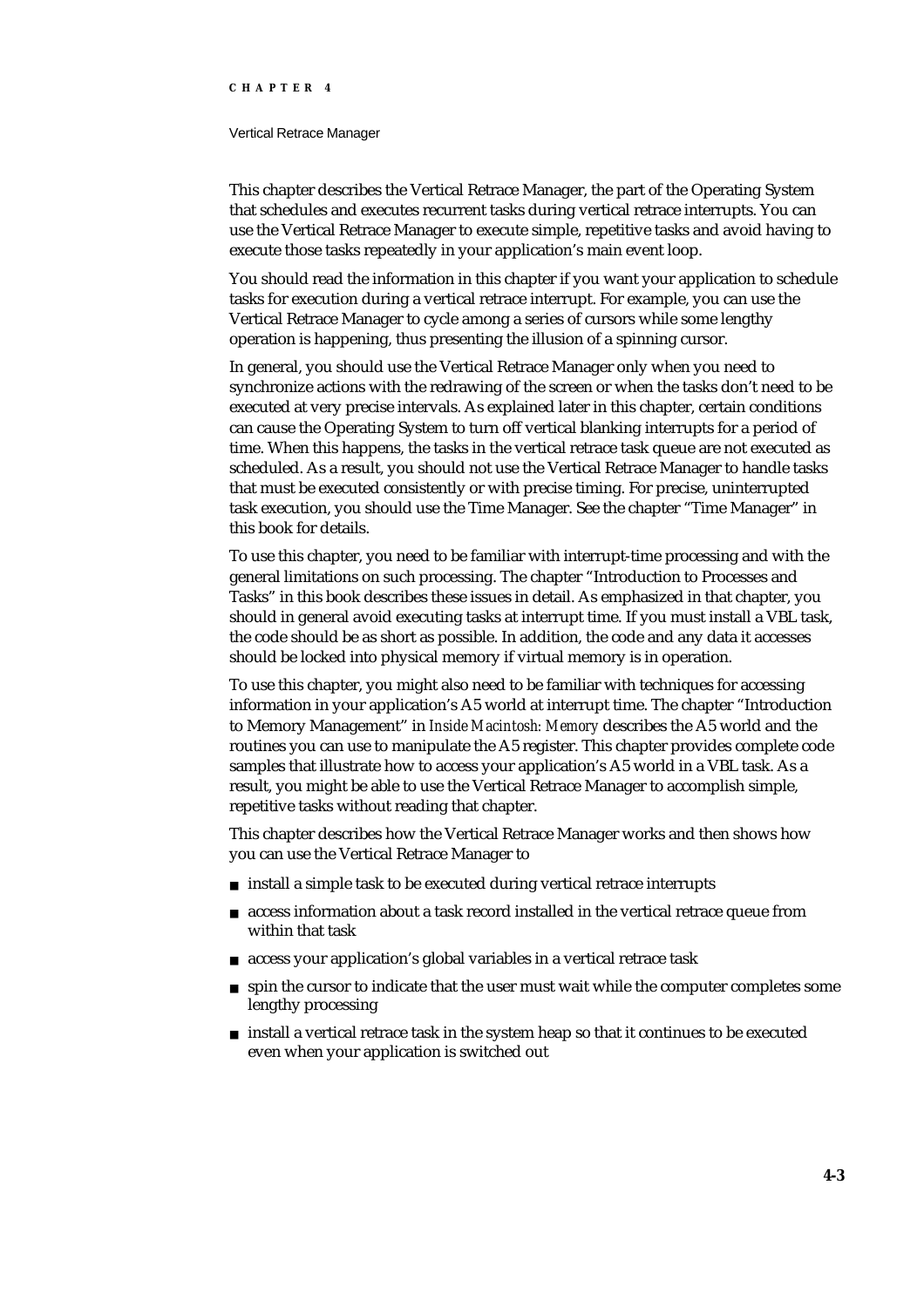This chapter describes the Vertical Retrace Manager, the part of the Operating System that schedules and executes recurrent tasks during vertical retrace interrupts. You can use the Vertical Retrace Manager to execute simple, repetitive tasks and avoid having to execute those tasks repeatedly in your application's main event loop.

You should read the information in this chapter if you want your application to schedule tasks for execution during a vertical retrace interrupt. For example, you can use the Vertical Retrace Manager to cycle among a series of cursors while some lengthy operation is happening, thus presenting the illusion of a spinning cursor.

In general, you should use the Vertical Retrace Manager only when you need to synchronize actions with the redrawing of the screen or when the tasks don't need to be executed at very precise intervals. As explained later in this chapter, certain conditions can cause the Operating System to turn off vertical blanking interrupts for a period of time. When this happens, the tasks in the vertical retrace task queue are not executed as scheduled. As a result, you should not use the Vertical Retrace Manager to handle tasks that must be executed consistently or with precise timing. For precise, uninterrupted task execution, you should use the Time Manager. See the chapter "Time Manager" in this book for details.

To use this chapter, you need to be familiar with interrupt-time processing and with the general limitations on such processing. The chapter "Introduction to Processes and Tasks" in this book describes these issues in detail. As emphasized in that chapter, you should in general avoid executing tasks at interrupt time. If you must install a VBL task, the code should be as short as possible. In addition, the code and any data it accesses should be locked into physical memory if virtual memory is in operation.

To use this chapter, you might also need to be familiar with techniques for accessing information in your application's A5 world at interrupt time. The chapter "Introduction to Memory Management" in *Inside Macintosh: Memory* describes the A5 world and the routines you can use to manipulate the A5 register. This chapter provides complete code samples that illustrate how to access your application's A5 world in a VBL task. As a result, you might be able to use the Vertical Retrace Manager to accomplish simple, repetitive tasks without reading that chapter.

This chapter describes how the Vertical Retrace Manager works and then shows how you can use the Vertical Retrace Manager to

- install a simple task to be executed during vertical retrace interrupts
- access information about a task record installed in the vertical retrace queue from within that task
- access your application's global variables in a vertical retrace task
- spin the cursor to indicate that the user must wait while the computer completes some lengthy processing
- install a vertical retrace task in the system heap so that it continues to be executed even when your application is switched out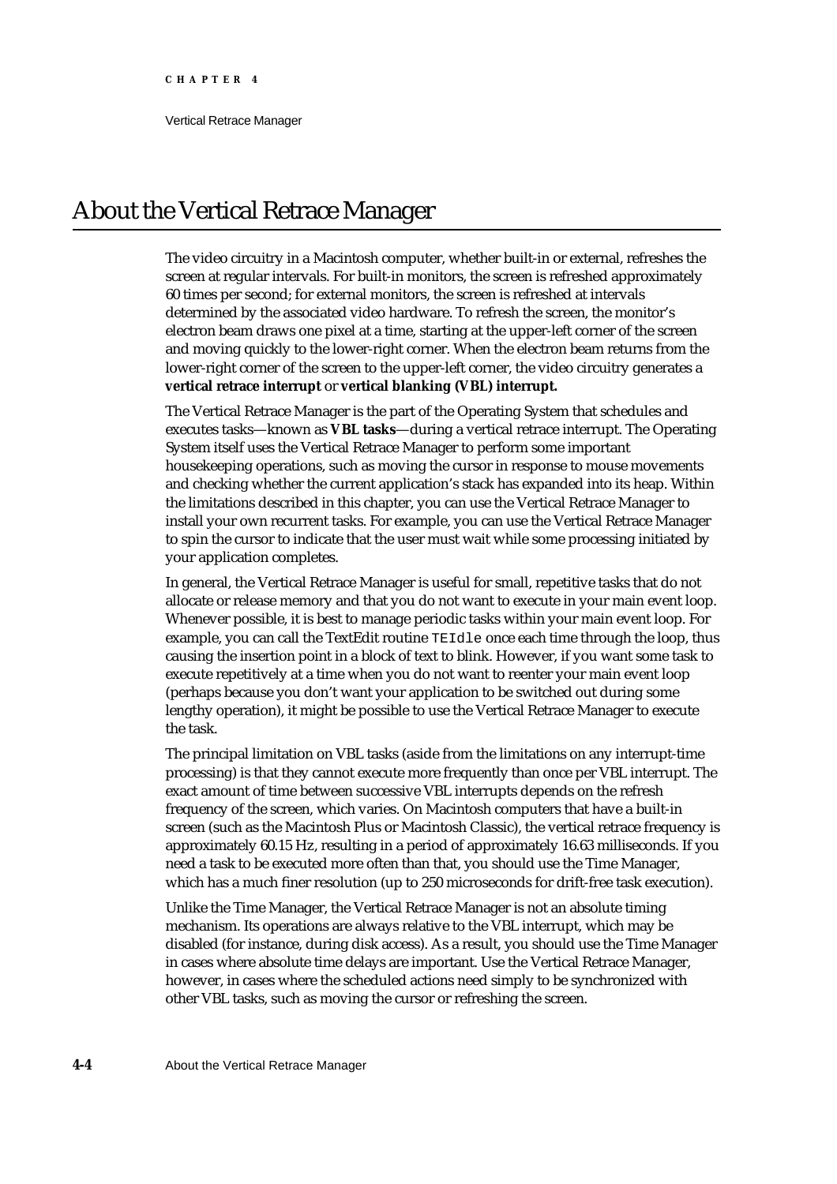# About the Vertical Retrace Manager

The video circuitry in a Macintosh computer, whether built-in or external, refreshes the screen at regular intervals. For built-in monitors, the screen is refreshed approximately 60 times per second; for external monitors, the screen is refreshed at intervals determined by the associated video hardware. To refresh the screen, the monitor's electron beam draws one pixel at a time, starting at the upper-left corner of the screen and moving quickly to the lower-right corner. When the electron beam returns from the lower-right corner of the screen to the upper-left corner, the video circuitry generates a **vertical retrace interrupt** or **vertical blanking (VBL) interrupt.**

The Vertical Retrace Manager is the part of the Operating System that schedules and executes tasks—known as **VBL tasks**—during a vertical retrace interrupt. The Operating System itself uses the Vertical Retrace Manager to perform some important housekeeping operations, such as moving the cursor in response to mouse movements and checking whether the current application's stack has expanded into its heap. Within the limitations described in this chapter, you can use the Vertical Retrace Manager to install your own recurrent tasks. For example, you can use the Vertical Retrace Manager to spin the cursor to indicate that the user must wait while some processing initiated by your application completes.

In general, the Vertical Retrace Manager is useful for small, repetitive tasks that do not allocate or release memory and that you do not want to execute in your main event loop. Whenever possible, it is best to manage periodic tasks within your main event loop. For example, you can call the TextEdit routine `TEIdle` once each time through the loop, thus causing the insertion point in a block of text to blink. However, if you want some task to execute repetitively at a time when you do not want to reenter your main event loop (perhaps because you don't want your application to be switched out during some lengthy operation), it might be possible to use the Vertical Retrace Manager to execute the task.

The principal limitation on VBL tasks (aside from the limitations on any interrupt-time processing) is that they cannot execute more frequently than once per VBL interrupt. The exact amount of time between successive VBL interrupts depends on the refresh frequency of the screen, which varies. On Macintosh computers that have a built-in screen (such as the Macintosh Plus or Macintosh Classic), the vertical retrace frequency is approximately 60.15 Hz, resulting in a period of approximately 16.63 milliseconds. If you need a task to be executed more often than that, you should use the Time Manager, which has a much finer resolution (up to 250 microseconds for drift-free task execution).

Unlike the Time Manager, the Vertical Retrace Manager is not an absolute timing mechanism. Its operations are always relative to the VBL interrupt, which may be disabled (for instance, during disk access). As a result, you should use the Time Manager in cases where absolute time delays are important. Use the Vertical Retrace Manager, however, in cases where the scheduled actions need simply to be synchronized with other VBL tasks, such as moving the cursor or refreshing the screen.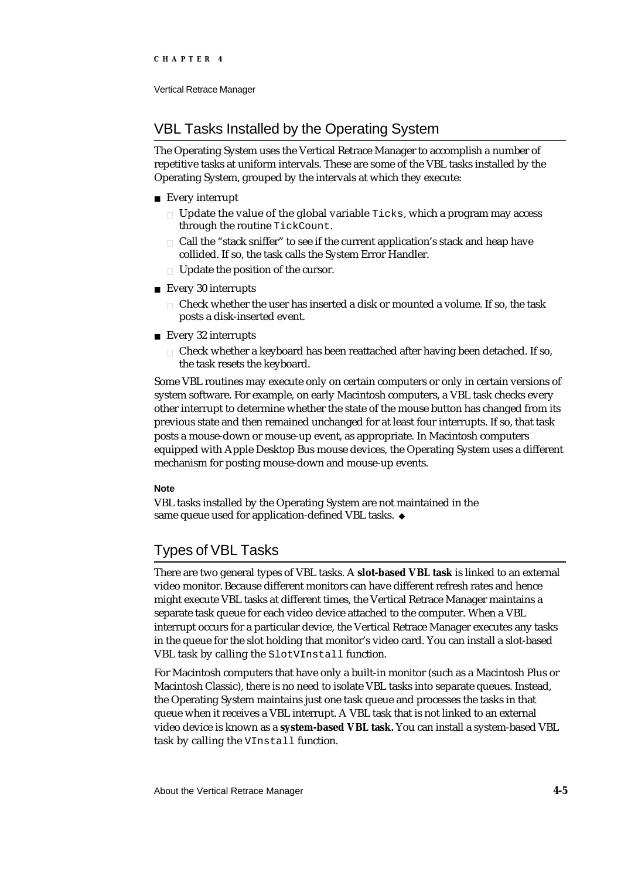## VBL Tasks Installed by the Operating System

The Operating System uses the Vertical Retrace Manager to accomplish a number of repetitive tasks at uniform intervals. These are some of the VBL tasks installed by the Operating System, grouped by the intervals at which they execute:

- Every interrupt
  - Update the value of the global variable `Ticks`, which a program may access through the routine `TickCount`.
  - Call the "stack sniffer" to see if the current application's stack and heap have collided. If so, the task calls the System Error Handler.
  - Update the position of the cursor.
- Every 30 interrupts
  - Check whether the user has inserted a disk or mounted a volume. If so, the task posts a disk-inserted event.
- Every 32 interrupts
  - Check whether a keyboard has been reattached after having been detached. If so, the task resets the keyboard.

Some VBL routines may execute only on certain computers or only in certain versions of system software. For example, on early Macintosh computers, a VBL task checks every other interrupt to determine whether the state of the mouse button has changed from its previous state and then remained unchanged for at least four interrupts. If so, that task posts a mouse-down or mouse-up event, as appropriate. In Macintosh computers equipped with Apple Desktop Bus mouse devices, the Operating System uses a different mechanism for posting mouse-down and mouse-up events.

**Note**

VBL tasks installed by the Operating System are not maintained in the same queue used for application-defined VBL tasks. ◆

## Types of VBL Tasks

There are two general types of VBL tasks. A **slot-based VBL task** is linked to an external video monitor. Because different monitors can have different refresh rates and hence might execute VBL tasks at different times, the Vertical Retrace Manager maintains a separate task queue for each video device attached to the computer. When a VBL interrupt occurs for a particular device, the Vertical Retrace Manager executes any tasks in the queue for the slot holding that monitor's video card. You can install a slot-based VBL task by calling the `SlotVInstall` function.

For Macintosh computers that have only a built-in monitor (such as a Macintosh Plus or Macintosh Classic), there is no need to isolate VBL tasks into separate queues. Instead, the Operating System maintains just one task queue and processes the tasks in that queue when it receives a VBL interrupt. A VBL task that is not linked to an external video device is known as a **system-based VBL task.** You can install a system-based VBL task by calling the `VInstall` function.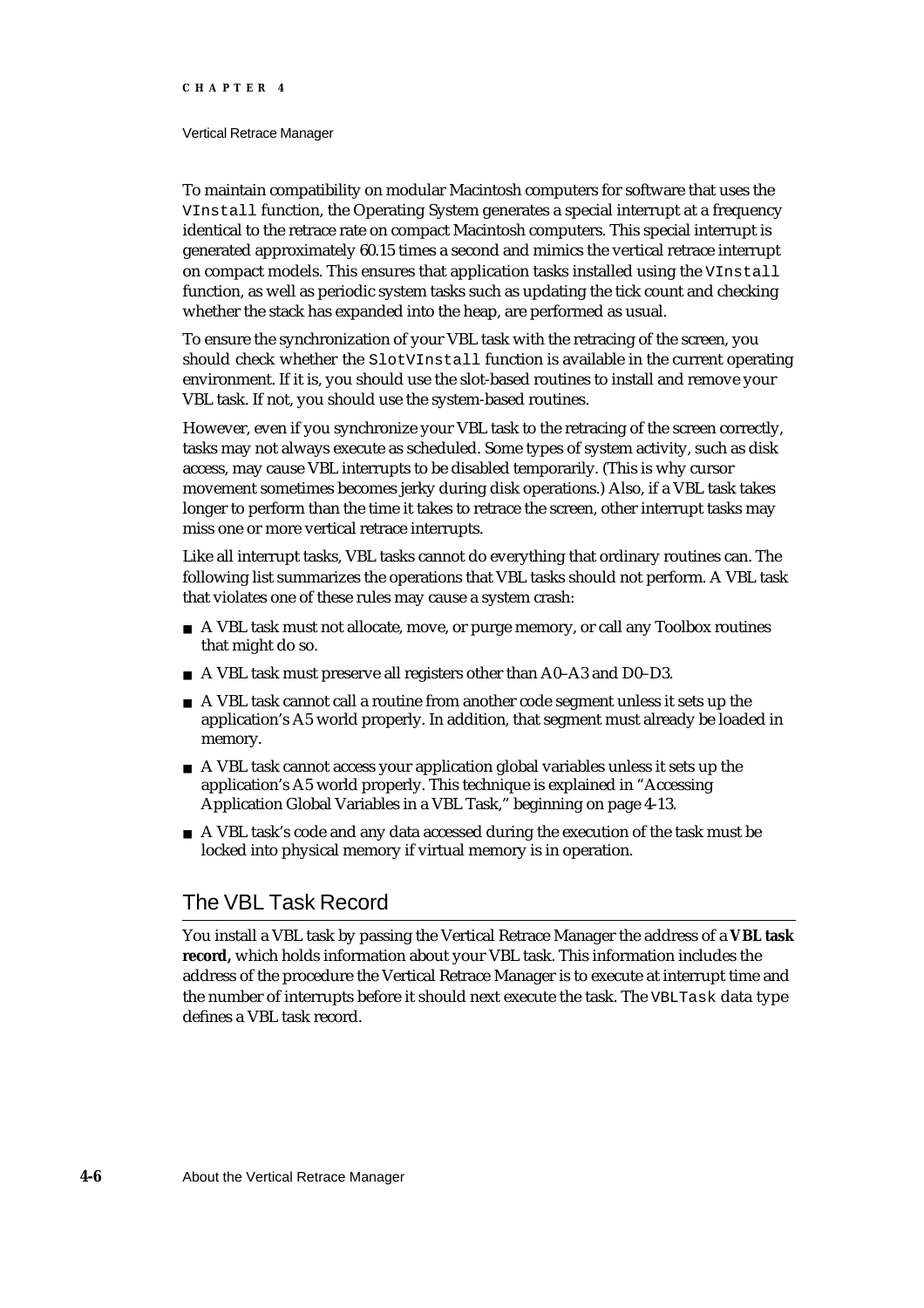To maintain compatibility on modular Macintosh computers for software that uses the `VInstall` function, the Operating System generates a special interrupt at a frequency identical to the retrace rate on compact Macintosh computers. This special interrupt is generated approximately 60.15 times a second and mimics the vertical retrace interrupt on compact models. This ensures that application tasks installed using the `VInstall` function, as well as periodic system tasks such as updating the tick count and checking whether the stack has expanded into the heap, are performed as usual.

To ensure the synchronization of your VBL task with the retracing of the screen, you should check whether the `SlotVInstall` function is available in the current operating environment. If it is, you should use the slot-based routines to install and remove your VBL task. If not, you should use the system-based routines.

However, even if you synchronize your VBL task to the retracing of the screen correctly, tasks may not always execute as scheduled. Some types of system activity, such as disk access, may cause VBL interrupts to be disabled temporarily. (This is why cursor movement sometimes becomes jerky during disk operations.) Also, if a VBL task takes longer to perform than the time it takes to retrace the screen, other interrupt tasks may miss one or more vertical retrace interrupts.

Like all interrupt tasks, VBL tasks cannot do everything that ordinary routines can. The following list summarizes the operations that VBL tasks should not perform. A VBL task that violates one of these rules may cause a system crash:

- A VBL task must not allocate, move, or purge memory, or call any Toolbox routines that might do so.
- A VBL task must preserve all registers other than A0–A3 and D0–D3.
- A VBL task cannot call a routine from another code segment unless it sets up the application's A5 world properly. In addition, that segment must already be loaded in memory.
- A VBL task cannot access your application global variables unless it sets up the application's A5 world properly. This technique is explained in "Accessing Application Global Variables in a VBL Task," beginning on page 4-13.
- A VBL task's code and any data accessed during the execution of the task must be locked into physical memory if virtual memory is in operation.

## The VBL Task Record

You install a VBL task by passing the Vertical Retrace Manager the address of a **VBL task record,** which holds information about your VBL task. This information includes the address of the procedure the Vertical Retrace Manager is to execute at interrupt time and the number of interrupts before it should next execute the task. The `VBLTask` data type defines a VBL task record.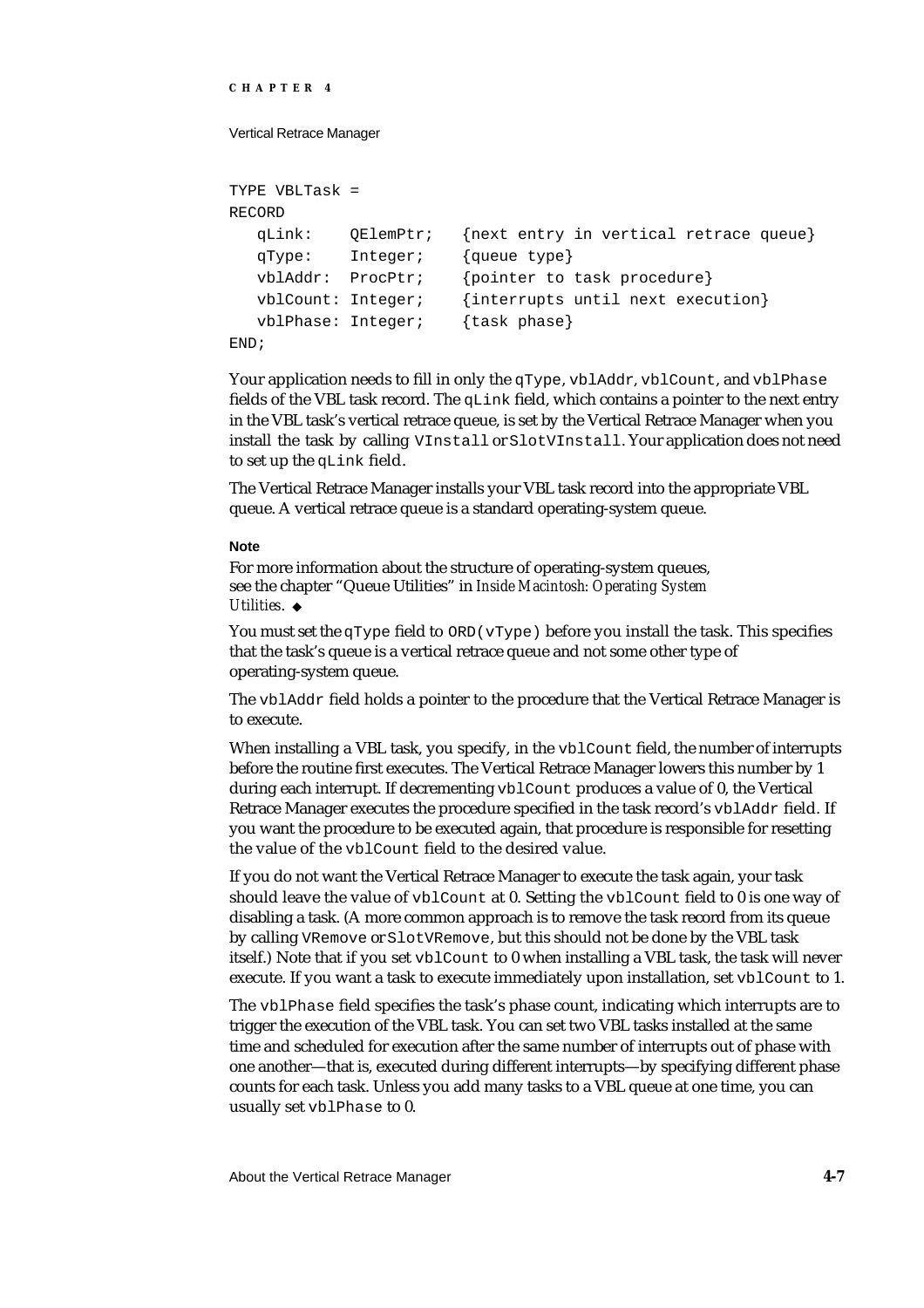```
TYPE VBLTask =
RECORD
   qLink:    QElemPtr;   {next entry in vertical retrace queue}
   qType:    Integer;    {queue type}
   vblAddr:  ProcPtr;    {pointer to task procedure}
   vblCount: Integer;    {interrupts until next execution}
   vblPhase: Integer;    {task phase}
END;
```

Your application needs to fill in only the `qType`, `vblAddr`, `vblCount`, and `vblPhase` fields of the VBL task record. The `qLink` field, which contains a pointer to the next entry in the VBL task's vertical retrace queue, is set by the Vertical Retrace Manager when you install the task by calling `VInstall` or `SlotVInstall`. Your application does not need to set up the `qLink` field.

The Vertical Retrace Manager installs your VBL task record into the appropriate VBL queue. A vertical retrace queue is a standard operating-system queue.

**Note**

For more information about the structure of operating-system queues, see the chapter "Queue Utilities" in *Inside Macintosh: Operating System Utilities*. ◆

You must set the `qType` field to `ORD(vType)` before you install the task. This specifies that the task's queue is a vertical retrace queue and not some other type of operating-system queue.

The `vblAddr` field holds a pointer to the procedure that the Vertical Retrace Manager is to execute.

When installing a VBL task, you specify, in the `vblCount` field, the number of interrupts before the routine first executes. The Vertical Retrace Manager lowers this number by 1 during each interrupt. If decrementing `vblCount` produces a value of 0, the Vertical Retrace Manager executes the procedure specified in the task record's `vblAddr` field. If you want the procedure to be executed again, that procedure is responsible for resetting the value of the `vblCount` field to the desired value.

If you do not want the Vertical Retrace Manager to execute the task again, your task should leave the value of `vblCount` at 0. Setting the `vblCount` field to 0 is one way of disabling a task. (A more common approach is to remove the task record from its queue by calling `VRemove` or `SlotVRemove`, but this should not be done by the VBL task itself.) Note that if you set `vblCount` to 0 when installing a VBL task, the task will never execute. If you want a task to execute immediately upon installation, set `vblCount` to 1.

The `vblPhase` field specifies the task's phase count, indicating which interrupts are to trigger the execution of the VBL task. You can set two VBL tasks installed at the same time and scheduled for execution after the same number of interrupts out of phase with one another—that is, executed during different interrupts—by specifying different phase counts for each task. Unless you add many tasks to a VBL queue at one time, you can usually set `vblPhase` to 0.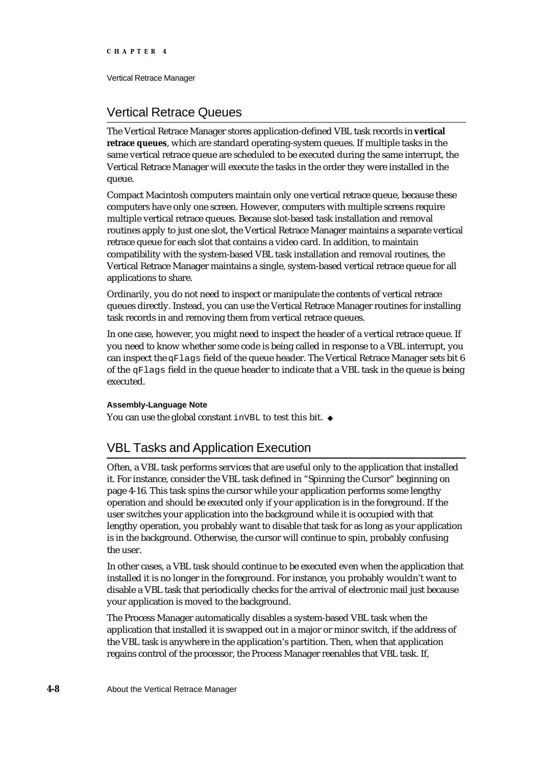## Vertical Retrace Queues

The Vertical Retrace Manager stores application-defined VBL task records in **vertical retrace queues**, which are standard operating-system queues. If multiple tasks in the same vertical retrace queue are scheduled to be executed during the same interrupt, the Vertical Retrace Manager will execute the tasks in the order they were installed in the queue.

Compact Macintosh computers maintain only one vertical retrace queue, because these computers have only one screen. However, computers with multiple screens require multiple vertical retrace queues. Because slot-based task installation and removal routines apply to just one slot, the Vertical Retrace Manager maintains a separate vertical retrace queue for each slot that contains a video card. In addition, to maintain compatibility with the system-based VBL task installation and removal routines, the Vertical Retrace Manager maintains a single, system-based vertical retrace queue for all applications to share.

Ordinarily, you do not need to inspect or manipulate the contents of vertical retrace queues directly. Instead, you can use the Vertical Retrace Manager routines for installing task records in and removing them from vertical retrace queues.

In one case, however, you might need to inspect the header of a vertical retrace queue. If you need to know whether some code is being called in response to a VBL interrupt, you can inspect the `qFlags` field of the queue header. The Vertical Retrace Manager sets bit 6 of the `qFlags` field in the queue header to indicate that a VBL task in the queue is being executed.

**Assembly-Language Note**

You can use the global constant `inVBL` to test this bit. ◆

## VBL Tasks and Application Execution

Often, a VBL task performs services that are useful only to the application that installed it. For instance, consider the VBL task defined in "Spinning the Cursor" beginning on page 4-16. This task spins the cursor while your application performs some lengthy operation and should be executed only if your application is in the foreground. If the user switches your application into the background while it is occupied with that lengthy operation, you probably want to disable that task for as long as your application is in the background. Otherwise, the cursor will continue to spin, probably confusing the user.

In other cases, a VBL task should continue to be executed even when the application that installed it is no longer in the foreground. For instance, you probably wouldn't want to disable a VBL task that periodically checks for the arrival of electronic mail just because your application is moved to the background.

The Process Manager automatically disables a system-based VBL task when the application that installed it is swapped out in a major or minor switch, if the address of the VBL task is anywhere in the application's partition. Then, when that application regains control of the processor, the Process Manager reenables that VBL task. If,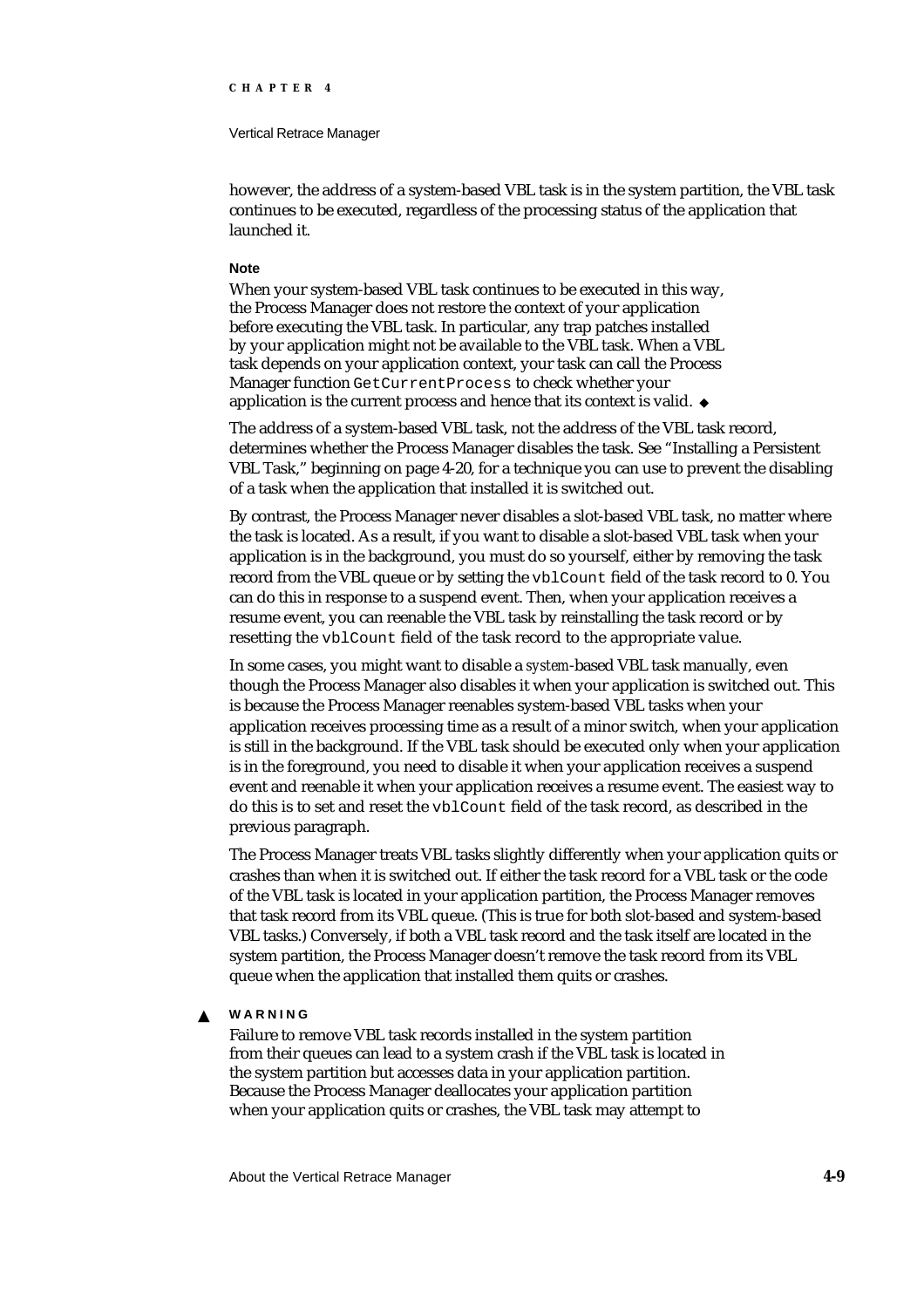however, the address of a system-based VBL task is in the system partition, the VBL task continues to be executed, regardless of the processing status of the application that launched it.

**Note**

When your system-based VBL task continues to be executed in this way, the Process Manager does not restore the context of your application before executing the VBL task. In particular, any trap patches installed by your application might not be available to the VBL task. When a VBL task depends on your application context, your task can call the Process Manager function `GetCurrentProcess` to check whether your application is the current process and hence that its context is valid. ◆

The address of a system-based VBL task, not the address of the VBL task record, determines whether the Process Manager disables the task. See "Installing a Persistent VBL Task," beginning on page 4-20, for a technique you can use to prevent the disabling of a task when the application that installed it is switched out.

By contrast, the Process Manager never disables a slot-based VBL task, no matter where the task is located. As a result, if you want to disable a slot-based VBL task when your application is in the background, you must do so yourself, either by removing the task record from the VBL queue or by setting the `vblCount` field of the task record to 0. You can do this in response to a suspend event. Then, when your application receives a resume event, you can reenable the VBL task by reinstalling the task record or by resetting the `vblCount` field of the task record to the appropriate value.

In some cases, you might want to disable a *system*-based VBL task manually, even though the Process Manager also disables it when your application is switched out. This is because the Process Manager reenables system-based VBL tasks when your application receives processing time as a result of a minor switch, when your application is still in the background. If the VBL task should be executed only when your application is in the foreground, you need to disable it when your application receives a suspend event and reenable it when your application receives a resume event. The easiest way to do this is to set and reset the `vblCount` field of the task record, as described in the previous paragraph.

The Process Manager treats VBL tasks slightly differently when your application quits or crashes than when it is switched out. If either the task record for a VBL task or the code of the VBL task is located in your application partition, the Process Manager removes that task record from its VBL queue. (This is true for both slot-based and system-based VBL tasks.) Conversely, if both a VBL task record and the task itself are located in the system partition, the Process Manager doesn't remove the task record from its VBL queue when the application that installed them quits or crashes.

▲ **WARNING**

Failure to remove VBL task records installed in the system partition from their queues can lead to a system crash if the VBL task is located in the system partition but accesses data in your application partition. Because the Process Manager deallocates your application partition when your application quits or crashes, the VBL task may attempt to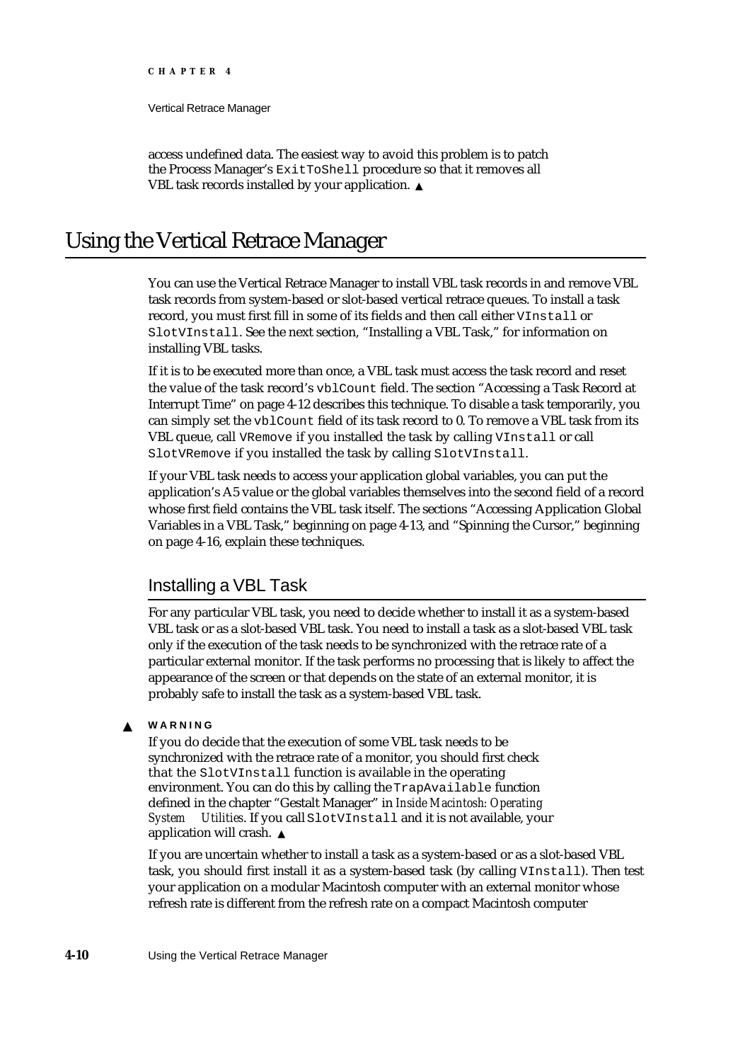access undefined data. The easiest way to avoid this problem is to patch the Process Manager's `ExitToShell` procedure so that it removes all VBL task records installed by your application. ▲

# Using the Vertical Retrace Manager

You can use the Vertical Retrace Manager to install VBL task records in and remove VBL task records from system-based or slot-based vertical retrace queues. To install a task record, you must first fill in some of its fields and then call either `VInstall` or `SlotVInstall`. See the next section, "Installing a VBL Task," for information on installing VBL tasks.

If it is to be executed more than once, a VBL task must access the task record and reset the value of the task record's `vblCount` field. The section "Accessing a Task Record at Interrupt Time" on page 4-12 describes this technique. To disable a task temporarily, you can simply set the `vblCount` field of its task record to 0. To remove a VBL task from its VBL queue, call `VRemove` if you installed the task by calling `VInstall` or call `SlotVRemove` if you installed the task by calling `SlotVInstall`.

If your VBL task needs to access your application global variables, you can put the application's A5 value or the global variables themselves into the second field of a record whose first field contains the VBL task itself. The sections "Accessing Application Global Variables in a VBL Task," beginning on page 4-13, and "Spinning the Cursor," beginning on page 4-16, explain these techniques.

## Installing a VBL Task

For any particular VBL task, you need to decide whether to install it as a system-based VBL task or as a slot-based VBL task. You need to install a task as a slot-based VBL task only if the execution of the task needs to be synchronized with the retrace rate of a particular external monitor. If the task performs no processing that is likely to affect the appearance of the screen or that depends on the state of an external monitor, it is probably safe to install the task as a system-based VBL task.

▲ **WARNING**

If you do decide that the execution of some VBL task needs to be synchronized with the retrace rate of a monitor, you should first check that the `SlotVInstall` function is available in the operating environment. You can do this by calling the `TrapAvailable` function defined in the chapter "Gestalt Manager" in *Inside Macintosh: Operating System Utilities*. If you call `SlotVInstall` and it is not available, your application will crash. ▲

If you are uncertain whether to install a task as a system-based or as a slot-based VBL task, you should first install it as a system-based task (by calling `VInstall`). Then test your application on a modular Macintosh computer with an external monitor whose refresh rate is different from the refresh rate on a compact Macintosh computer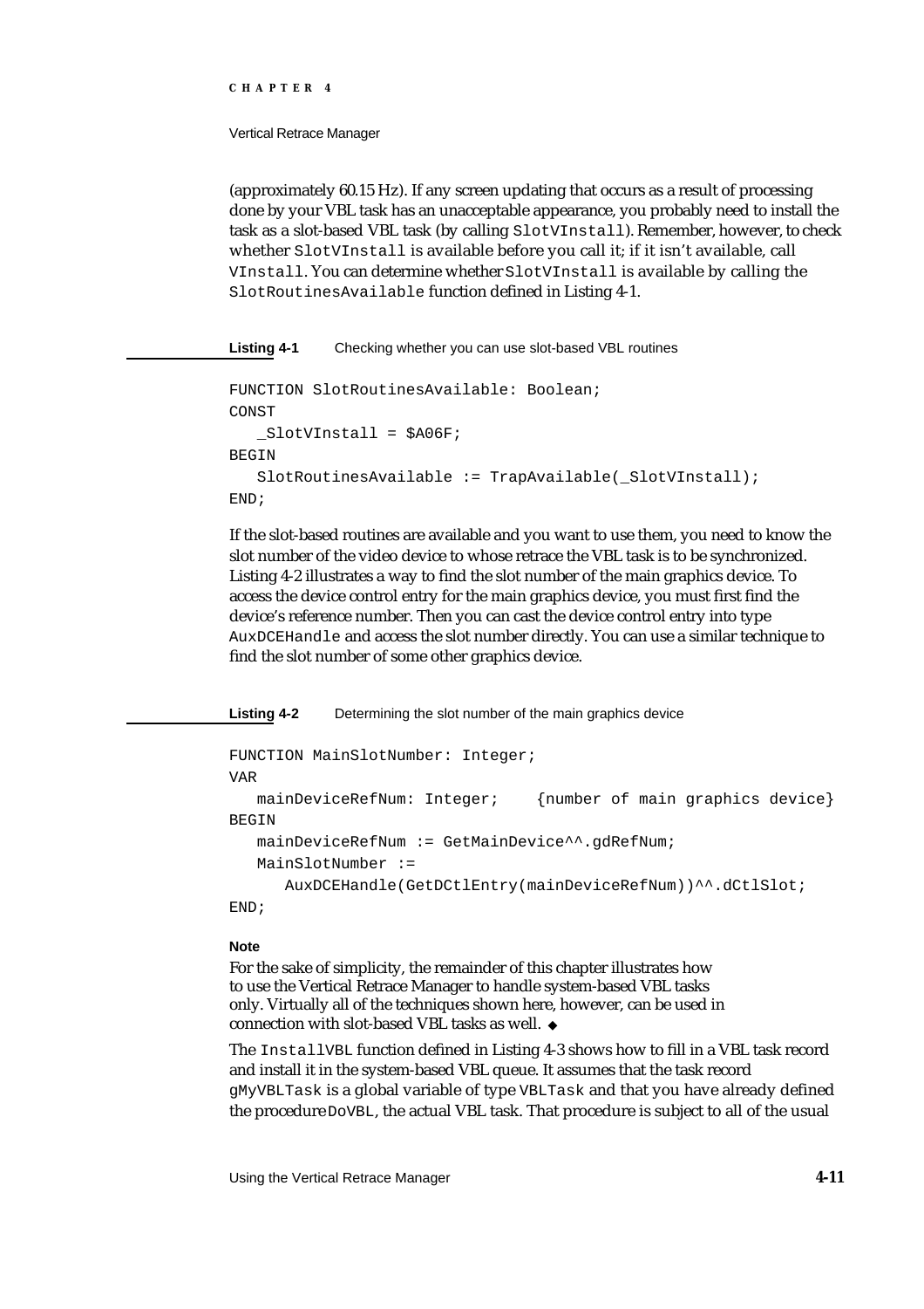(approximately 60.15 Hz). If any screen updating that occurs as a result of processing done by your VBL task has an unacceptable appearance, you probably need to install the task as a slot-based VBL task (by calling `SlotVInstall`). Remember, however, to check whether `SlotVInstall` is available before you call it; if it isn't available, call `VInstall`. You can determine whether `SlotVInstall` is available by calling the `SlotRoutinesAvailable` function defined in Listing 4-1.

**Listing 4-1** Checking whether you can use slot-based VBL routines

```
FUNCTION SlotRoutinesAvailable: Boolean;
CONST
   _SlotVInstall = $A06F;
BEGIN
   SlotRoutinesAvailable := TrapAvailable(_SlotVInstall);
END;
```

If the slot-based routines are available and you want to use them, you need to know the slot number of the video device to whose retrace the VBL task is to be synchronized. Listing 4-2 illustrates a way to find the slot number of the main graphics device. To access the device control entry for the main graphics device, you must first find the device's reference number. Then you can cast the device control entry into type `AuxDCEHandle` and access the slot number directly. You can use a similar technique to find the slot number of some other graphics device.

**Listing 4-2** Determining the slot number of the main graphics device

```
FUNCTION MainSlotNumber: Integer;
VAR
   mainDeviceRefNum: Integer;    {number of main graphics device}
BEGIN
   mainDeviceRefNum := GetMainDevice^^.gdRefNum;
   MainSlotNumber :=
      AuxDCEHandle(GetDCtlEntry(mainDeviceRefNum))^^.dCtlSlot;
END;
```

**Note**

For the sake of simplicity, the remainder of this chapter illustrates how to use the Vertical Retrace Manager to handle system-based VBL tasks only. Virtually all of the techniques shown here, however, can be used in connection with slot-based VBL tasks as well. ◆

The `InstallVBL` function defined in Listing 4-3 shows how to fill in a VBL task record and install it in the system-based VBL queue. It assumes that the task record `gMyVBLTask` is a global variable of type `VBLTask` and that you have already defined the procedure `DoVBL`, the actual VBL task. That procedure is subject to all of the usual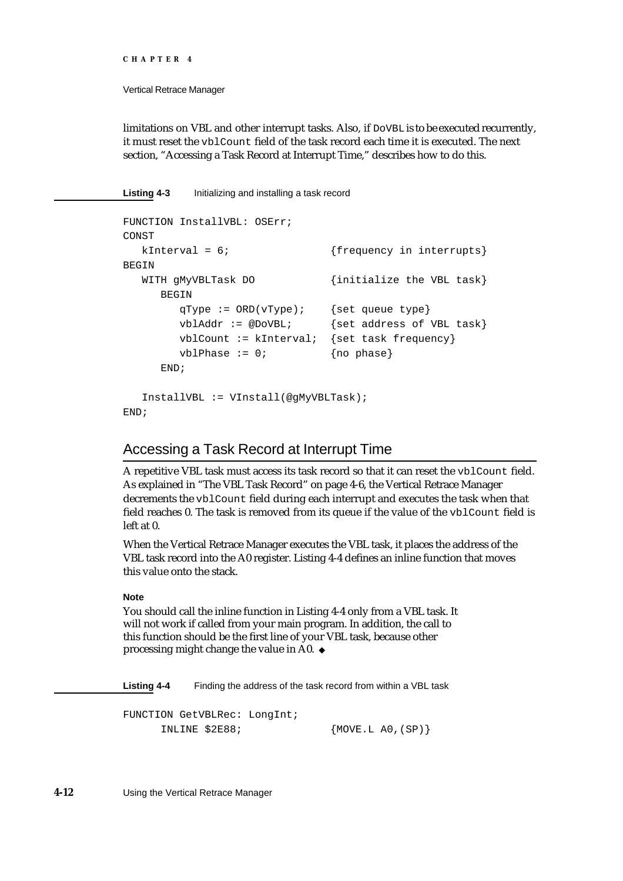limitations on VBL and other interrupt tasks. Also, if `DoVBL` is to be executed recurrently, it must reset the `vblCount` field of the task record each time it is executed. The next section, "Accessing a Task Record at Interrupt Time," describes how to do this.

**Listing 4-3** Initializing and installing a task record

```
FUNCTION InstallVBL: OSErr;
CONST
   kInterval = 6;               {frequency in interrupts}
BEGIN
   WITH gMyVBLTask DO           {initialize the VBL task}
      BEGIN
         qType := ORD(vType);    {set queue type}
         vblAddr := @DoVBL;      {set address of VBL task}
         vblCount := kInterval;  {set task frequency}
         vblPhase := 0;          {no phase}
      END;

   InstallVBL := VInstall(@gMyVBLTask);
END;
```

## Accessing a Task Record at Interrupt Time

A repetitive VBL task must access its task record so that it can reset the `vblCount` field. As explained in "The VBL Task Record" on page 4-6, the Vertical Retrace Manager decrements the `vblCount` field during each interrupt and executes the task when that field reaches 0. The task is removed from its queue if the value of the `vblCount` field is left at 0.

When the Vertical Retrace Manager executes the VBL task, it places the address of the VBL task record into the A0 register. Listing 4-4 defines an inline function that moves this value onto the stack.

**Note**

You should call the inline function in Listing 4-4 only from a VBL task. It will not work if called from your main program. In addition, the call to this function should be the first line of your VBL task, because other processing might change the value in A0. ◆

**Listing 4-4** Finding the address of the task record from within a VBL task

```
FUNCTION GetVBLRec: LongInt;
      INLINE $2E88;              {MOVE.L A0,(SP)}
```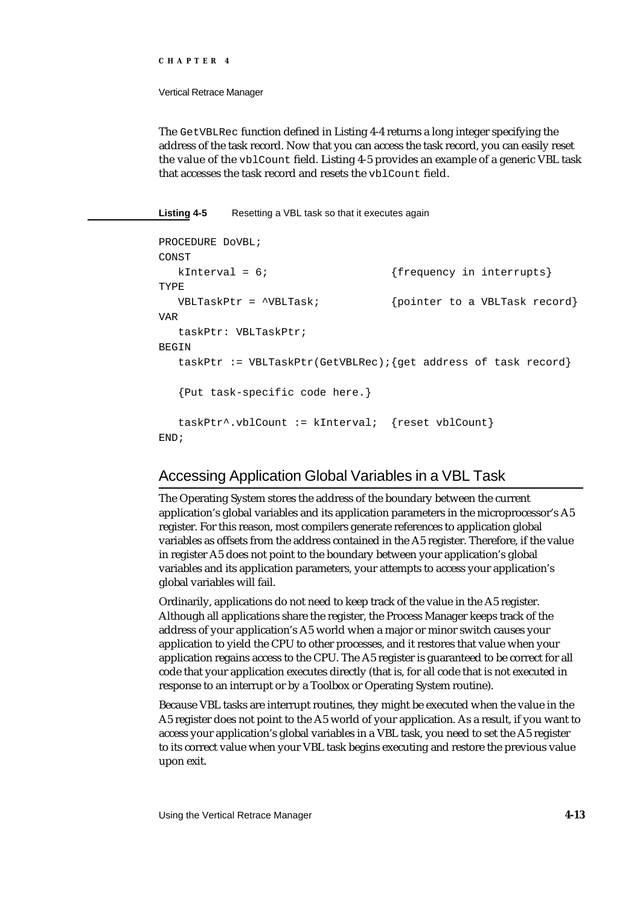The GetVBLRec function defined in Listing 4-4 returns a long integer specifying the address of the task record. Now that you can access the task record, you can easily reset the value of the vblCount field. Listing 4-5 provides an example of a generic VBL task that accesses the task record and resets the vblCount field.

**Listing 4-5** Resetting a VBL task so that it executes again

```
PROCEDURE DoVBL;
CONST
   kInterval = 6;                    {frequency in interrupts}
TYPE
   VBLTaskPtr = ^VBLTask;            {pointer to a VBLTask record}
VAR
   taskPtr: VBLTaskPtr;
BEGIN
   taskPtr := VBLTaskPtr(GetVBLRec);{get address of task record}

   {Put task-specific code here.}

   taskPtr^.vblCount := kInterval;  {reset vblCount}
END;
```

## Accessing Application Global Variables in a VBL Task

The Operating System stores the address of the boundary between the current application's global variables and its application parameters in the microprocessor's A5 register. For this reason, most compilers generate references to application global variables as offsets from the address contained in the A5 register. Therefore, if the value in register A5 does not point to the boundary between your application's global variables and its application parameters, your attempts to access your application's global variables will fail.

Ordinarily, applications do not need to keep track of the value in the A5 register. Although all applications share the register, the Process Manager keeps track of the address of your application's A5 world when a major or minor switch causes your application to yield the CPU to other processes, and it restores that value when your application regains access to the CPU. The A5 register is guaranteed to be correct for all code that your application executes directly (that is, for all code that is not executed in response to an interrupt or by a Toolbox or Operating System routine).

Because VBL tasks are interrupt routines, they might be executed when the value in the A5 register does not point to the A5 world of your application. As a result, if you want to access your application's global variables in a VBL task, you need to set the A5 register to its correct value when your VBL task begins executing and restore the previous value upon exit.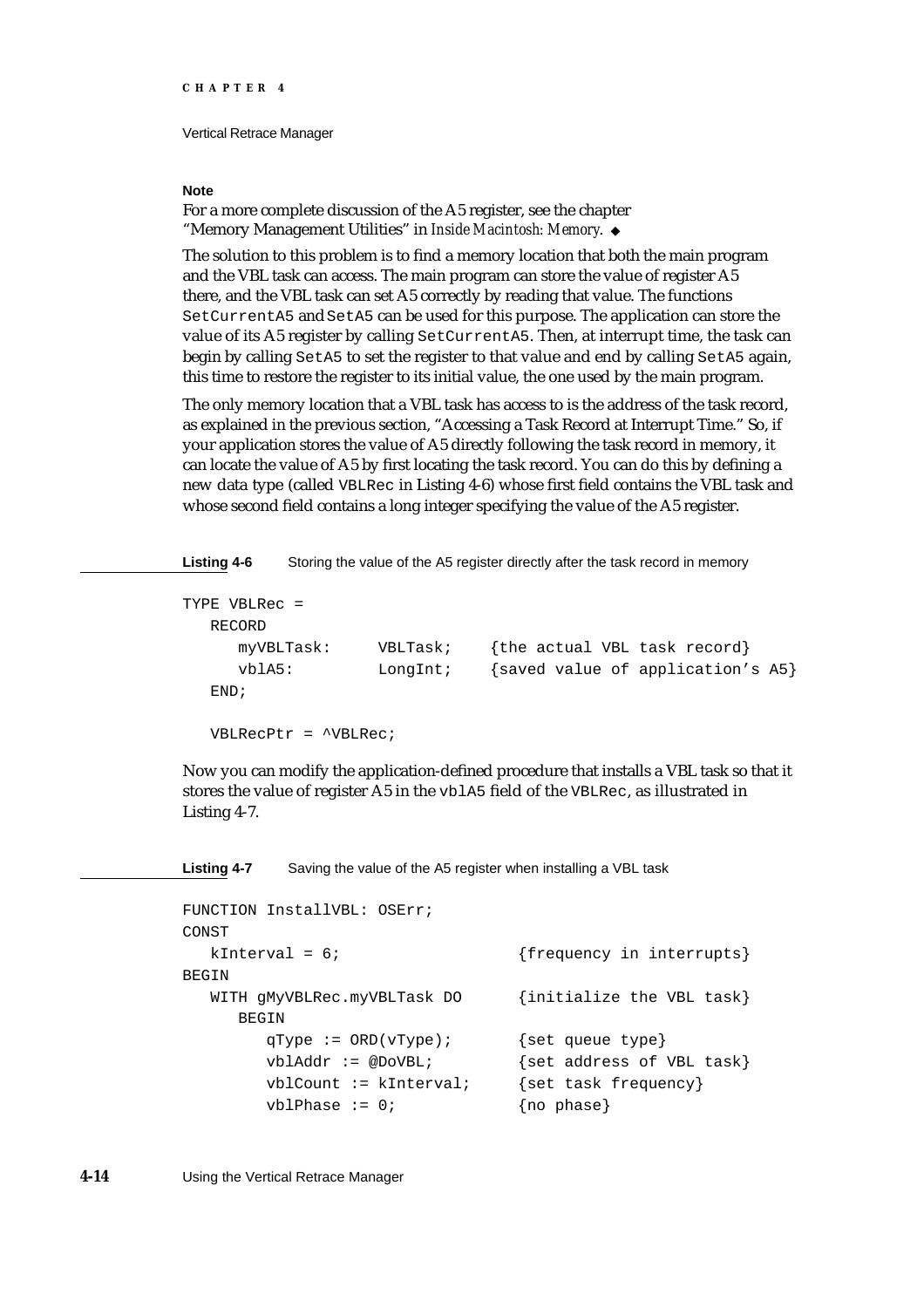**Note**

For a more complete discussion of the A5 register, see the chapter "Memory Management Utilities" in *Inside Macintosh: Memory*. ◆

The solution to this problem is to find a memory location that both the main program and the VBL task can access. The main program can store the value of register A5 there, and the VBL task can set A5 correctly by reading that value. The functions `SetCurrentA5` and `SetA5` can be used for this purpose. The application can store the value of its A5 register by calling `SetCurrentA5`. Then, at interrupt time, the task can begin by calling `SetA5` to set the register to that value and end by calling `SetA5` again, this time to restore the register to its initial value, the one used by the main program.

The only memory location that a VBL task has access to is the address of the task record, as explained in the previous section, "Accessing a Task Record at Interrupt Time." So, if your application stores the value of A5 directly following the task record in memory, it can locate the value of A5 by first locating the task record. You can do this by defining a new data type (called `VBLRec` in Listing 4-6) whose first field contains the VBL task and whose second field contains a long integer specifying the value of the A5 register.

**Listing 4-6** Storing the value of the A5 register directly after the task record in memory

```
TYPE VBLRec =
   RECORD
      myVBLTask:     VBLTask;    {the actual VBL task record}
      vblA5:         LongInt;    {saved value of application's A5}
   END;

   VBLRecPtr = ^VBLRec;
```

Now you can modify the application-defined procedure that installs a VBL task so that it stores the value of register A5 in the `vblA5` field of the `VBLRec`, as illustrated in Listing 4-7.

**Listing 4-7** Saving the value of the A5 register when installing a VBL task

```
FUNCTION InstallVBL: OSErr;
CONST
   kInterval = 6;                  {frequency in interrupts}
BEGIN
   WITH gMyVBLRec.myVBLTask DO     {initialize the VBL task}
      BEGIN
         qType := ORD(vType);      {set queue type}
         vblAddr := @DoVBL;        {set address of VBL task}
         vblCount := kInterval;    {set task frequency}
         vblPhase := 0;            {no phase}
```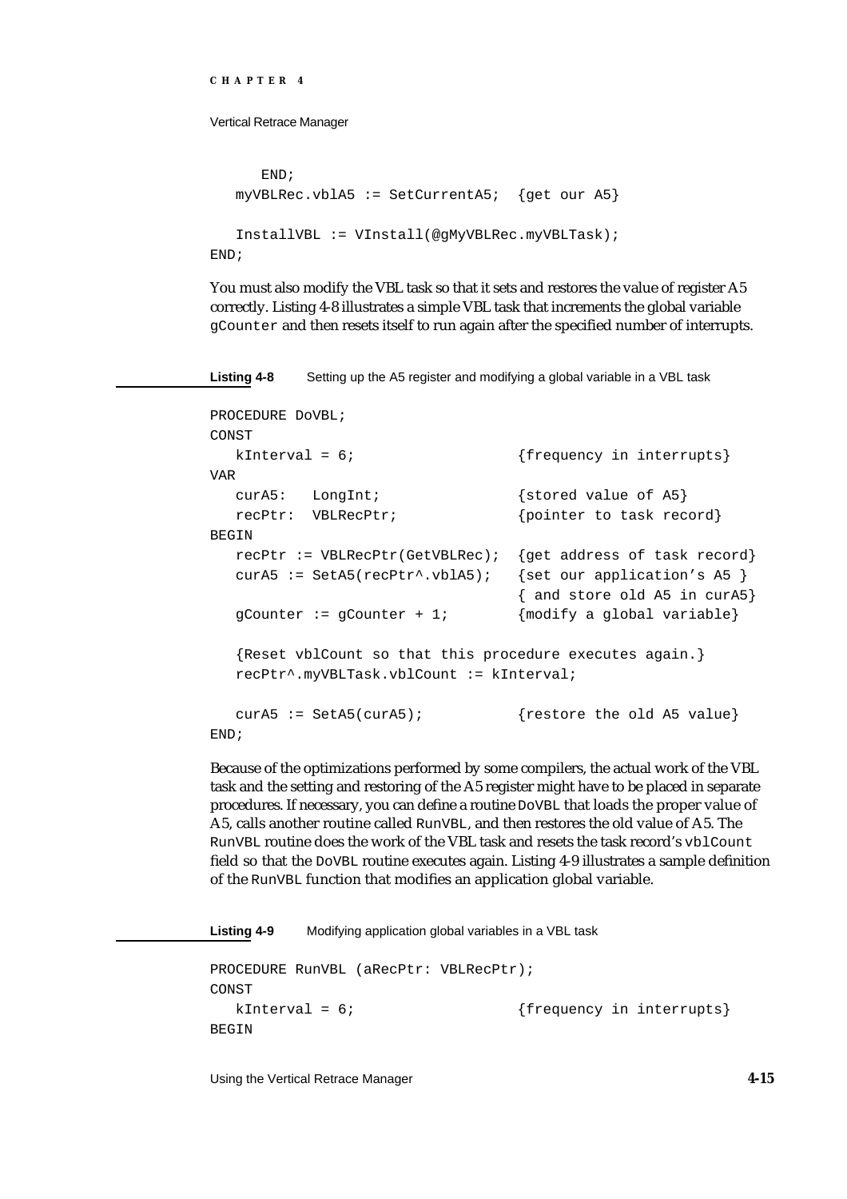```
      END;
   myVBLRec.vblA5 := SetCurrentA5;  {get our A5}

   InstallVBL := VInstall(@gMyVBLRec.myVBLTask);
END;
```

You must also modify the VBL task so that it sets and restores the value of register A5 correctly. Listing 4-8 illustrates a simple VBL task that increments the global variable `gCounter` and then resets itself to run again after the specified number of interrupts.

**Listing 4-8** Setting up the A5 register and modifying a global variable in a VBL task

```
PROCEDURE DoVBL;
CONST
   kInterval = 6;                    {frequency in interrupts}
VAR
   curA5:   LongInt;                 {stored value of A5}
   recPtr:  VBLRecPtr;               {pointer to task record}
BEGIN
   recPtr := VBLRecPtr(GetVBLRec);  {get address of task record}
   curA5 := SetA5(recPtr^.vblA5);   {set our application's A5 }
                                    { and store old A5 in curA5}
   gCounter := gCounter + 1;        {modify a global variable}

   {Reset vblCount so that this procedure executes again.}
   recPtr^.myVBLTask.vblCount := kInterval;

   curA5 := SetA5(curA5);           {restore the old A5 value}
END;
```

Because of the optimizations performed by some compilers, the actual work of the VBL task and the setting and restoring of the A5 register might have to be placed in separate procedures. If necessary, you can define a routine `DoVBL` that loads the proper value of A5, calls another routine called `RunVBL`, and then restores the old value of A5. The `RunVBL` routine does the work of the VBL task and resets the task record's `vblCount` field so that the `DoVBL` routine executes again. Listing 4-9 illustrates a sample definition of the `RunVBL` function that modifies an application global variable.

**Listing 4-9** Modifying application global variables in a VBL task

```
PROCEDURE RunVBL (aRecPtr: VBLRecPtr);
CONST
   kInterval = 6;                    {frequency in interrupts}
BEGIN
```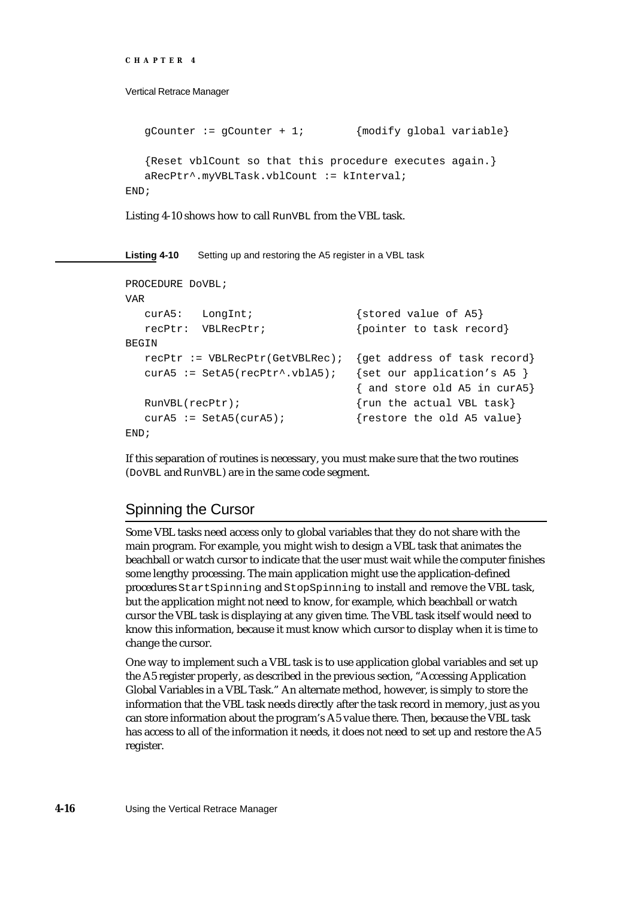```
   gCounter := gCounter + 1;        {modify global variable}

   {Reset vblCount so that this procedure executes again.}
   aRecPtr^.myVBLTask.vblCount := kInterval;
END;
```

Listing 4-10 shows how to call `RunVBL` from the VBL task.

**Listing 4-10** Setting up and restoring the A5 register in a VBL task

```
PROCEDURE DoVBL;
VAR
   curA5:   LongInt;                {stored value of A5}
   recPtr:  VBLRecPtr;              {pointer to task record}
BEGIN
   recPtr := VBLRecPtr(GetVBLRec);  {get address of task record}
   curA5 := SetA5(recPtr^.vblA5);   {set our application's A5 }
                                    { and store old A5 in curA5}
   RunVBL(recPtr);                  {run the actual VBL task}
   curA5 := SetA5(curA5);           {restore the old A5 value}
END;
```

If this separation of routines is necessary, you must make sure that the two routines (`DoVBL` and `RunVBL`) are in the same code segment.

## Spinning the Cursor

Some VBL tasks need access only to global variables that they do not share with the main program. For example, you might wish to design a VBL task that animates the beachball or watch cursor to indicate that the user must wait while the computer finishes some lengthy processing. The main application might use the application-defined procedures `StartSpinning` and `StopSpinning` to install and remove the VBL task, but the application might not need to know, for example, which beachball or watch cursor the VBL task is displaying at any given time. The VBL task itself would need to know this information, because it must know which cursor to display when it is time to change the cursor.

One way to implement such a VBL task is to use application global variables and set up the A5 register properly, as described in the previous section, "Accessing Application Global Variables in a VBL Task." An alternate method, however, is simply to store the information that the VBL task needs directly after the task record in memory, just as you can store information about the program's A5 value there. Then, because the VBL task has access to all of the information it needs, it does not need to set up and restore the A5 register.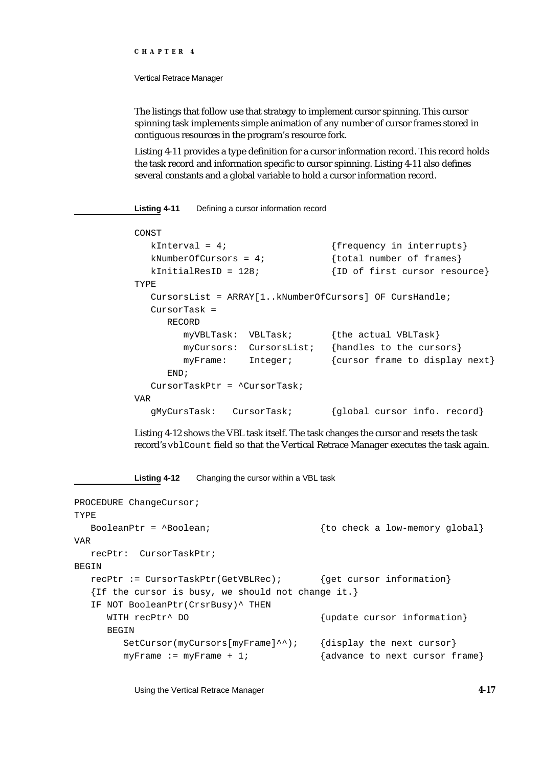The listings that follow use that strategy to implement cursor spinning. This cursor spinning task implements simple animation of any number of cursor frames stored in contiguous resources in the program's resource fork.

Listing 4-11 provides a type definition for a cursor information record. This record holds the task record and information specific to cursor spinning. Listing 4-11 also defines several constants and a global variable to hold a cursor information record.

**Listing 4-11** Defining a cursor information record

```
CONST
   kInterval = 4;                    {frequency in interrupts}
   kNumberOfCursors = 4;             {total number of frames}
   kInitialResID = 128;              {ID of first cursor resource}
TYPE
   CursorsList = ARRAY[1..kNumberOfCursors] OF CursHandle;
   CursorTask =
      RECORD
         myVBLTask:  VBLTask;        {the actual VBLTask}
         myCursors:  CursorsList;    {handles to the cursors}
         myFrame:    Integer;        {cursor frame to display next}
      END;
   CursorTaskPtr = ^CursorTask;
VAR
   gMyCursTask:   CursorTask;        {global cursor info. record}
```

Listing 4-12 shows the VBL task itself. The task changes the cursor and resets the task record's `vblCount` field so that the Vertical Retrace Manager executes the task again.

**Listing 4-12** Changing the cursor within a VBL task

```
PROCEDURE ChangeCursor;
TYPE
   BooleanPtr = ^Boolean;                  {to check a low-memory global}
VAR
   recPtr:  CursorTaskPtr;
BEGIN
   recPtr := CursorTaskPtr(GetVBLRec);      {get cursor information}
   {If the cursor is busy, we should not change it.}
   IF NOT BooleanPtr(CrsrBusy)^ THEN
      WITH recPtr^ DO                       {update cursor information}
      BEGIN
         SetCursor(myCursors[myFrame]^^);   {display the next cursor}
         myFrame := myFrame + 1;            {advance to next cursor frame}
```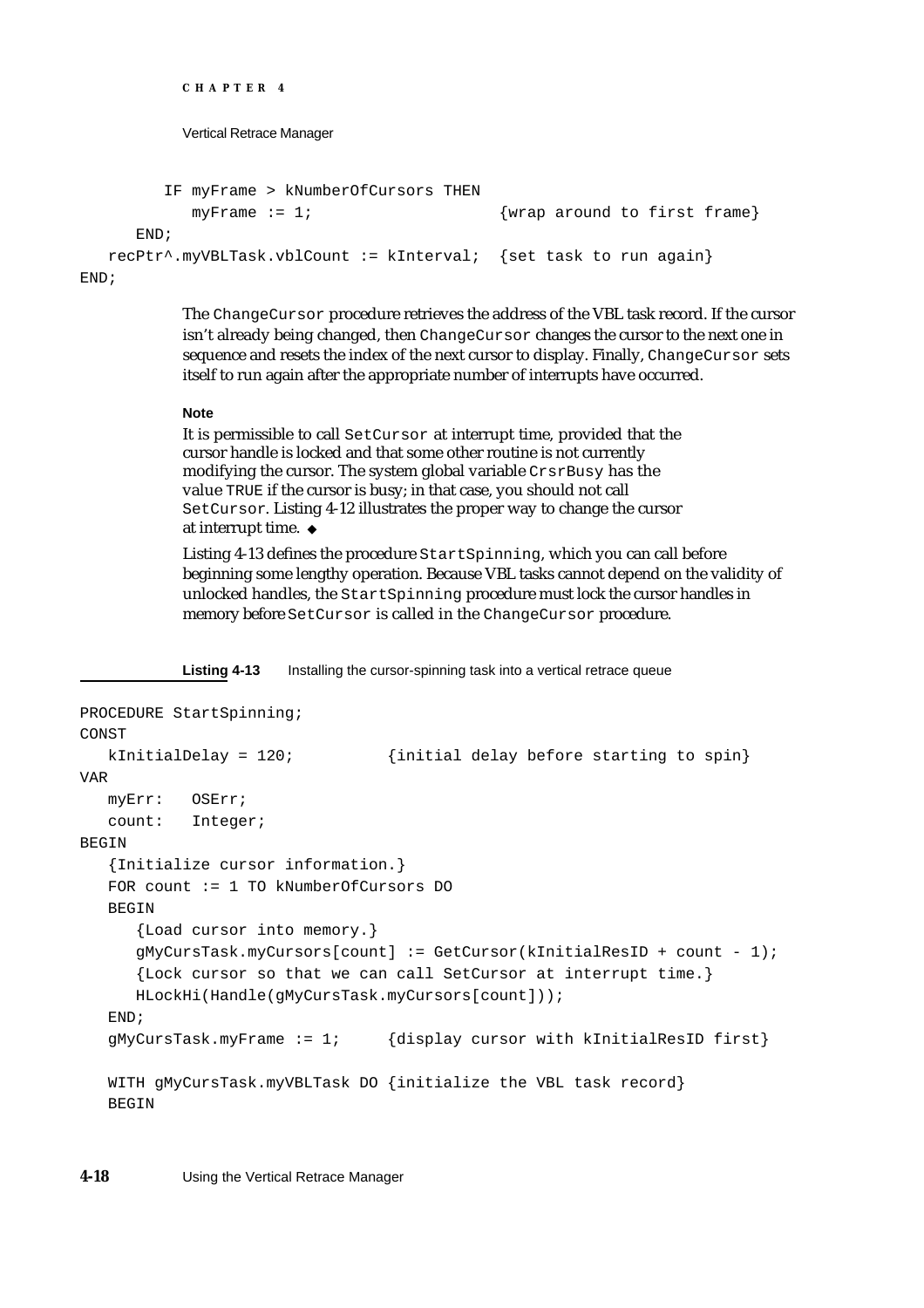```
         IF myFrame > kNumberOfCursors THEN
            myFrame := 1;                    {wrap around to first frame}
      END;
   recPtr^.myVBLTask.vblCount := kInterval;  {set task to run again}
END;
```

The `ChangeCursor` procedure retrieves the address of the VBL task record. If the cursor isn't already being changed, then `ChangeCursor` changes the cursor to the next one in sequence and resets the index of the next cursor to display. Finally, `ChangeCursor` sets itself to run again after the appropriate number of interrupts have occurred.

**Note**

It is permissible to call `SetCursor` at interrupt time, provided that the cursor handle is locked and that some other routine is not currently modifying the cursor. The system global variable `CrsrBusy` has the value `TRUE` if the cursor is busy; in that case, you should not call `SetCursor`. Listing 4-12 illustrates the proper way to change the cursor at interrupt time. ◆

Listing 4-13 defines the procedure `StartSpinning`, which you can call before beginning some lengthy operation. Because VBL tasks cannot depend on the validity of unlocked handles, the `StartSpinning` procedure must lock the cursor handles in memory before `SetCursor` is called in the `ChangeCursor` procedure.

**Listing 4-13** Installing the cursor-spinning task into a vertical retrace queue

```
PROCEDURE StartSpinning;
CONST
   kInitialDelay = 120;          {initial delay before starting to spin}
VAR
   myErr:   OSErr;
   count:   Integer;
BEGIN
   {Initialize cursor information.}
   FOR count := 1 TO kNumberOfCursors DO
   BEGIN
      {Load cursor into memory.}
      gMyCursTask.myCursors[count] := GetCursor(kInitialResID + count - 1);
      {Lock cursor so that we can call SetCursor at interrupt time.}
      HLockHi(Handle(gMyCursTask.myCursors[count]));
   END;
   gMyCursTask.myFrame := 1;     {display cursor with kInitialResID first}

   WITH gMyCursTask.myVBLTask DO {initialize the VBL task record}
   BEGIN
```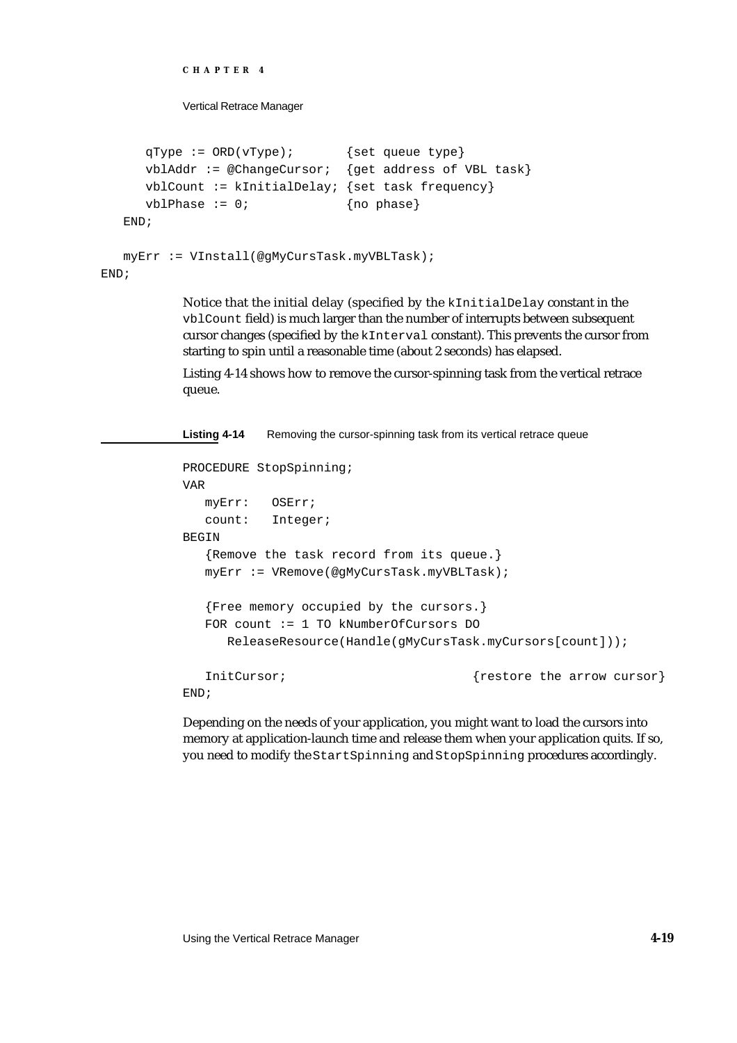```
      qType := ORD(vType);       {set queue type}
      vblAddr := @ChangeCursor;  {get address of VBL task}
      vblCount := kInitialDelay; {set task frequency}
      vblPhase := 0;             {no phase}
   END;

   myErr := VInstall(@gMyCursTask.myVBLTask);
END;
```

Notice that the initial delay (specified by the `kInitialDelay` constant in the `vblCount` field) is much larger than the number of interrupts between subsequent cursor changes (specified by the `kInterval` constant). This prevents the cursor from starting to spin until a reasonable time (about 2 seconds) has elapsed.

Listing 4-14 shows how to remove the cursor-spinning task from the vertical retrace queue.

**Listing 4-14** Removing the cursor-spinning task from its vertical retrace queue

```
PROCEDURE StopSpinning;
VAR
   myErr:   OSErr;
   count:   Integer;
BEGIN
   {Remove the task record from its queue.}
   myErr := VRemove(@gMyCursTask.myVBLTask);

   {Free memory occupied by the cursors.}
   FOR count := 1 TO kNumberOfCursors DO
      ReleaseResource(Handle(gMyCursTask.myCursors[count]));

   InitCursor;                          {restore the arrow cursor}
END;
```

Depending on the needs of your application, you might want to load the cursors into memory at application-launch time and release them when your application quits. If so, you need to modify the `StartSpinning` and `StopSpinning` procedures accordingly.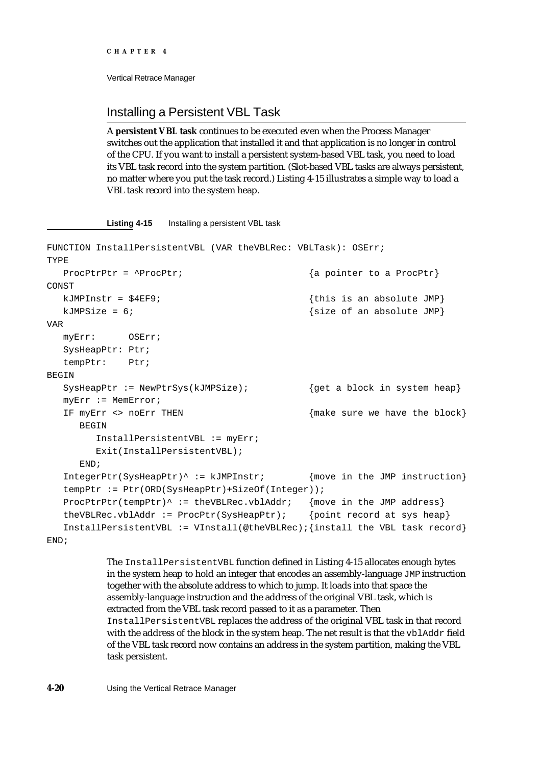## Installing a Persistent VBL Task

A **persistent VBL task** continues to be executed even when the Process Manager switches out the application that installed it and that application is no longer in control of the CPU. If you want to install a persistent system-based VBL task, you need to load its VBL task record into the system partition. (Slot-based VBL tasks are always persistent, no matter where you put the task record.) Listing 4-15 illustrates a simple way to load a VBL task record into the system heap.

**Listing 4-15** Installing a persistent VBL task

```
FUNCTION InstallPersistentVBL (VAR theVBLRec: VBLTask): OSErr;
TYPE
   ProcPtrPtr = ^ProcPtr;                         {a pointer to a ProcPtr}
CONST
   kJMPInstr = $4EF9;                             {this is an absolute JMP}
   kJMPSize = 6;                                  {size of an absolute JMP}
VAR
   myErr:      OSErr;
   SysHeapPtr: Ptr;
   tempPtr:    Ptr;
BEGIN
   SysHeapPtr := NewPtrSys(kJMPSize);             {get a block in system heap}
   myErr := MemError;
   IF myErr <> noErr THEN                         {make sure we have the block}
      BEGIN
         InstallPersistentVBL := myErr;
         Exit(InstallPersistentVBL);
      END;
   IntegerPtr(SysHeapPtr)^ := kJMPInstr;          {move in the JMP instruction}
   tempPtr := Ptr(ORD(SysHeapPtr)+SizeOf(Integer));
   ProcPtrPtr(tempPtr)^ := theVBLRec.vblAddr;     {move in the JMP address}
   theVBLRec.vblAddr := ProcPtr(SysHeapPtr);      {point record at sys heap}
   InstallPersistentVBL := VInstall(@theVBLRec);{install the VBL task record}
END;
```

The `InstallPersistentVBL` function defined in Listing 4-15 allocates enough bytes in the system heap to hold an integer that encodes an assembly-language `JMP` instruction together with the absolute address to which to jump. It loads into that space the assembly-language instruction and the address of the original VBL task, which is extracted from the VBL task record passed to it as a parameter. Then `InstallPersistentVBL` replaces the address of the original VBL task in that record with the address of the block in the system heap. The net result is that the `vblAddr` field of the VBL task record now contains an address in the system partition, making the VBL task persistent.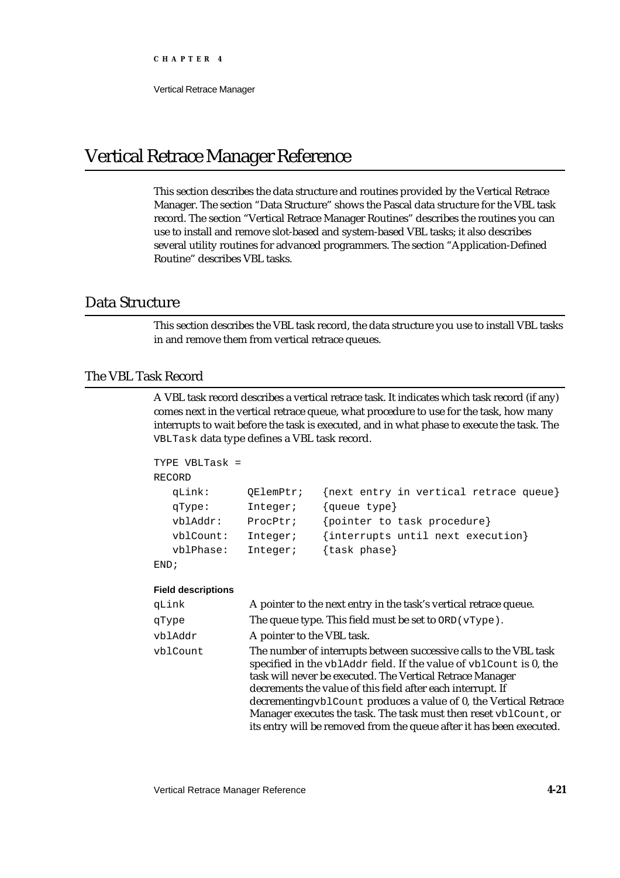# Vertical Retrace Manager Reference

This section describes the data structure and routines provided by the Vertical Retrace Manager. The section "Data Structure" shows the Pascal data structure for the VBL task record. The section "Vertical Retrace Manager Routines" describes the routines you can use to install and remove slot-based and system-based VBL tasks; it also describes several utility routines for advanced programmers. The section "Application-Defined Routine" describes VBL tasks.

## Data Structure

This section describes the VBL task record, the data structure you use to install VBL tasks in and remove them from vertical retrace queues.

### The VBL Task Record

A VBL task record describes a vertical retrace task. It indicates which task record (if any) comes next in the vertical retrace queue, what procedure to use for the task, how many interrupts to wait before the task is executed, and in what phase to execute the task. The `VBLTask` data type defines a VBL task record.

```
TYPE VBLTask =
RECORD
   qLink:      QElemPtr;   {next entry in vertical retrace queue}
   qType:      Integer;    {queue type}
   vblAddr:    ProcPtr;    {pointer to task procedure}
   vblCount:   Integer;    {interrupts until next execution}
   vblPhase:   Integer;    {task phase}
END;
```

**Field descriptions**

`qLink` A pointer to the next entry in the task's vertical retrace queue.

`qType` The queue type. This field must be set to `ORD(vType)`.

`vblAddr` A pointer to the VBL task.

`vblCount` The number of interrupts between successive calls to the VBL task specified in the `vblAddr` field. If the value of `vblCount` is 0, the task will never be executed. The Vertical Retrace Manager decrements the value of this field after each interrupt. If decrementing`vblCount` produces a value of 0, the Vertical Retrace Manager executes the task. The task must then reset `vblCount`, or its entry will be removed from the queue after it has been executed.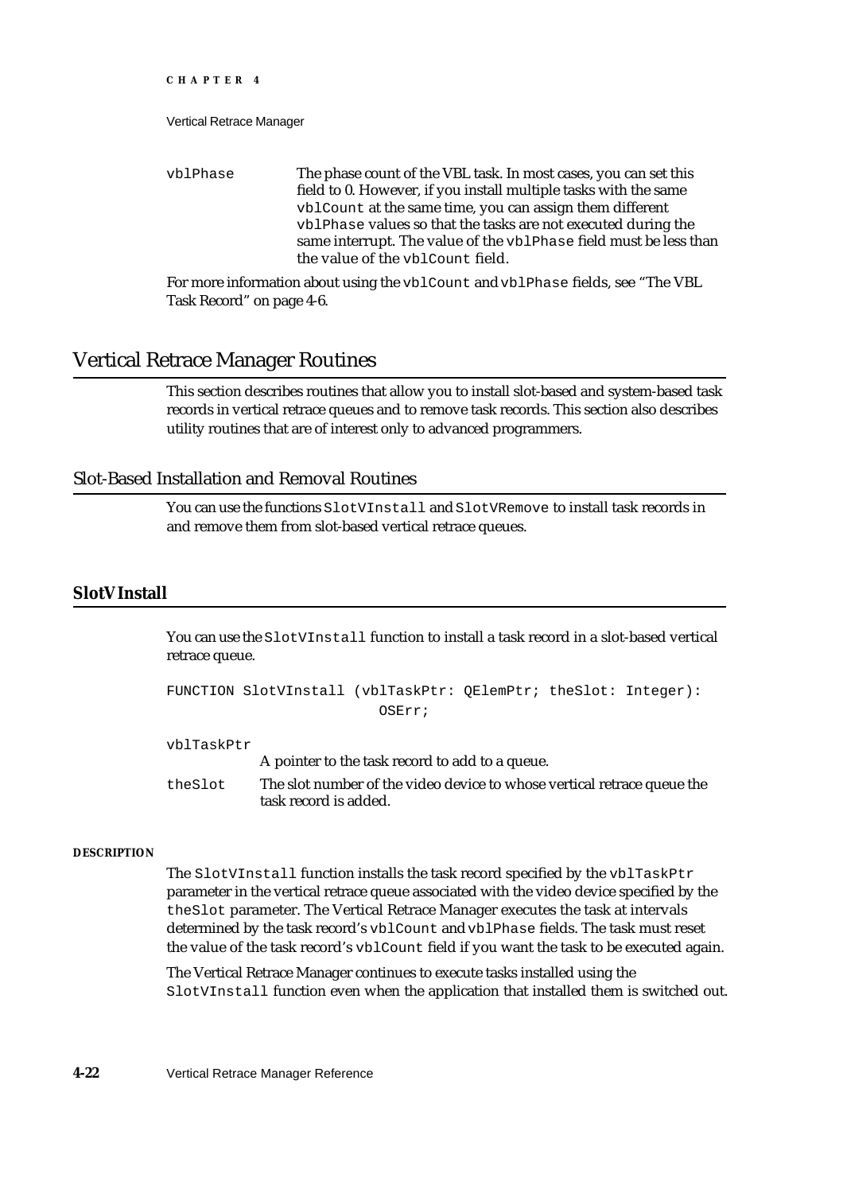`vblPhase` The phase count of the VBL task. In most cases, you can set this field to 0. However, if you install multiple tasks with the same `vblCount` at the same time, you can assign them different `vblPhase` values so that the tasks are not executed during the same interrupt. The value of the `vblPhase` field must be less than the value of the `vblCount` field.

For more information about using the `vblCount` and `vblPhase` fields, see "The VBL Task Record" on page 4-6.

# Vertical Retrace Manager Routines

This section describes routines that allow you to install slot-based and system-based task records in vertical retrace queues and to remove task records. This section also describes utility routines that are of interest only to advanced programmers.

## Slot-Based Installation and Removal Routines

You can use the functions `SlotVInstall` and `SlotVRemove` to install task records in and remove them from slot-based vertical retrace queues.

### SlotVInstall

You can use the `SlotVInstall` function to install a task record in a slot-based vertical retrace queue.

```
FUNCTION SlotVInstall (vblTaskPtr: QElemPtr; theSlot: Integer):
                        OSErr;
```

`vblTaskPtr` A pointer to the task record to add to a queue.

`theSlot` The slot number of the video device to whose vertical retrace queue the task record is added.

**DESCRIPTION**

The `SlotVInstall` function installs the task record specified by the `vblTaskPtr` parameter in the vertical retrace queue associated with the video device specified by the `theSlot` parameter. The Vertical Retrace Manager executes the task at intervals determined by the task record's `vblCount` and `vblPhase` fields. The task must reset the value of the task record's `vblCount` field if you want the task to be executed again.

The Vertical Retrace Manager continues to execute tasks installed using the `SlotVInstall` function even when the application that installed them is switched out.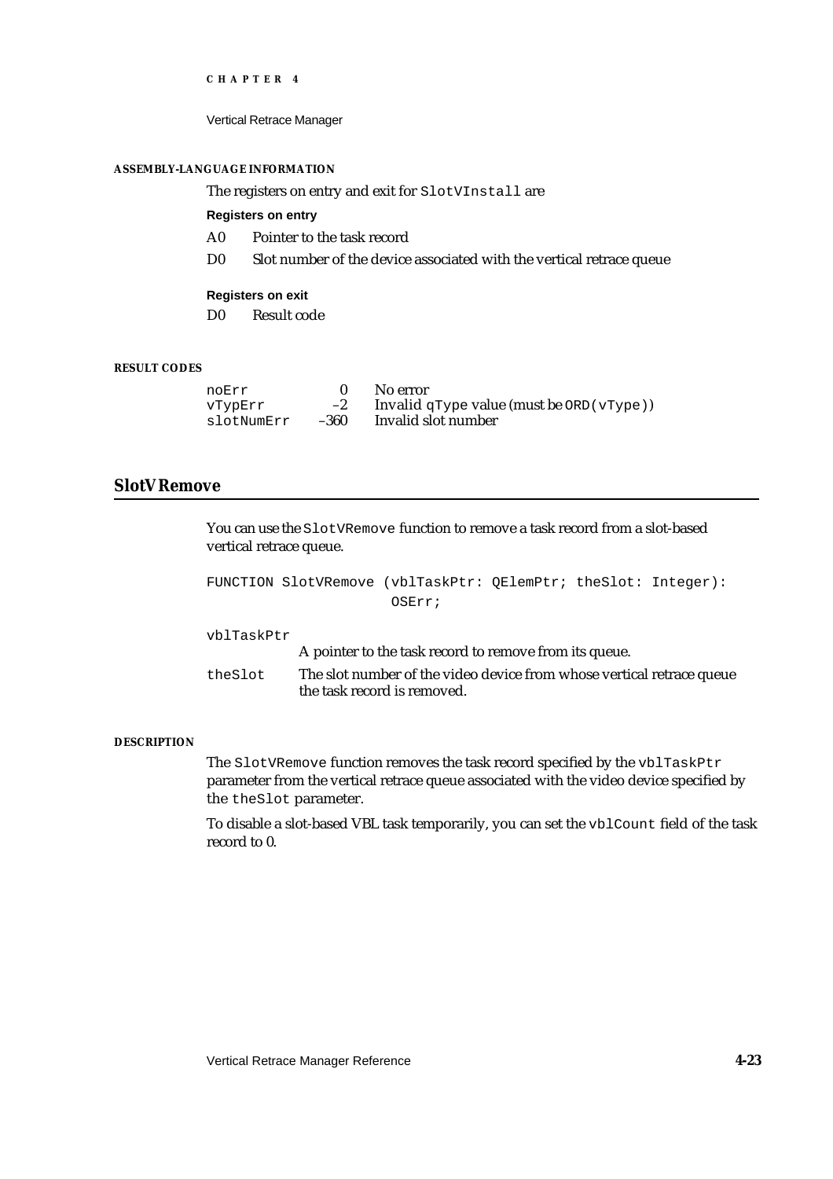#### ASSEMBLY-LANGUAGE INFORMATION

The registers on entry and exit for `SlotVInstall` are

**Registers on entry**

| | |
|---|---|
| A0 | Pointer to the task record |
| D0 | Slot number of the device associated with the vertical retrace queue |

**Registers on exit**

| | |
|---|---|
| D0 | Result code |

#### RESULT CODES

| | | |
|---|---|---|
| noErr | 0 | No error |
| vTypErr | –2 | Invalid `qType` value (must be `ORD(vType)`) |
| slotNumErr | –360 | Invalid slot number |

## SlotVRemove

You can use the `SlotVRemove` function to remove a task record from a slot-based vertical retrace queue.

```
FUNCTION SlotVRemove (vblTaskPtr: QElemPtr; theSlot: Integer):
                     OSErr;
```

`vblTaskPtr`
A pointer to the task record to remove from its queue.

`theSlot` The slot number of the video device from whose vertical retrace queue the task record is removed.

#### DESCRIPTION

The `SlotVRemove` function removes the task record specified by the `vblTaskPtr` parameter from the vertical retrace queue associated with the video device specified by the `theSlot` parameter.

To disable a slot-based VBL task temporarily, you can set the `vblCount` field of the task record to 0.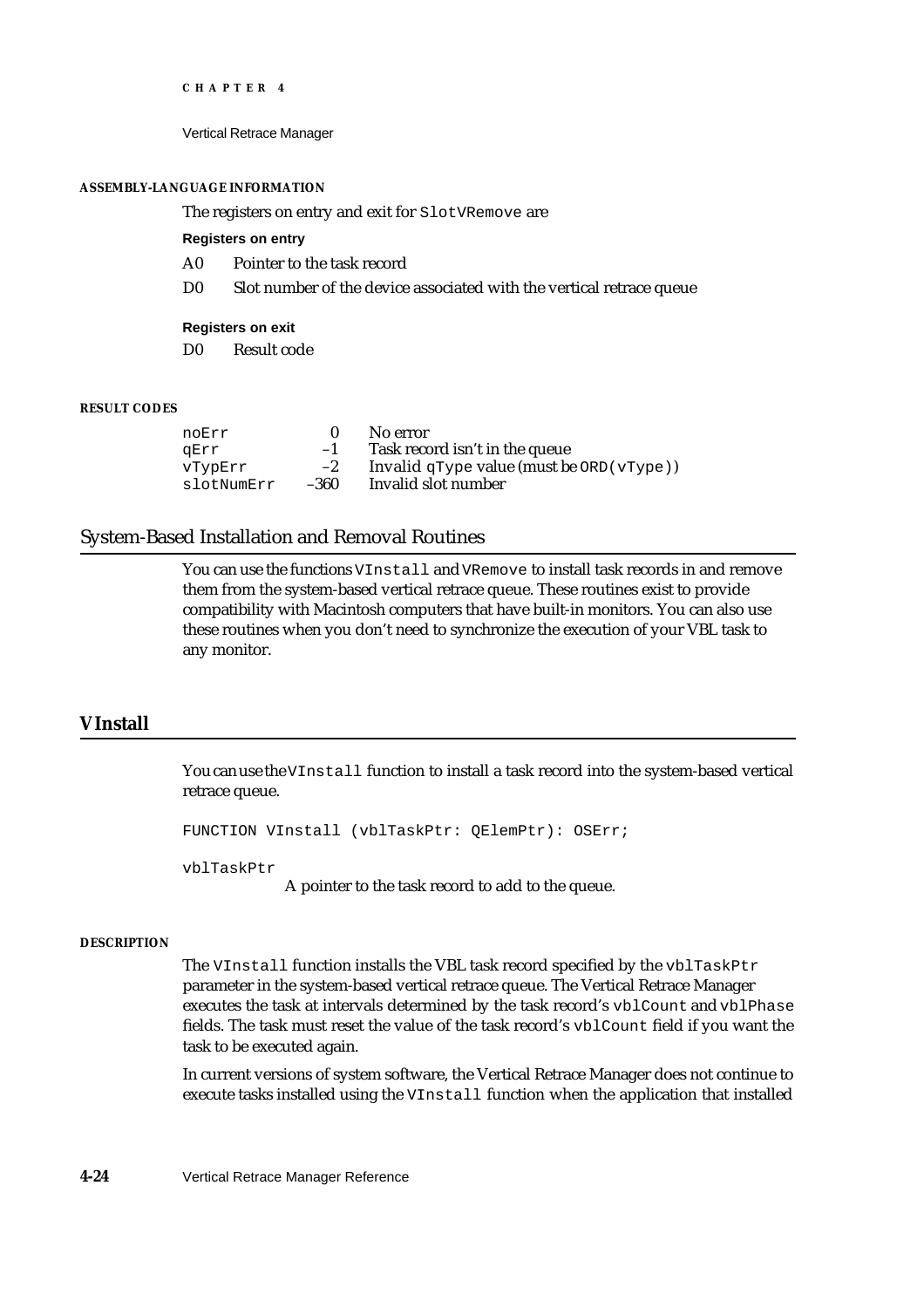**ASSEMBLY-LANGUAGE INFORMATION**

The registers on entry and exit for `SlotVRemove` are

**Registers on entry**

| | |
|---|---|
| A0 | Pointer to the task record |
| D0 | Slot number of the device associated with the vertical retrace queue |

**Registers on exit**

| | |
|---|---|
| D0 | Result code |

**RESULT CODES**

| | | |
|---|---|---|
| noErr | 0 | No error |
| qErr | –1 | Task record isn't in the queue |
| vTypErr | –2 | Invalid `qType` value (must be `ORD(vType)`) |
| slotNumErr | –360 | Invalid slot number |

## System-Based Installation and Removal Routines

You can use the functions `VInstall` and `VRemove` to install task records in and remove them from the system-based vertical retrace queue. These routines exist to provide compatibility with Macintosh computers that have built-in monitors. You can also use these routines when you don't need to synchronize the execution of your VBL task to any monitor.

### VInstall

You can use the `VInstall` function to install a task record into the system-based vertical retrace queue.

```
FUNCTION VInstall (vblTaskPtr: QElemPtr): OSErr;
```

`vblTaskPtr`
A pointer to the task record to add to the queue.

**DESCRIPTION**

The `VInstall` function installs the VBL task record specified by the `vblTaskPtr` parameter in the system-based vertical retrace queue. The Vertical Retrace Manager executes the task at intervals determined by the task record's `vblCount` and `vblPhase` fields. The task must reset the value of the task record's `vblCount` field if you want the task to be executed again.

In current versions of system software, the Vertical Retrace Manager does not continue to execute tasks installed using the `VInstall` function when the application that installed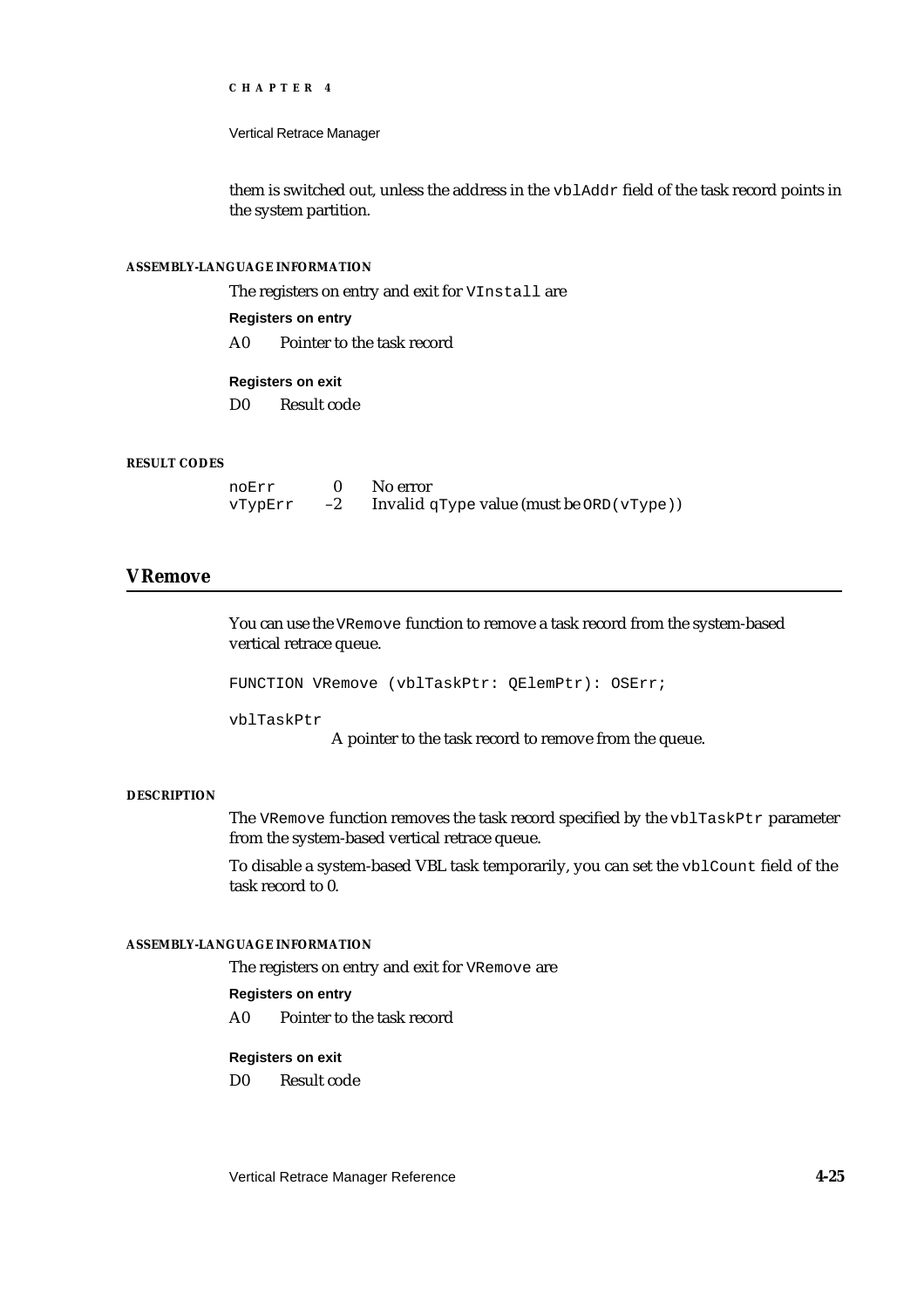them is switched out, unless the address in the `vblAddr` field of the task record points in the system partition.

#### ASSEMBLY-LANGUAGE INFORMATION

The registers on entry and exit for `VInstall` are

**Registers on entry**

A0 Pointer to the task record

**Registers on exit**

D0 Result code

#### RESULT CODES

| | | |
|---|---|---|
| `noErr` | 0 | No error |
| `vTypErr` | –2 | Invalid `qType` value (must be `ORD(vType)`) |

## VRemove

You can use the `VRemove` function to remove a task record from the system-based vertical retrace queue.

```
FUNCTION VRemove (vblTaskPtr: QElemPtr): OSErr;
```

`vblTaskPtr`
A pointer to the task record to remove from the queue.

#### DESCRIPTION

The `VRemove` function removes the task record specified by the `vblTaskPtr` parameter from the system-based vertical retrace queue.

To disable a system-based VBL task temporarily, you can set the `vblCount` field of the task record to 0.

#### ASSEMBLY-LANGUAGE INFORMATION

The registers on entry and exit for `VRemove` are

**Registers on entry**

A0 Pointer to the task record

**Registers on exit**

D0 Result code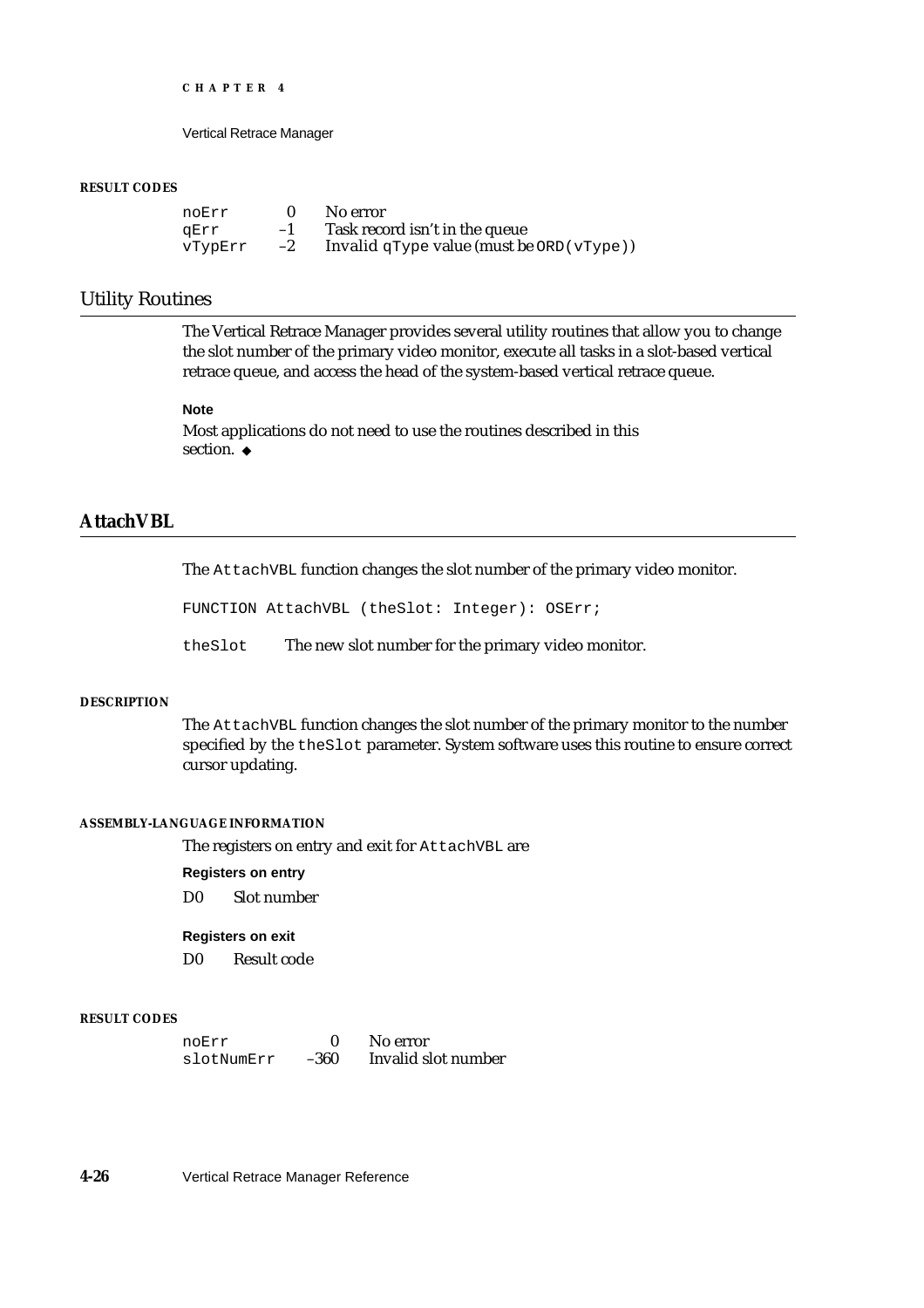#### RESULT CODES

| | | |
|---|---|---|
| noErr | 0 | No error |
| qErr | –1 | Task record isn't in the queue |
| vTypErr | –2 | Invalid `qType` value (must be `ORD(vType)`) |

## Utility Routines

The Vertical Retrace Manager provides several utility routines that allow you to change the slot number of the primary video monitor, execute all tasks in a slot-based vertical retrace queue, and access the head of the system-based vertical retrace queue.

**Note**

Most applications do not need to use the routines described in this section. ◆

### AttachVBL

The `AttachVBL` function changes the slot number of the primary video monitor.

```
FUNCTION AttachVBL (theSlot: Integer): OSErr;
```

`theSlot` The new slot number for the primary video monitor.

#### DESCRIPTION

The `AttachVBL` function changes the slot number of the primary monitor to the number specified by the `theSlot` parameter. System software uses this routine to ensure correct cursor updating.

#### ASSEMBLY-LANGUAGE INFORMATION

The registers on entry and exit for `AttachVBL` are

**Registers on entry**

D0 Slot number

**Registers on exit**

D0 Result code

#### RESULT CODES

| | | |
|---|---|---|
| noErr | 0 | No error |
| slotNumErr | –360 | Invalid slot number |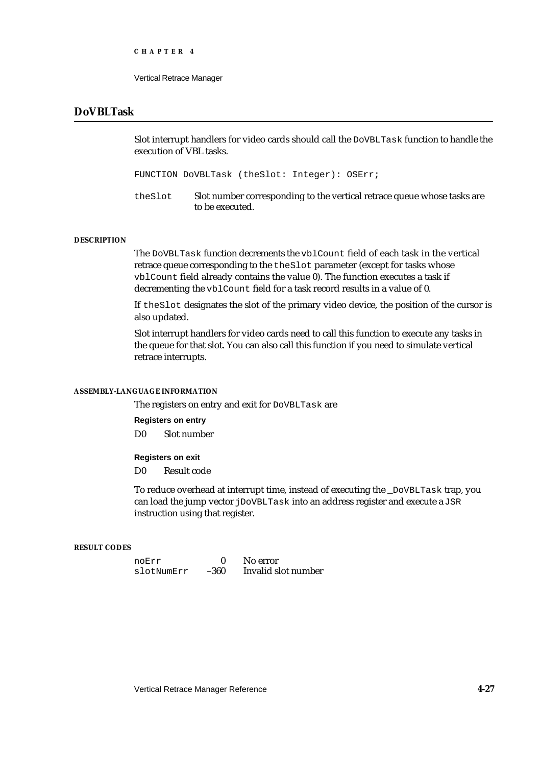## DoVBLTask

Slot interrupt handlers for video cards should call the `DoVBLTask` function to handle the execution of VBL tasks.

```
FUNCTION DoVBLTask (theSlot: Integer): OSErr;
```

`theSlot` Slot number corresponding to the vertical retrace queue whose tasks are to be executed.

#### DESCRIPTION

The `DoVBLTask` function decrements the `vblCount` field of each task in the vertical retrace queue corresponding to the `theSlot` parameter (except for tasks whose `vblCount` field already contains the value 0). The function executes a task if decrementing the `vblCount` field for a task record results in a value of 0.

If `theSlot` designates the slot of the primary video device, the position of the cursor is also updated.

Slot interrupt handlers for video cards need to call this function to execute any tasks in the queue for that slot. You can also call this function if you need to simulate vertical retrace interrupts.

#### ASSEMBLY-LANGUAGE INFORMATION

The registers on entry and exit for `DoVBLTask` are

**Registers on entry**

D0 Slot number

**Registers on exit**

D0 Result code

To reduce overhead at interrupt time, instead of executing the `_DoVBLTask` trap, you can load the jump vector `jDoVBLTask` into an address register and execute a `JSR` instruction using that register.

#### RESULT CODES

| | | |
|---|---|---|
| `noErr` | 0 | No error |
| `slotNumErr` | –360 | Invalid slot number |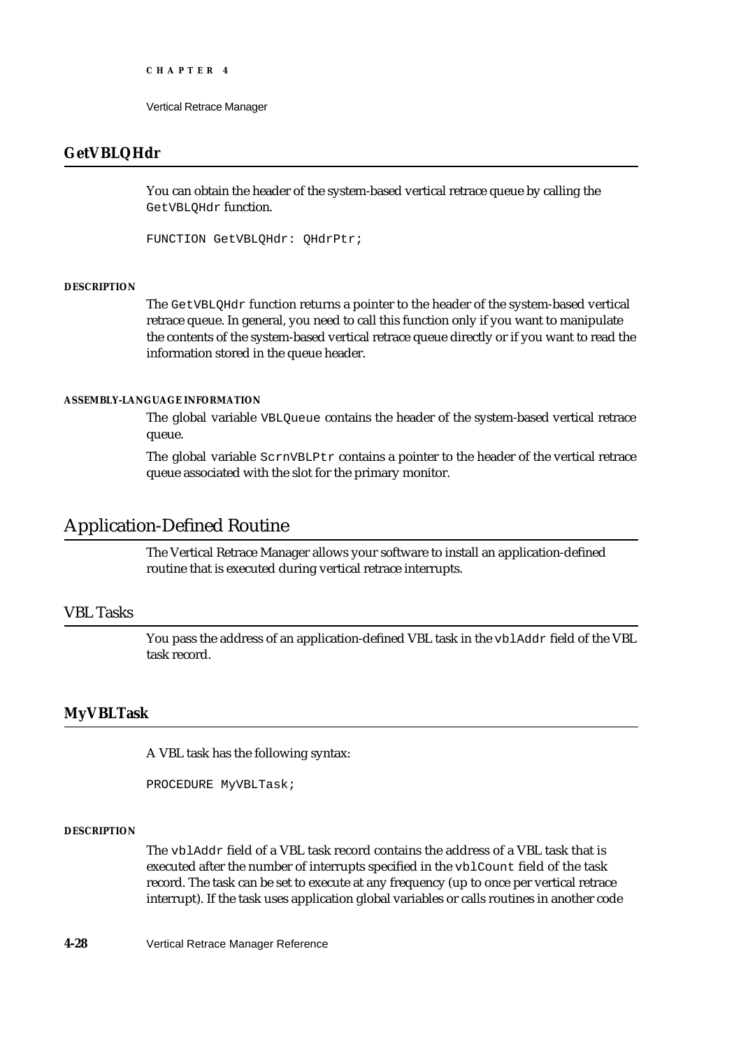### GetVBLQHdr

You can obtain the header of the system-based vertical retrace queue by calling the GetVBLQHdr function.

```
FUNCTION GetVBLQHdr: QHdrPtr;
```

#### DESCRIPTION

The GetVBLQHdr function returns a pointer to the header of the system-based vertical retrace queue. In general, you need to call this function only if you want to manipulate the contents of the system-based vertical retrace queue directly or if you want to read the information stored in the queue header.

#### ASSEMBLY-LANGUAGE INFORMATION

The global variable VBLQueue contains the header of the system-based vertical retrace queue.

The global variable ScrnVBLPtr contains a pointer to the header of the vertical retrace queue associated with the slot for the primary monitor.

## Application-Defined Routine

The Vertical Retrace Manager allows your software to install an application-defined routine that is executed during vertical retrace interrupts.

## VBL Tasks

You pass the address of an application-defined VBL task in the vblAddr field of the VBL task record.

### MyVBLTask

A VBL task has the following syntax:

```
PROCEDURE MyVBLTask;
```

#### DESCRIPTION

The vblAddr field of a VBL task record contains the address of a VBL task that is executed after the number of interrupts specified in the vblCount field of the task record. The task can be set to execute at any frequency (up to once per vertical retrace interrupt). If the task uses application global variables or calls routines in another code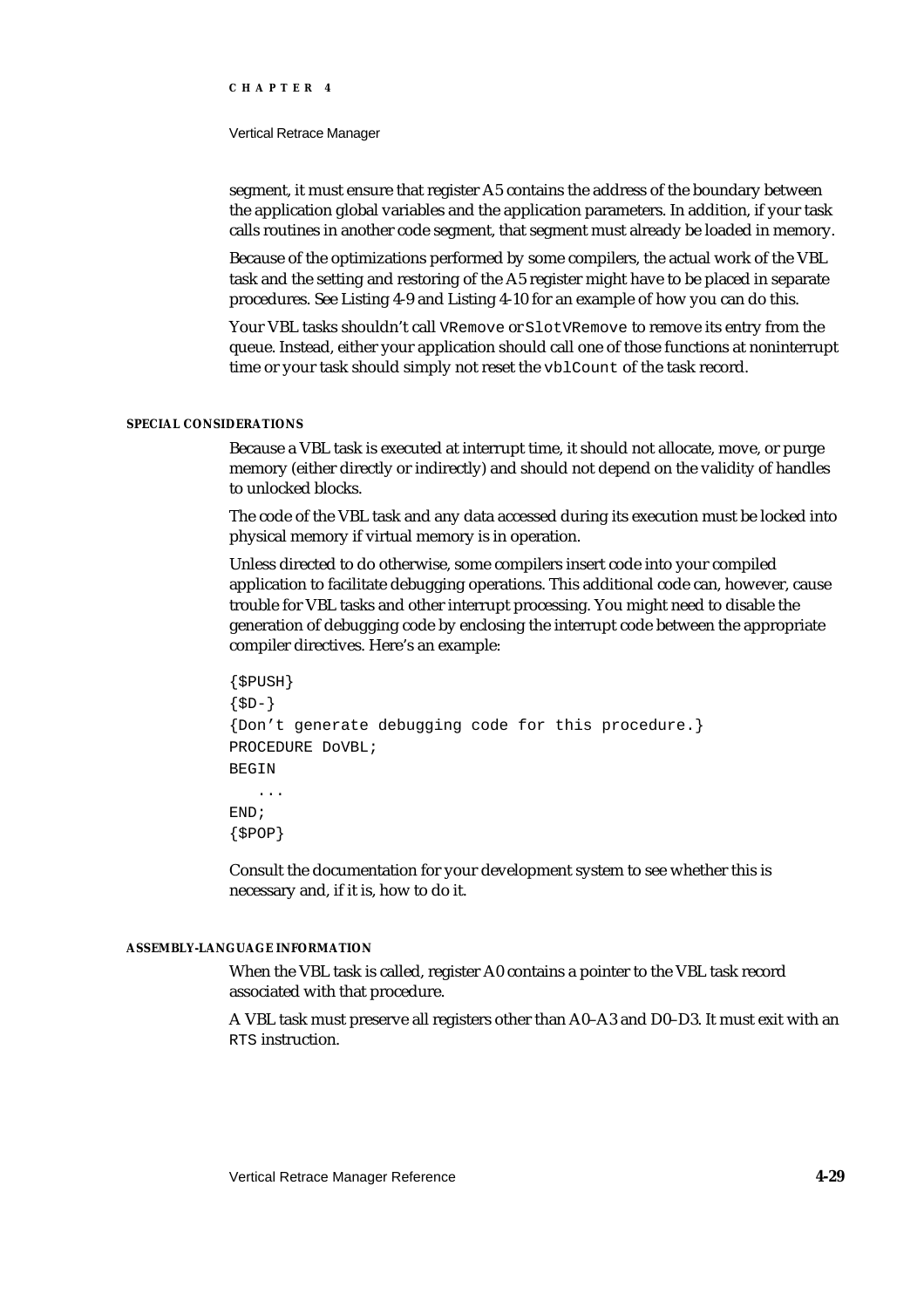segment, it must ensure that register A5 contains the address of the boundary between the application global variables and the application parameters. In addition, if your task calls routines in another code segment, that segment must already be loaded in memory.

Because of the optimizations performed by some compilers, the actual work of the VBL task and the setting and restoring of the A5 register might have to be placed in separate procedures. See Listing 4-9 and Listing 4-10 for an example of how you can do this.

Your VBL tasks shouldn't call `VRemove` or `SlotVRemove` to remove its entry from the queue. Instead, either your application should call one of those functions at noninterrupt time or your task should simply not reset the `vblCount` of the task record.

#### SPECIAL CONSIDERATIONS

Because a VBL task is executed at interrupt time, it should not allocate, move, or purge memory (either directly or indirectly) and should not depend on the validity of handles to unlocked blocks.

The code of the VBL task and any data accessed during its execution must be locked into physical memory if virtual memory is in operation.

Unless directed to do otherwise, some compilers insert code into your compiled application to facilitate debugging operations. This additional code can, however, cause trouble for VBL tasks and other interrupt processing. You might need to disable the generation of debugging code by enclosing the interrupt code between the appropriate compiler directives. Here's an example:

```
{$PUSH}
{$D-}
{Don't generate debugging code for this procedure.}
PROCEDURE DoVBL;
BEGIN
   ...
END;
{$POP}
```

Consult the documentation for your development system to see whether this is necessary and, if it is, how to do it.

#### ASSEMBLY-LANGUAGE INFORMATION

When the VBL task is called, register A0 contains a pointer to the VBL task record associated with that procedure.

A VBL task must preserve all registers other than A0–A3 and D0–D3. It must exit with an `RTS` instruction.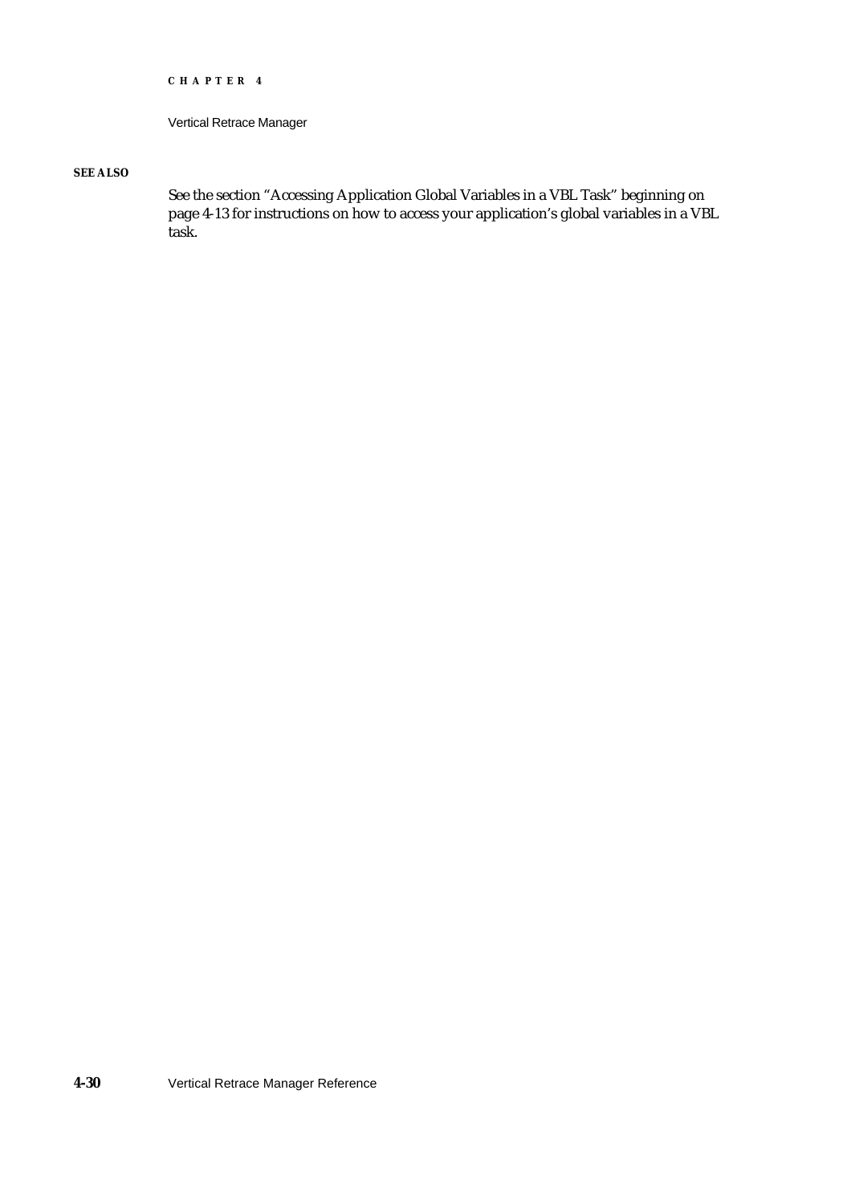**SEE ALSO**

See the section "Accessing Application Global Variables in a VBL Task" beginning on page 4-13 for instructions on how to access your application's global variables in a VBL task.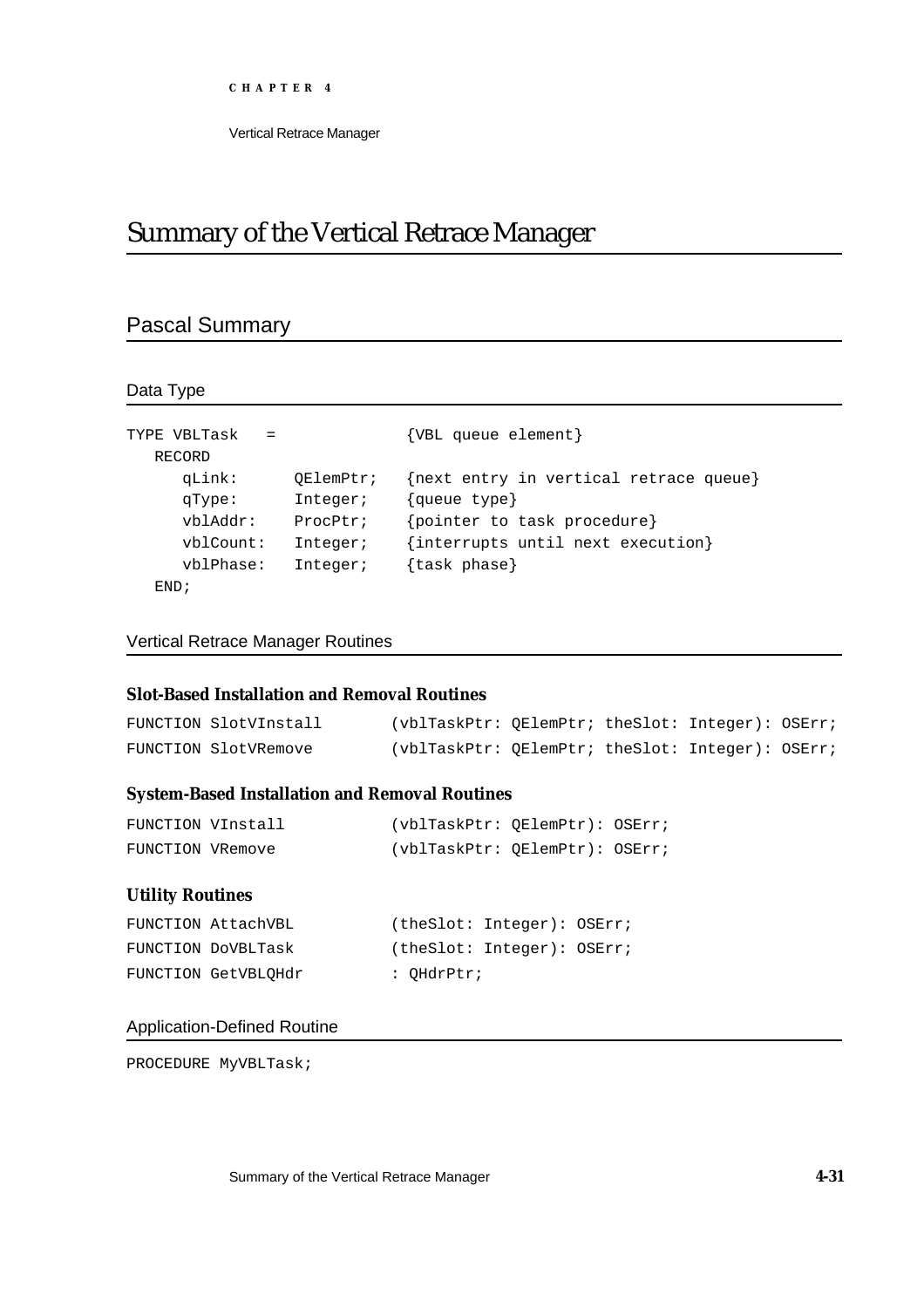# Summary of the Vertical Retrace Manager

## Pascal Summary

### Data Type

```
TYPE VBLTask   =              {VBL queue element}
   RECORD
      qLink:      QElemPtr;   {next entry in vertical retrace queue}
      qType:      Integer;    {queue type}
      vblAddr:    ProcPtr;    {pointer to task procedure}
      vblCount:   Integer;    {interrupts until next execution}
      vblPhase:   Integer;    {task phase}
   END;
```

### Vertical Retrace Manager Routines

#### Slot-Based Installation and Removal Routines

```
FUNCTION SlotVInstall       (vblTaskPtr: QElemPtr; theSlot: Integer): OSErr;
FUNCTION SlotVRemove        (vblTaskPtr: QElemPtr; theSlot: Integer): OSErr;
```

#### System-Based Installation and Removal Routines

```
FUNCTION VInstall           (vblTaskPtr: QElemPtr): OSErr;
FUNCTION VRemove            (vblTaskPtr: QElemPtr): OSErr;
```

#### Utility Routines

```
FUNCTION AttachVBL          (theSlot: Integer): OSErr;
FUNCTION DoVBLTask          (theSlot: Integer): OSErr;
FUNCTION GetVBLQHdr         : QHdrPtr;
```

### Application-Defined Routine

```
PROCEDURE MyVBLTask;
```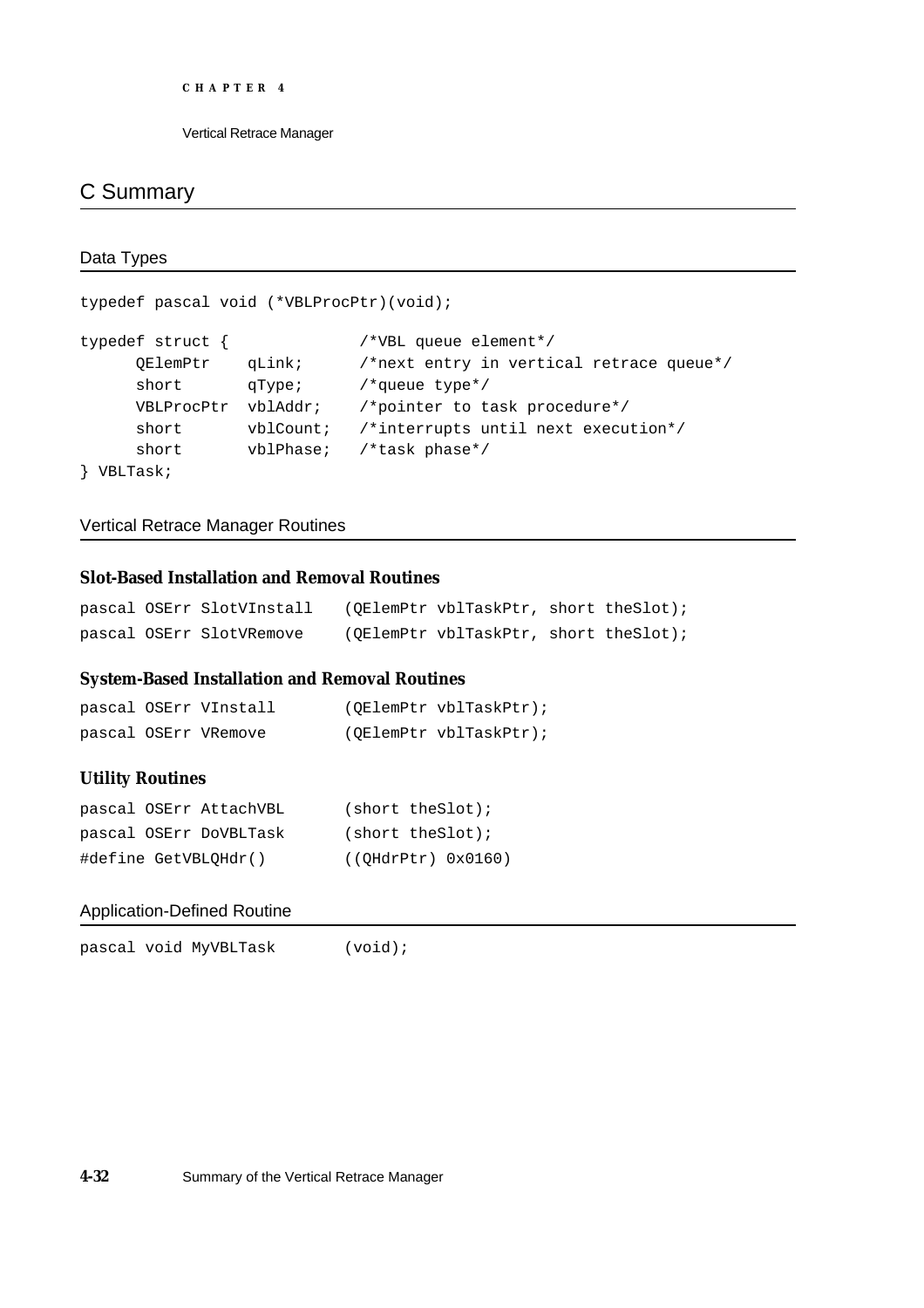## C Summary

### Data Types

```
typedef pascal void (*VBLProcPtr)(void);

typedef struct {             /*VBL queue element*/
      QElemPtr    qLink;     /*next entry in vertical retrace queue*/
      short       qType;     /*queue type*/
      VBLProcPtr  vblAddr;   /*pointer to task procedure*/
      short       vblCount;  /*interrupts until next execution*/
      short       vblPhase;  /*task phase*/
} VBLTask;
```

### Vertical Retrace Manager Routines

#### Slot-Based Installation and Removal Routines

```
pascal OSErr SlotVInstall    (QElemPtr vblTaskPtr, short theSlot);
pascal OSErr SlotVRemove     (QElemPtr vblTaskPtr, short theSlot);
```

#### System-Based Installation and Removal Routines

```
pascal OSErr VInstall        (QElemPtr vblTaskPtr);
pascal OSErr VRemove         (QElemPtr vblTaskPtr);
```

#### Utility Routines

```
pascal OSErr AttachVBL       (short theSlot);
pascal OSErr DoVBLTask       (short theSlot);
#define GetVBLQHdr()         ((QHdrPtr) 0x0160)
```

### Application-Defined Routine

```
pascal void MyVBLTask        (void);
```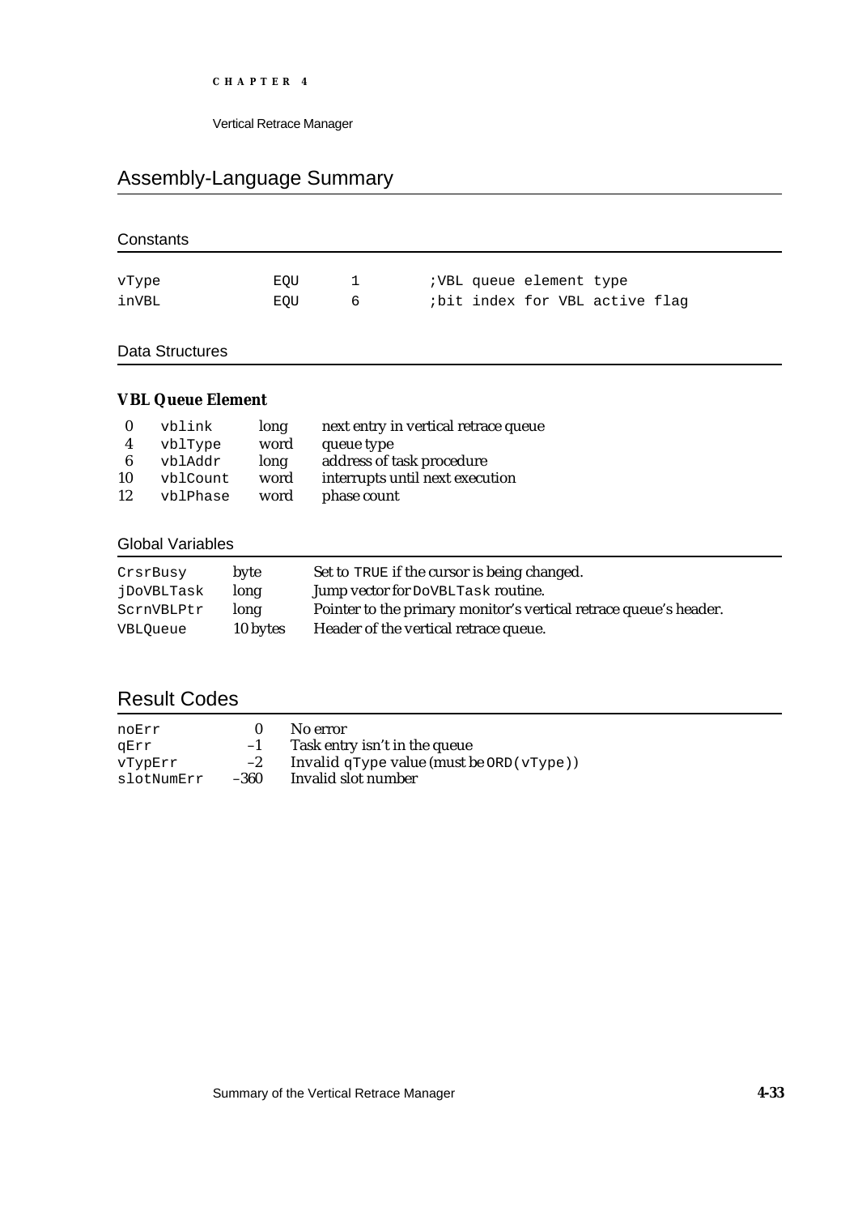## Assembly-Language Summary

### Constants

```
vType           EQU     1       ;VBL queue element type
inVBL           EQU     6       ;bit index for VBL active flag
```

### Data Structures

#### VBL Queue Element

| | | | |
|---|---|---|---|
| 0 | `vblink` | long | next entry in vertical retrace queue |
| 4 | `vblType` | word | queue type |
| 6 | `vblAddr` | long | address of task procedure |
| 10 | `vblCount` | word | interrupts until next execution |
| 12 | `vblPhase` | word | phase count |

### Global Variables

| | | |
|---|---|---|
| `CrsrBusy` | byte | Set to `TRUE` if the cursor is being changed. |
| `jDoVBLTask` | long | Jump vector for `DoVBLTask` routine. |
| `ScrnVBLPtr` | long | Pointer to the primary monitor's vertical retrace queue's header. |
| `VBLQueue` | 10 bytes | Header of the vertical retrace queue. |

## Result Codes

| | | |
|---|---|---|
| `noErr` | 0 | No error |
| `qErr` | –1 | Task entry isn't in the queue |
| `vTypErr` | –2 | Invalid `qType` value (must be `ORD(vType)`) |
| `slotNumErr` | –360 | Invalid slot number |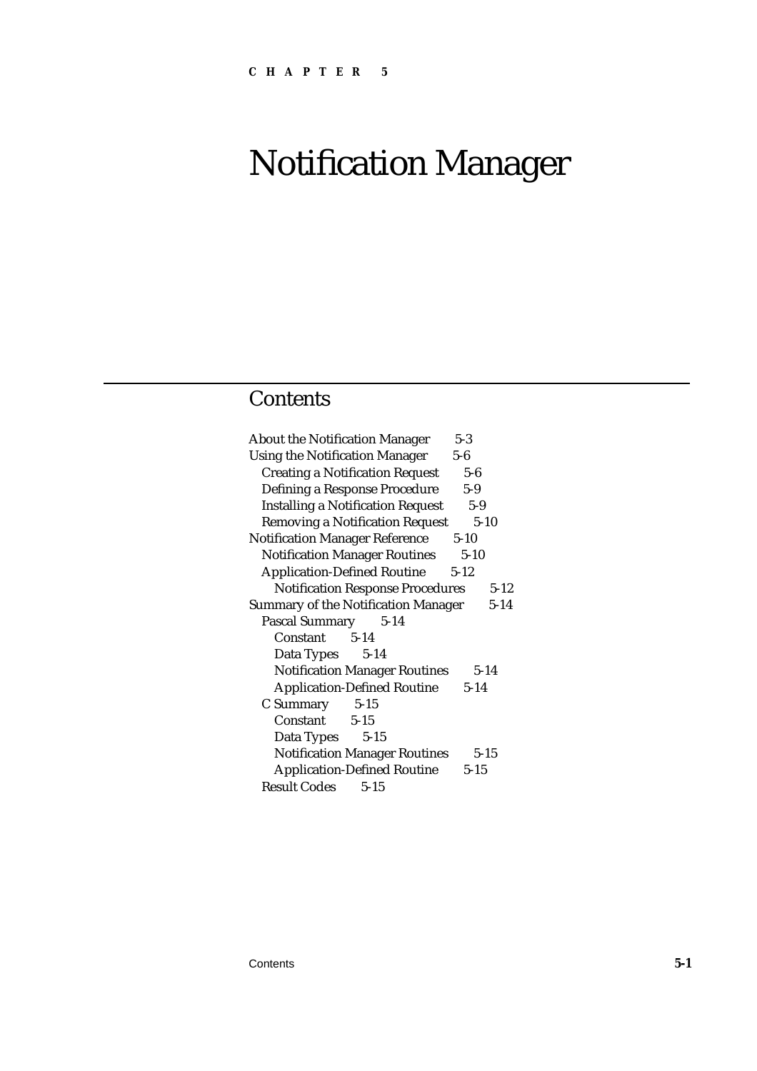CHAPTER 5

# Notification Manager

## Contents

- About the Notification Manager 5-3
- Using the Notification Manager 5-6
  - Creating a Notification Request 5-6
  - Defining a Response Procedure 5-9
  - Installing a Notification Request 5-9
  - Removing a Notification Request 5-10
- Notification Manager Reference 5-10
  - Notification Manager Routines 5-10
  - Application-Defined Routine 5-12
    - Notification Response Procedures 5-12
- Summary of the Notification Manager 5-14
  - Pascal Summary 5-14
    - Constant 5-14
    - Data Types 5-14
    - Notification Manager Routines 5-14
    - Application-Defined Routine 5-14
  - C Summary 5-15
    - Constant 5-15
    - Data Types 5-15
    - Notification Manager Routines 5-15
    - Application-Defined Routine 5-15
  - Result Codes 5-15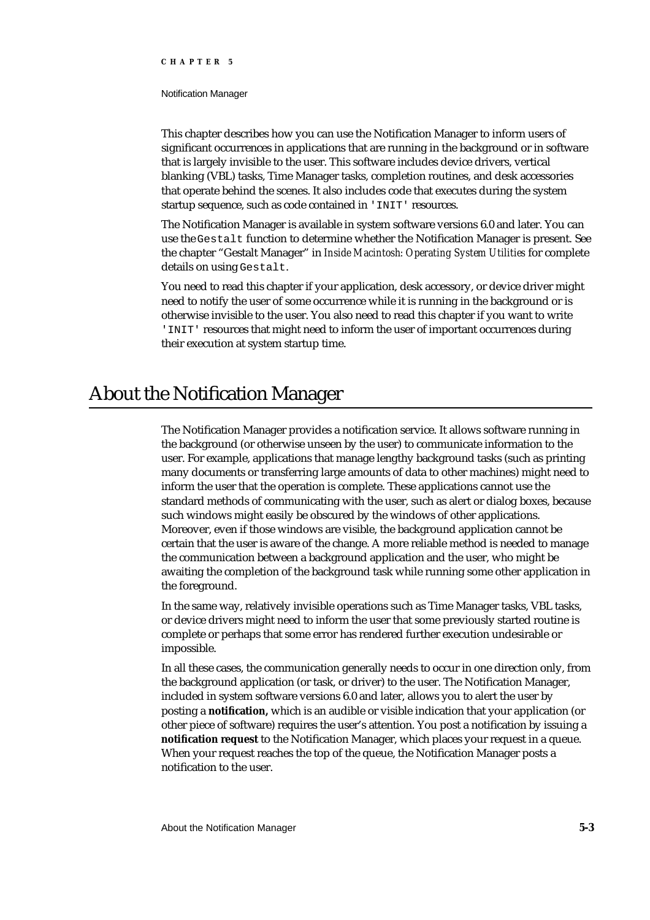This chapter describes how you can use the Notification Manager to inform users of significant occurrences in applications that are running in the background or in software that is largely invisible to the user. This software includes device drivers, vertical blanking (VBL) tasks, Time Manager tasks, completion routines, and desk accessories that operate behind the scenes. It also includes code that executes during the system startup sequence, such as code contained in `'INIT'` resources.

The Notification Manager is available in system software versions 6.0 and later. You can use the `Gestalt` function to determine whether the Notification Manager is present. See the chapter "Gestalt Manager" in *Inside Macintosh: Operating System Utilities* for complete details on using `Gestalt`.

You need to read this chapter if your application, desk accessory, or device driver might need to notify the user of some occurrence while it is running in the background or is otherwise invisible to the user. You also need to read this chapter if you want to write `'INIT'` resources that might need to inform the user of important occurrences during their execution at system startup time.

# About the Notification Manager

The Notification Manager provides a notification service. It allows software running in the background (or otherwise unseen by the user) to communicate information to the user. For example, applications that manage lengthy background tasks (such as printing many documents or transferring large amounts of data to other machines) might need to inform the user that the operation is complete. These applications cannot use the standard methods of communicating with the user, such as alert or dialog boxes, because such windows might easily be obscured by the windows of other applications. Moreover, even if those windows are visible, the background application cannot be certain that the user is aware of the change. A more reliable method is needed to manage the communication between a background application and the user, who might be awaiting the completion of the background task while running some other application in the foreground.

In the same way, relatively invisible operations such as Time Manager tasks, VBL tasks, or device drivers might need to inform the user that some previously started routine is complete or perhaps that some error has rendered further execution undesirable or impossible.

In all these cases, the communication generally needs to occur in one direction only, from the background application (or task, or driver) to the user. The Notification Manager, included in system software versions 6.0 and later, allows you to alert the user by posting a **notification,** which is an audible or visible indication that your application (or other piece of software) requires the user's attention. You post a notification by issuing a **notification request** to the Notification Manager, which places your request in a queue. When your request reaches the top of the queue, the Notification Manager posts a notification to the user.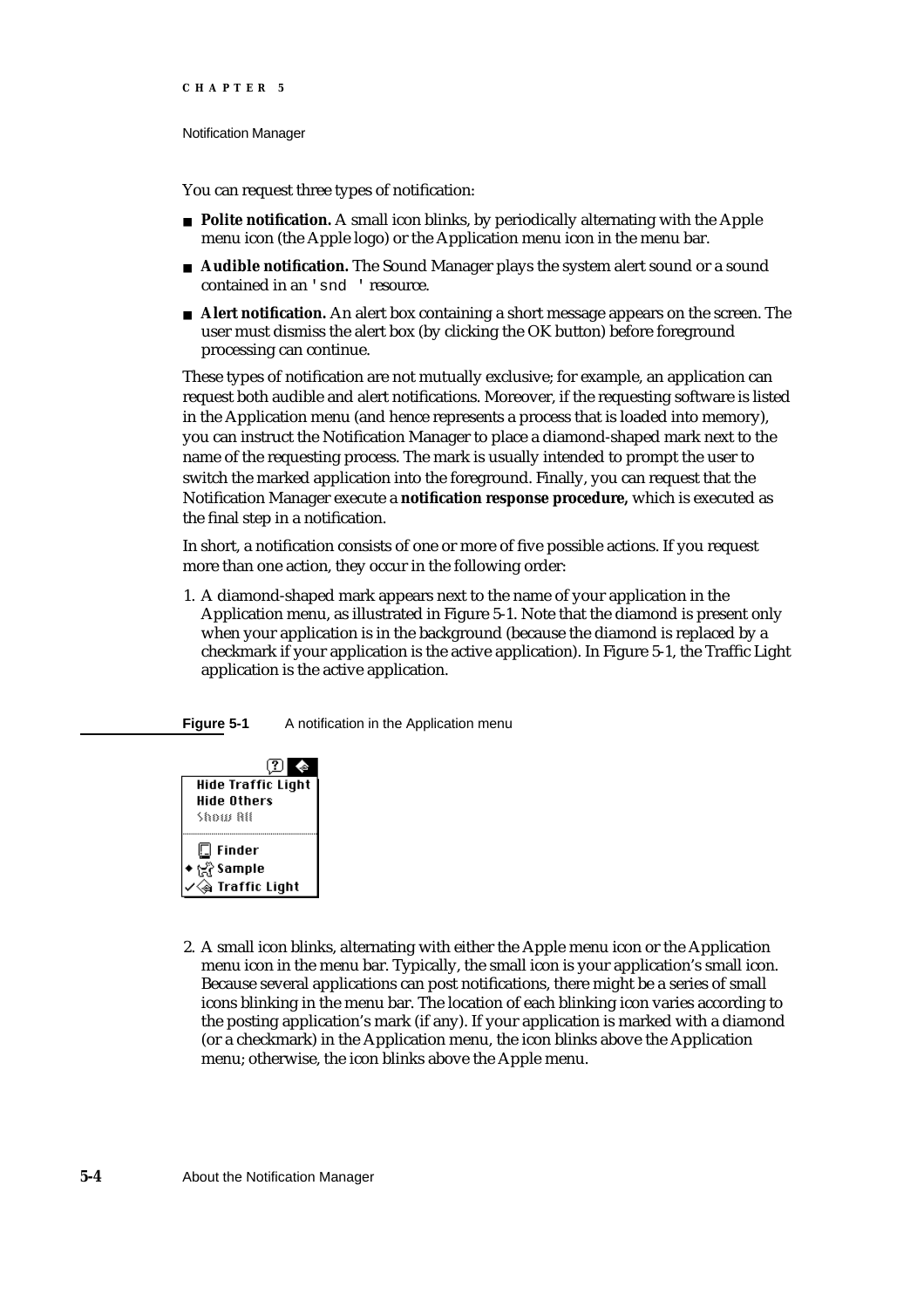You can request three types of notification:

- **Polite notification.** A small icon blinks, by periodically alternating with the Apple menu icon (the Apple logo) or the Application menu icon in the menu bar.
- **Audible notification.** The Sound Manager plays the system alert sound or a sound contained in an `'snd '` resource.
- **Alert notification.** An alert box containing a short message appears on the screen. The user must dismiss the alert box (by clicking the OK button) before foreground processing can continue.

These types of notification are not mutually exclusive; for example, an application can request both audible and alert notifications. Moreover, if the requesting software is listed in the Application menu (and hence represents a process that is loaded into memory), you can instruct the Notification Manager to place a diamond-shaped mark next to the name of the requesting process. The mark is usually intended to prompt the user to switch the marked application into the foreground. Finally, you can request that the Notification Manager execute a **notification response procedure,** which is executed as the final step in a notification.

In short, a notification consists of one or more of five possible actions. If you request more than one action, they occur in the following order:

1. A diamond-shaped mark appears next to the name of your application in the Application menu, as illustrated in Figure 5-1. Note that the diamond is present only when your application is in the background (because the diamond is replaced by a checkmark if your application is the active application). In Figure 5-1, the Traffic Light application is the active application.

**Figure 5-1** A notification in the Application menu

2. A small icon blinks, alternating with either the Apple menu icon or the Application menu icon in the menu bar. Typically, the small icon is your application's small icon. Because several applications can post notifications, there might be a series of small icons blinking in the menu bar. The location of each blinking icon varies according to the posting application's mark (if any). If your application is marked with a diamond (or a checkmark) in the Application menu, the icon blinks above the Application menu; otherwise, the icon blinks above the Apple menu.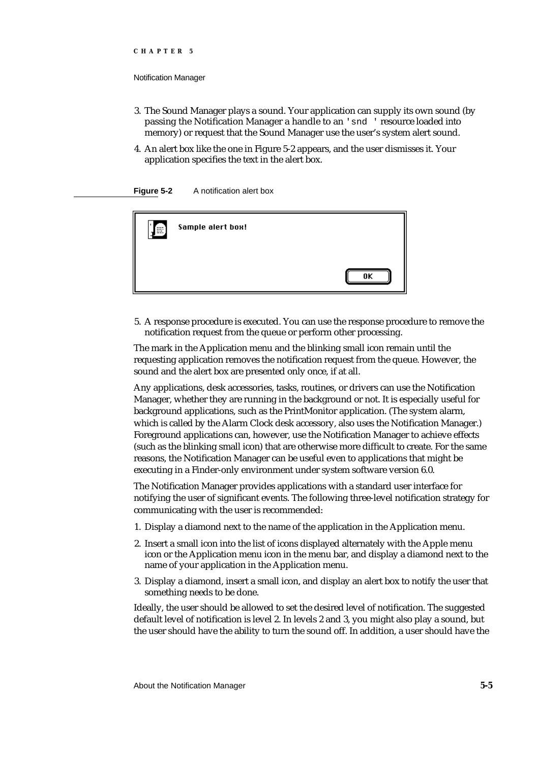3. The Sound Manager plays a sound. Your application can supply its own sound (by passing the Notification Manager a handle to an `'snd '` resource loaded into memory) or request that the Sound Manager use the user's system alert sound.

4. An alert box like the one in Figure 5-2 appears, and the user dismisses it. Your application specifies the text in the alert box.

**Figure 5-2** A notification alert box

5. A response procedure is executed. You can use the response procedure to remove the notification request from the queue or perform other processing.

The mark in the Application menu and the blinking small icon remain until the requesting application removes the notification request from the queue. However, the sound and the alert box are presented only once, if at all.

Any applications, desk accessories, tasks, routines, or drivers can use the Notification Manager, whether they are running in the background or not. It is especially useful for background applications, such as the PrintMonitor application. (The system alarm, which is called by the Alarm Clock desk accessory, also uses the Notification Manager.) Foreground applications can, however, use the Notification Manager to achieve effects (such as the blinking small icon) that are otherwise more difficult to create. For the same reasons, the Notification Manager can be useful even to applications that might be executing in a Finder-only environment under system software version 6.0.

The Notification Manager provides applications with a standard user interface for notifying the user of significant events. The following three-level notification strategy for communicating with the user is recommended:

1. Display a diamond next to the name of the application in the Application menu.
2. Insert a small icon into the list of icons displayed alternately with the Apple menu icon or the Application menu icon in the menu bar, and display a diamond next to the name of your application in the Application menu.
3. Display a diamond, insert a small icon, and display an alert box to notify the user that something needs to be done.

Ideally, the user should be allowed to set the desired level of notification. The suggested default level of notification is level 2. In levels 2 and 3, you might also play a sound, but the user should have the ability to turn the sound off. In addition, a user should have the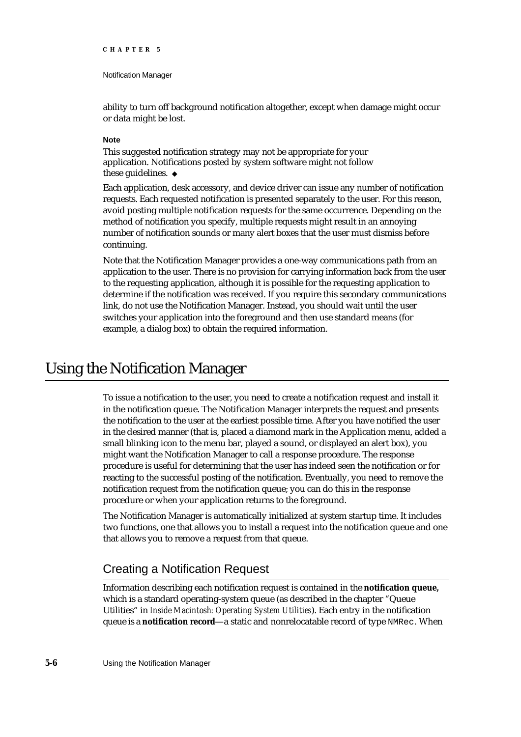ability to turn off background notification altogether, except when damage might occur or data might be lost.

**Note**

This suggested notification strategy may not be appropriate for your application. Notifications posted by system software might not follow these guidelines. ◆

Each application, desk accessory, and device driver can issue any number of notification requests. Each requested notification is presented separately to the user. For this reason, avoid posting multiple notification requests for the same occurrence. Depending on the method of notification you specify, multiple requests might result in an annoying number of notification sounds or many alert boxes that the user must dismiss before continuing.

Note that the Notification Manager provides a one-way communications path from an application to the user. There is no provision for carrying information back from the user to the requesting application, although it is possible for the requesting application to determine if the notification was received. If you require this secondary communications link, do not use the Notification Manager. Instead, you should wait until the user switches your application into the foreground and then use standard means (for example, a dialog box) to obtain the required information.

# Using the Notification Manager

To issue a notification to the user, you need to create a notification request and install it in the notification queue. The Notification Manager interprets the request and presents the notification to the user at the earliest possible time. After you have notified the user in the desired manner (that is, placed a diamond mark in the Application menu, added a small blinking icon to the menu bar, played a sound, or displayed an alert box), you might want the Notification Manager to call a response procedure. The response procedure is useful for determining that the user has indeed seen the notification or for reacting to the successful posting of the notification. Eventually, you need to remove the notification request from the notification queue; you can do this in the response procedure or when your application returns to the foreground.

The Notification Manager is automatically initialized at system startup time. It includes two functions, one that allows you to install a request into the notification queue and one that allows you to remove a request from that queue.

## Creating a Notification Request

Information describing each notification request is contained in the **notification queue,** which is a standard operating-system queue (as described in the chapter "Queue Utilities" in *Inside Macintosh: Operating System Utilities*). Each entry in the notification queue is a **notification record**—a static and nonrelocatable record of type `NMRec`. When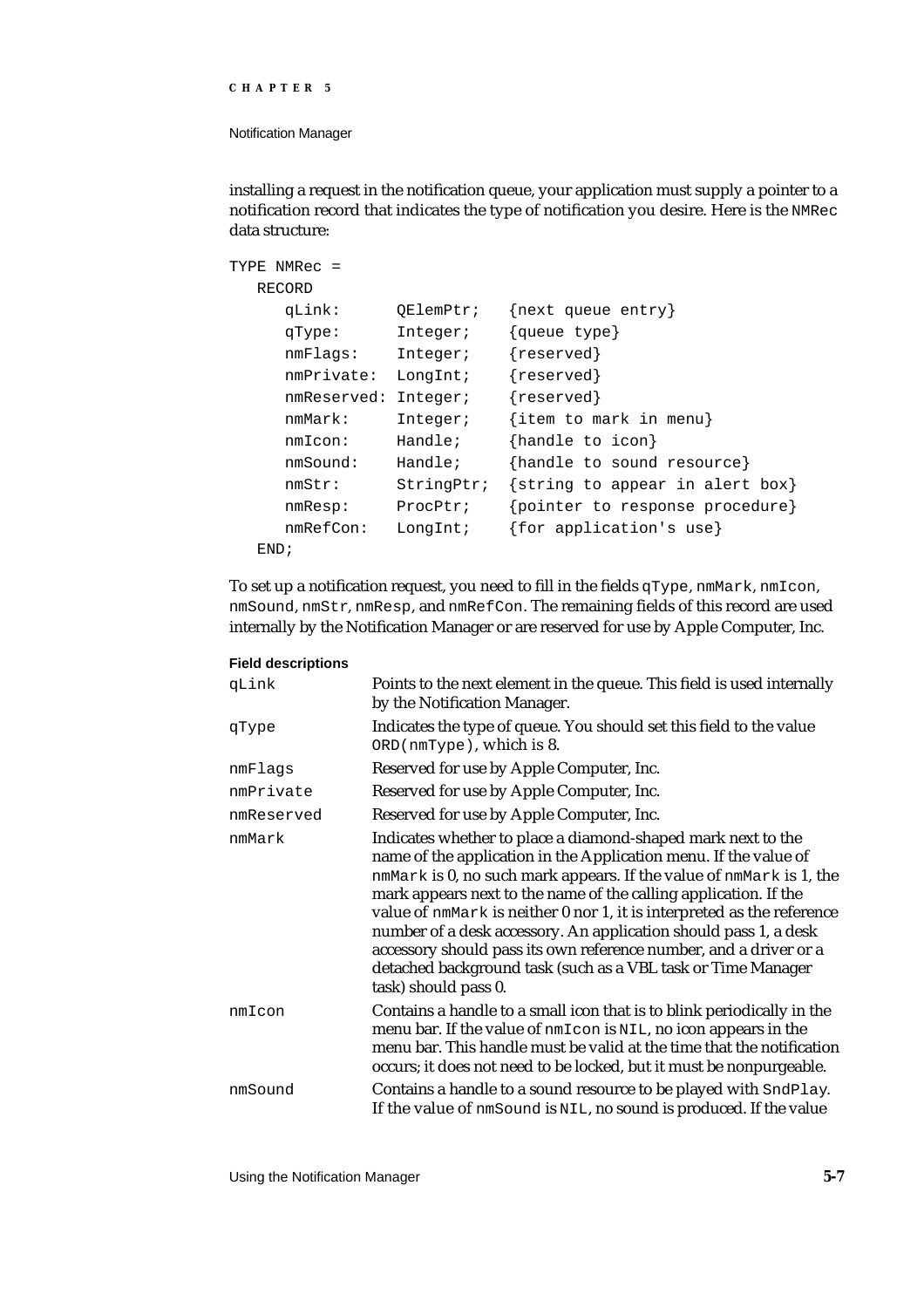installing a request in the notification queue, your application must supply a pointer to a notification record that indicates the type of notification you desire. Here is the `NMRec` data structure:

```
TYPE NMRec =
   RECORD
      qLink:      QElemPtr;   {next queue entry}
      qType:      Integer;    {queue type}
      nmFlags:    Integer;    {reserved}
      nmPrivate:  LongInt;    {reserved}
      nmReserved: Integer;    {reserved}
      nmMark:     Integer;    {item to mark in menu}
      nmIcon:     Handle;     {handle to icon}
      nmSound:    Handle;     {handle to sound resource}
      nmStr:      StringPtr;  {string to appear in alert box}
      nmResp:     ProcPtr;    {pointer to response procedure}
      nmRefCon:   LongInt;    {for application's use}
   END;
```

To set up a notification request, you need to fill in the fields `qType`, `nmMark`, `nmIcon`, `nmSound`, `nmStr`, `nmResp`, and `nmRefCon`. The remaining fields of this record are used internally by the Notification Manager or are reserved for use by Apple Computer, Inc.

**Field descriptions**

| | |
|---|---|
| `qLink` | Points to the next element in the queue. This field is used internally by the Notification Manager. |
| `qType` | Indicates the type of queue. You should set this field to the value `ORD(nmType)`, which is 8. |
| `nmFlags` | Reserved for use by Apple Computer, Inc. |
| `nmPrivate` | Reserved for use by Apple Computer, Inc. |
| `nmReserved` | Reserved for use by Apple Computer, Inc. |
| `nmMark` | Indicates whether to place a diamond-shaped mark next to the name of the application in the Application menu. If the value of `nmMark` is 0, no such mark appears. If the value of `nmMark` is 1, the mark appears next to the name of the calling application. If the value of `nmMark` is neither 0 nor 1, it is interpreted as the reference number of a desk accessory. An application should pass 1, a desk accessory should pass its own reference number, and a driver or a detached background task (such as a VBL task or Time Manager task) should pass 0. |
| `nmIcon` | Contains a handle to a small icon that is to blink periodically in the menu bar. If the value of `nmIcon` is `NIL`, no icon appears in the menu bar. This handle must be valid at the time that the notification occurs; it does not need to be locked, but it must be nonpurgeable. |
| `nmSound` | Contains a handle to a sound resource to be played with `SndPlay`. If the value of `nmSound` is `NIL`, no sound is produced. If the value |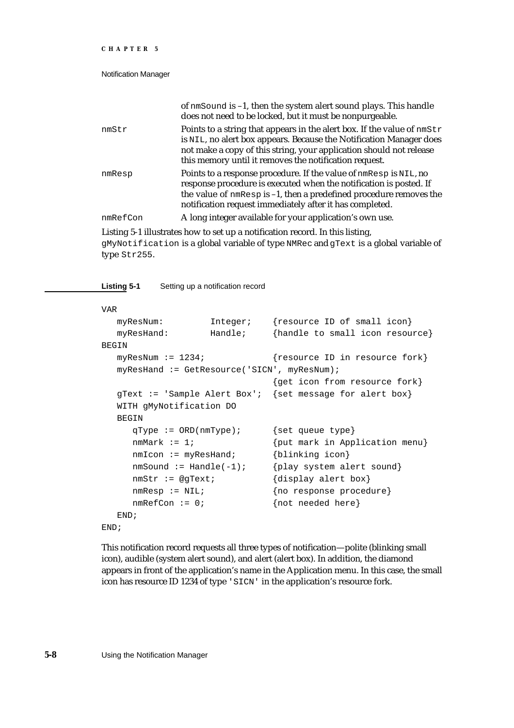of `nmSound` is –1, then the system alert sound plays. This handle does not need to be locked, but it must be nonpurgeable.

`nmStr` Points to a string that appears in the alert box. If the value of `nmStr` is `NIL`, no alert box appears. Because the Notification Manager does not make a copy of this string, your application should not release this memory until it removes the notification request.

`nmResp` Points to a response procedure. If the value of `nmResp` is `NIL`, no response procedure is executed when the notification is posted. If the value of `nmResp` is –1, then a predefined procedure removes the notification request immediately after it has completed.

`nmRefCon` A long integer available for your application's own use.

Listing 5-1 illustrates how to set up a notification record. In this listing, `gMyNotification` is a global variable of type `NMRec` and `gText` is a global variable of type `Str255`.

**Listing 5-1** Setting up a notification record

```
VAR
   myResNum:        Integer;    {resource ID of small icon}
   myResHand:       Handle;     {handle to small icon resource}
BEGIN
   myResNum := 1234;            {resource ID in resource fork}
   myResHand := GetResource('SICN', myResNum);
                                {get icon from resource fork}
   gText := 'Sample Alert Box'; {set message for alert box}
   WITH gMyNotification DO
   BEGIN
      qType := ORD(nmType);     {set queue type}
      nmMark := 1;              {put mark in Application menu}
      nmIcon := myResHand;      {blinking icon}
      nmSound := Handle(-1);    {play system alert sound}
      nmStr := @gText;          {display alert box}
      nmResp := NIL;            {no response procedure}
      nmRefCon := 0;            {not needed here}
   END;
END;
```

This notification record requests all three types of notification—polite (blinking small icon), audible (system alert sound), and alert (alert box). In addition, the diamond appears in front of the application's name in the Application menu. In this case, the small icon has resource ID 1234 of type `'SICN'` in the application's resource fork.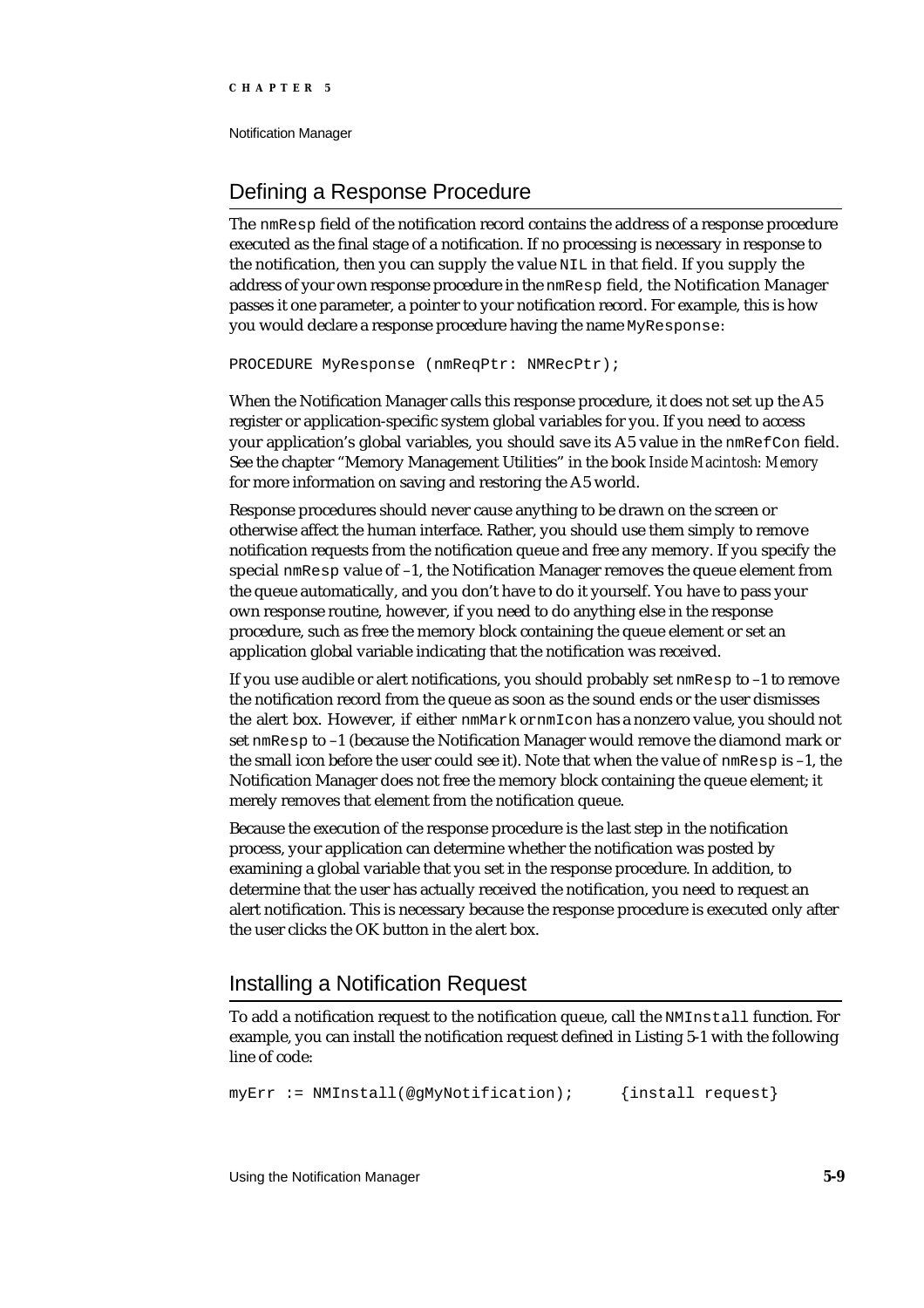## Defining a Response Procedure

The `nmResp` field of the notification record contains the address of a response procedure executed as the final stage of a notification. If no processing is necessary in response to the notification, then you can supply the value `NIL` in that field. If you supply the address of your own response procedure in the `nmResp` field, the Notification Manager passes it one parameter, a pointer to your notification record. For example, this is how you would declare a response procedure having the name `MyResponse`:

```
PROCEDURE MyResponse (nmReqPtr: NMRecPtr);
```

When the Notification Manager calls this response procedure, it does not set up the A5 register or application-specific system global variables for you. If you need to access your application's global variables, you should save its A5 value in the `nmRefCon` field. See the chapter "Memory Management Utilities" in the book *Inside Macintosh: Memory* for more information on saving and restoring the A5 world.

Response procedures should never cause anything to be drawn on the screen or otherwise affect the human interface. Rather, you should use them simply to remove notification requests from the notification queue and free any memory. If you specify the special `nmResp` value of –1, the Notification Manager removes the queue element from the queue automatically, and you don't have to do it yourself. You have to pass your own response routine, however, if you need to do anything else in the response procedure, such as free the memory block containing the queue element or set an application global variable indicating that the notification was received.

If you use audible or alert notifications, you should probably set `nmResp` to –1 to remove the notification record from the queue as soon as the sound ends or the user dismisses the alert box. However, if either `nmMark` or `nmIcon` has a nonzero value, you should not set `nmResp` to –1 (because the Notification Manager would remove the diamond mark or the small icon before the user could see it). Note that when the value of `nmResp` is –1, the Notification Manager does not free the memory block containing the queue element; it merely removes that element from the notification queue.

Because the execution of the response procedure is the last step in the notification process, your application can determine whether the notification was posted by examining a global variable that you set in the response procedure. In addition, to determine that the user has actually received the notification, you need to request an alert notification. This is necessary because the response procedure is executed only after the user clicks the OK button in the alert box.

## Installing a Notification Request

To add a notification request to the notification queue, call the `NMInstall` function. For example, you can install the notification request defined in Listing 5-1 with the following line of code:

```
myErr := NMInstall(@gMyNotification);     {install request}
```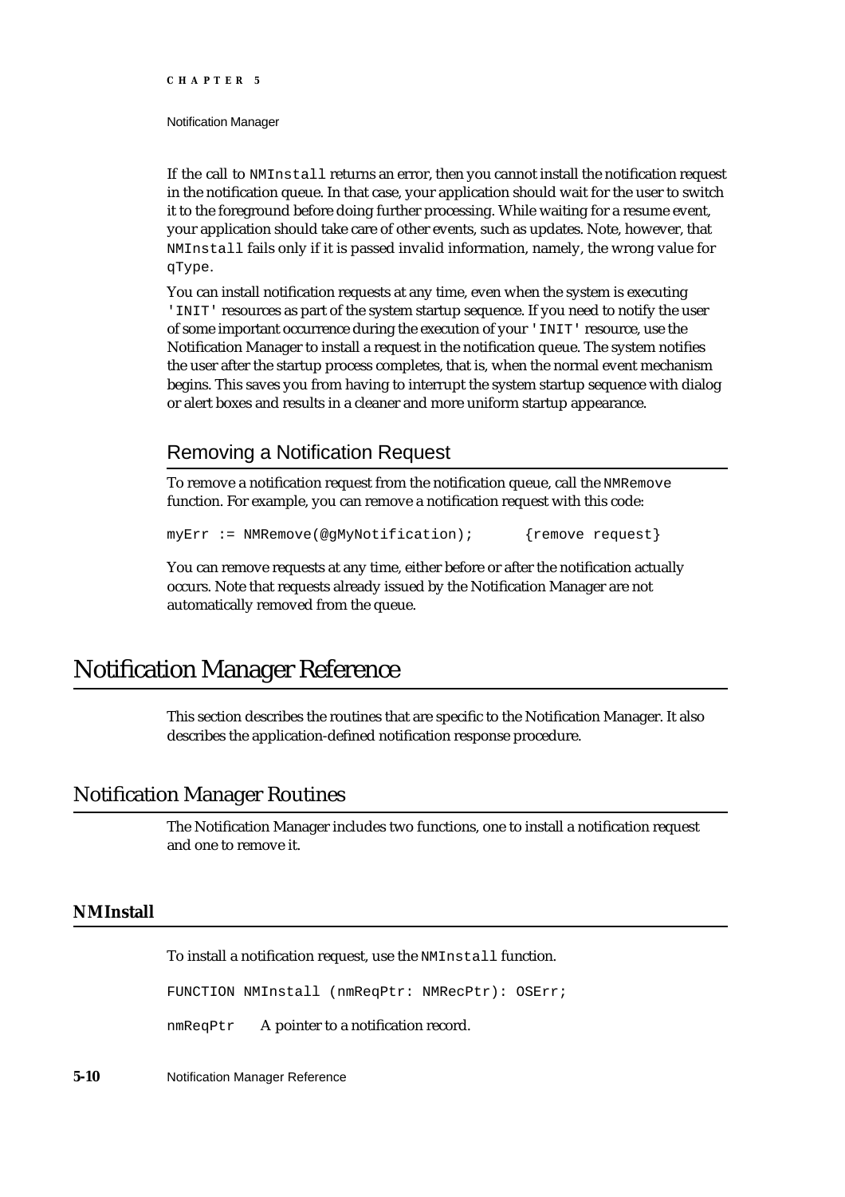If the call to `NMInstall` returns an error, then you cannot install the notification request in the notification queue. In that case, your application should wait for the user to switch it to the foreground before doing further processing. While waiting for a resume event, your application should take care of other events, such as updates. Note, however, that `NMInstall` fails only if it is passed invalid information, namely, the wrong value for `qType`.

You can install notification requests at any time, even when the system is executing `'INIT'` resources as part of the system startup sequence. If you need to notify the user of some important occurrence during the execution of your `'INIT'` resource, use the Notification Manager to install a request in the notification queue. The system notifies the user after the startup process completes, that is, when the normal event mechanism begins. This saves you from having to interrupt the system startup sequence with dialog or alert boxes and results in a cleaner and more uniform startup appearance.

## Removing a Notification Request

To remove a notification request from the notification queue, call the `NMRemove` function. For example, you can remove a notification request with this code:

```
myErr := NMRemove(@gMyNotification);      {remove request}
```

You can remove requests at any time, either before or after the notification actually occurs. Note that requests already issued by the Notification Manager are not automatically removed from the queue.

# Notification Manager Reference

This section describes the routines that are specific to the Notification Manager. It also describes the application-defined notification response procedure.

## Notification Manager Routines

The Notification Manager includes two functions, one to install a notification request and one to remove it.

### NMInstall

To install a notification request, use the `NMInstall` function.

```
FUNCTION NMInstall (nmReqPtr: NMRecPtr): OSErr;
```

`nmReqPtr` A pointer to a notification record.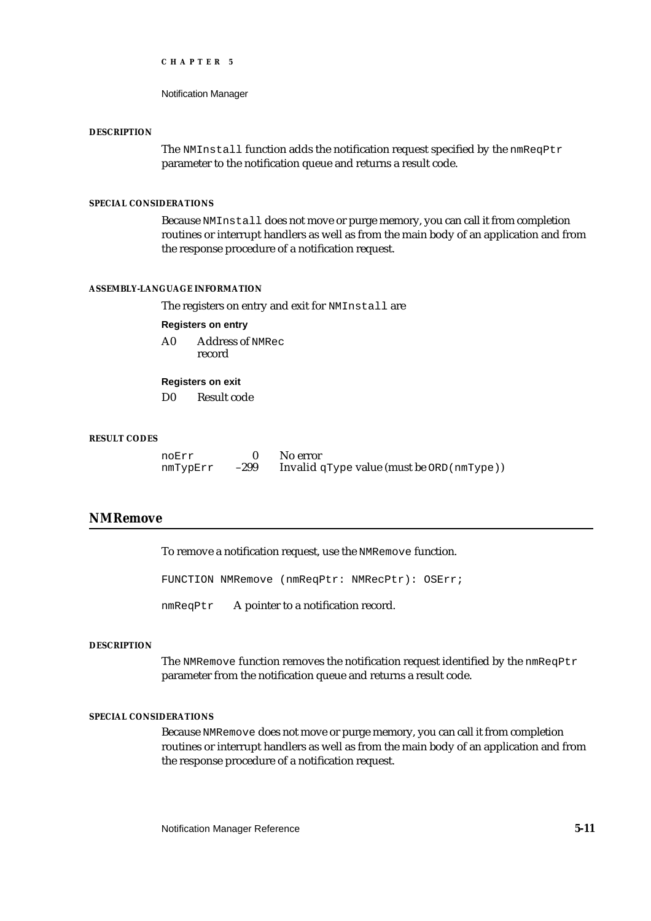**DESCRIPTION**

The `NMInstall` function adds the notification request specified by the `nmReqPtr` parameter to the notification queue and returns a result code.

**SPECIAL CONSIDERATIONS**

Because `NMInstall` does not move or purge memory, you can call it from completion routines or interrupt handlers as well as from the main body of an application and from the response procedure of a notification request.

**ASSEMBLY-LANGUAGE INFORMATION**

The registers on entry and exit for `NMInstall` are

**Registers on entry**

| | |
|---|---|
| A0 | Address of `NMRec` record |

**Registers on exit**

| | |
|---|---|
| D0 | Result code |

**RESULT CODES**

| | | |
|---|---|---|
| `noErr` | 0 | No error |
| `nmTypErr` | –299 | Invalid `qType` value (must be `ORD(nmType)`) |

## NMRemove

To remove a notification request, use the `NMRemove` function.

```
FUNCTION NMRemove (nmReqPtr: NMRecPtr): OSErr;
```

`nmReqPtr` A pointer to a notification record.

**DESCRIPTION**

The `NMRemove` function removes the notification request identified by the `nmReqPtr` parameter from the notification queue and returns a result code.

**SPECIAL CONSIDERATIONS**

Because `NMRemove` does not move or purge memory, you can call it from completion routines or interrupt handlers as well as from the main body of an application and from the response procedure of a notification request.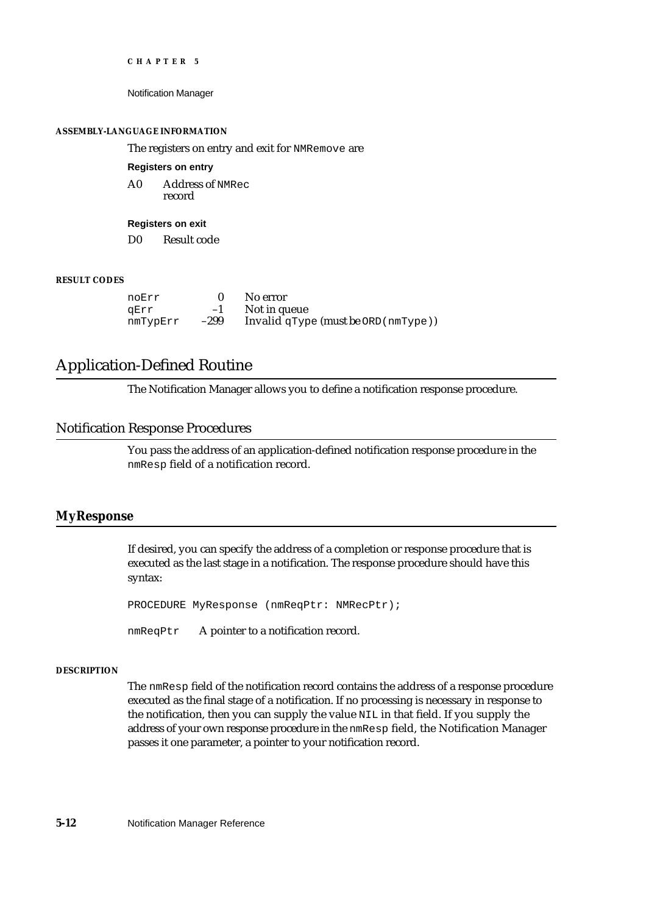#### ASSEMBLY-LANGUAGE INFORMATION

The registers on entry and exit for `NMRemove` are

**Registers on entry**

| | |
|---|---|
| A0 | Address of `NMRec` record |

**Registers on exit**

| | |
|---|---|
| D0 | Result code |

#### RESULT CODES

| | | |
|---|---|---|
| `noErr` | 0 | No error |
| `qErr` | –1 | Not in queue |
| `nmTypErr` | –299 | Invalid `qType` (must be `ORD(nmType)`) |

# Application-Defined Routine

The Notification Manager allows you to define a notification response procedure.

## Notification Response Procedures

You pass the address of an application-defined notification response procedure in the `nmResp` field of a notification record.

### MyResponse

If desired, you can specify the address of a completion or response procedure that is executed as the last stage in a notification. The response procedure should have this syntax:

```
PROCEDURE MyResponse (nmReqPtr: NMRecPtr);
```

`nmReqPtr` A pointer to a notification record.

#### DESCRIPTION

The `nmResp` field of the notification record contains the address of a response procedure executed as the final stage of a notification. If no processing is necessary in response to the notification, then you can supply the value `NIL` in that field. If you supply the address of your own response procedure in the `nmResp` field, the Notification Manager passes it one parameter, a pointer to your notification record.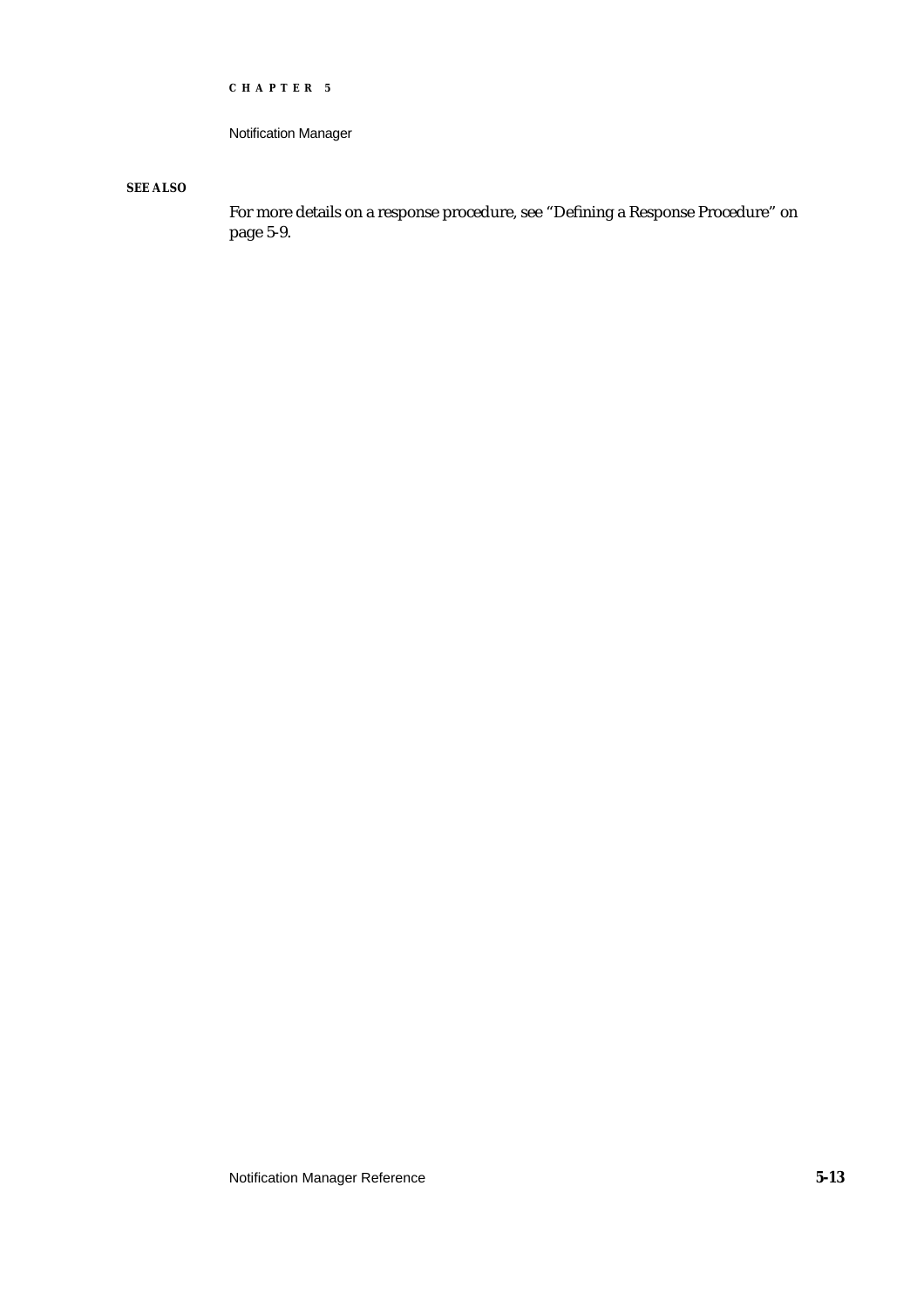**SEE ALSO**

For more details on a response procedure, see "Defining a Response Procedure" on page 5-9.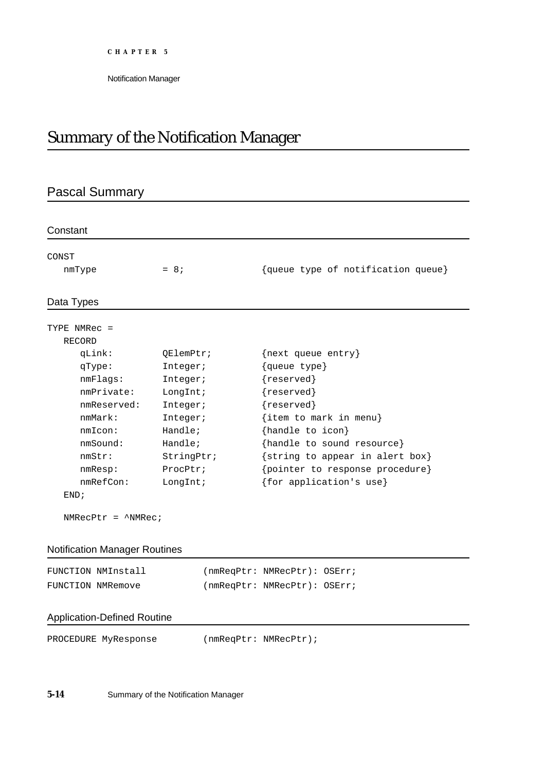# Summary of the Notification Manager

## Pascal Summary

### Constant

```
CONST
   nmType          = 8;              {queue type of notification queue}
```

### Data Types

```
TYPE NMRec =
   RECORD
      qLink:         QElemPtr;        {next queue entry}
      qType:         Integer;         {queue type}
      nmFlags:       Integer;         {reserved}
      nmPrivate:     LongInt;         {reserved}
      nmReserved:    Integer;         {reserved}
      nmMark:        Integer;         {item to mark in menu}
      nmIcon:        Handle;          {handle to icon}
      nmSound:       Handle;          {handle to sound resource}
      nmStr:         StringPtr;       {string to appear in alert box}
      nmResp:        ProcPtr;         {pointer to response procedure}
      nmRefCon:      LongInt;         {for application's use}
   END;

   NMRecPtr = ^NMRec;
```

### Notification Manager Routines

```
FUNCTION NMInstall         (nmReqPtr: NMRecPtr): OSErr;
FUNCTION NMRemove          (nmReqPtr: NMRecPtr): OSErr;
```

### Application-Defined Routine

```
PROCEDURE MyResponse       (nmReqPtr: NMRecPtr);
```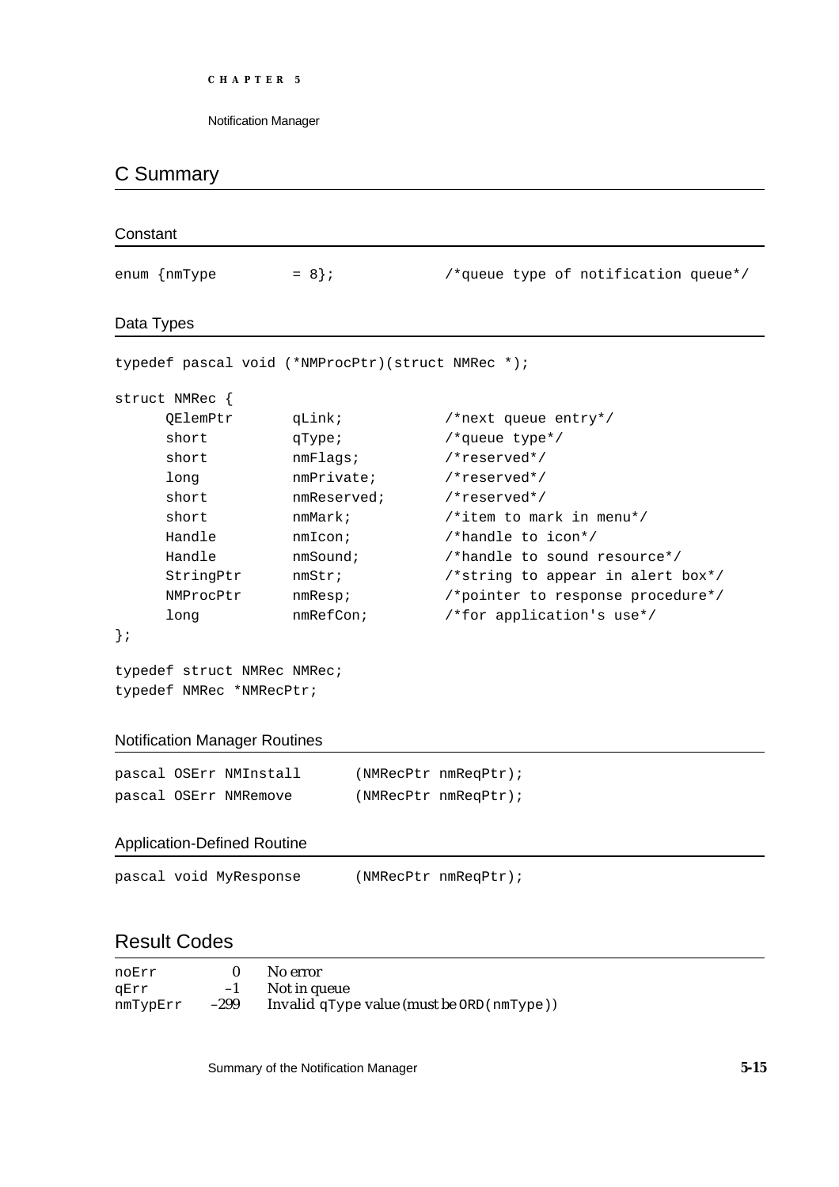## C Summary

### Constant

```
enum {nmType         = 8};              /*queue type of notification queue*/
```

### Data Types

```
typedef pascal void (*NMProcPtr)(struct NMRec *);

struct NMRec {
     QElemPtr       qLink;             /*next queue entry*/
     short          qType;             /*queue type*/
     short          nmFlags;           /*reserved*/
     long           nmPrivate;         /*reserved*/
     short          nmReserved;        /*reserved*/
     short          nmMark;            /*item to mark in menu*/
     Handle         nmIcon;            /*handle to icon*/
     Handle         nmSound;           /*handle to sound resource*/
     StringPtr      nmStr;             /*string to appear in alert box*/
     NMProcPtr      nmResp;            /*pointer to response procedure*/
     long           nmRefCon;          /*for application's use*/
};

typedef struct NMRec NMRec;
typedef NMRec *NMRecPtr;
```

### Notification Manager Routines

```
pascal OSErr NMInstall      (NMRecPtr nmReqPtr);
pascal OSErr NMRemove       (NMRecPtr nmReqPtr);
```

### Application-Defined Routine

```
pascal void MyResponse      (NMRecPtr nmReqPtr);
```

## Result Codes

| | | |
|---|---|---|
| noErr | 0 | No error |
| qErr | –1 | Not in queue |
| nmTypErr | –299 | Invalid qType value (must be ORD(nmType)) |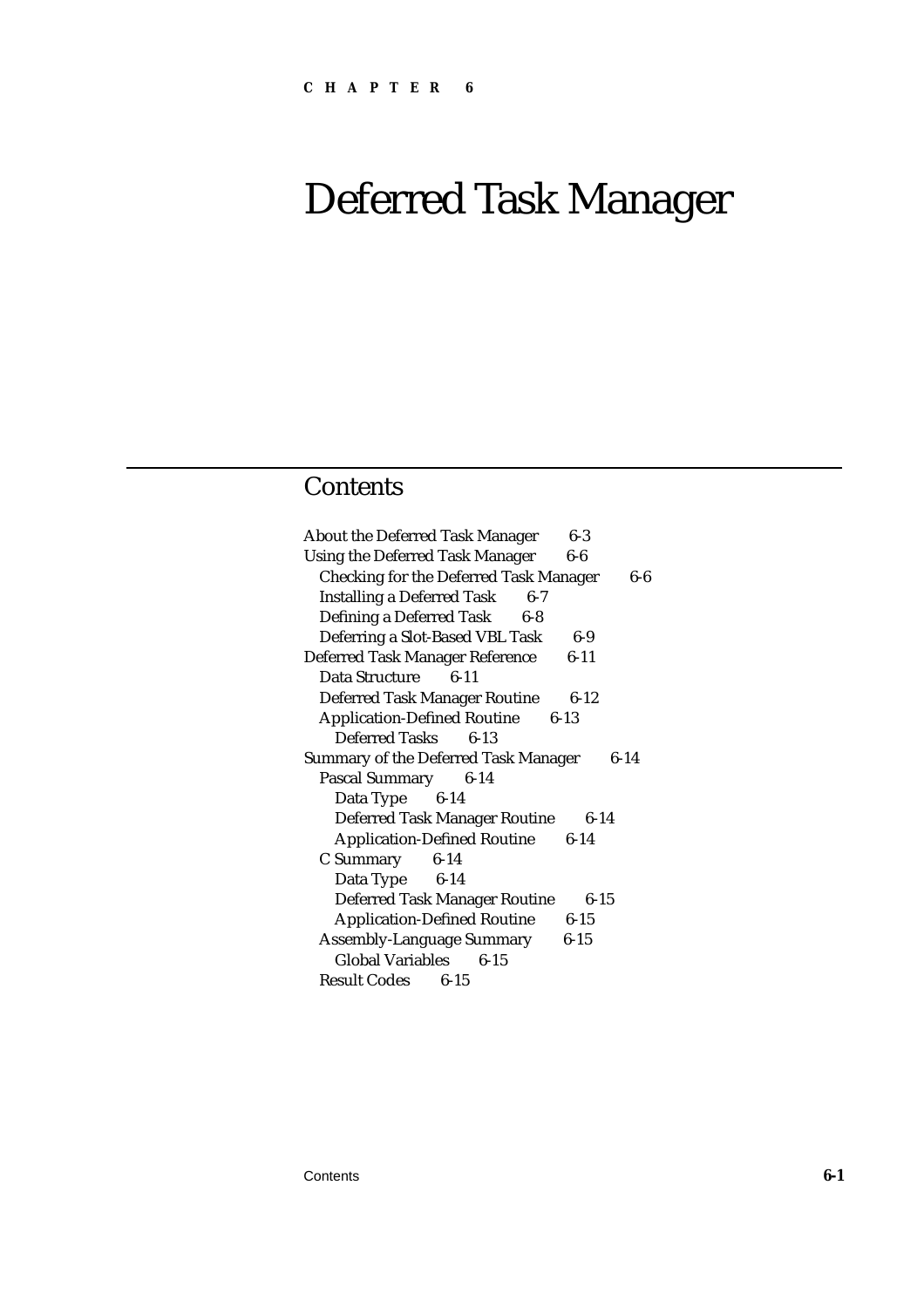CHAPTER 6

# Deferred Task Manager

## Contents

About the Deferred Task Manager 6-3
Using the Deferred Task Manager 6-6
- Checking for the Deferred Task Manager 6-6
- Installing a Deferred Task 6-7
- Defining a Deferred Task 6-8
- Deferring a Slot-Based VBL Task 6-9

Deferred Task Manager Reference 6-11
- Data Structure 6-11
- Deferred Task Manager Routine 6-12
- Application-Defined Routine 6-13
  - Deferred Tasks 6-13

Summary of the Deferred Task Manager 6-14
- Pascal Summary 6-14
  - Data Type 6-14
  - Deferred Task Manager Routine 6-14
  - Application-Defined Routine 6-14
- C Summary 6-14
  - Data Type 6-14
  - Deferred Task Manager Routine 6-15
  - Application-Defined Routine 6-15
- Assembly-Language Summary 6-15
  - Global Variables 6-15
- Result Codes 6-15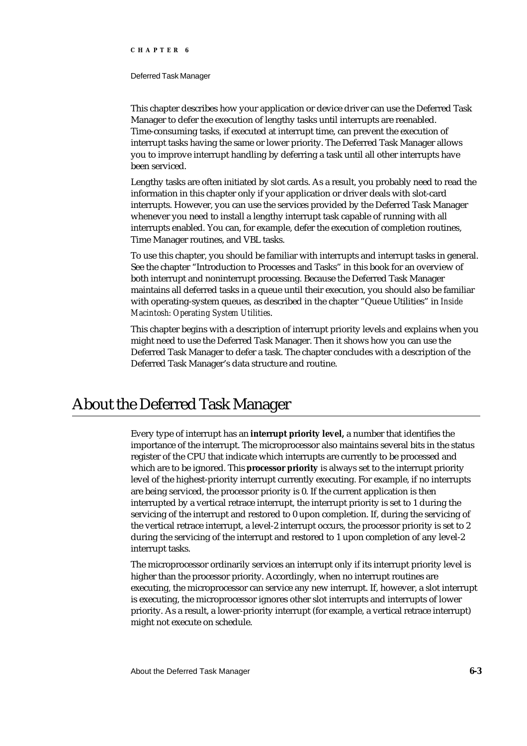This chapter describes how your application or device driver can use the Deferred Task Manager to defer the execution of lengthy tasks until interrupts are reenabled. Time-consuming tasks, if executed at interrupt time, can prevent the execution of interrupt tasks having the same or lower priority. The Deferred Task Manager allows you to improve interrupt handling by deferring a task until all other interrupts have been serviced.

Lengthy tasks are often initiated by slot cards. As a result, you probably need to read the information in this chapter only if your application or driver deals with slot-card interrupts. However, you can use the services provided by the Deferred Task Manager whenever you need to install a lengthy interrupt task capable of running with all interrupts enabled. You can, for example, defer the execution of completion routines, Time Manager routines, and VBL tasks.

To use this chapter, you should be familiar with interrupts and interrupt tasks in general. See the chapter "Introduction to Processes and Tasks" in this book for an overview of both interrupt and noninterrupt processing. Because the Deferred Task Manager maintains all deferred tasks in a queue until their execution, you should also be familiar with operating-system queues, as described in the chapter "Queue Utilities" in *Inside Macintosh: Operating System Utilities*.

This chapter begins with a description of interrupt priority levels and explains when you might need to use the Deferred Task Manager. Then it shows how you can use the Deferred Task Manager to defer a task. The chapter concludes with a description of the Deferred Task Manager's data structure and routine.

# About the Deferred Task Manager

Every type of interrupt has an **interrupt priority level,** a number that identifies the importance of the interrupt. The microprocessor also maintains several bits in the status register of the CPU that indicate which interrupts are currently to be processed and which are to be ignored. This **processor priority** is always set to the interrupt priority level of the highest-priority interrupt currently executing. For example, if no interrupts are being serviced, the processor priority is 0. If the current application is then interrupted by a vertical retrace interrupt, the interrupt priority is set to 1 during the servicing of the interrupt and restored to 0 upon completion. If, during the servicing of the vertical retrace interrupt, a level-2 interrupt occurs, the processor priority is set to 2 during the servicing of the interrupt and restored to 1 upon completion of any level-2 interrupt tasks.

The microprocessor ordinarily services an interrupt only if its interrupt priority level is higher than the processor priority. Accordingly, when no interrupt routines are executing, the microprocessor can service any new interrupt. If, however, a slot interrupt is executing, the microprocessor ignores other slot interrupts and interrupts of lower priority. As a result, a lower-priority interrupt (for example, a vertical retrace interrupt) might not execute on schedule.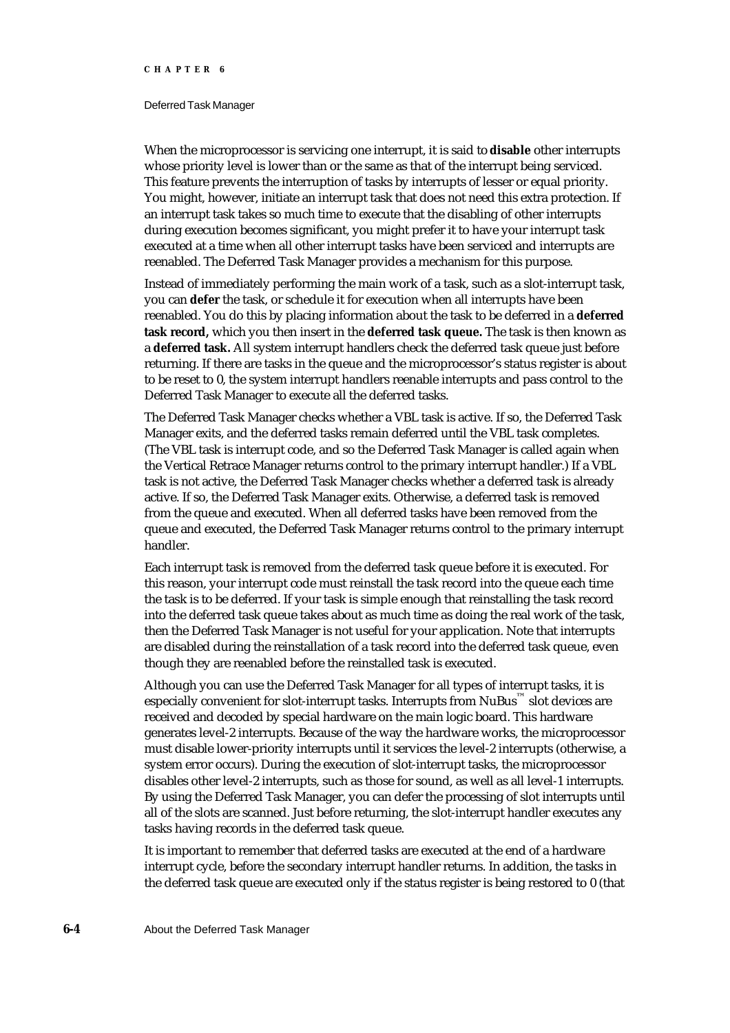When the microprocessor is servicing one interrupt, it is said to **disable** other interrupts whose priority level is lower than or the same as that of the interrupt being serviced. This feature prevents the interruption of tasks by interrupts of lesser or equal priority. You might, however, initiate an interrupt task that does not need this extra protection. If an interrupt task takes so much time to execute that the disabling of other interrupts during execution becomes significant, you might prefer it to have your interrupt task executed at a time when all other interrupt tasks have been serviced and interrupts are reenabled. The Deferred Task Manager provides a mechanism for this purpose.

Instead of immediately performing the main work of a task, such as a slot-interrupt task, you can **defer** the task, or schedule it for execution when all interrupts have been reenabled. You do this by placing information about the task to be deferred in a **deferred task record,** which you then insert in the **deferred task queue.** The task is then known as a **deferred task.** All system interrupt handlers check the deferred task queue just before returning. If there are tasks in the queue and the microprocessor's status register is about to be reset to 0, the system interrupt handlers reenable interrupts and pass control to the Deferred Task Manager to execute all the deferred tasks.

The Deferred Task Manager checks whether a VBL task is active. If so, the Deferred Task Manager exits, and the deferred tasks remain deferred until the VBL task completes. (The VBL task is interrupt code, and so the Deferred Task Manager is called again when the Vertical Retrace Manager returns control to the primary interrupt handler.) If a VBL task is not active, the Deferred Task Manager checks whether a deferred task is already active. If so, the Deferred Task Manager exits. Otherwise, a deferred task is removed from the queue and executed. When all deferred tasks have been removed from the queue and executed, the Deferred Task Manager returns control to the primary interrupt handler.

Each interrupt task is removed from the deferred task queue before it is executed. For this reason, your interrupt code must reinstall the task record into the queue each time the task is to be deferred. If your task is simple enough that reinstalling the task record into the deferred task queue takes about as much time as doing the real work of the task, then the Deferred Task Manager is not useful for your application. Note that interrupts are disabled during the reinstallation of a task record into the deferred task queue, even though they are reenabled before the reinstalled task is executed.

Although you can use the Deferred Task Manager for all types of interrupt tasks, it is especially convenient for slot-interrupt tasks. Interrupts from NuBus™ slot devices are received and decoded by special hardware on the main logic board. This hardware generates level-2 interrupts. Because of the way the hardware works, the microprocessor must disable lower-priority interrupts until it services the level-2 interrupts (otherwise, a system error occurs). During the execution of slot-interrupt tasks, the microprocessor disables other level-2 interrupts, such as those for sound, as well as all level-1 interrupts. By using the Deferred Task Manager, you can defer the processing of slot interrupts until all of the slots are scanned. Just before returning, the slot-interrupt handler executes any tasks having records in the deferred task queue.

It is important to remember that deferred tasks are executed at the end of a hardware interrupt cycle, before the secondary interrupt handler returns. In addition, the tasks in the deferred task queue are executed only if the status register is being restored to 0 (that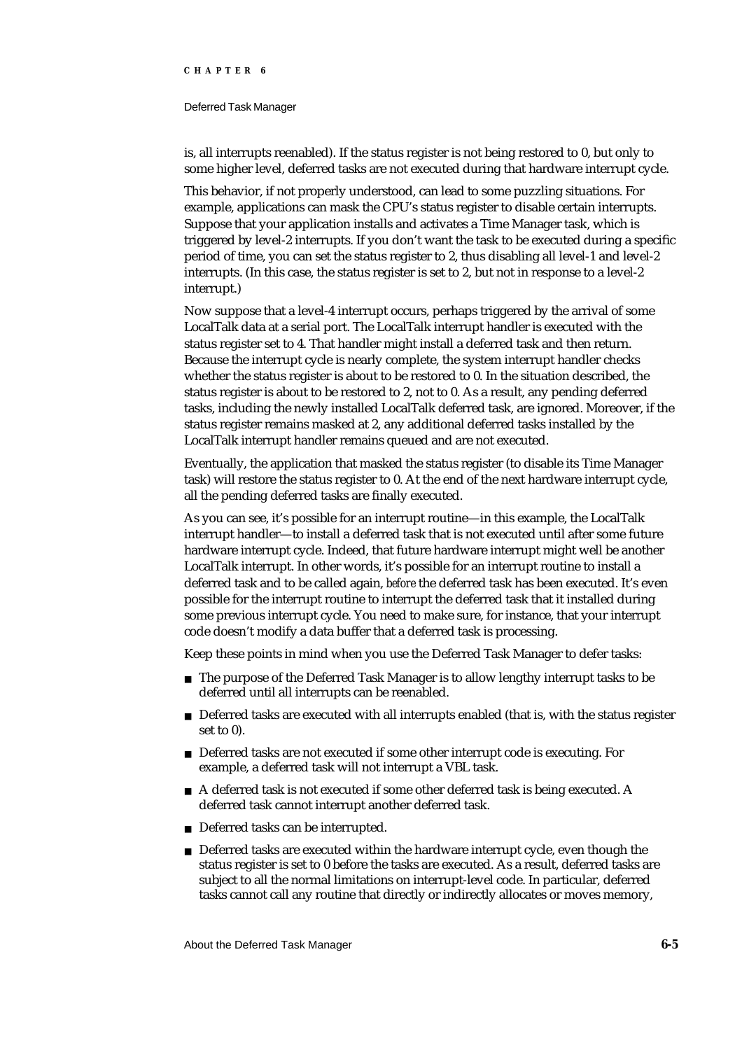is, all interrupts reenabled). If the status register is not being restored to 0, but only to some higher level, deferred tasks are not executed during that hardware interrupt cycle.

This behavior, if not properly understood, can lead to some puzzling situations. For example, applications can mask the CPU's status register to disable certain interrupts. Suppose that your application installs and activates a Time Manager task, which is triggered by level-2 interrupts. If you don't want the task to be executed during a specific period of time, you can set the status register to 2, thus disabling all level-1 and level-2 interrupts. (In this case, the status register is set to 2, but not in response to a level-2 interrupt.)

Now suppose that a level-4 interrupt occurs, perhaps triggered by the arrival of some LocalTalk data at a serial port. The LocalTalk interrupt handler is executed with the status register set to 4. That handler might install a deferred task and then return. Because the interrupt cycle is nearly complete, the system interrupt handler checks whether the status register is about to be restored to 0. In the situation described, the status register is about to be restored to 2, not to 0. As a result, any pending deferred tasks, including the newly installed LocalTalk deferred task, are ignored. Moreover, if the status register remains masked at 2, any additional deferred tasks installed by the LocalTalk interrupt handler remains queued and are not executed.

Eventually, the application that masked the status register (to disable its Time Manager task) will restore the status register to 0. At the end of the next hardware interrupt cycle, all the pending deferred tasks are finally executed.

As you can see, it's possible for an interrupt routine—in this example, the LocalTalk interrupt handler—to install a deferred task that is not executed until after some future hardware interrupt cycle. Indeed, that future hardware interrupt might well be another LocalTalk interrupt. In other words, it's possible for an interrupt routine to install a deferred task and to be called again, *before* the deferred task has been executed. It's even possible for the interrupt routine to interrupt the deferred task that it installed during some previous interrupt cycle. You need to make sure, for instance, that your interrupt code doesn't modify a data buffer that a deferred task is processing.

Keep these points in mind when you use the Deferred Task Manager to defer tasks:

- The purpose of the Deferred Task Manager is to allow lengthy interrupt tasks to be deferred until all interrupts can be reenabled.
- Deferred tasks are executed with all interrupts enabled (that is, with the status register set to 0).
- Deferred tasks are not executed if some other interrupt code is executing. For example, a deferred task will not interrupt a VBL task.
- A deferred task is not executed if some other deferred task is being executed. A deferred task cannot interrupt another deferred task.
- Deferred tasks can be interrupted.
- Deferred tasks are executed within the hardware interrupt cycle, even though the status register is set to 0 before the tasks are executed. As a result, deferred tasks are subject to all the normal limitations on interrupt-level code. In particular, deferred tasks cannot call any routine that directly or indirectly allocates or moves memory,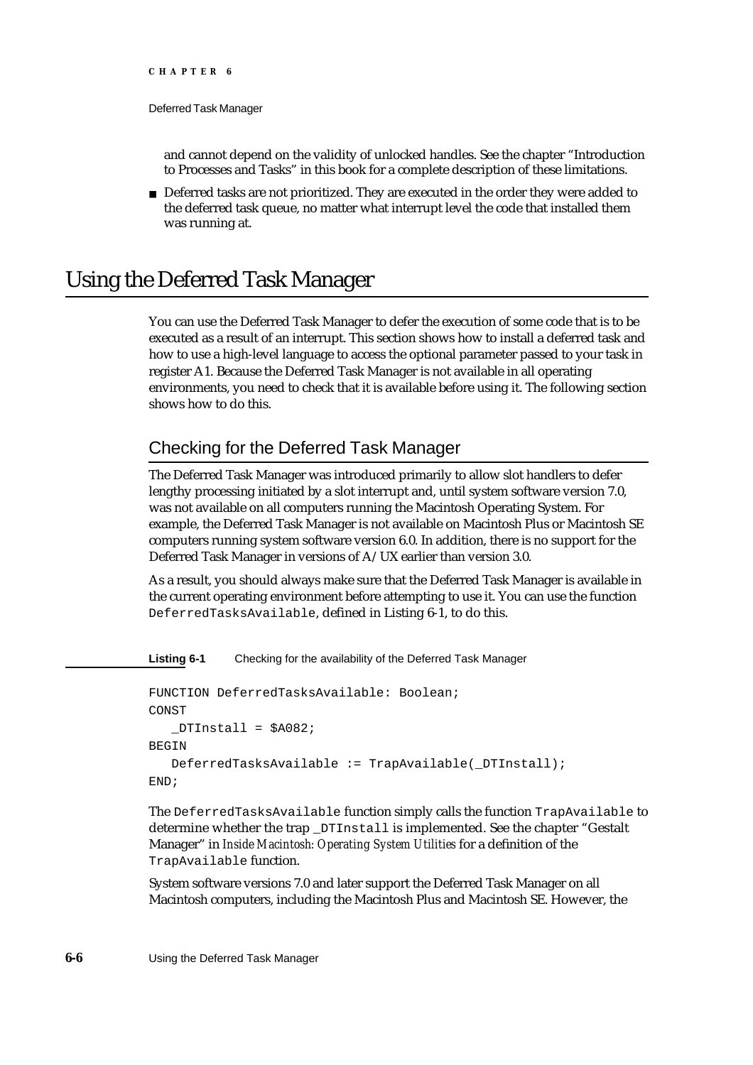and cannot depend on the validity of unlocked handles. See the chapter "Introduction to Processes and Tasks" in this book for a complete description of these limitations.

- Deferred tasks are not prioritized. They are executed in the order they were added to the deferred task queue, no matter what interrupt level the code that installed them was running at.

# Using the Deferred Task Manager

You can use the Deferred Task Manager to defer the execution of some code that is to be executed as a result of an interrupt. This section shows how to install a deferred task and how to use a high-level language to access the optional parameter passed to your task in register A1. Because the Deferred Task Manager is not available in all operating environments, you need to check that it is available before using it. The following section shows how to do this.

## Checking for the Deferred Task Manager

The Deferred Task Manager was introduced primarily to allow slot handlers to defer lengthy processing initiated by a slot interrupt and, until system software version 7.0, was not available on all computers running the Macintosh Operating System. For example, the Deferred Task Manager is not available on Macintosh Plus or Macintosh SE computers running system software version 6.0. In addition, there is no support for the Deferred Task Manager in versions of A/UX earlier than version 3.0.

As a result, you should always make sure that the Deferred Task Manager is available in the current operating environment before attempting to use it. You can use the function `DeferredTasksAvailable`, defined in Listing 6-1, to do this.

**Listing 6-1** Checking for the availability of the Deferred Task Manager

```
FUNCTION DeferredTasksAvailable: Boolean;
CONST
   _DTInstall = $A082;
BEGIN
   DeferredTasksAvailable := TrapAvailable(_DTInstall);
END;
```

The `DeferredTasksAvailable` function simply calls the function `TrapAvailable` to determine whether the trap `_DTInstall` is implemented. See the chapter "Gestalt Manager" in *Inside Macintosh: Operating System Utilities* for a definition of the `TrapAvailable` function.

System software versions 7.0 and later support the Deferred Task Manager on all Macintosh computers, including the Macintosh Plus and Macintosh SE. However, the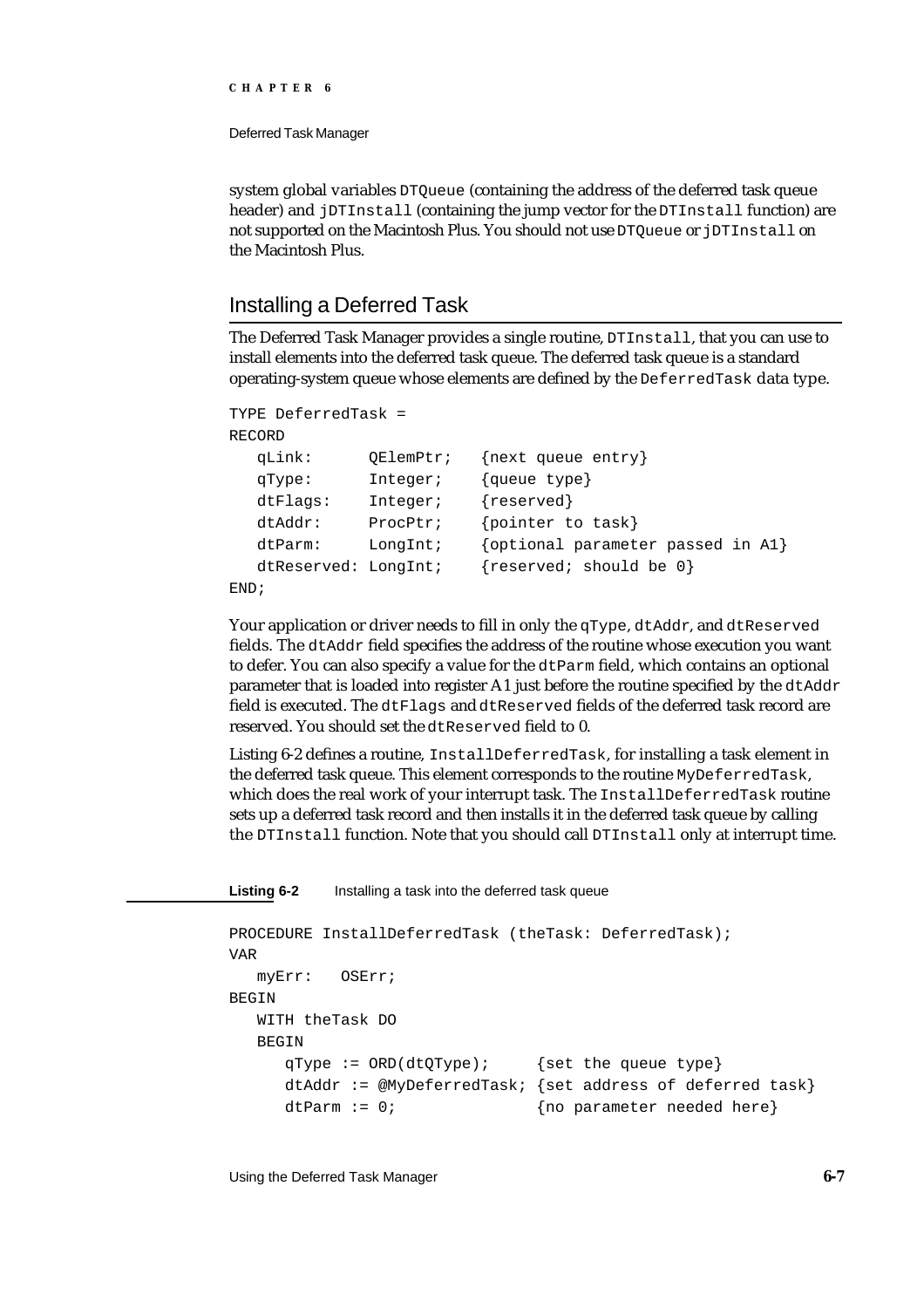system global variables `DTQueue` (containing the address of the deferred task queue header) and `jDTInstall` (containing the jump vector for the `DTInstall` function) are not supported on the Macintosh Plus. You should not use `DTQueue` or `jDTInstall` on the Macintosh Plus.

## Installing a Deferred Task

The Deferred Task Manager provides a single routine, `DTInstall`, that you can use to install elements into the deferred task queue. The deferred task queue is a standard operating-system queue whose elements are defined by the `DeferredTask` data type.

```
TYPE DeferredTask =
RECORD
   qLink:      QElemPtr;   {next queue entry}
   qType:      Integer;    {queue type}
   dtFlags:    Integer;    {reserved}
   dtAddr:     ProcPtr;    {pointer to task}
   dtParm:     LongInt;    {optional parameter passed in A1}
   dtReserved: LongInt;    {reserved; should be 0}
END;
```

Your application or driver needs to fill in only the `qType`, `dtAddr`, and `dtReserved` fields. The `dtAddr` field specifies the address of the routine whose execution you want to defer. You can also specify a value for the `dtParm` field, which contains an optional parameter that is loaded into register A1 just before the routine specified by the `dtAddr` field is executed. The `dtFlags` and `dtReserved` fields of the deferred task record are reserved. You should set the `dtReserved` field to 0.

Listing 6-2 defines a routine, `InstallDeferredTask`, for installing a task element in the deferred task queue. This element corresponds to the routine `MyDeferredTask`, which does the real work of your interrupt task. The `InstallDeferredTask` routine sets up a deferred task record and then installs it in the deferred task queue by calling the `DTInstall` function. Note that you should call `DTInstall` only at interrupt time.

**Listing 6-2** Installing a task into the deferred task queue

```
PROCEDURE InstallDeferredTask (theTask: DeferredTask);
VAR
   myErr:   OSErr;
BEGIN
   WITH theTask DO
   BEGIN
      qType := ORD(dtQType);     {set the queue type}
      dtAddr := @MyDeferredTask; {set address of deferred task}
      dtParm := 0;               {no parameter needed here}
```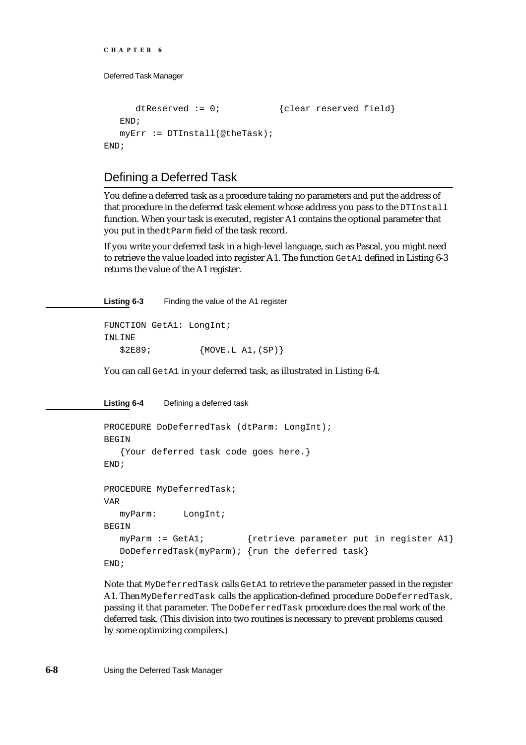```
      dtReserved := 0;           {clear reserved field}
   END;
   myErr := DTInstall(@theTask);
END;
```

## Defining a Deferred Task

You define a deferred task as a procedure taking no parameters and put the address of that procedure in the deferred task element whose address you pass to the `DTInstall` function. When your task is executed, register A1 contains the optional parameter that you put in the `dtParm` field of the task record.

If you write your deferred task in a high-level language, such as Pascal, you might need to retrieve the value loaded into register A1. The function `GetA1` defined in Listing 6-3 returns the value of the A1 register.

**Listing 6-3** Finding the value of the A1 register

```
FUNCTION GetA1: LongInt;
INLINE
   $2E89;          {MOVE.L A1,(SP)}
```

You can call `GetA1` in your deferred task, as illustrated in Listing 6-4.

**Listing 6-4** Defining a deferred task

```
PROCEDURE DoDeferredTask (dtParm: LongInt);
BEGIN
   {Your deferred task code goes here.}
END;

PROCEDURE MyDeferredTask;
VAR
   myParm:     LongInt;
BEGIN
   myParm := GetA1;        {retrieve parameter put in register A1}
   DoDeferredTask(myParm); {run the deferred task}
END;
```

Note that `MyDeferredTask` calls `GetA1` to retrieve the parameter passed in the register A1. Then `MyDeferredTask` calls the application-defined procedure `DoDeferredTask`, passing it that parameter. The `DoDeferredTask` procedure does the real work of the deferred task. (This division into two routines is necessary to prevent problems caused by some optimizing compilers.)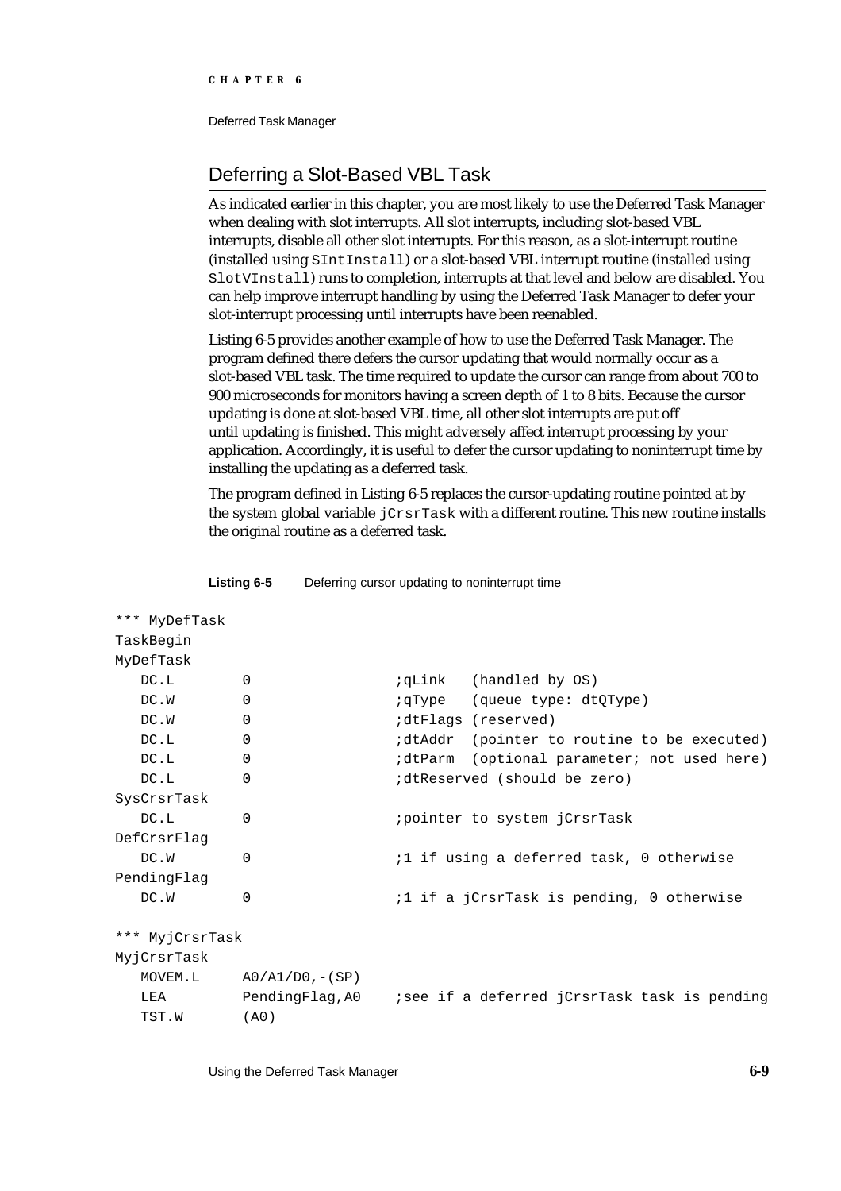## Deferring a Slot-Based VBL Task

As indicated earlier in this chapter, you are most likely to use the Deferred Task Manager when dealing with slot interrupts. All slot interrupts, including slot-based VBL interrupts, disable all other slot interrupts. For this reason, as a slot-interrupt routine (installed using `SIntInstall`) or a slot-based VBL interrupt routine (installed using `SlotVInstall`) runs to completion, interrupts at that level and below are disabled. You can help improve interrupt handling by using the Deferred Task Manager to defer your slot-interrupt processing until interrupts have been reenabled.

Listing 6-5 provides another example of how to use the Deferred Task Manager. The program defined there defers the cursor updating that would normally occur as a slot-based VBL task. The time required to update the cursor can range from about 700 to 900 microseconds for monitors having a screen depth of 1 to 8 bits. Because the cursor updating is done at slot-based VBL time, all other slot interrupts are put off until updating is finished. This might adversely affect interrupt processing by your application. Accordingly, it is useful to defer the cursor updating to noninterrupt time by installing the updating as a deferred task.

The program defined in Listing 6-5 replaces the cursor-updating routine pointed at by the system global variable `jCrsrTask` with a different routine. This new routine installs the original routine as a deferred task.

**Listing 6-5** Deferring cursor updating to noninterrupt time

```
*** MyDefTask
TaskBegin
MyDefTask
   DC.L       0                ;qLink   (handled by OS)
   DC.W       0                ;qType   (queue type: dtQType)
   DC.W       0                ;dtFlags (reserved)
   DC.L       0                ;dtAddr  (pointer to routine to be executed)
   DC.L       0                ;dtParm  (optional parameter; not used here)
   DC.L       0                ;dtReserved (should be zero)
SysCrsrTask
   DC.L       0                ;pointer to system jCrsrTask
DefCrsrFlag
   DC.W       0                ;1 if using a deferred task, 0 otherwise
PendingFlag
   DC.W       0                ;1 if a jCrsrTask is pending, 0 otherwise

*** MyjCrsrTask
MyjCrsrTask
   MOVEM.L    A0/A1/D0,-(SP)
   LEA        PendingFlag,A0   ;see if a deferred jCrsrTask task is pending
   TST.W      (A0)
```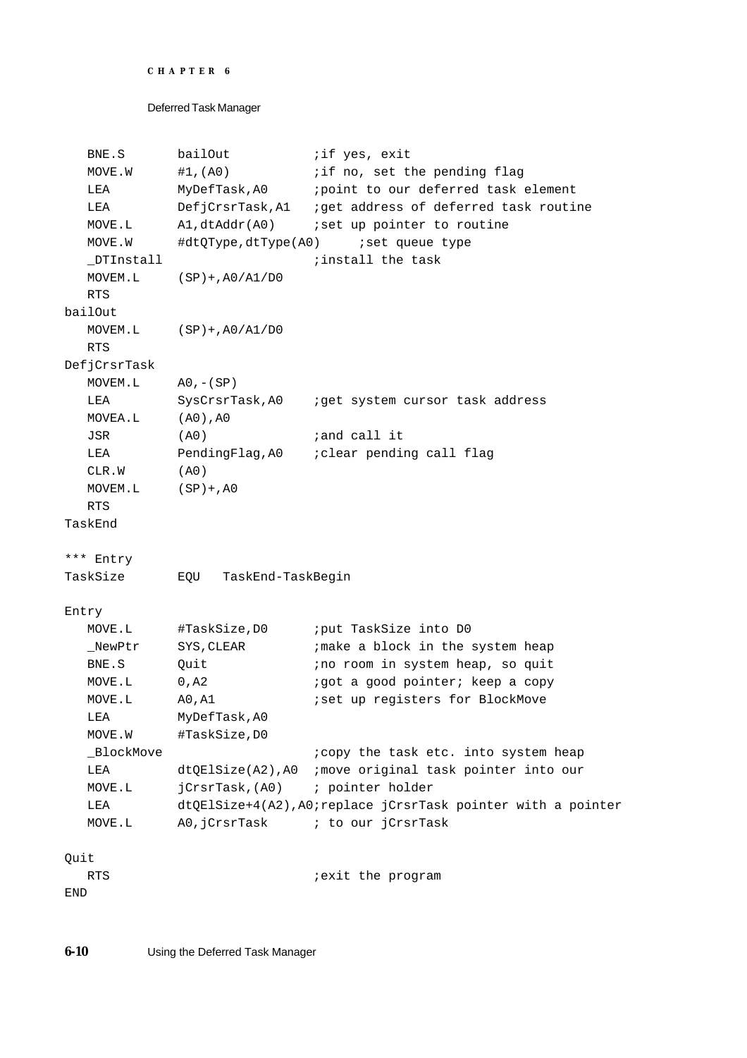```
   BNE.S       bailOut           ;if yes, exit
   MOVE.W      #1,(A0)           ;if no, set the pending flag
   LEA         MyDefTask,A0      ;point to our deferred task element
   LEA         DefjCrsrTask,A1   ;get address of deferred task routine
   MOVE.L      A1,dtAddr(A0)     ;set up pointer to routine
   MOVE.W      #dtQType,dtType(A0)     ;set queue type
   _DTInstall                    ;install the task
   MOVEM.L     (SP)+,A0/A1/D0
   RTS
bailOut
   MOVEM.L     (SP)+,A0/A1/D0
   RTS
DefjCrsrTask
   MOVEM.L     A0,-(SP)
   LEA         SysCrsrTask,A0    ;get system cursor task address
   MOVEA.L     (A0),A0
   JSR         (A0)              ;and call it
   LEA         PendingFlag,A0    ;clear pending call flag
   CLR.W       (A0)
   MOVEM.L     (SP)+,A0
   RTS
TaskEnd

*** Entry
TaskSize       EQU   TaskEnd-TaskBegin

Entry
   MOVE.L      #TaskSize,D0      ;put TaskSize into D0
   _NewPtr     SYS,CLEAR         ;make a block in the system heap
   BNE.S       Quit              ;no room in system heap, so quit
   MOVE.L      0,A2              ;got a good pointer; keep a copy
   MOVE.L      A0,A1             ;set up registers for BlockMove
   LEA         MyDefTask,A0
   MOVE.W      #TaskSize,D0
   _BlockMove                    ;copy the task etc. into system heap
   LEA         dtQElSize(A2),A0  ;move original task pointer into our
   MOVE.L      jCrsrTask,(A0)    ; pointer holder
   LEA         dtQElSize+4(A2),A0;replace jCrsrTask pointer with a pointer
   MOVE.L      A0,jCrsrTask      ; to our jCrsrTask

Quit
   RTS                           ;exit the program
END
```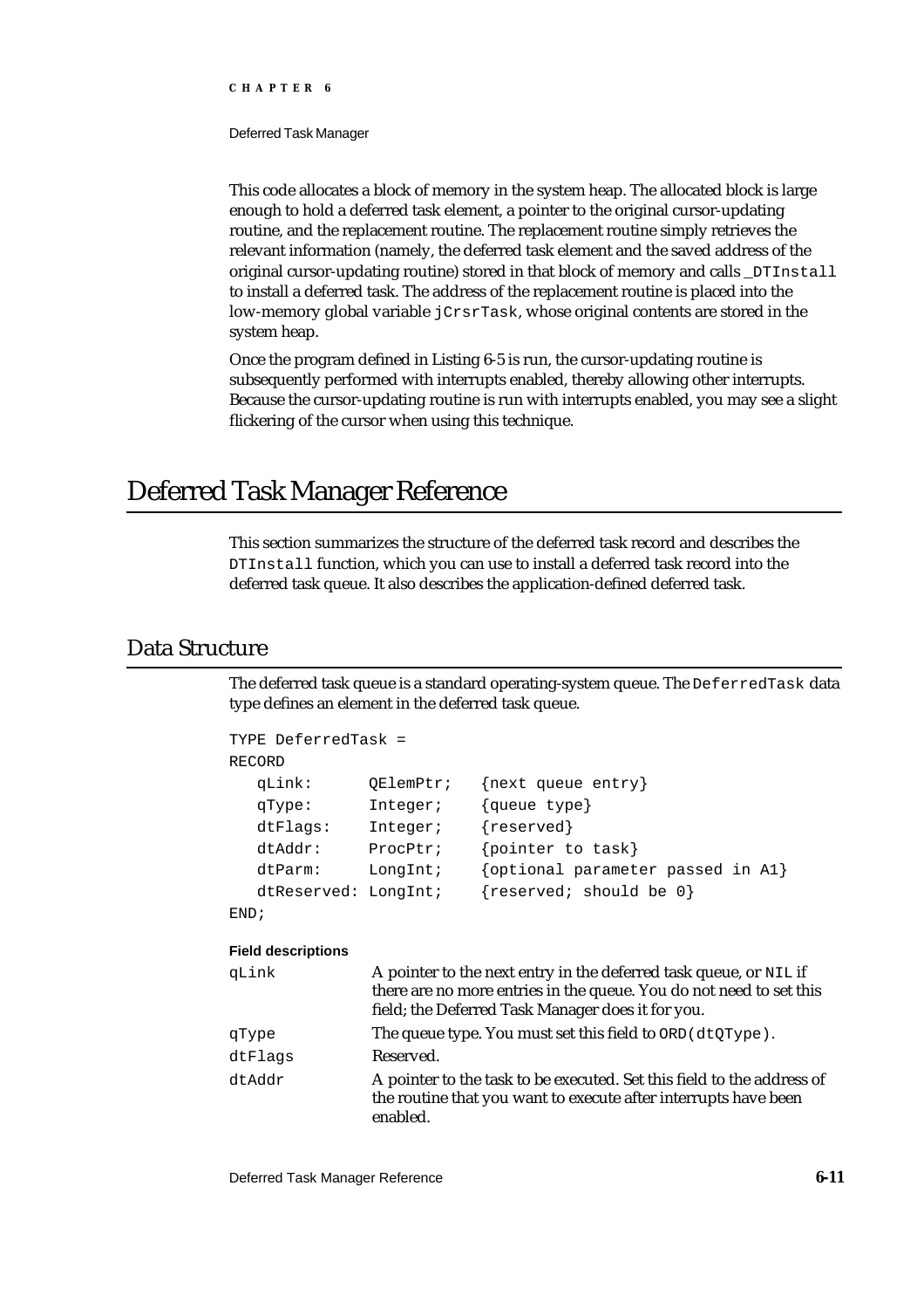This code allocates a block of memory in the system heap. The allocated block is large enough to hold a deferred task element, a pointer to the original cursor-updating routine, and the replacement routine. The replacement routine simply retrieves the relevant information (namely, the deferred task element and the saved address of the original cursor-updating routine) stored in that block of memory and calls `_DTInstall` to install a deferred task. The address of the replacement routine is placed into the low-memory global variable `jCrsrTask`, whose original contents are stored in the system heap.

Once the program defined in Listing 6-5 is run, the cursor-updating routine is subsequently performed with interrupts enabled, thereby allowing other interrupts. Because the cursor-updating routine is run with interrupts enabled, you may see a slight flickering of the cursor when using this technique.

# Deferred Task Manager Reference

This section summarizes the structure of the deferred task record and describes the `DTInstall` function, which you can use to install a deferred task record into the deferred task queue. It also describes the application-defined deferred task.

## Data Structure

The deferred task queue is a standard operating-system queue. The `DeferredTask` data type defines an element in the deferred task queue.

```
TYPE DeferredTask =
RECORD
   qLink:       QElemPtr;   {next queue entry}
   qType:       Integer;    {queue type}
   dtFlags:     Integer;    {reserved}
   dtAddr:      ProcPtr;    {pointer to task}
   dtParm:      LongInt;    {optional parameter passed in A1}
   dtReserved: LongInt;     {reserved; should be 0}
END;
```

**Field descriptions**

| | |
|---|---|
| `qLink` | A pointer to the next entry in the deferred task queue, or `NIL` if there are no more entries in the queue. You do not need to set this field; the Deferred Task Manager does it for you. |
| `qType` | The queue type. You must set this field to `ORD(dtQType)`. |
| `dtFlags` | Reserved. |
| `dtAddr` | A pointer to the task to be executed. Set this field to the address of the routine that you want to execute after interrupts have been enabled. |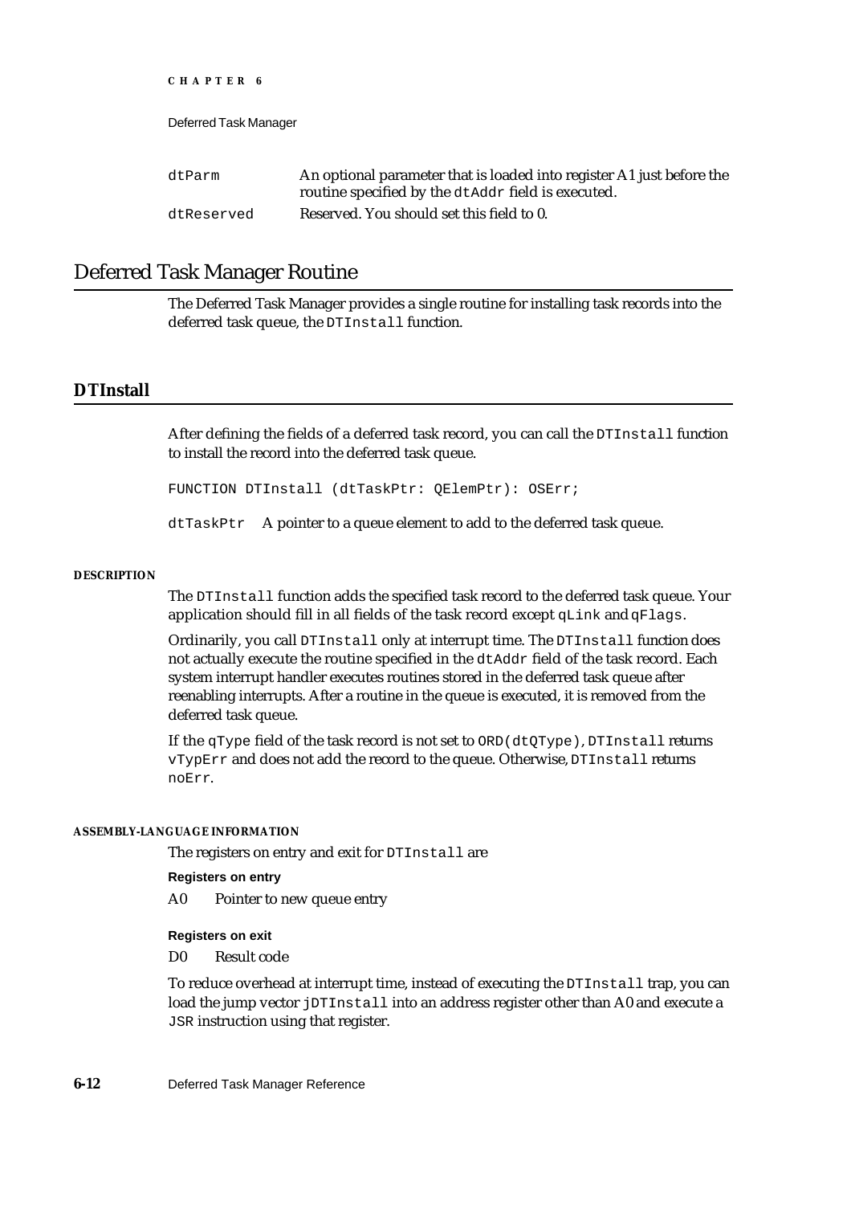| | |
|---|---|
| `dtParm` | An optional parameter that is loaded into register A1 just before the routine specified by the `dtAddr` field is executed. |
| `dtReserved` | Reserved. You should set this field to 0. |

## Deferred Task Manager Routine

The Deferred Task Manager provides a single routine for installing task records into the deferred task queue, the `DTInstall` function.

### DTInstall

After defining the fields of a deferred task record, you can call the `DTInstall` function to install the record into the deferred task queue.

```
FUNCTION DTInstall (dtTaskPtr: QElemPtr): OSErr;
```

`dtTaskPtr` A pointer to a queue element to add to the deferred task queue.

#### DESCRIPTION

The `DTInstall` function adds the specified task record to the deferred task queue. Your application should fill in all fields of the task record except `qLink` and `qFlags`.

Ordinarily, you call `DTInstall` only at interrupt time. The `DTInstall` function does not actually execute the routine specified in the `dtAddr` field of the task record. Each system interrupt handler executes routines stored in the deferred task queue after reenabling interrupts. After a routine in the queue is executed, it is removed from the deferred task queue.

If the `qType` field of the task record is not set to `ORD(dtQType)`, `DTInstall` returns `vTypErr` and does not add the record to the queue. Otherwise, `DTInstall` returns `noErr`.

#### ASSEMBLY-LANGUAGE INFORMATION

The registers on entry and exit for `DTInstall` are

**Registers on entry**

A0 Pointer to new queue entry

**Registers on exit**

D0 Result code

To reduce overhead at interrupt time, instead of executing the `DTInstall` trap, you can load the jump vector `jDTInstall` into an address register other than A0 and execute a `JSR` instruction using that register.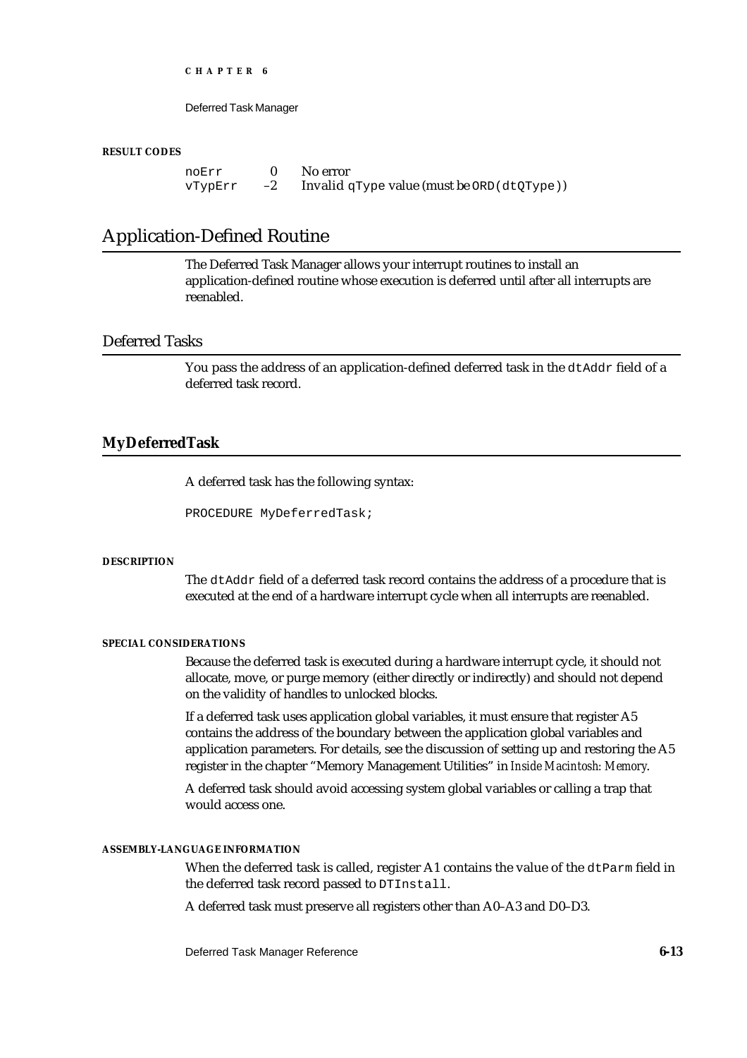**RESULT CODES**

| | | |
|---|---|---|
| noErr | 0 | No error |
| vTypErr | –2 | Invalid qType value (must be ORD(dtQType)) |

## Application-Defined Routine

The Deferred Task Manager allows your interrupt routines to install an application-defined routine whose execution is deferred until after all interrupts are reenabled.

### Deferred Tasks

You pass the address of an application-defined deferred task in the dtAddr field of a deferred task record.

#### MyDeferredTask

A deferred task has the following syntax:

```
PROCEDURE MyDeferredTask;
```

**DESCRIPTION**

The dtAddr field of a deferred task record contains the address of a procedure that is executed at the end of a hardware interrupt cycle when all interrupts are reenabled.

**SPECIAL CONSIDERATIONS**

Because the deferred task is executed during a hardware interrupt cycle, it should not allocate, move, or purge memory (either directly or indirectly) and should not depend on the validity of handles to unlocked blocks.

If a deferred task uses application global variables, it must ensure that register A5 contains the address of the boundary between the application global variables and application parameters. For details, see the discussion of setting up and restoring the A5 register in the chapter "Memory Management Utilities" in *Inside Macintosh: Memory*.

A deferred task should avoid accessing system global variables or calling a trap that would access one.

**ASSEMBLY-LANGUAGE INFORMATION**

When the deferred task is called, register A1 contains the value of the dtParm field in the deferred task record passed to DTInstall.

A deferred task must preserve all registers other than A0–A3 and D0–D3.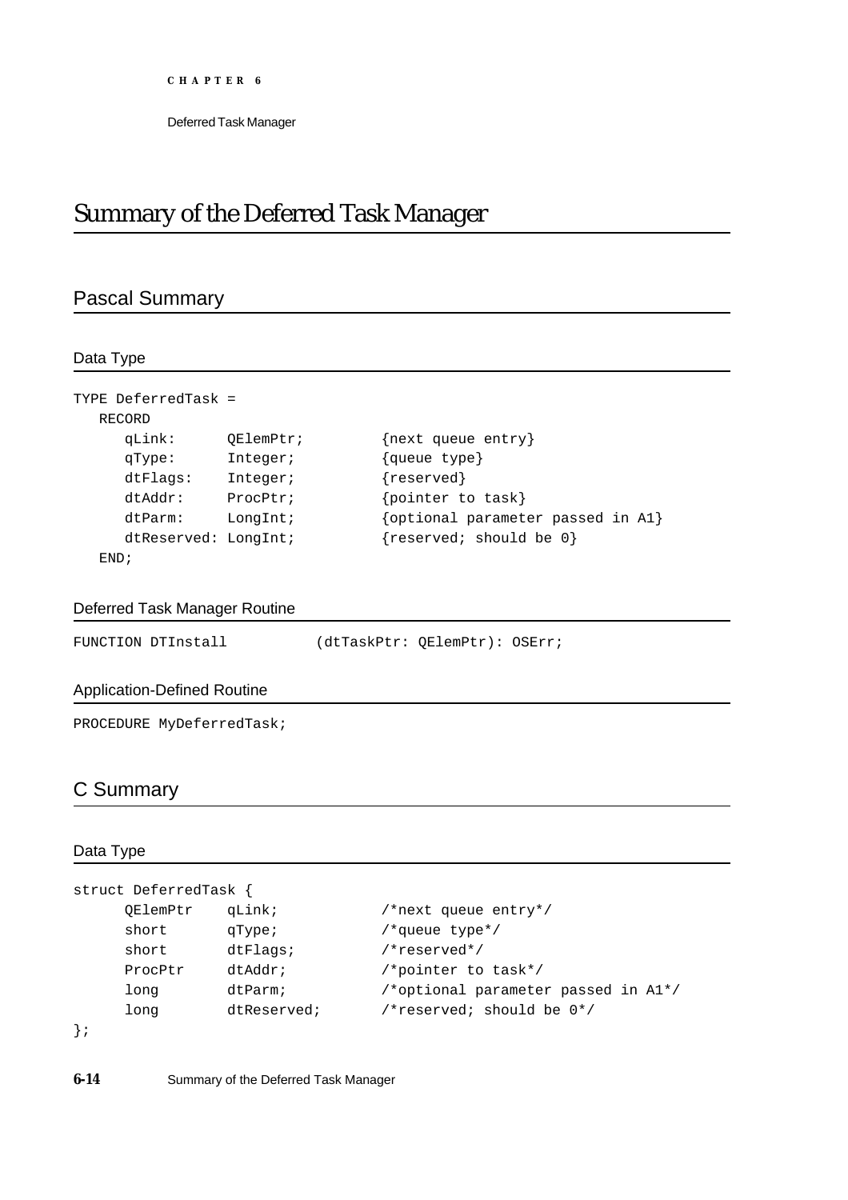# Summary of the Deferred Task Manager

## Pascal Summary

### Data Type

```
TYPE DeferredTask =
   RECORD
      qLink:      QElemPtr;         {next queue entry}
      qType:      Integer;          {queue type}
      dtFlags:    Integer;          {reserved}
      dtAddr:     ProcPtr;          {pointer to task}
      dtParm:     LongInt;          {optional parameter passed in A1}
      dtReserved: LongInt;          {reserved; should be 0}
   END;
```

### Deferred Task Manager Routine

```
FUNCTION DTInstall          (dtTaskPtr: QElemPtr): OSErr;
```

### Application-Defined Routine

```
PROCEDURE MyDeferredTask;
```

## C Summary

### Data Type

```
struct DeferredTask {
      QElemPtr    qLink;            /*next queue entry*/
      short       qType;            /*queue type*/
      short       dtFlags;          /*reserved*/
      ProcPtr     dtAddr;           /*pointer to task*/
      long        dtParm;           /*optional parameter passed in A1*/
      long        dtReserved;       /*reserved; should be 0*/
};
```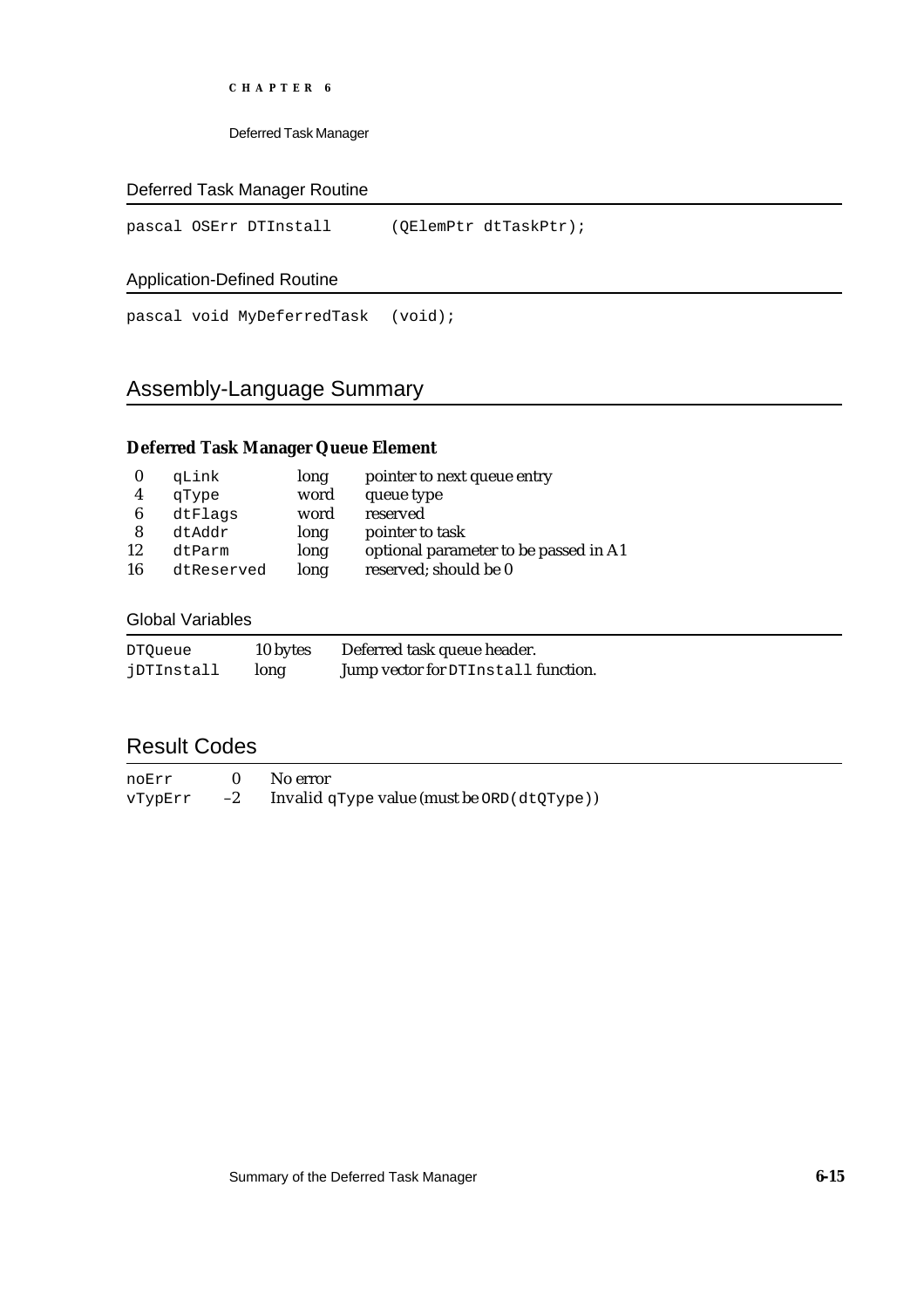### Deferred Task Manager Routine

```
pascal OSErr DTInstall       (QElemPtr dtTaskPtr);
```

### Application-Defined Routine

```
pascal void MyDeferredTask   (void);
```

## Assembly-Language Summary

### Deferred Task Manager Queue Element

| | | | |
|---|---|---|---|
| 0 | `qLink` | long | pointer to next queue entry |
| 4 | `qType` | word | queue type |
| 6 | `dtFlags` | word | reserved |
| 8 | `dtAddr` | long | pointer to task |
| 12 | `dtParm` | long | optional parameter to be passed in A1 |
| 16 | `dtReserved` | long | reserved; should be 0 |

### Global Variables

| | | |
|---|---|---|
| `DTQueue` | 10 bytes | Deferred task queue header. |
| `jDTInstall` | long | Jump vector for `DTInstall` function. |

## Result Codes

| | | |
|---|---|---|
| `noErr` | 0 | No error |
| `vTypErr` | –2 | Invalid `qType` value (must be `ORD(dtQType)`) |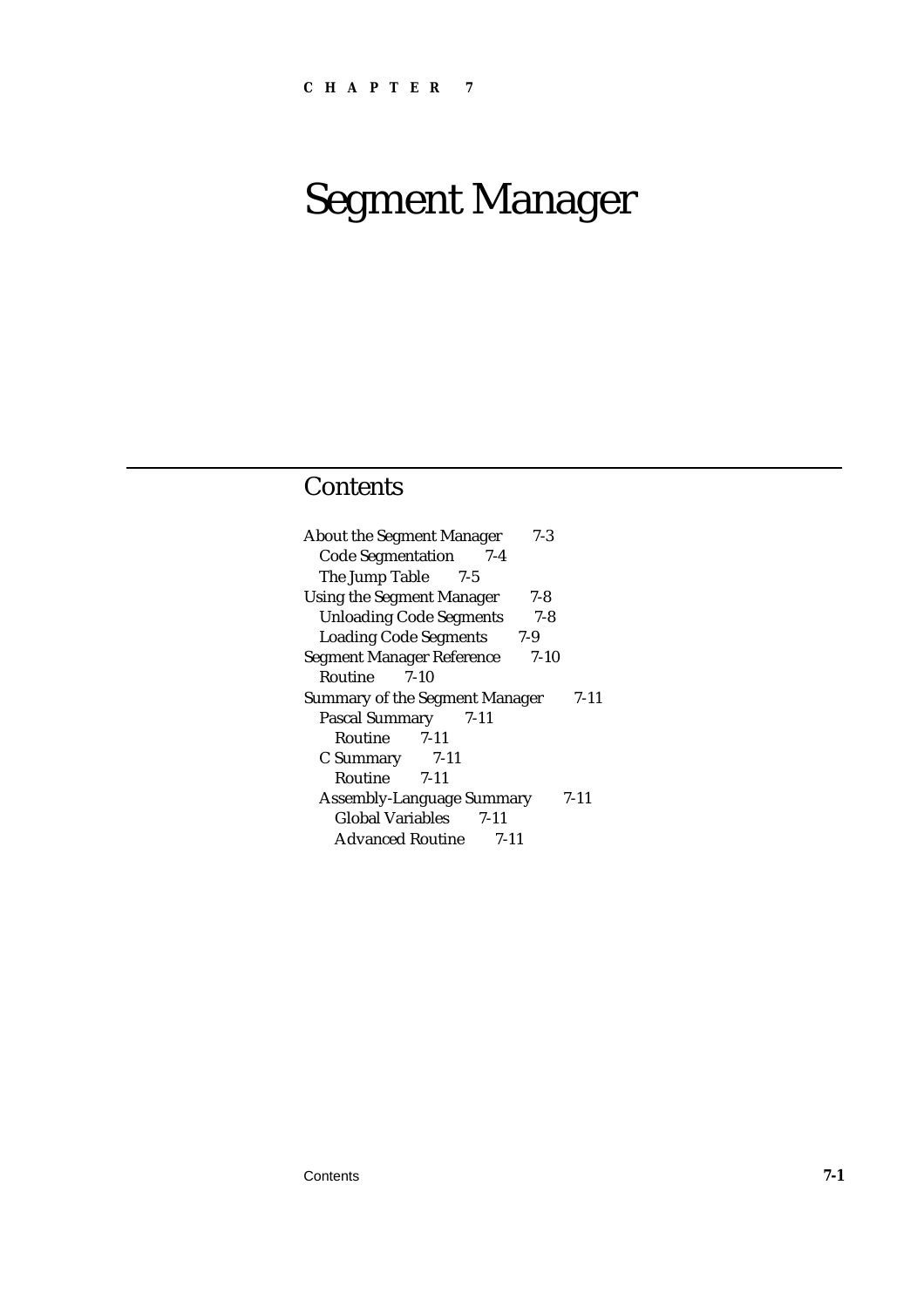**C H A P T E R 7**

# Segment Manager

## Contents

About the Segment Manager 7-3
  Code Segmentation 7-4
  The Jump Table 7-5
Using the Segment Manager 7-8
  Unloading Code Segments 7-8
  Loading Code Segments 7-9
Segment Manager Reference 7-10
  Routine 7-10
Summary of the Segment Manager 7-11
  Pascal Summary 7-11
    Routine 7-11
  C Summary 7-11
    Routine 7-11
  Assembly-Language Summary 7-11
    Global Variables 7-11
    Advanced Routine 7-11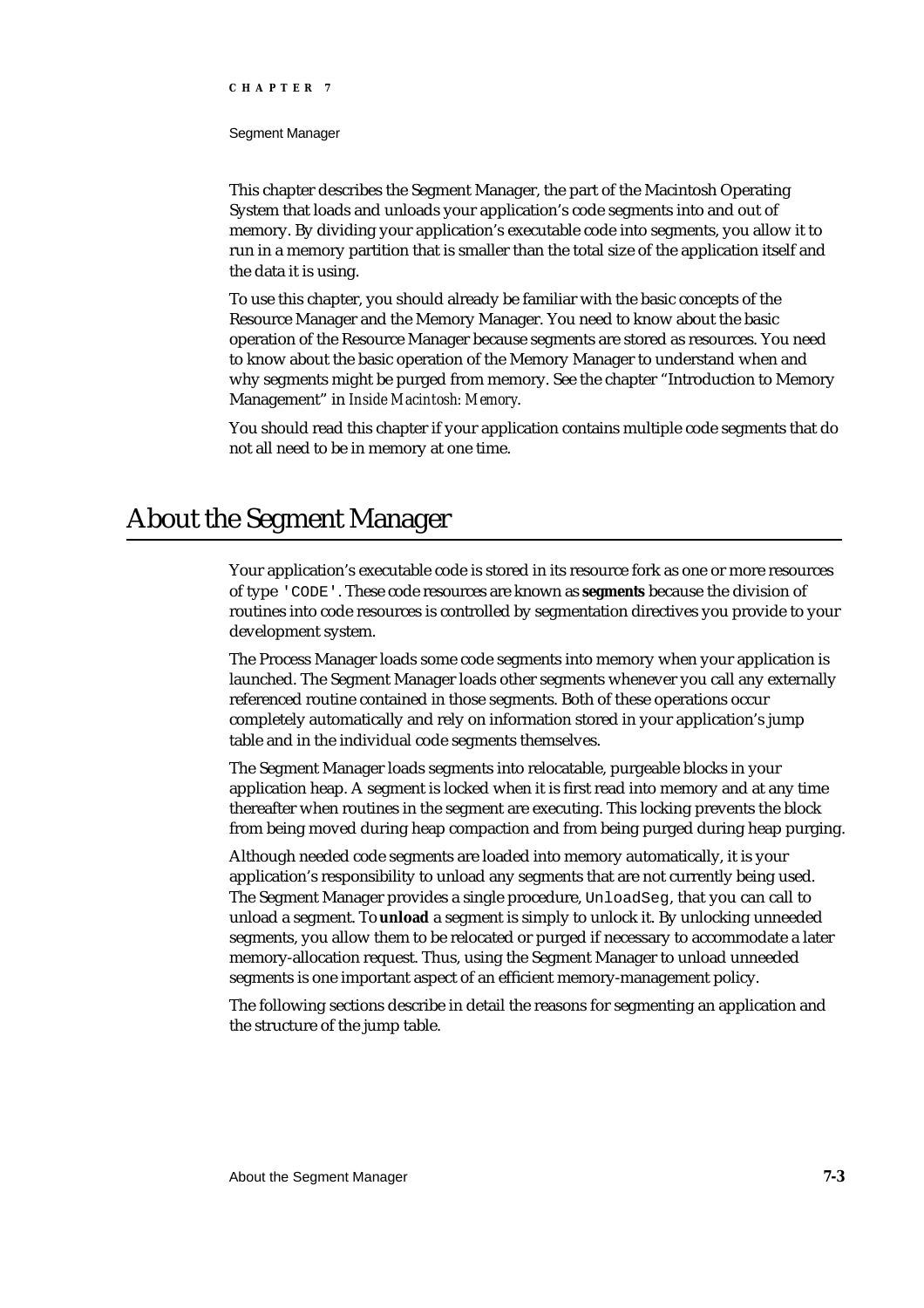This chapter describes the Segment Manager, the part of the Macintosh Operating System that loads and unloads your application's code segments into and out of memory. By dividing your application's executable code into segments, you allow it to run in a memory partition that is smaller than the total size of the application itself and the data it is using.

To use this chapter, you should already be familiar with the basic concepts of the Resource Manager and the Memory Manager. You need to know about the basic operation of the Resource Manager because segments are stored as resources. You need to know about the basic operation of the Memory Manager to understand when and why segments might be purged from memory. See the chapter "Introduction to Memory Management" in *Inside Macintosh: Memory*.

You should read this chapter if your application contains multiple code segments that do not all need to be in memory at one time.

# About the Segment Manager

Your application's executable code is stored in its resource fork as one or more resources of type `'CODE'`. These code resources are known as **segments** because the division of routines into code resources is controlled by segmentation directives you provide to your development system.

The Process Manager loads some code segments into memory when your application is launched. The Segment Manager loads other segments whenever you call any externally referenced routine contained in those segments. Both of these operations occur completely automatically and rely on information stored in your application's jump table and in the individual code segments themselves.

The Segment Manager loads segments into relocatable, purgeable blocks in your application heap. A segment is locked when it is first read into memory and at any time thereafter when routines in the segment are executing. This locking prevents the block from being moved during heap compaction and from being purged during heap purging.

Although needed code segments are loaded into memory automatically, it is your application's responsibility to unload any segments that are not currently being used. The Segment Manager provides a single procedure, `UnloadSeg`, that you can call to unload a segment. To **unload** a segment is simply to unlock it. By unlocking unneeded segments, you allow them to be relocated or purged if necessary to accommodate a later memory-allocation request. Thus, using the Segment Manager to unload unneeded segments is one important aspect of an efficient memory-management policy.

The following sections describe in detail the reasons for segmenting an application and the structure of the jump table.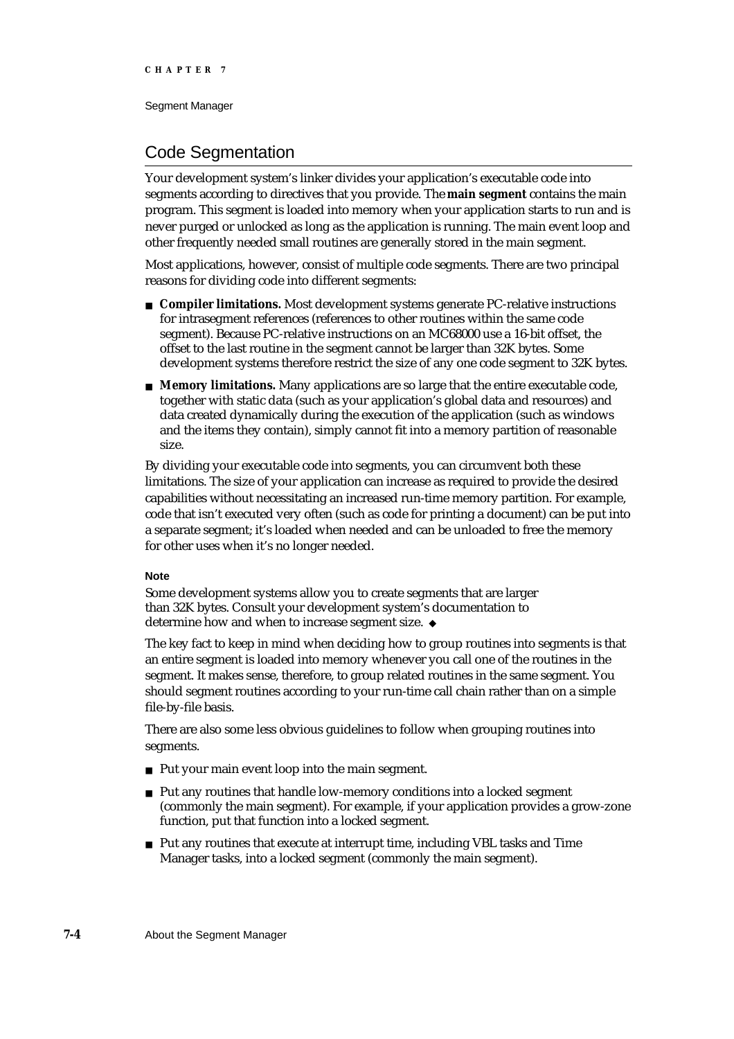## Code Segmentation

Your development system's linker divides your application's executable code into segments according to directives that you provide. The **main segment** contains the main program. This segment is loaded into memory when your application starts to run and is never purged or unlocked as long as the application is running. The main event loop and other frequently needed small routines are generally stored in the main segment.

Most applications, however, consist of multiple code segments. There are two principal reasons for dividing code into different segments:

- **Compiler limitations.** Most development systems generate PC-relative instructions for intrasegment references (references to other routines within the same code segment). Because PC-relative instructions on an MC68000 use a 16-bit offset, the offset to the last routine in the segment cannot be larger than 32K bytes. Some development systems therefore restrict the size of any one code segment to 32K bytes.
- **Memory limitations.** Many applications are so large that the entire executable code, together with static data (such as your application's global data and resources) and data created dynamically during the execution of the application (such as windows and the items they contain), simply cannot fit into a memory partition of reasonable size.

By dividing your executable code into segments, you can circumvent both these limitations. The size of your application can increase as required to provide the desired capabilities without necessitating an increased run-time memory partition. For example, code that isn't executed very often (such as code for printing a document) can be put into a separate segment; it's loaded when needed and can be unloaded to free the memory for other uses when it's no longer needed.

**Note**

Some development systems allow you to create segments that are larger than 32K bytes. Consult your development system's documentation to determine how and when to increase segment size. ◆

The key fact to keep in mind when deciding how to group routines into segments is that an entire segment is loaded into memory whenever you call one of the routines in the segment. It makes sense, therefore, to group related routines in the same segment. You should segment routines according to your run-time call chain rather than on a simple file-by-file basis.

There are also some less obvious guidelines to follow when grouping routines into segments.

- Put your main event loop into the main segment.
- Put any routines that handle low-memory conditions into a locked segment (commonly the main segment). For example, if your application provides a grow-zone function, put that function into a locked segment.
- Put any routines that execute at interrupt time, including VBL tasks and Time Manager tasks, into a locked segment (commonly the main segment).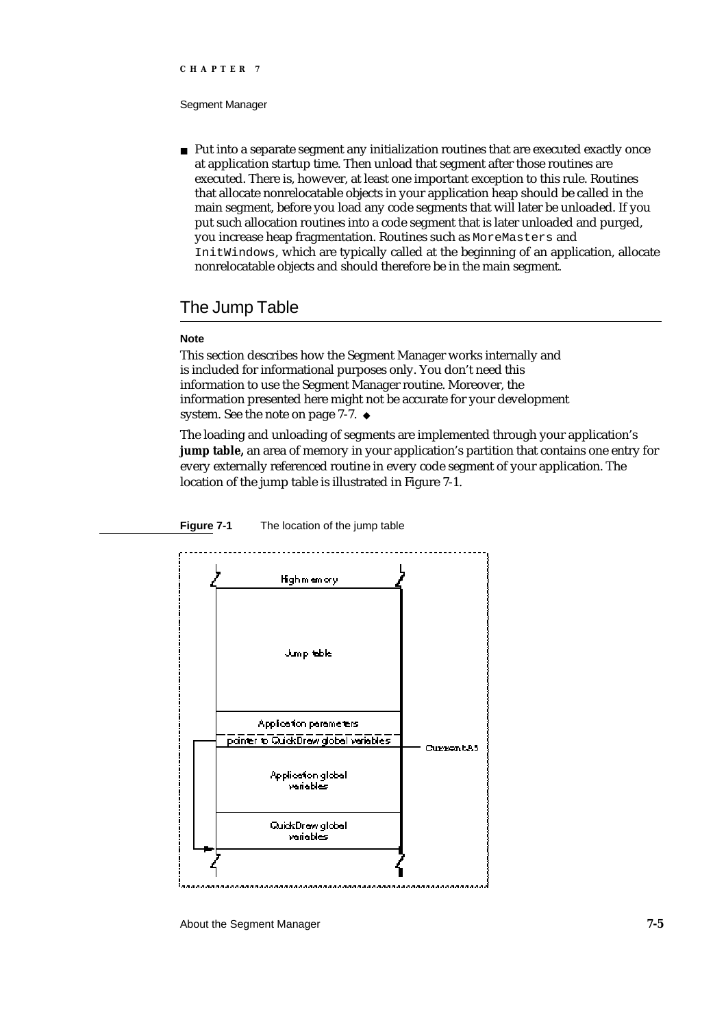- Put into a separate segment any initialization routines that are executed exactly once at application startup time. Then unload that segment after those routines are executed. There is, however, at least one important exception to this rule. Routines that allocate nonrelocatable objects in your application heap should be called in the main segment, before you load any code segments that will later be unloaded. If you put such allocation routines into a code segment that is later unloaded and purged, you increase heap fragmentation. Routines such as `MoreMasters` and `InitWindows`, which are typically called at the beginning of an application, allocate nonrelocatable objects and should therefore be in the main segment.

## The Jump Table

**Note**

This section describes how the Segment Manager works internally and is included for informational purposes only. You don't need this information to use the Segment Manager routine. Moreover, the information presented here might not be accurate for your development system. See the note on page 7-7. ◆

The loading and unloading of segments are implemented through your application's **jump table,** an area of memory in your application's partition that contains one entry for every externally referenced routine in every code segment of your application. The location of the jump table is illustrated in Figure 7-1.

**Figure 7-1** The location of the jump table

High memory

Jump table

Application parameters

pointer to QuickDraw global variables

Current A5

Application global variables

QuickDraw global variables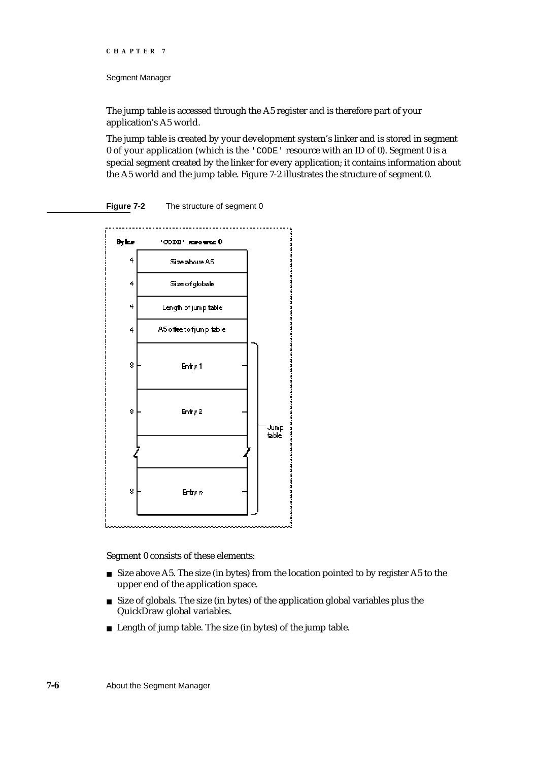The jump table is accessed through the A5 register and is therefore part of your application's A5 world.

The jump table is created by your development system's linker and is stored in segment 0 of your application (which is the `'CODE'` resource with an ID of 0). Segment 0 is a special segment created by the linker for every application; it contains information about the A5 world and the jump table. Figure 7-2 illustrates the structure of segment 0.

**Figure 7-2** The structure of segment 0

| Bytes | 'CODE' resource 0 |
| --- | --- |
| 4 | Size above A5 |
| 4 | Size of globals |
| 4 | Length of jump table |
| 4 | A5 offset to jump table |
| 8 | Entry 1 |
| 8 | Entry 2 |
| | ... |
| 8 | Entry *n* |

(Entries 1 through *n* form the jump table.)

Segment 0 consists of these elements:

- Size above A5. The size (in bytes) from the location pointed to by register A5 to the upper end of the application space.
- Size of globals. The size (in bytes) of the application global variables plus the QuickDraw global variables.
- Length of jump table. The size (in bytes) of the jump table.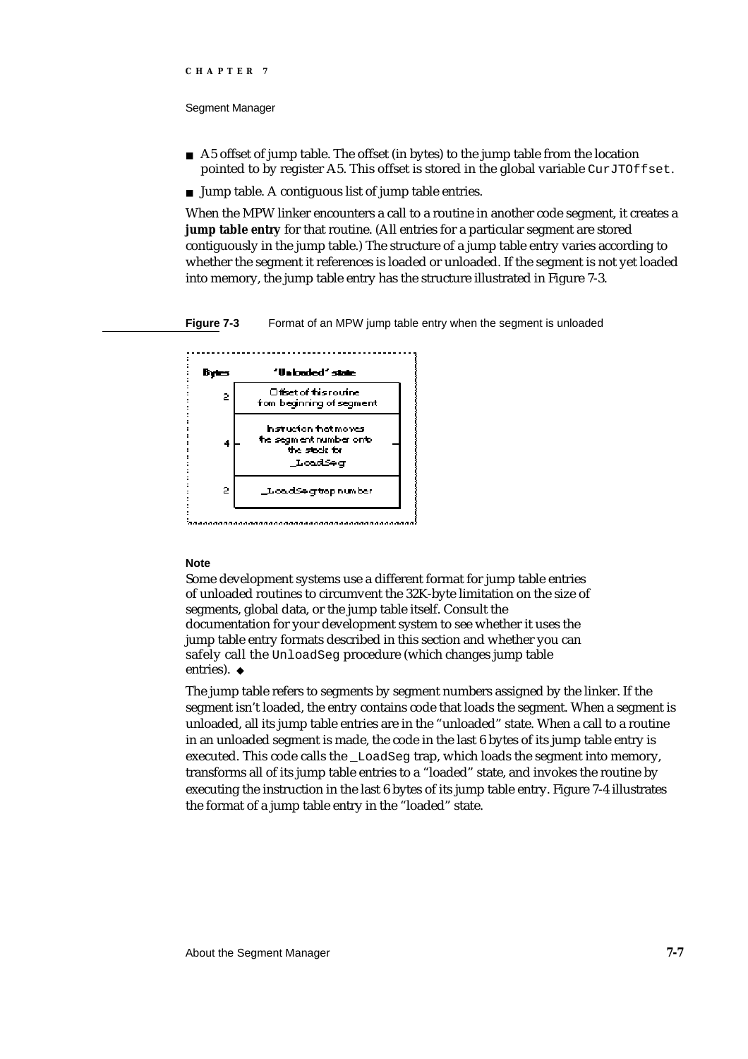- A5 offset of jump table. The offset (in bytes) to the jump table from the location pointed to by register A5. This offset is stored in the global variable `CurJTOffset`.
- Jump table. A contiguous list of jump table entries.

When the MPW linker encounters a call to a routine in another code segment, it creates a **jump table entry** for that routine. (All entries for a particular segment are stored contiguously in the jump table.) The structure of a jump table entry varies according to whether the segment it references is loaded or unloaded. If the segment is not yet loaded into memory, the jump table entry has the structure illustrated in Figure 7-3.

**Figure 7-3** Format of an MPW jump table entry when the segment is unloaded

| Bytes | "Unloaded" state |
|---|---|
| 2 | Offset of this routine from beginning of segment |
| 4 | Instruction that moves the segment number onto the stack for _LoadSeg |
| 2 | _LoadSeg trap number |

**Note**

Some development systems use a different format for jump table entries of unloaded routines to circumvent the 32K-byte limitation on the size of segments, global data, or the jump table itself. Consult the documentation for your development system to see whether it uses the jump table entry formats described in this section and whether you can safely call the `UnloadSeg` procedure (which changes jump table entries). ◆

The jump table refers to segments by segment numbers assigned by the linker. If the segment isn't loaded, the entry contains code that loads the segment. When a segment is unloaded, all its jump table entries are in the "unloaded" state. When a call to a routine in an unloaded segment is made, the code in the last 6 bytes of its jump table entry is executed. This code calls the `_LoadSeg` trap, which loads the segment into memory, transforms all of its jump table entries to a "loaded" state, and invokes the routine by executing the instruction in the last 6 bytes of its jump table entry. Figure 7-4 illustrates the format of a jump table entry in the "loaded" state.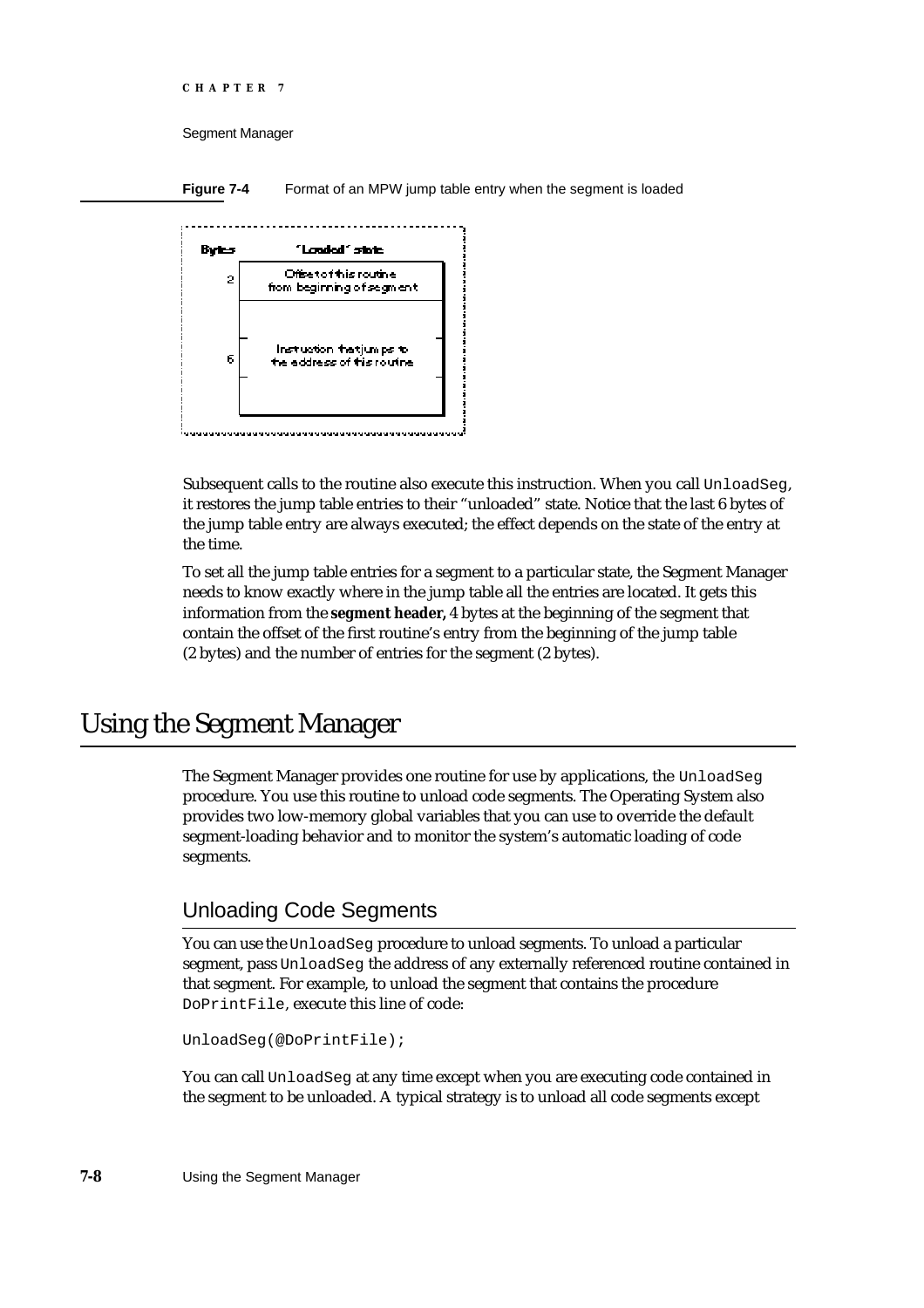**Figure 7-4** Format of an MPW jump table entry when the segment is loaded

| Bytes | "Loaded" state |
|---|---|
| 2 | Offset of this routine from beginning of segment |
| 6 | Instruction that jumps to the address of this routine |

Subsequent calls to the routine also execute this instruction. When you call `UnloadSeg`, it restores the jump table entries to their "unloaded" state. Notice that the last 6 bytes of the jump table entry are always executed; the effect depends on the state of the entry at the time.

To set all the jump table entries for a segment to a particular state, the Segment Manager needs to know exactly where in the jump table all the entries are located. It gets this information from the **segment header,** 4 bytes at the beginning of the segment that contain the offset of the first routine's entry from the beginning of the jump table (2 bytes) and the number of entries for the segment (2 bytes).

# Using the Segment Manager

The Segment Manager provides one routine for use by applications, the `UnloadSeg` procedure. You use this routine to unload code segments. The Operating System also provides two low-memory global variables that you can use to override the default segment-loading behavior and to monitor the system's automatic loading of code segments.

## Unloading Code Segments

You can use the `UnloadSeg` procedure to unload segments. To unload a particular segment, pass `UnloadSeg` the address of any externally referenced routine contained in that segment. For example, to unload the segment that contains the procedure `DoPrintFile`, execute this line of code:

```
UnloadSeg(@DoPrintFile);
```

You can call `UnloadSeg` at any time except when you are executing code contained in the segment to be unloaded. A typical strategy is to unload all code segments except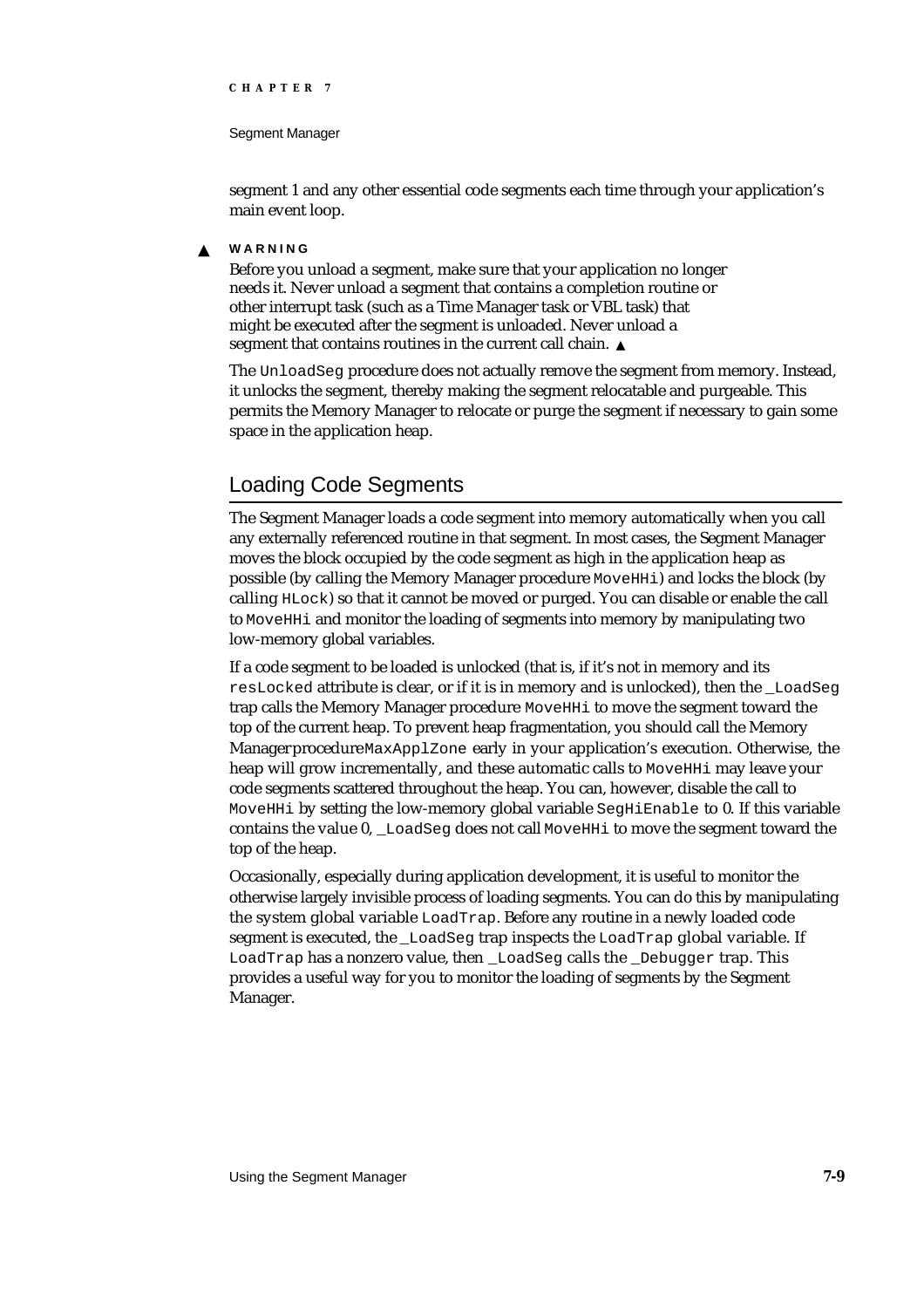segment 1 and any other essential code segments each time through your application's main event loop.

**▲ WARNING**

Before you unload a segment, make sure that your application no longer needs it. Never unload a segment that contains a completion routine or other interrupt task (such as a Time Manager task or VBL task) that might be executed after the segment is unloaded. Never unload a segment that contains routines in the current call chain. ▲

The `UnloadSeg` procedure does not actually remove the segment from memory. Instead, it unlocks the segment, thereby making the segment relocatable and purgeable. This permits the Memory Manager to relocate or purge the segment if necessary to gain some space in the application heap.

## Loading Code Segments

The Segment Manager loads a code segment into memory automatically when you call any externally referenced routine in that segment. In most cases, the Segment Manager moves the block occupied by the code segment as high in the application heap as possible (by calling the Memory Manager procedure `MoveHHi`) and locks the block (by calling `HLock`) so that it cannot be moved or purged. You can disable or enable the call to `MoveHHi` and monitor the loading of segments into memory by manipulating two low-memory global variables.

If a code segment to be loaded is unlocked (that is, if it's not in memory and its `resLocked` attribute is clear, or if it is in memory and is unlocked), then the `_LoadSeg` trap calls the Memory Manager procedure `MoveHHi` to move the segment toward the top of the current heap. To prevent heap fragmentation, you should call the Memory Manager procedure `MaxApplZone` early in your application's execution. Otherwise, the heap will grow incrementally, and these automatic calls to `MoveHHi` may leave your code segments scattered throughout the heap. You can, however, disable the call to `MoveHHi` by setting the low-memory global variable `SegHiEnable` to 0. If this variable contains the value 0, `_LoadSeg` does not call `MoveHHi` to move the segment toward the top of the heap.

Occasionally, especially during application development, it is useful to monitor the otherwise largely invisible process of loading segments. You can do this by manipulating the system global variable `LoadTrap`. Before any routine in a newly loaded code segment is executed, the `_LoadSeg` trap inspects the `LoadTrap` global variable. If `LoadTrap` has a nonzero value, then `_LoadSeg` calls the `_Debugger` trap. This provides a useful way for you to monitor the loading of segments by the Segment Manager.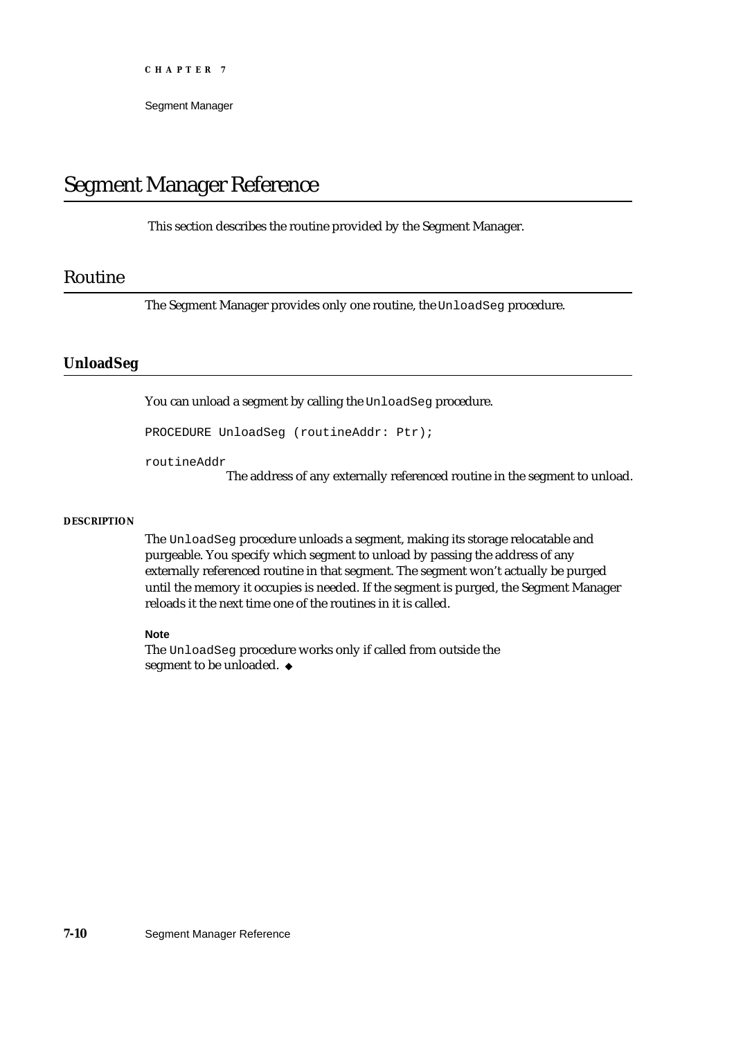# Segment Manager Reference

This section describes the routine provided by the Segment Manager.

## Routine

The Segment Manager provides only one routine, the `UnloadSeg` procedure.

### UnloadSeg

You can unload a segment by calling the `UnloadSeg` procedure.

```
PROCEDURE UnloadSeg (routineAddr: Ptr);
```

`routineAddr`
: The address of any externally referenced routine in the segment to unload.

**DESCRIPTION**

The `UnloadSeg` procedure unloads a segment, making its storage relocatable and purgeable. You specify which segment to unload by passing the address of any externally referenced routine in that segment. The segment won't actually be purged until the memory it occupies is needed. If the segment is purged, the Segment Manager reloads it the next time one of the routines in it is called.

**Note**

The `UnloadSeg` procedure works only if called from outside the segment to be unloaded. ◆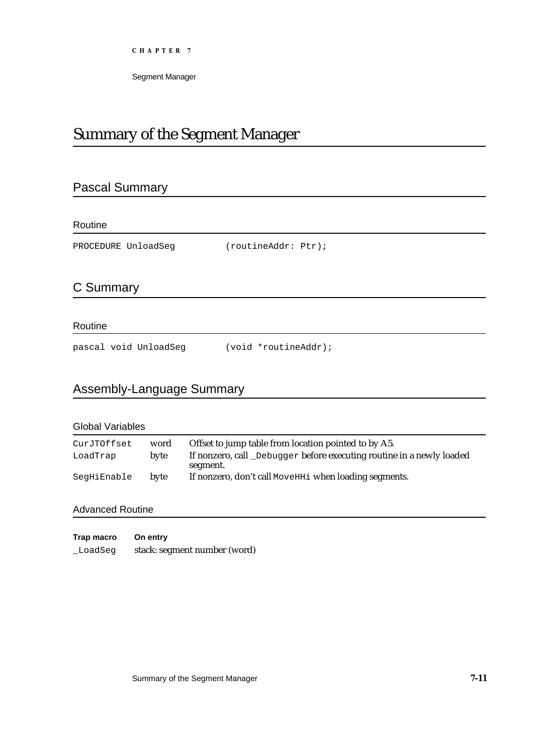# Summary of the Segment Manager

## Pascal Summary

### Routine

```
PROCEDURE UnloadSeg         (routineAddr: Ptr);
```

## C Summary

### Routine

```
pascal void UnloadSeg       (void *routineAddr);
```

## Assembly-Language Summary

### Global Variables

| | | |
|---|---|---|
| `CurJTOffset` | word | Offset to jump table from location pointed to by A5. |
| `LoadTrap` | byte | If nonzero, call `_Debugger` before executing routine in a newly loaded segment. |
| `SegHiEnable` | byte | If nonzero, don't call `MoveHHi` when loading segments. |

### Advanced Routine

| Trap macro | On entry |
|---|---|
| `_LoadSeg` | stack: segment number (word) |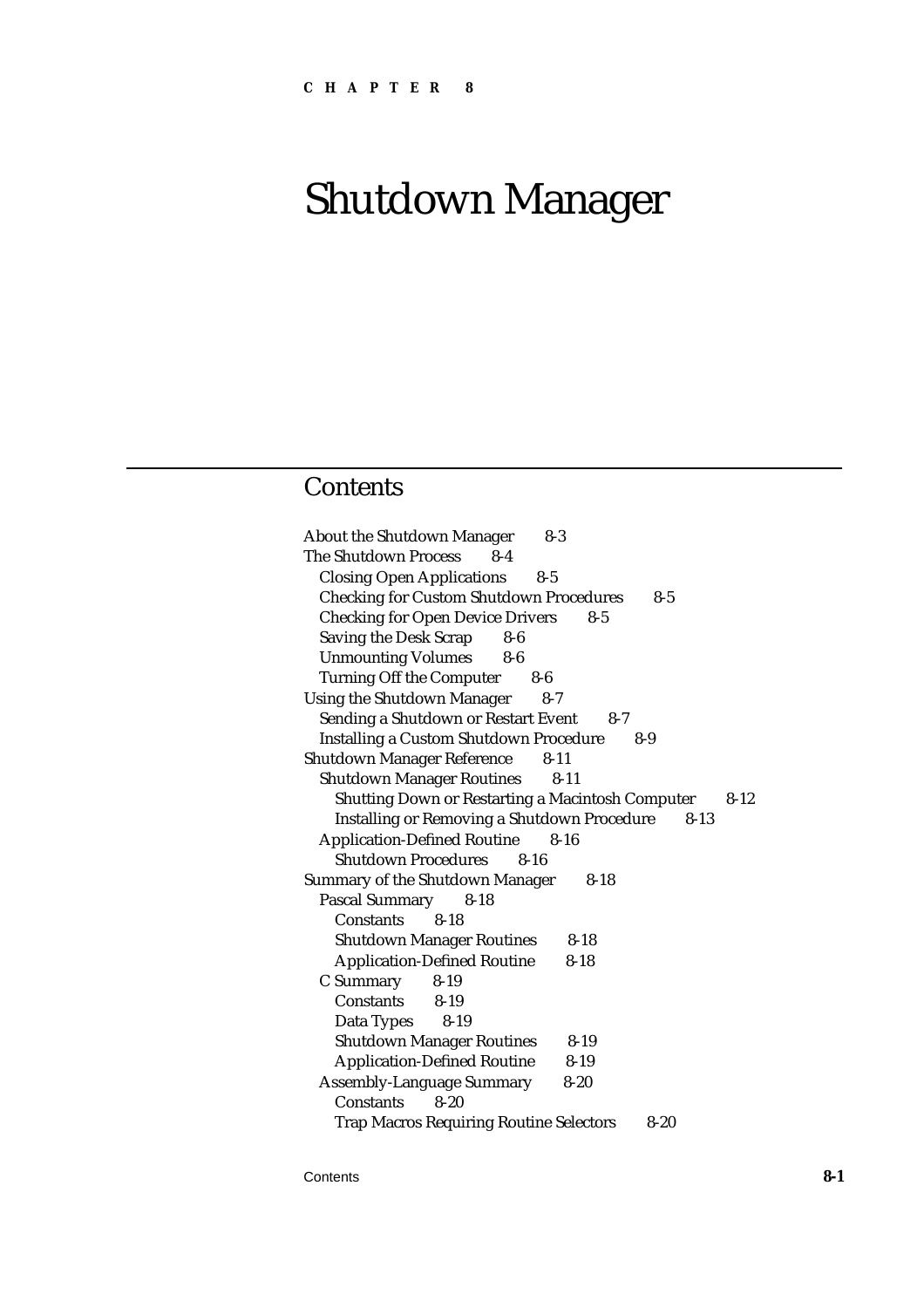CHAPTER 8

# Shutdown Manager

## Contents

About the Shutdown Manager 8-3
The Shutdown Process 8-4
  Closing Open Applications 8-5
  Checking for Custom Shutdown Procedures 8-5
  Checking for Open Device Drivers 8-5
  Saving the Desk Scrap 8-6
  Unmounting Volumes 8-6
  Turning Off the Computer 8-6
Using the Shutdown Manager 8-7
  Sending a Shutdown or Restart Event 8-7
  Installing a Custom Shutdown Procedure 8-9
Shutdown Manager Reference 8-11
  Shutdown Manager Routines 8-11
    Shutting Down or Restarting a Macintosh Computer 8-12
    Installing or Removing a Shutdown Procedure 8-13
  Application-Defined Routine 8-16
    Shutdown Procedures 8-16
Summary of the Shutdown Manager 8-18
  Pascal Summary 8-18
    Constants 8-18
    Shutdown Manager Routines 8-18
    Application-Defined Routine 8-18
  C Summary 8-19
    Constants 8-19
    Data Types 8-19
    Shutdown Manager Routines 8-19
    Application-Defined Routine 8-19
  Assembly-Language Summary 8-20
    Constants 8-20
    Trap Macros Requiring Routine Selectors 8-20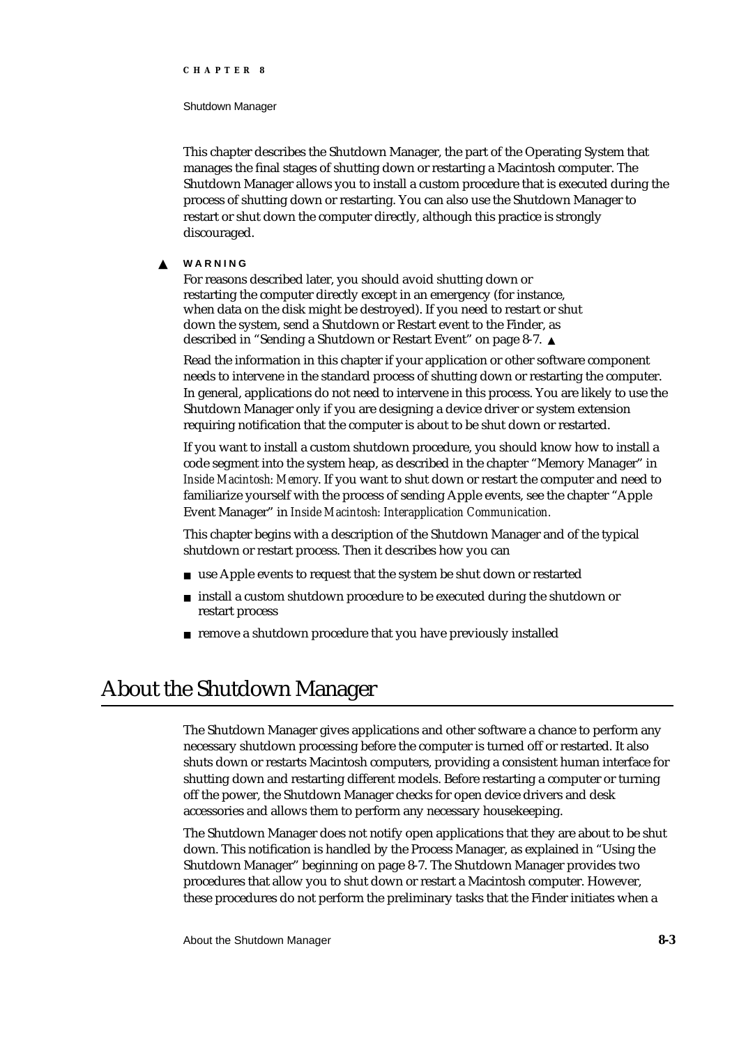This chapter describes the Shutdown Manager, the part of the Operating System that manages the final stages of shutting down or restarting a Macintosh computer. The Shutdown Manager allows you to install a custom procedure that is executed during the process of shutting down or restarting. You can also use the Shutdown Manager to restart or shut down the computer directly, although this practice is strongly discouraged.

▲ **WARNING**

For reasons described later, you should avoid shutting down or restarting the computer directly except in an emergency (for instance, when data on the disk might be destroyed). If you need to restart or shut down the system, send a Shutdown or Restart event to the Finder, as described in "Sending a Shutdown or Restart Event" on page 8-7. ▲

Read the information in this chapter if your application or other software component needs to intervene in the standard process of shutting down or restarting the computer. In general, applications do not need to intervene in this process. You are likely to use the Shutdown Manager only if you are designing a device driver or system extension requiring notification that the computer is about to be shut down or restarted.

If you want to install a custom shutdown procedure, you should know how to install a code segment into the system heap, as described in the chapter "Memory Manager" in *Inside Macintosh: Memory*. If you want to shut down or restart the computer and need to familiarize yourself with the process of sending Apple events, see the chapter "Apple Event Manager" in *Inside Macintosh: Interapplication Communication*.

This chapter begins with a description of the Shutdown Manager and of the typical shutdown or restart process. Then it describes how you can

- use Apple events to request that the system be shut down or restarted
- install a custom shutdown procedure to be executed during the shutdown or restart process
- remove a shutdown procedure that you have previously installed

# About the Shutdown Manager

The Shutdown Manager gives applications and other software a chance to perform any necessary shutdown processing before the computer is turned off or restarted. It also shuts down or restarts Macintosh computers, providing a consistent human interface for shutting down and restarting different models. Before restarting a computer or turning off the power, the Shutdown Manager checks for open device drivers and desk accessories and allows them to perform any necessary housekeeping.

The Shutdown Manager does not notify open applications that they are about to be shut down. This notification is handled by the Process Manager, as explained in "Using the Shutdown Manager" beginning on page 8-7. The Shutdown Manager provides two procedures that allow you to shut down or restart a Macintosh computer. However, these procedures do not perform the preliminary tasks that the Finder initiates when a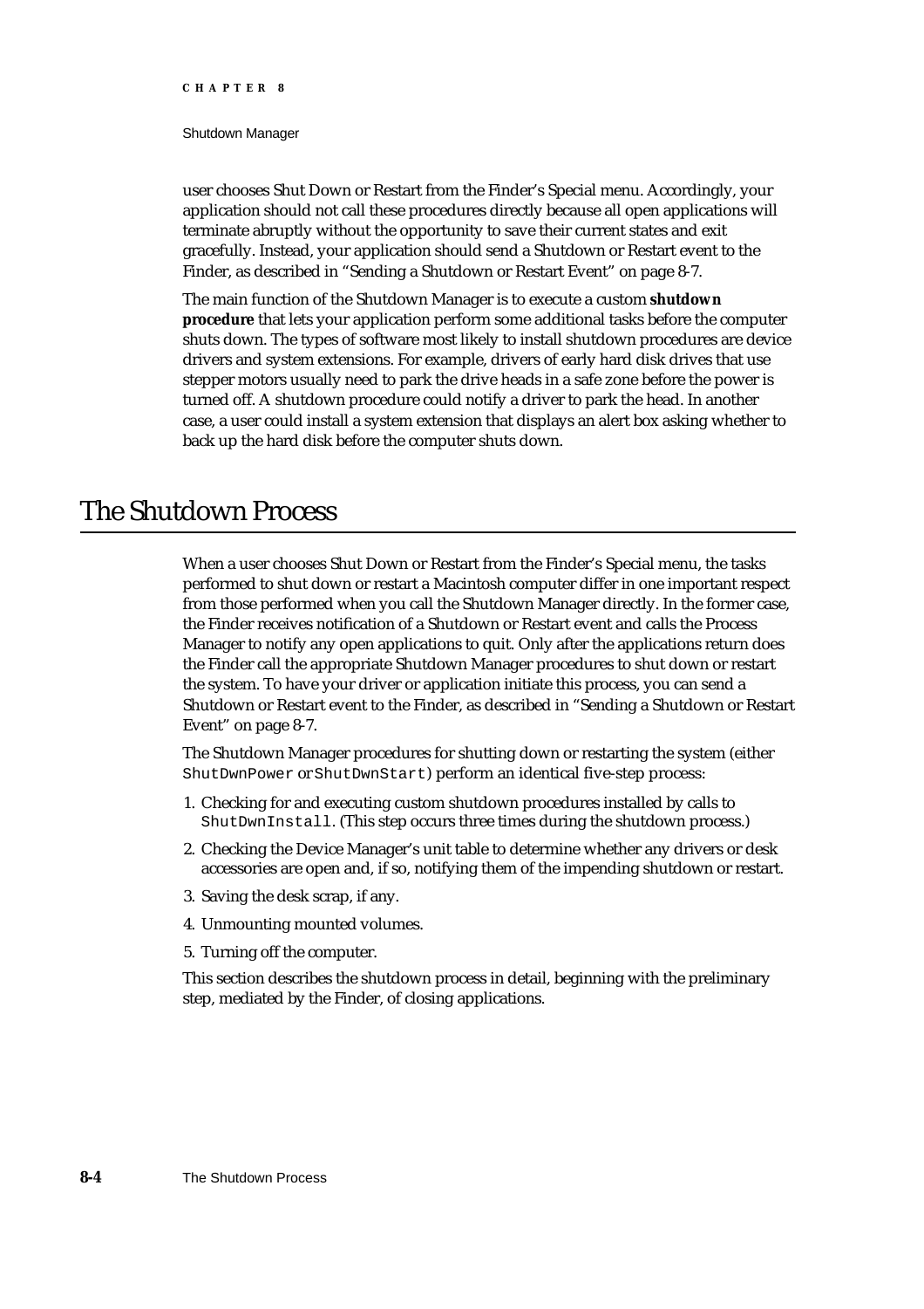user chooses Shut Down or Restart from the Finder's Special menu. Accordingly, your application should not call these procedures directly because all open applications will terminate abruptly without the opportunity to save their current states and exit gracefully. Instead, your application should send a Shutdown or Restart event to the Finder, as described in "Sending a Shutdown or Restart Event" on page 8-7.

The main function of the Shutdown Manager is to execute a custom **shutdown procedure** that lets your application perform some additional tasks before the computer shuts down. The types of software most likely to install shutdown procedures are device drivers and system extensions. For example, drivers of early hard disk drives that use stepper motors usually need to park the drive heads in a safe zone before the power is turned off. A shutdown procedure could notify a driver to park the head. In another case, a user could install a system extension that displays an alert box asking whether to back up the hard disk before the computer shuts down.

# The Shutdown Process

When a user chooses Shut Down or Restart from the Finder's Special menu, the tasks performed to shut down or restart a Macintosh computer differ in one important respect from those performed when you call the Shutdown Manager directly. In the former case, the Finder receives notification of a Shutdown or Restart event and calls the Process Manager to notify any open applications to quit. Only after the applications return does the Finder call the appropriate Shutdown Manager procedures to shut down or restart the system. To have your driver or application initiate this process, you can send a Shutdown or Restart event to the Finder, as described in "Sending a Shutdown or Restart Event" on page 8-7.

The Shutdown Manager procedures for shutting down or restarting the system (either `ShutDwnPower` or `ShutDwnStart`) perform an identical five-step process:

1. Checking for and executing custom shutdown procedures installed by calls to `ShutDwnInstall`. (This step occurs three times during the shutdown process.)
2. Checking the Device Manager's unit table to determine whether any drivers or desk accessories are open and, if so, notifying them of the impending shutdown or restart.
3. Saving the desk scrap, if any.
4. Unmounting mounted volumes.
5. Turning off the computer.

This section describes the shutdown process in detail, beginning with the preliminary step, mediated by the Finder, of closing applications.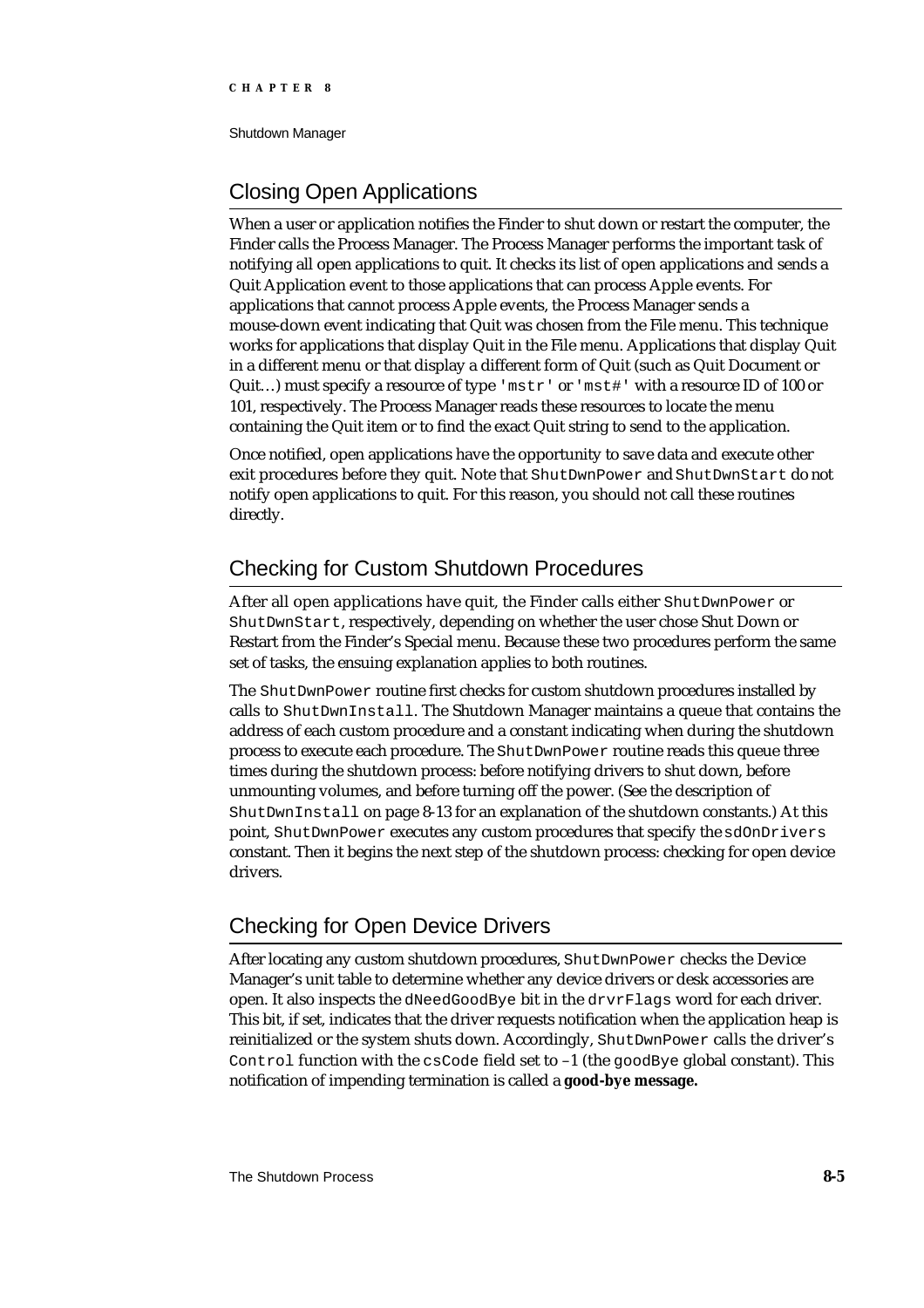## Closing Open Applications

When a user or application notifies the Finder to shut down or restart the computer, the Finder calls the Process Manager. The Process Manager performs the important task of notifying all open applications to quit. It checks its list of open applications and sends a Quit Application event to those applications that can process Apple events. For applications that cannot process Apple events, the Process Manager sends a mouse-down event indicating that Quit was chosen from the File menu. This technique works for applications that display Quit in the File menu. Applications that display Quit in a different menu or that display a different form of Quit (such as Quit Document or Quit…) must specify a resource of type `'mstr'` or `'mst#'` with a resource ID of 100 or 101, respectively. The Process Manager reads these resources to locate the menu containing the Quit item or to find the exact Quit string to send to the application.

Once notified, open applications have the opportunity to save data and execute other exit procedures before they quit. Note that `ShutDwnPower` and `ShutDwnStart` do not notify open applications to quit. For this reason, you should not call these routines directly.

## Checking for Custom Shutdown Procedures

After all open applications have quit, the Finder calls either `ShutDwnPower` or `ShutDwnStart`, respectively, depending on whether the user chose Shut Down or Restart from the Finder's Special menu. Because these two procedures perform the same set of tasks, the ensuing explanation applies to both routines.

The `ShutDwnPower` routine first checks for custom shutdown procedures installed by calls to `ShutDwnInstall`. The Shutdown Manager maintains a queue that contains the address of each custom procedure and a constant indicating when during the shutdown process to execute each procedure. The `ShutDwnPower` routine reads this queue three times during the shutdown process: before notifying drivers to shut down, before unmounting volumes, and before turning off the power. (See the description of `ShutDwnInstall` on page 8-13 for an explanation of the shutdown constants.) At this point, `ShutDwnPower` executes any custom procedures that specify the `sdOnDrivers` constant. Then it begins the next step of the shutdown process: checking for open device drivers.

## Checking for Open Device Drivers

After locating any custom shutdown procedures, `ShutDwnPower` checks the Device Manager's unit table to determine whether any device drivers or desk accessories are open. It also inspects the `dNeedGoodBye` bit in the `drvrFlags` word for each driver. This bit, if set, indicates that the driver requests notification when the application heap is reinitialized or the system shuts down. Accordingly, `ShutDwnPower` calls the driver's `Control` function with the `csCode` field set to –1 (the `goodBye` global constant). This notification of impending termination is called a **good-bye message.**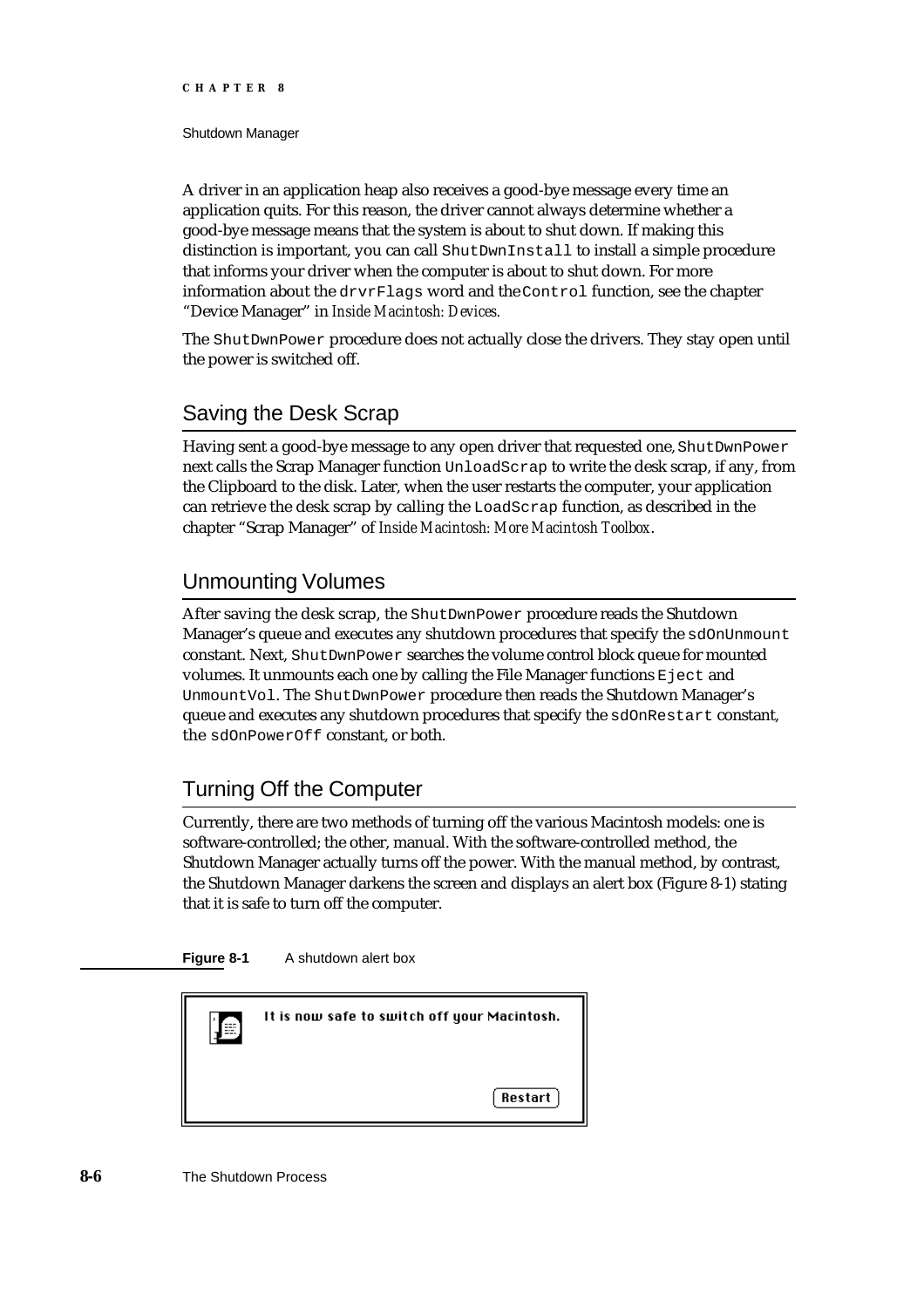A driver in an application heap also receives a good-bye message every time an application quits. For this reason, the driver cannot always determine whether a good-bye message means that the system is about to shut down. If making this distinction is important, you can call `ShutDwnInstall` to install a simple procedure that informs your driver when the computer is about to shut down. For more information about the `drvrFlags` word and the `Control` function, see the chapter "Device Manager" in *Inside Macintosh: Devices.*

The `ShutDwnPower` procedure does not actually close the drivers. They stay open until the power is switched off.

## Saving the Desk Scrap

Having sent a good-bye message to any open driver that requested one, `ShutDwnPower` next calls the Scrap Manager function `UnloadScrap` to write the desk scrap, if any, from the Clipboard to the disk. Later, when the user restarts the computer, your application can retrieve the desk scrap by calling the `LoadScrap` function, as described in the chapter "Scrap Manager" of *Inside Macintosh: More Macintosh Toolbox*.

## Unmounting Volumes

After saving the desk scrap, the `ShutDwnPower` procedure reads the Shutdown Manager's queue and executes any shutdown procedures that specify the `sdOnUnmount` constant. Next, `ShutDwnPower` searches the volume control block queue for mounted volumes. It unmounts each one by calling the File Manager functions `Eject` and `UnmountVol`. The `ShutDwnPower` procedure then reads the Shutdown Manager's queue and executes any shutdown procedures that specify the `sdOnRestart` constant, the `sdOnPowerOff` constant, or both.

## Turning Off the Computer

Currently, there are two methods of turning off the various Macintosh models: one is software-controlled; the other, manual. With the software-controlled method, the Shutdown Manager actually turns off the power. With the manual method, by contrast, the Shutdown Manager darkens the screen and displays an alert box (Figure 8-1) stating that it is safe to turn off the computer.

**Figure 8-1** A shutdown alert box

It is now safe to switch off your Macintosh.

Restart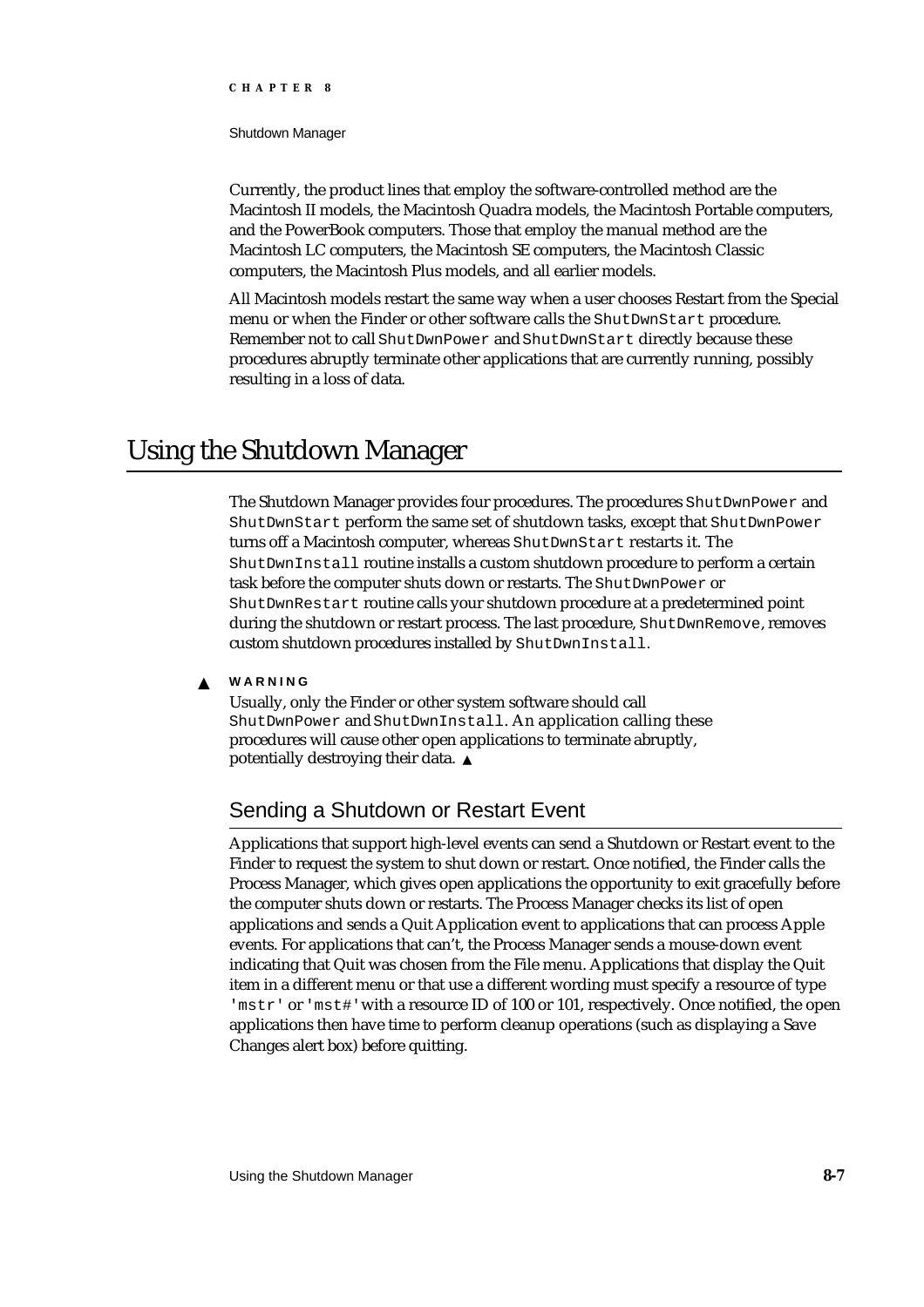Currently, the product lines that employ the software-controlled method are the Macintosh II models, the Macintosh Quadra models, the Macintosh Portable computers, and the PowerBook computers. Those that employ the manual method are the Macintosh LC computers, the Macintosh SE computers, the Macintosh Classic computers, the Macintosh Plus models, and all earlier models.

All Macintosh models restart the same way when a user chooses Restart from the Special menu or when the Finder or other software calls the `ShutDwnStart` procedure. Remember not to call `ShutDwnPower` and `ShutDwnStart` directly because these procedures abruptly terminate other applications that are currently running, possibly resulting in a loss of data.

# Using the Shutdown Manager

The Shutdown Manager provides four procedures. The procedures `ShutDwnPower` and `ShutDwnStart` perform the same set of shutdown tasks, except that `ShutDwnPower` turns off a Macintosh computer, whereas `ShutDwnStart` restarts it. The `ShutDwnInstall` routine installs a custom shutdown procedure to perform a certain task before the computer shuts down or restarts. The `ShutDwnPower` or `ShutDwnRestart` routine calls your shutdown procedure at a predetermined point during the shutdown or restart process. The last procedure, `ShutDwnRemove`, removes custom shutdown procedures installed by `ShutDwnInstall`.

▲ **WARNING**

Usually, only the Finder or other system software should call `ShutDwnPower` and `ShutDwnInstall`. An application calling these procedures will cause other open applications to terminate abruptly, potentially destroying their data. ▲

## Sending a Shutdown or Restart Event

Applications that support high-level events can send a Shutdown or Restart event to the Finder to request the system to shut down or restart. Once notified, the Finder calls the Process Manager, which gives open applications the opportunity to exit gracefully before the computer shuts down or restarts. The Process Manager checks its list of open applications and sends a Quit Application event to applications that can process Apple events. For applications that can't, the Process Manager sends a mouse-down event indicating that Quit was chosen from the File menu. Applications that display the Quit item in a different menu or that use a different wording must specify a resource of type `'mstr'` or `'mst#'` with a resource ID of 100 or 101, respectively. Once notified, the open applications then have time to perform cleanup operations (such as displaying a Save Changes alert box) before quitting.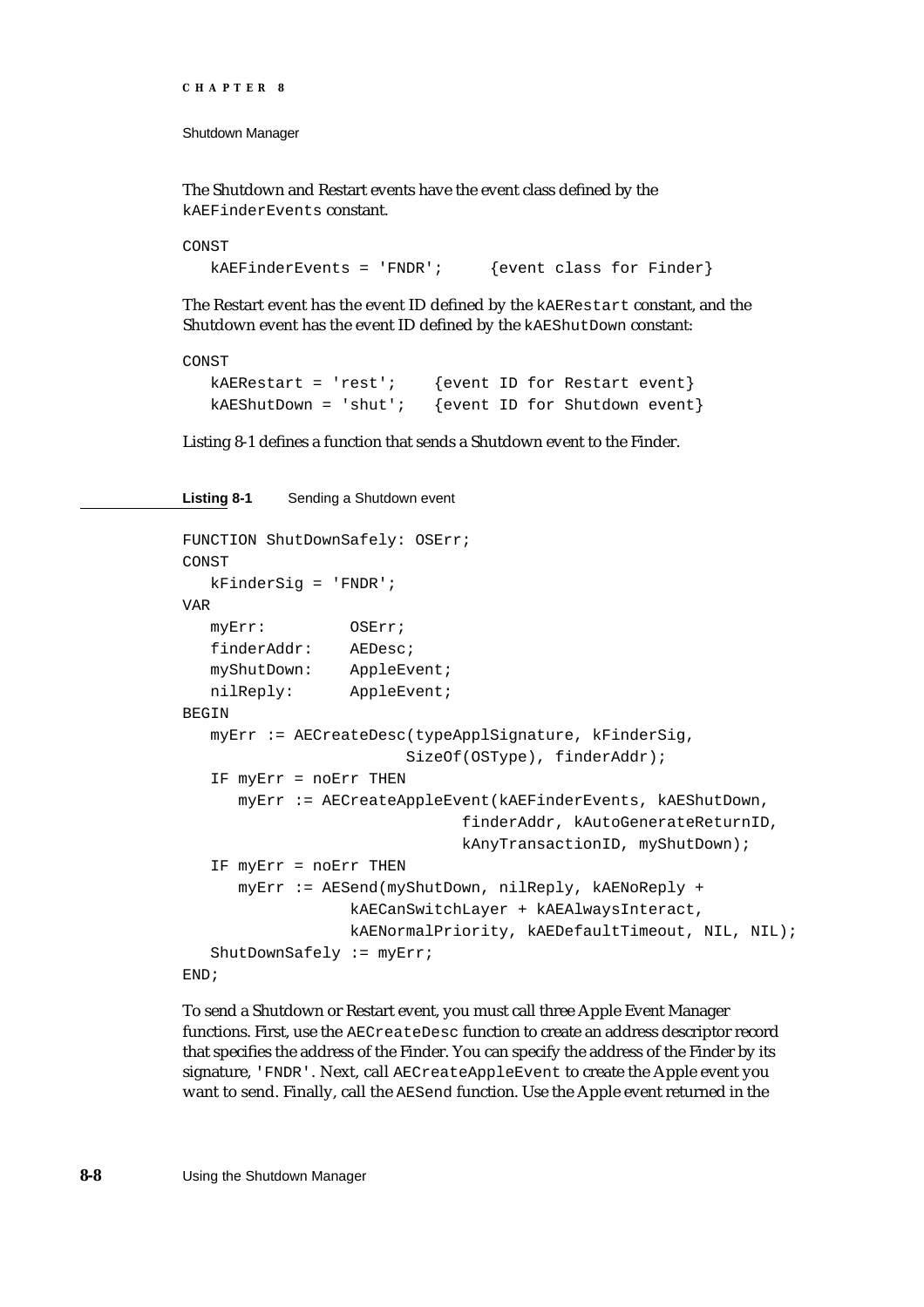The Shutdown and Restart events have the event class defined by the kAEFinderEvents constant.

```
CONST
   kAEFinderEvents = 'FNDR';     {event class for Finder}
```

The Restart event has the event ID defined by the kAERestart constant, and the Shutdown event has the event ID defined by the kAEShutDown constant:

```
CONST
   kAERestart = 'rest';    {event ID for Restart event}
   kAEShutDown = 'shut';   {event ID for Shutdown event}
```

Listing 8-1 defines a function that sends a Shutdown event to the Finder.

**Listing 8-1** Sending a Shutdown event

```
FUNCTION ShutDownSafely: OSErr;
CONST
   kFinderSig = 'FNDR';
VAR
   myErr:         OSErr;
   finderAddr:    AEDesc;
   myShutDown:    AppleEvent;
   nilReply:      AppleEvent;
BEGIN
   myErr := AECreateDesc(typeApplSignature, kFinderSig,
                        SizeOf(OSType), finderAddr);
   IF myErr = noErr THEN
      myErr := AECreateAppleEvent(kAEFinderEvents, kAEShutDown,
                              finderAddr, kAutoGenerateReturnID,
                              kAnyTransactionID, myShutDown);
   IF myErr = noErr THEN
      myErr := AESend(myShutDown, nilReply, kAENoReply +
                  kAECanSwitchLayer + kAEAlwaysInteract,
                  kAENormalPriority, kAEDefaultTimeout, NIL, NIL);
   ShutDownSafely := myErr;
END;
```

To send a Shutdown or Restart event, you must call three Apple Event Manager functions. First, use the AECreateDesc function to create an address descriptor record that specifies the address of the Finder. You can specify the address of the Finder by its signature, 'FNDR'. Next, call AECreateAppleEvent to create the Apple event you want to send. Finally, call the AESend function. Use the Apple event returned in the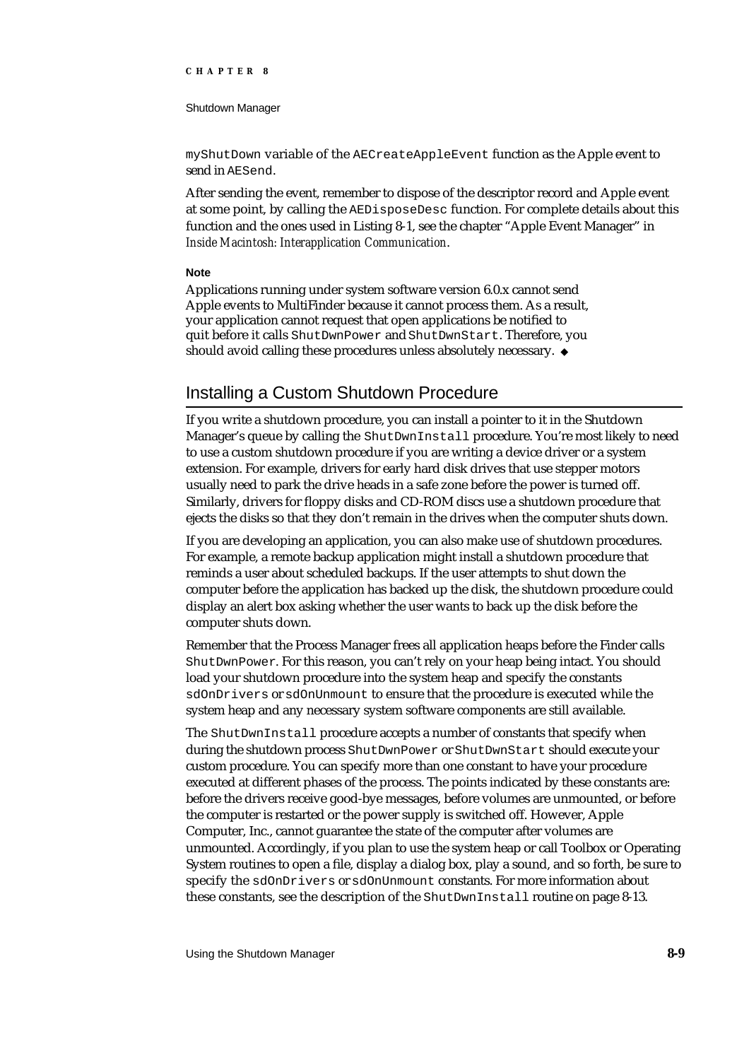mysShutDown variable of the AECreateAppleEvent function as the Apple event to send in AESend.

After sending the event, remember to dispose of the descriptor record and Apple event at some point, by calling the AEDisposeDesc function. For complete details about this function and the ones used in Listing 8-1, see the chapter "Apple Event Manager" in *Inside Macintosh: Interapplication Communication*.

**Note**

Applications running under system software version 6.0.x cannot send Apple events to MultiFinder because it cannot process them. As a result, your application cannot request that open applications be notified to quit before it calls ShutDwnPower and ShutDwnStart. Therefore, you should avoid calling these procedures unless absolutely necessary. ◆

## Installing a Custom Shutdown Procedure

If you write a shutdown procedure, you can install a pointer to it in the Shutdown Manager's queue by calling the ShutDwnInstall procedure. You're most likely to need to use a custom shutdown procedure if you are writing a device driver or a system extension. For example, drivers for early hard disk drives that use stepper motors usually need to park the drive heads in a safe zone before the power is turned off. Similarly, drivers for floppy disks and CD-ROM discs use a shutdown procedure that ejects the disks so that they don't remain in the drives when the computer shuts down.

If you are developing an application, you can also make use of shutdown procedures. For example, a remote backup application might install a shutdown procedure that reminds a user about scheduled backups. If the user attempts to shut down the computer before the application has backed up the disk, the shutdown procedure could display an alert box asking whether the user wants to back up the disk before the computer shuts down.

Remember that the Process Manager frees all application heaps before the Finder calls ShutDwnPower. For this reason, you can't rely on your heap being intact. You should load your shutdown procedure into the system heap and specify the constants sdOnDrivers or sdOnUnmount to ensure that the procedure is executed while the system heap and any necessary system software components are still available.

The ShutDwnInstall procedure accepts a number of constants that specify when during the shutdown process ShutDwnPower or ShutDwnStart should execute your custom procedure. You can specify more than one constant to have your procedure executed at different phases of the process. The points indicated by these constants are: before the drivers receive good-bye messages, before volumes are unmounted, or before the computer is restarted or the power supply is switched off. However, Apple Computer, Inc., cannot guarantee the state of the computer after volumes are unmounted. Accordingly, if you plan to use the system heap or call Toolbox or Operating System routines to open a file, display a dialog box, play a sound, and so forth, be sure to specify the sdOnDrivers or sdOnUnmount constants. For more information about these constants, see the description of the ShutDwnInstall routine on page 8-13.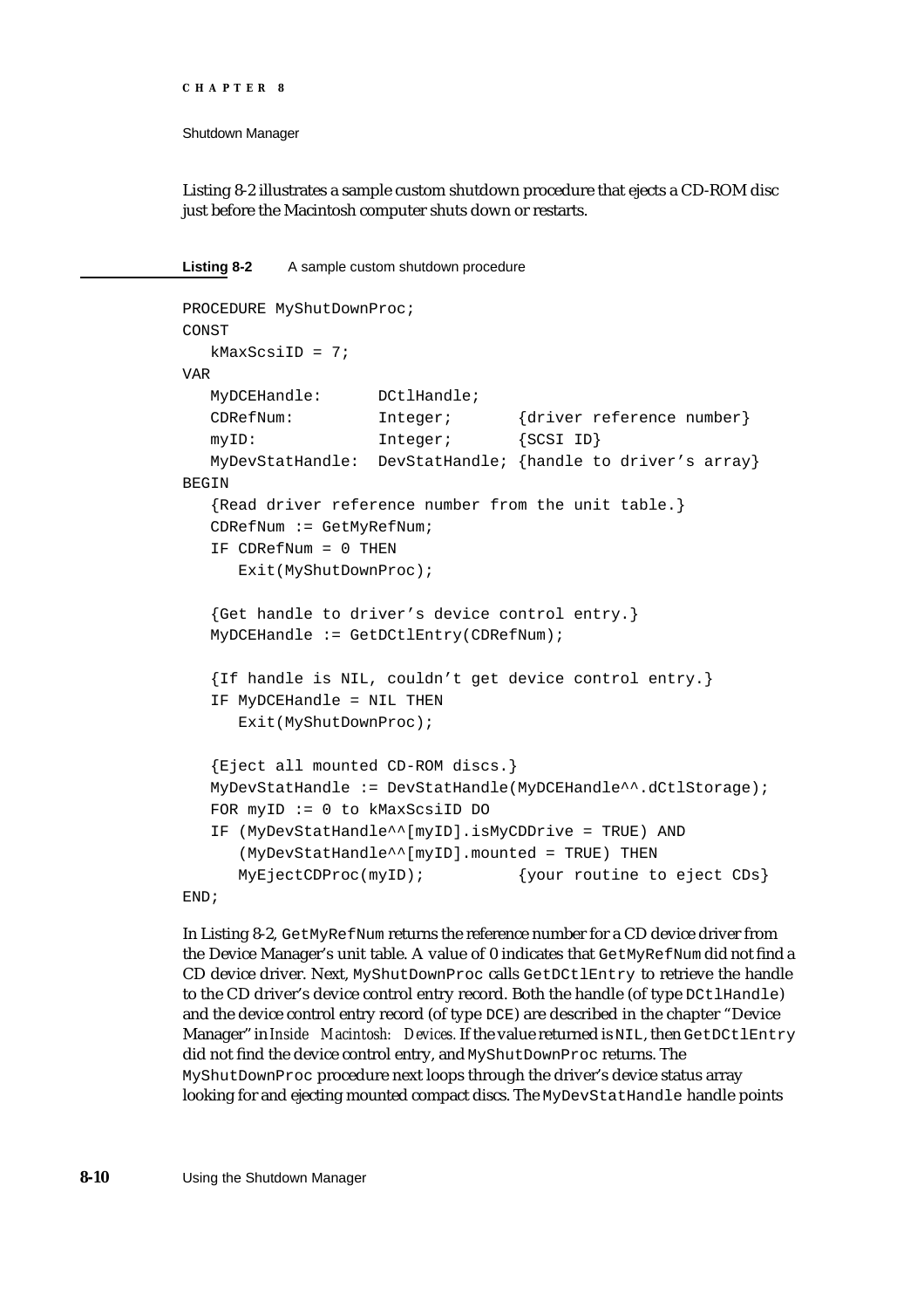Listing 8-2 illustrates a sample custom shutdown procedure that ejects a CD-ROM disc just before the Macintosh computer shuts down or restarts.

**Listing 8-2** A sample custom shutdown procedure

```
PROCEDURE MyShutDownProc;
CONST
   kMaxScsiID = 7;
VAR
   MyDCEHandle:      DCtlHandle;
   CDRefNum:         Integer;       {driver reference number}
   myID:             Integer;       {SCSI ID}
   MyDevStatHandle:  DevStatHandle; {handle to driver's array}
BEGIN
   {Read driver reference number from the unit table.}
   CDRefNum := GetMyRefNum;
   IF CDRefNum = 0 THEN
      Exit(MyShutDownProc);

   {Get handle to driver's device control entry.}
   MyDCEHandle := GetDCtlEntry(CDRefNum);

   {If handle is NIL, couldn't get device control entry.}
   IF MyDCEHandle = NIL THEN
      Exit(MyShutDownProc);

   {Eject all mounted CD-ROM discs.}
   MyDevStatHandle := DevStatHandle(MyDCEHandle^^.dCtlStorage);
   FOR myID := 0 to kMaxScsiID DO
   IF (MyDevStatHandle^^[myID].isMyCDDrive = TRUE) AND
      (MyDevStatHandle^^[myID].mounted = TRUE) THEN
      MyEjectCDProc(myID);          {your routine to eject CDs}
END;
```

In Listing 8-2, `GetMyRefNum` returns the reference number for a CD device driver from the Device Manager's unit table. A value of 0 indicates that `GetMyRefNum` did not find a CD device driver. Next, `MyShutDownProc` calls `GetDCtlEntry` to retrieve the handle to the CD driver's device control entry record. Both the handle (of type `DCtlHandle`) and the device control entry record (of type `DCE`) are described in the chapter "Device Manager" in *Inside Macintosh: Devices*. If the value returned is `NIL`, then `GetDCtlEntry` did not find the device control entry, and `MyShutDownProc` returns. The `MyShutDownProc` procedure next loops through the driver's device status array looking for and ejecting mounted compact discs. The `MyDevStatHandle` handle points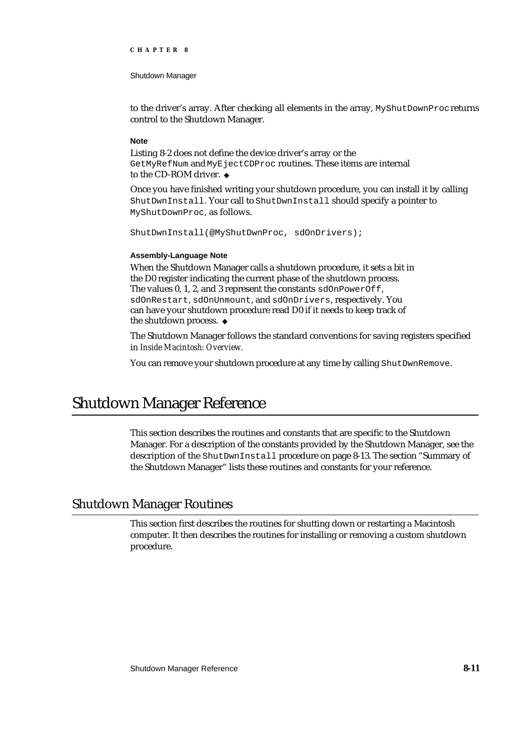to the driver's array. After checking all elements in the array, `MyShutDownProc` returns control to the Shutdown Manager.

**Note**

Listing 8-2 does not define the device driver's array or the `GetMyRefNum` and `MyEjectCDProc` routines. These items are internal to the CD-ROM driver. ◆

Once you have finished writing your shutdown procedure, you can install it by calling `ShutDwnInstall`. Your call to `ShutDwnInstall` should specify a pointer to `MyShutDownProc`, as follows.

```
ShutDwnInstall(@MyShutDwnProc, sdOnDrivers);
```

**Assembly-Language Note**

When the Shutdown Manager calls a shutdown procedure, it sets a bit in the D0 register indicating the current phase of the shutdown process. The values 0, 1, 2, and 3 represent the constants `sdOnPowerOff`, `sdOnRestart`, `sdOnUnmount`, and `sdOnDrivers`, respectively. You can have your shutdown procedure read D0 if it needs to keep track of the shutdown process. ◆

The Shutdown Manager follows the standard conventions for saving registers specified in *Inside Macintosh: Overview*.

You can remove your shutdown procedure at any time by calling `ShutDwnRemove`.

# Shutdown Manager Reference

This section describes the routines and constants that are specific to the Shutdown Manager. For a description of the constants provided by the Shutdown Manager, see the description of the `ShutDwnInstall` procedure on page 8-13. The section "Summary of the Shutdown Manager" lists these routines and constants for your reference.

## Shutdown Manager Routines

This section first describes the routines for shutting down or restarting a Macintosh computer. It then describes the routines for installing or removing a custom shutdown procedure.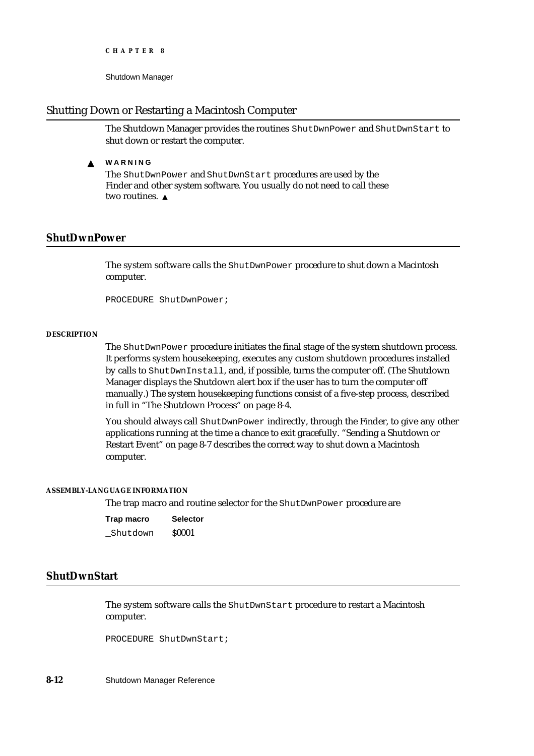## Shutting Down or Restarting a Macintosh Computer

The Shutdown Manager provides the routines `ShutDwnPower` and `ShutDwnStart` to shut down or restart the computer.

▲ **WARNING**

The `ShutDwnPower` and `ShutDwnStart` procedures are used by the Finder and other system software. You usually do not need to call these two routines. ▲

### ShutDwnPower

The system software calls the `ShutDwnPower` procedure to shut down a Macintosh computer.

```
PROCEDURE ShutDwnPower;
```

**DESCRIPTION**

The `ShutDwnPower` procedure initiates the final stage of the system shutdown process. It performs system housekeeping, executes any custom shutdown procedures installed by calls to `ShutDwnInstall`, and, if possible, turns the computer off. (The Shutdown Manager displays the Shutdown alert box if the user has to turn the computer off manually.) The system housekeeping functions consist of a five-step process, described in full in "The Shutdown Process" on page 8-4.

You should always call `ShutDwnPower` indirectly, through the Finder, to give any other applications running at the time a chance to exit gracefully. "Sending a Shutdown or Restart Event" on page 8-7 describes the correct way to shut down a Macintosh computer.

**ASSEMBLY-LANGUAGE INFORMATION**

The trap macro and routine selector for the `ShutDwnPower` procedure are

| Trap macro | Selector |
|---|---|
| `_Shutdown` | $0001 |

### ShutDwnStart

The system software calls the `ShutDwnStart` procedure to restart a Macintosh computer.

```
PROCEDURE ShutDwnStart;
```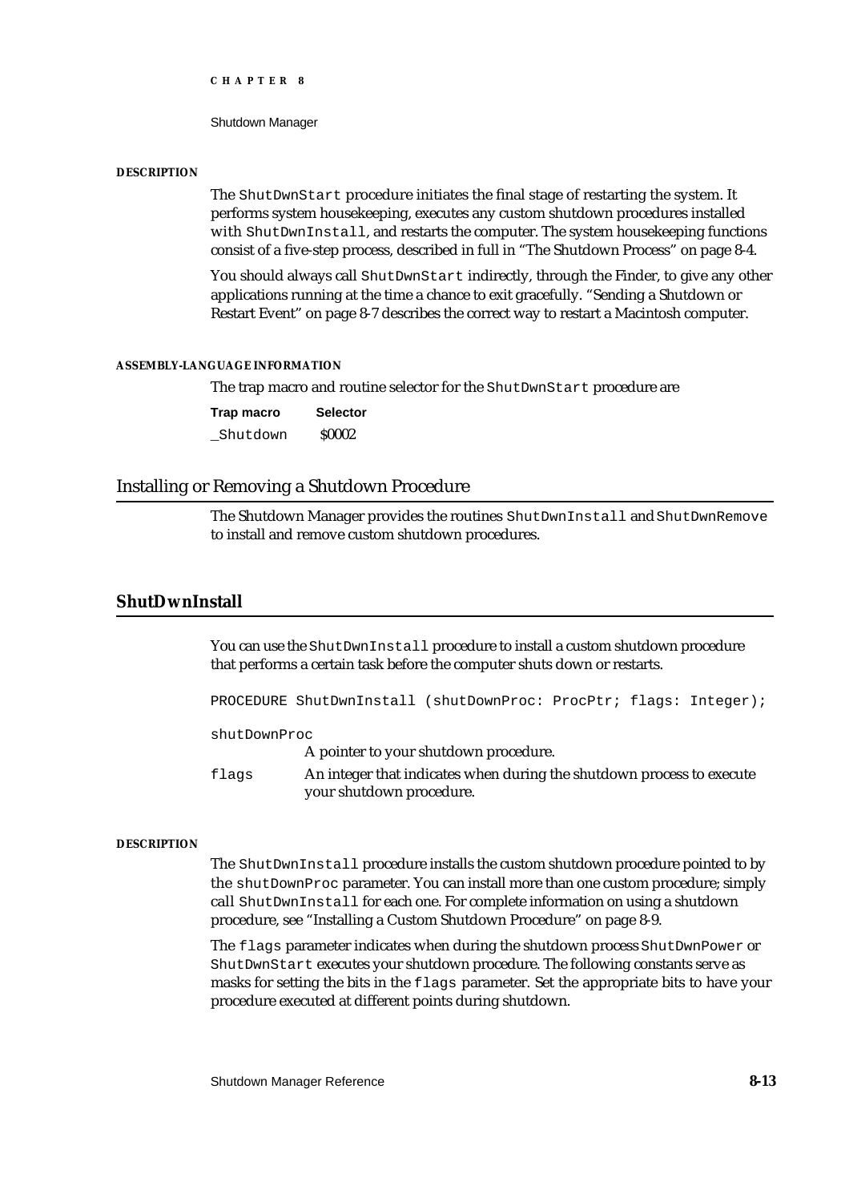#### DESCRIPTION

The `ShutDwnStart` procedure initiates the final stage of restarting the system. It performs system housekeeping, executes any custom shutdown procedures installed with `ShutDwnInstall`, and restarts the computer. The system housekeeping functions consist of a five-step process, described in full in "The Shutdown Process" on page 8-4.

You should always call `ShutDwnStart` indirectly, through the Finder, to give any other applications running at the time a chance to exit gracefully. "Sending a Shutdown or Restart Event" on page 8-7 describes the correct way to restart a Macintosh computer.

#### ASSEMBLY-LANGUAGE INFORMATION

The trap macro and routine selector for the `ShutDwnStart` procedure are

| Trap macro | Selector |
|---|---|
| `_Shutdown` | $0002 |

## Installing or Removing a Shutdown Procedure

The Shutdown Manager provides the routines `ShutDwnInstall` and `ShutDwnRemove` to install and remove custom shutdown procedures.

### ShutDwnInstall

You can use the `ShutDwnInstall` procedure to install a custom shutdown procedure that performs a certain task before the computer shuts down or restarts.

```
PROCEDURE ShutDwnInstall (shutDownProc: ProcPtr; flags: Integer);
```

`shutDownProc`
A pointer to your shutdown procedure.

`flags`
An integer that indicates when during the shutdown process to execute your shutdown procedure.

#### DESCRIPTION

The `ShutDwnInstall` procedure installs the custom shutdown procedure pointed to by the `shutDownProc` parameter. You can install more than one custom procedure; simply call `ShutDwnInstall` for each one. For complete information on using a shutdown procedure, see "Installing a Custom Shutdown Procedure" on page 8-9.

The `flags` parameter indicates when during the shutdown process `ShutDwnPower` or `ShutDwnStart` executes your shutdown procedure. The following constants serve as masks for setting the bits in the `flags` parameter. Set the appropriate bits to have your procedure executed at different points during shutdown.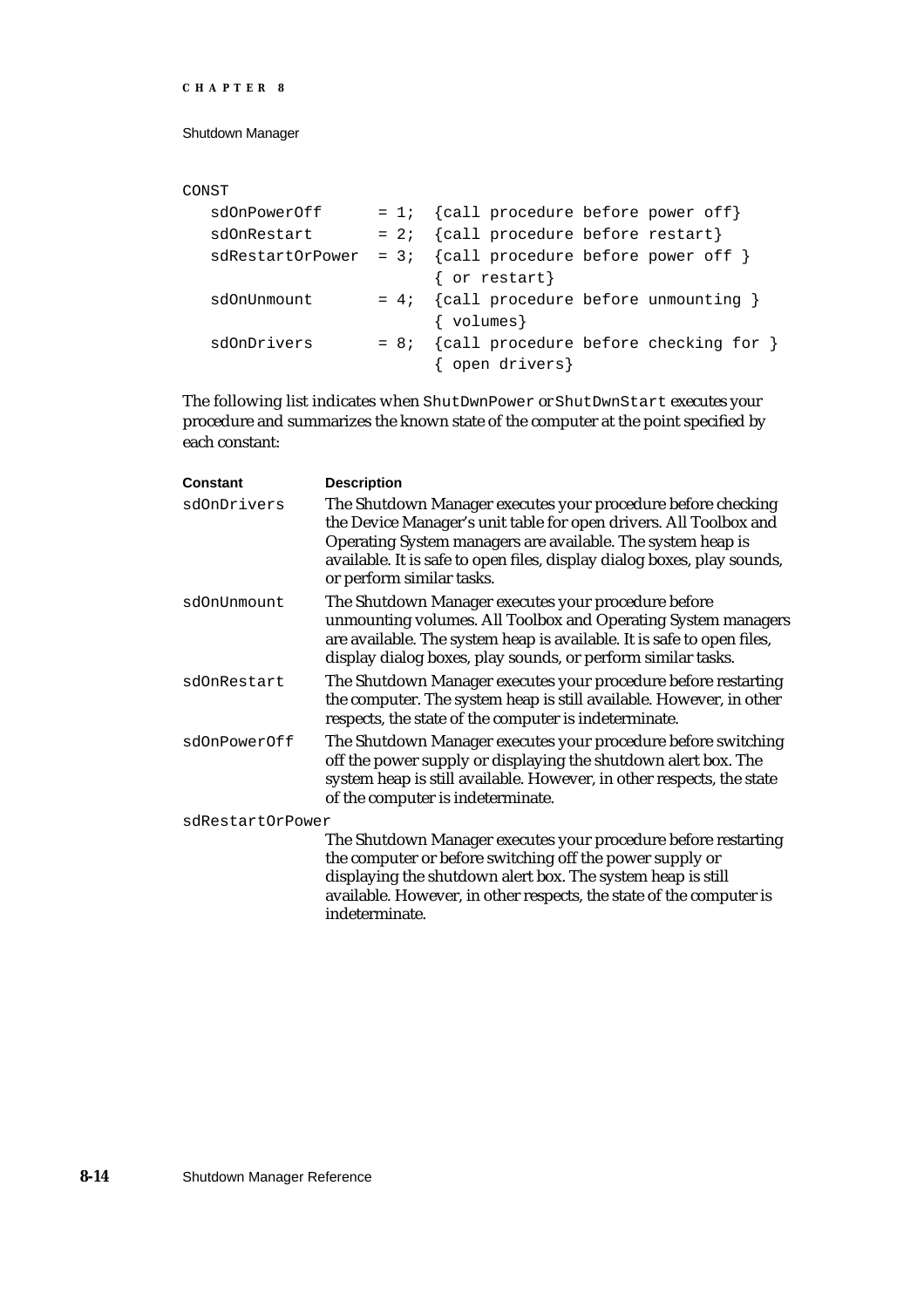```
CONST
   sdOnPowerOff      = 1;  {call procedure before power off}
   sdOnRestart       = 2;  {call procedure before restart}
   sdRestartOrPower  = 3;  {call procedure before power off }
                           { or restart}
   sdOnUnmount       = 4;  {call procedure before unmounting }
                           { volumes}
   sdOnDrivers       = 8;  {call procedure before checking for }
                           { open drivers}
```

The following list indicates when `ShutDwnPower` or `ShutDwnStart` executes your procedure and summarizes the known state of the computer at the point specified by each constant:

| Constant | Description |
|---|---|
| `sdOnDrivers` | The Shutdown Manager executes your procedure before checking the Device Manager's unit table for open drivers. All Toolbox and Operating System managers are available. The system heap is available. It is safe to open files, display dialog boxes, play sounds, or perform similar tasks. |
| `sdOnUnmount` | The Shutdown Manager executes your procedure before unmounting volumes. All Toolbox and Operating System managers are available. The system heap is available. It is safe to open files, display dialog boxes, play sounds, or perform similar tasks. |
| `sdOnRestart` | The Shutdown Manager executes your procedure before restarting the computer. The system heap is still available. However, in other respects, the state of the computer is indeterminate. |
| `sdOnPowerOff` | The Shutdown Manager executes your procedure before switching off the power supply or displaying the shutdown alert box. The system heap is still available. However, in other respects, the state of the computer is indeterminate. |
| `sdRestartOrPower` | The Shutdown Manager executes your procedure before restarting the computer or before switching off the power supply or displaying the shutdown alert box. The system heap is still available. However, in other respects, the state of the computer is indeterminate. |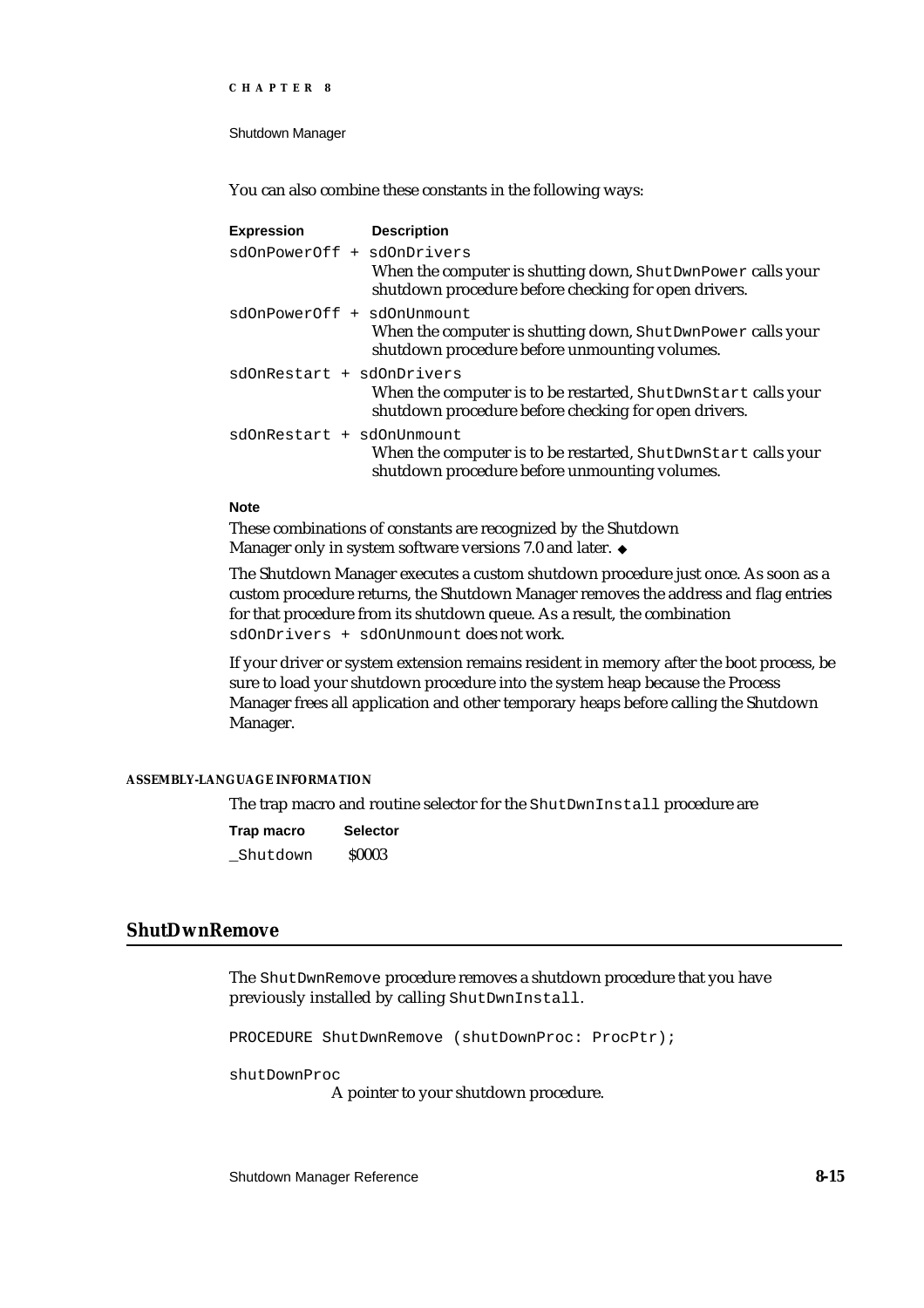You can also combine these constants in the following ways:

| Expression | Description |
|---|---|
| `sdOnPowerOff + sdOnDrivers` | When the computer is shutting down, `ShutDwnPower` calls your shutdown procedure before checking for open drivers. |
| `sdOnPowerOff + sdOnUnmount` | When the computer is shutting down, `ShutDwnPower` calls your shutdown procedure before unmounting volumes. |
| `sdOnRestart + sdOnDrivers` | When the computer is to be restarted, `ShutDwnStart` calls your shutdown procedure before checking for open drivers. |
| `sdOnRestart + sdOnUnmount` | When the computer is to be restarted, `ShutDwnStart` calls your shutdown procedure before unmounting volumes. |

**Note**

These combinations of constants are recognized by the Shutdown Manager only in system software versions 7.0 and later. ◆

The Shutdown Manager executes a custom shutdown procedure just once. As soon as a custom procedure returns, the Shutdown Manager removes the address and flag entries for that procedure from its shutdown queue. As a result, the combination `sdOnDrivers + sdOnUnmount` does not work.

If your driver or system extension remains resident in memory after the boot process, be sure to load your shutdown procedure into the system heap because the Process Manager frees all application and other temporary heaps before calling the Shutdown Manager.

#### ASSEMBLY-LANGUAGE INFORMATION

The trap macro and routine selector for the `ShutDwnInstall` procedure are

| Trap macro | Selector |
|---|---|
| `_Shutdown` | $0003 |

## ShutDwnRemove

The `ShutDwnRemove` procedure removes a shutdown procedure that you have previously installed by calling `ShutDwnInstall`.

```
PROCEDURE ShutDwnRemove (shutDownProc: ProcPtr);
```

`shutDownProc`
A pointer to your shutdown procedure.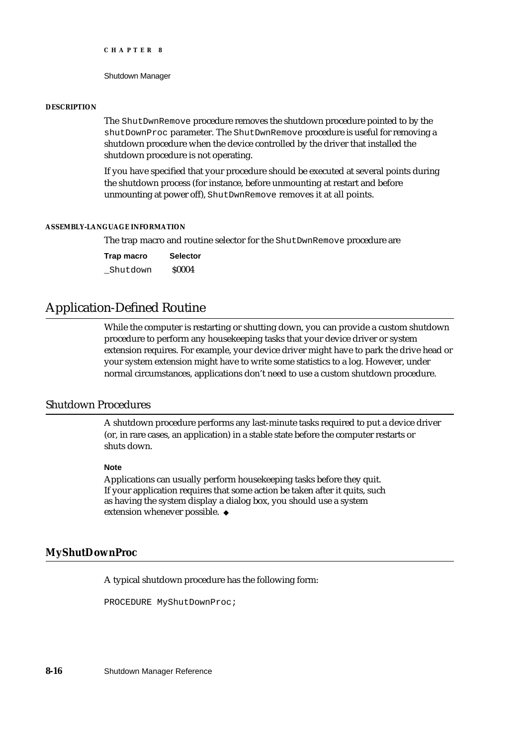#### DESCRIPTION

The `ShutDwnRemove` procedure removes the shutdown procedure pointed to by the `shutDownProc` parameter. The `ShutDwnRemove` procedure is useful for removing a shutdown procedure when the device controlled by the driver that installed the shutdown procedure is not operating.

If you have specified that your procedure should be executed at several points during the shutdown process (for instance, before unmounting at restart and before unmounting at power off), `ShutDwnRemove` removes it at all points.

#### ASSEMBLY-LANGUAGE INFORMATION

The trap macro and routine selector for the `ShutDwnRemove` procedure are

| Trap macro | Selector |
|---|---|
| `_Shutdown` | $0004 |

## Application-Defined Routine

While the computer is restarting or shutting down, you can provide a custom shutdown procedure to perform any housekeeping tasks that your device driver or system extension requires. For example, your device driver might have to park the drive head or your system extension might have to write some statistics to a log. However, under normal circumstances, applications don't need to use a custom shutdown procedure.

## Shutdown Procedures

A shutdown procedure performs any last-minute tasks required to put a device driver (or, in rare cases, an application) in a stable state before the computer restarts or shuts down.

**Note**

Applications can usually perform housekeeping tasks before they quit. If your application requires that some action be taken after it quits, such as having the system display a dialog box, you should use a system extension whenever possible. ◆

### MyShutDownProc

A typical shutdown procedure has the following form:

```
PROCEDURE MyShutDownProc;
```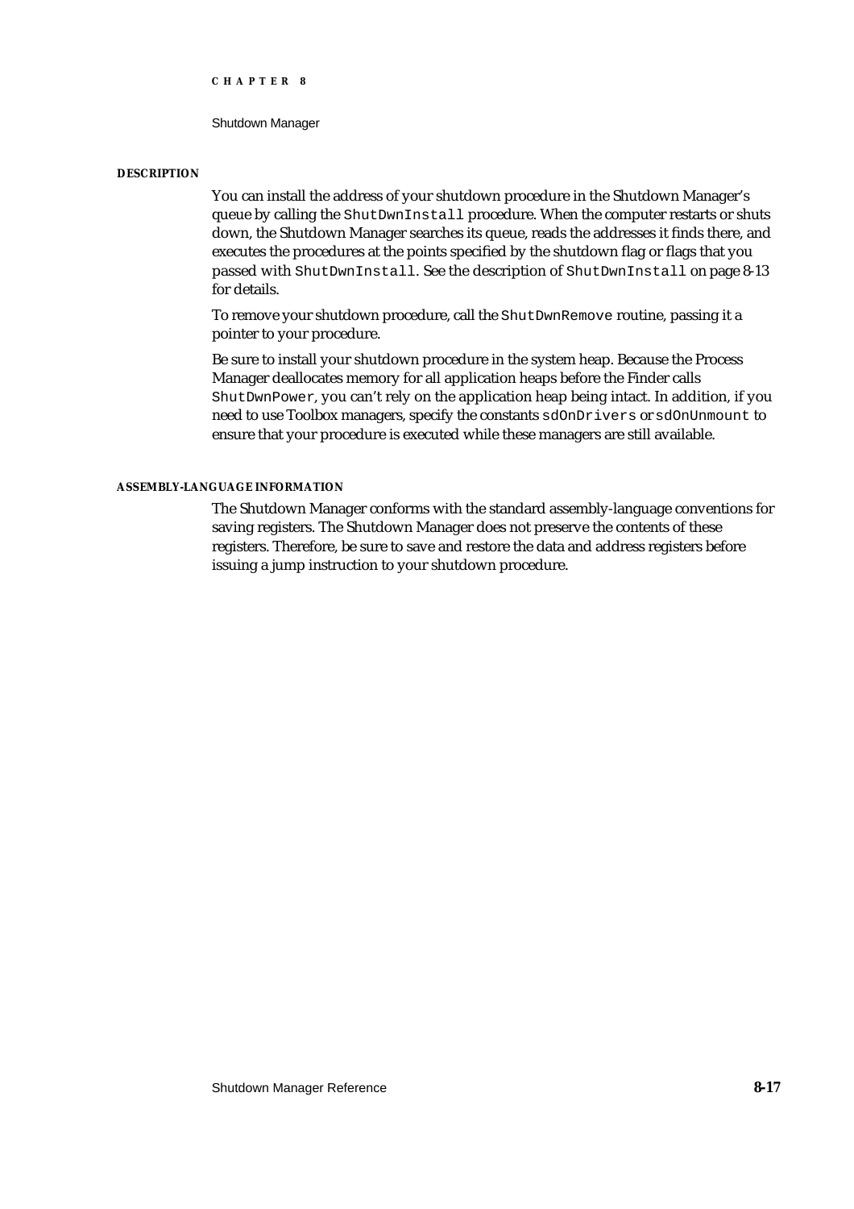#### DESCRIPTION

You can install the address of your shutdown procedure in the Shutdown Manager's queue by calling the `ShutDwnInstall` procedure. When the computer restarts or shuts down, the Shutdown Manager searches its queue, reads the addresses it finds there, and executes the procedures at the points specified by the shutdown flag or flags that you passed with `ShutDwnInstall`. See the description of `ShutDwnInstall` on page 8-13 for details.

To remove your shutdown procedure, call the `ShutDwnRemove` routine, passing it a pointer to your procedure.

Be sure to install your shutdown procedure in the system heap. Because the Process Manager deallocates memory for all application heaps before the Finder calls `ShutDwnPower`, you can't rely on the application heap being intact. In addition, if you need to use Toolbox managers, specify the constants `sdOnDrivers` or `sdOnUnmount` to ensure that your procedure is executed while these managers are still available.

#### ASSEMBLY-LANGUAGE INFORMATION

The Shutdown Manager conforms with the standard assembly-language conventions for saving registers. The Shutdown Manager does not preserve the contents of these registers. Therefore, be sure to save and restore the data and address registers before issuing a jump instruction to your shutdown procedure.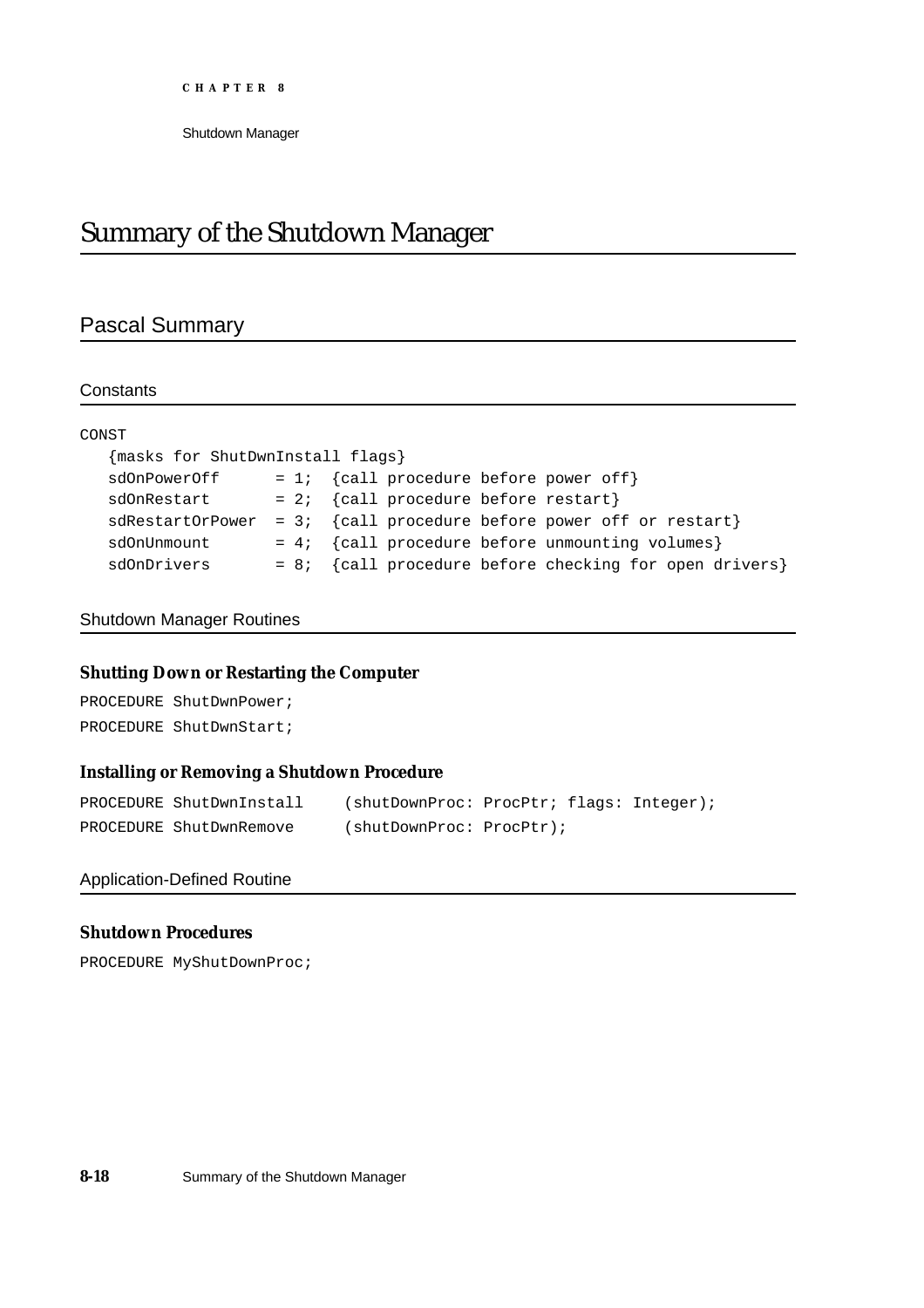# Summary of the Shutdown Manager

## Pascal Summary

### Constants

```
CONST
   {masks for ShutDwnInstall flags}
   sdOnPowerOff      = 1;  {call procedure before power off}
   sdOnRestart       = 2;  {call procedure before restart}
   sdRestartOrPower  = 3;  {call procedure before power off or restart}
   sdOnUnmount       = 4;  {call procedure before unmounting volumes}
   sdOnDrivers       = 8;  {call procedure before checking for open drivers}
```

### Shutdown Manager Routines

#### Shutting Down or Restarting the Computer

```
PROCEDURE ShutDwnPower;
PROCEDURE ShutDwnStart;
```

#### Installing or Removing a Shutdown Procedure

```
PROCEDURE ShutDwnInstall     (shutDownProc: ProcPtr; flags: Integer);
PROCEDURE ShutDwnRemove      (shutDownProc: ProcPtr);
```

### Application-Defined Routine

#### Shutdown Procedures

```
PROCEDURE MyShutDownProc;
```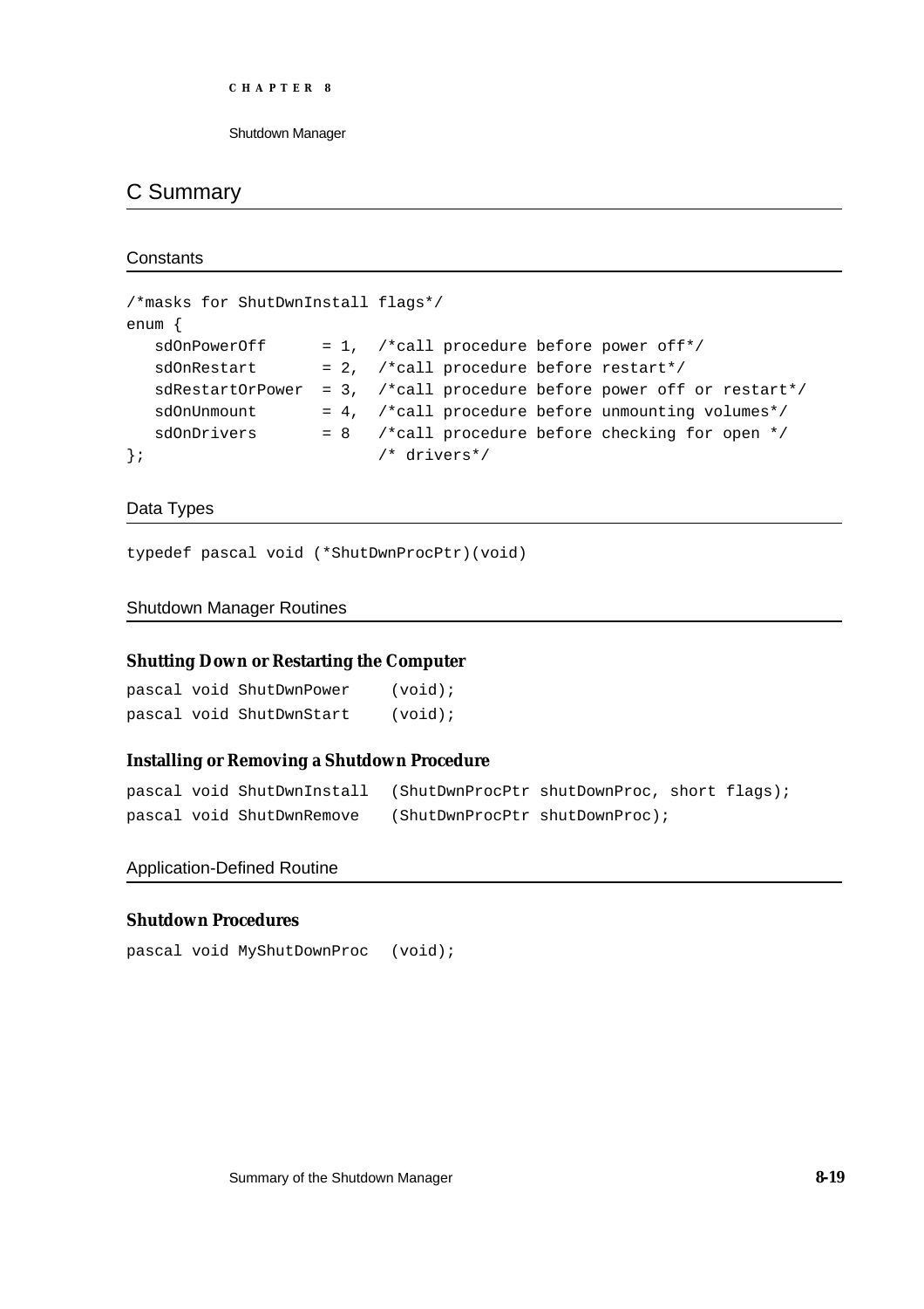## C Summary

### Constants

```
/*masks for ShutDwnInstall flags*/
enum {
   sdOnPowerOff      = 1,  /*call procedure before power off*/
   sdOnRestart       = 2,  /*call procedure before restart*/
   sdRestartOrPower  = 3,  /*call procedure before power off or restart*/
   sdOnUnmount       = 4,  /*call procedure before unmounting volumes*/
   sdOnDrivers       = 8   /*call procedure before checking for open */
};                         /* drivers*/
```

### Data Types

```
typedef pascal void (*ShutDwnProcPtr)(void)
```

### Shutdown Manager Routines

#### Shutting Down or Restarting the Computer

```
pascal void ShutDwnPower     (void);
pascal void ShutDwnStart     (void);
```

#### Installing or Removing a Shutdown Procedure

```
pascal void ShutDwnInstall   (ShutDwnProcPtr shutDownProc, short flags);
pascal void ShutDwnRemove    (ShutDwnProcPtr shutDownProc);
```

### Application-Defined Routine

#### Shutdown Procedures

```
pascal void MyShutDownProc   (void);
```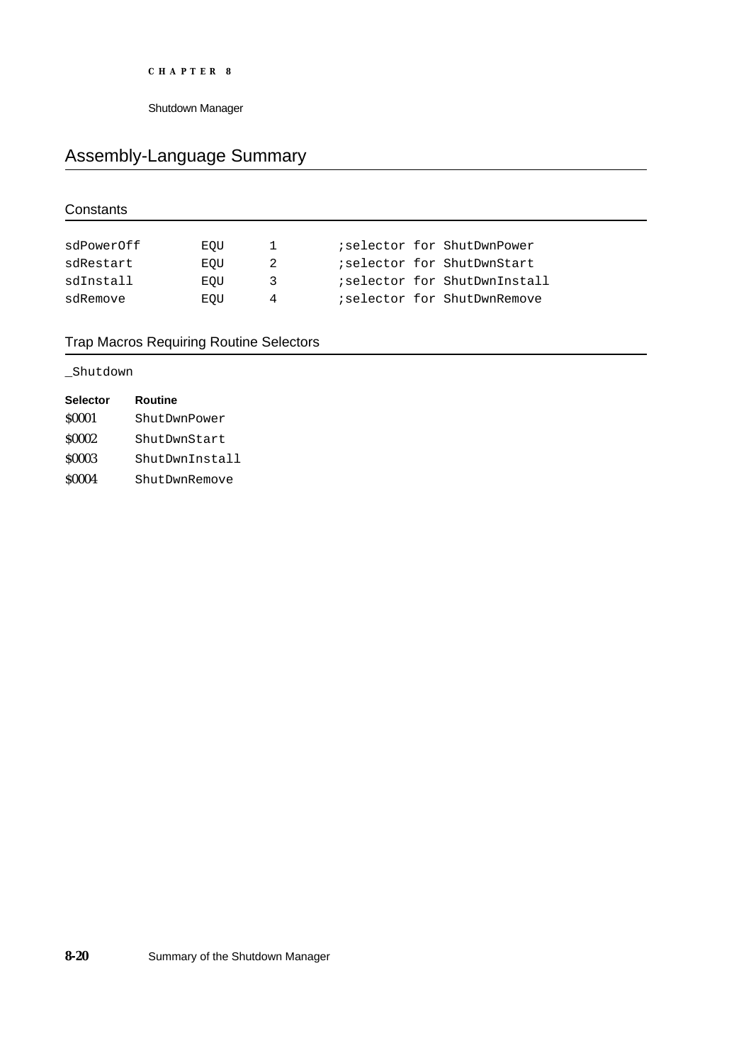## Assembly-Language Summary

### Constants

```
sdPowerOff      EQU     1       ;selector for ShutDwnPower
sdRestart       EQU     2       ;selector for ShutDwnStart
sdInstall       EQU     3       ;selector for ShutDwnInstall
sdRemove        EQU     4       ;selector for ShutDwnRemove
```

### Trap Macros Requiring Routine Selectors

`_Shutdown`

| Selector | Routine |
|---|---|
| $0001 | `ShutDwnPower` |
| $0002 | `ShutDwnStart` |
| $0003 | `ShutDwnInstall` |
| $0004 | `ShutDwnRemove` |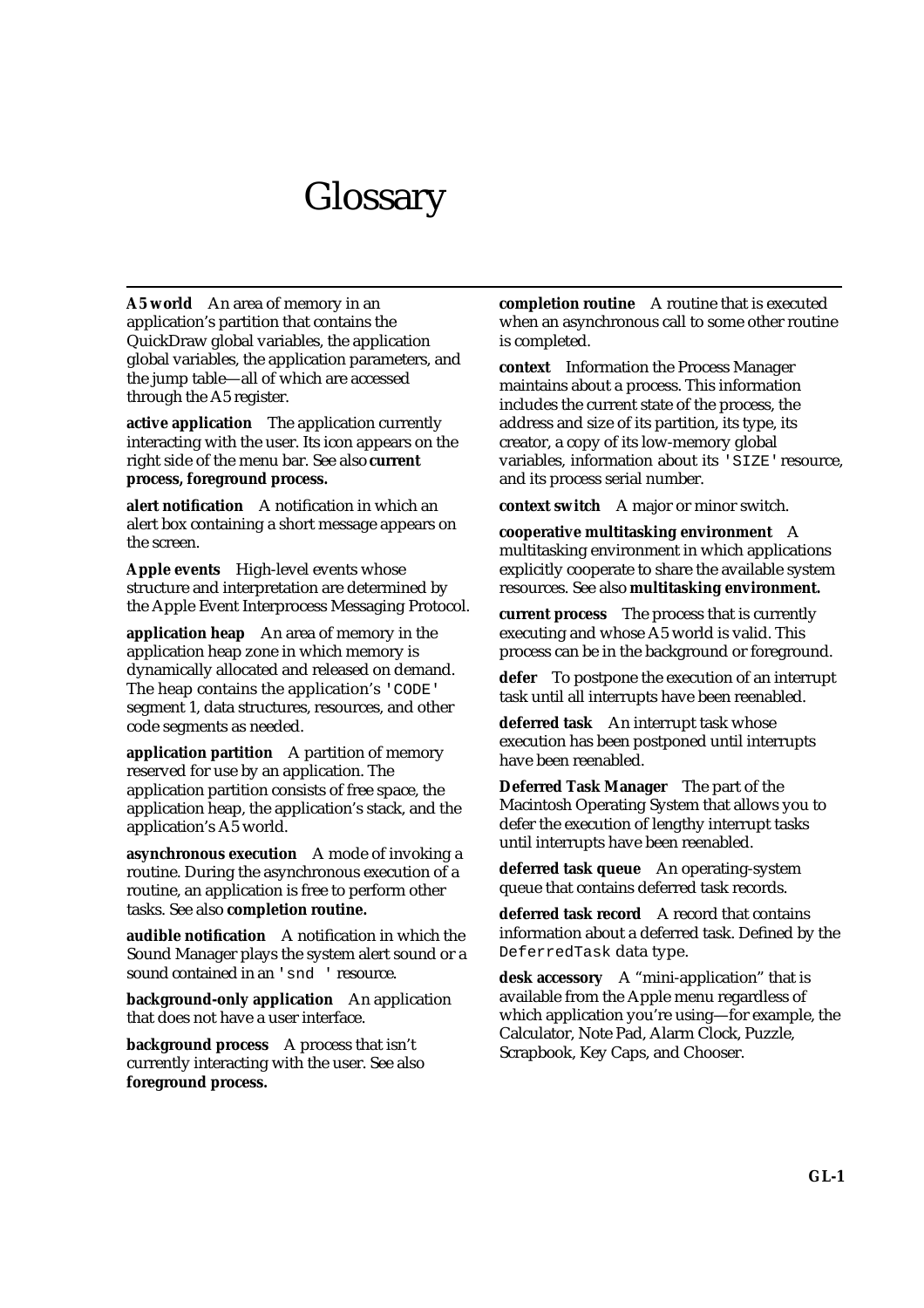# Glossary

**A5 world** An area of memory in an application's partition that contains the QuickDraw global variables, the application global variables, the application parameters, and the jump table—all of which are accessed through the A5 register.

**active application** The application currently interacting with the user. Its icon appears on the right side of the menu bar. See also **current process, foreground process.**

**alert notification** A notification in which an alert box containing a short message appears on the screen.

**Apple events** High-level events whose structure and interpretation are determined by the Apple Event Interprocess Messaging Protocol.

**application heap** An area of memory in the application heap zone in which memory is dynamically allocated and released on demand. The heap contains the application's `'CODE'` segment 1, data structures, resources, and other code segments as needed.

**application partition** A partition of memory reserved for use by an application. The application partition consists of free space, the application heap, the application's stack, and the application's A5 world.

**asynchronous execution** A mode of invoking a routine. During the asynchronous execution of a routine, an application is free to perform other tasks. See also **completion routine.**

**audible notification** A notification in which the Sound Manager plays the system alert sound or a sound contained in an `'snd '` resource.

**background-only application** An application that does not have a user interface.

**background process** A process that isn't currently interacting with the user. See also **foreground process.**

**completion routine** A routine that is executed when an asynchronous call to some other routine is completed.

**context** Information the Process Manager maintains about a process. This information includes the current state of the process, the address and size of its partition, its type, its creator, a copy of its low-memory global variables, information about its `'SIZE'` resource, and its process serial number.

**context switch** A major or minor switch.

**cooperative multitasking environment** A multitasking environment in which applications explicitly cooperate to share the available system resources. See also **multitasking environment.**

**current process** The process that is currently executing and whose A5 world is valid. This process can be in the background or foreground.

**defer** To postpone the execution of an interrupt task until all interrupts have been reenabled.

**deferred task** An interrupt task whose execution has been postponed until interrupts have been reenabled.

**Deferred Task Manager** The part of the Macintosh Operating System that allows you to defer the execution of lengthy interrupt tasks until interrupts have been reenabled.

**deferred task queue** An operating-system queue that contains deferred task records.

**deferred task record** A record that contains information about a deferred task. Defined by the `DeferredTask` data type.

**desk accessory** A "mini-application" that is available from the Apple menu regardless of which application you're using—for example, the Calculator, Note Pad, Alarm Clock, Puzzle, Scrapbook, Key Caps, and Chooser.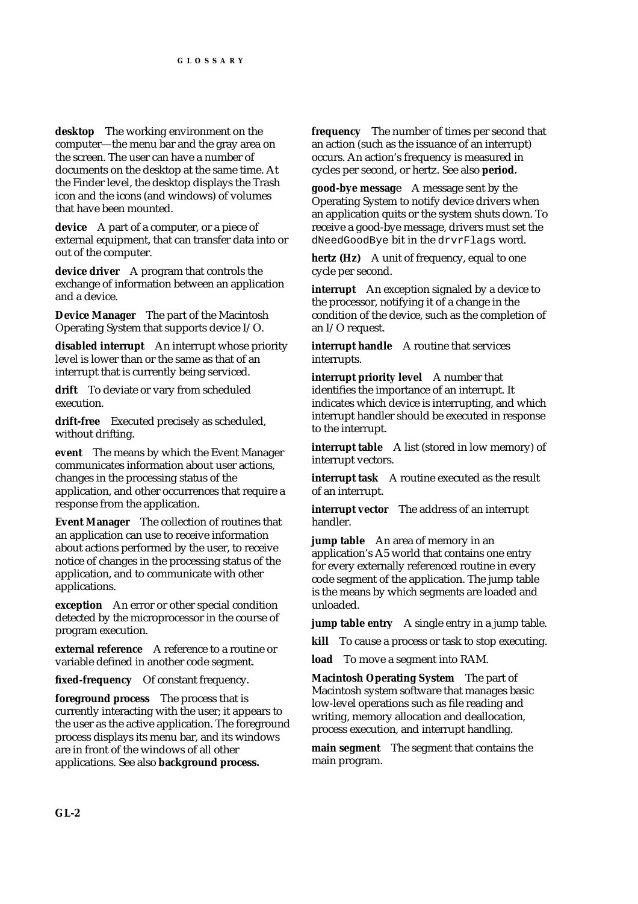**desktop** The working environment on the computer—the menu bar and the gray area on the screen. The user can have a number of documents on the desktop at the same time. At the Finder level, the desktop displays the Trash icon and the icons (and windows) of volumes that have been mounted.

**device** A part of a computer, or a piece of external equipment, that can transfer data into or out of the computer.

**device driver** A program that controls the exchange of information between an application and a device.

**Device Manager** The part of the Macintosh Operating System that supports device I/O.

**disabled interrupt** An interrupt whose priority level is lower than or the same as that of an interrupt that is currently being serviced.

**drift** To deviate or vary from scheduled execution.

**drift-free** Executed precisely as scheduled, without drifting.

**event** The means by which the Event Manager communicates information about user actions, changes in the processing status of the application, and other occurrences that require a response from the application.

**Event Manager** The collection of routines that an application can use to receive information about actions performed by the user, to receive notice of changes in the processing status of the application, and to communicate with other applications.

**exception** An error or other special condition detected by the microprocessor in the course of program execution.

**external reference** A reference to a routine or variable defined in another code segment.

**fixed-frequency** Of constant frequency.

**foreground process** The process that is currently interacting with the user; it appears to the user as the active application. The foreground process displays its menu bar, and its windows are in front of the windows of all other applications. See also **background process.**

**frequency** The number of times per second that an action (such as the issuance of an interrupt) occurs. An action's frequency is measured in cycles per second, or hertz. See also **period.**

**good-bye message** A message sent by the Operating System to notify device drivers when an application quits or the system shuts down. To receive a good-bye message, drivers must set the `dNeedGoodBye` bit in the `drvrFlags` word.

**hertz (Hz)** A unit of frequency, equal to one cycle per second.

**interrupt** An exception signaled by a device to the processor, notifying it of a change in the condition of the device, such as the completion of an I/O request.

**interrupt handle** A routine that services interrupts.

**interrupt priority level** A number that identifies the importance of an interrupt. It indicates which device is interrupting, and which interrupt handler should be executed in response to the interrupt.

**interrupt table** A list (stored in low memory) of interrupt vectors.

**interrupt task** A routine executed as the result of an interrupt.

**interrupt vector** The address of an interrupt handler.

**jump table** An area of memory in an application's A5 world that contains one entry for every externally referenced routine in every code segment of the application. The jump table is the means by which segments are loaded and unloaded.

**jump table entry** A single entry in a jump table.

**kill** To cause a process or task to stop executing.

**load** To move a segment into RAM.

**Macintosh Operating System** The part of Macintosh system software that manages basic low-level operations such as file reading and writing, memory allocation and deallocation, process execution, and interrupt handling.

**main segment** The segment that contains the main program.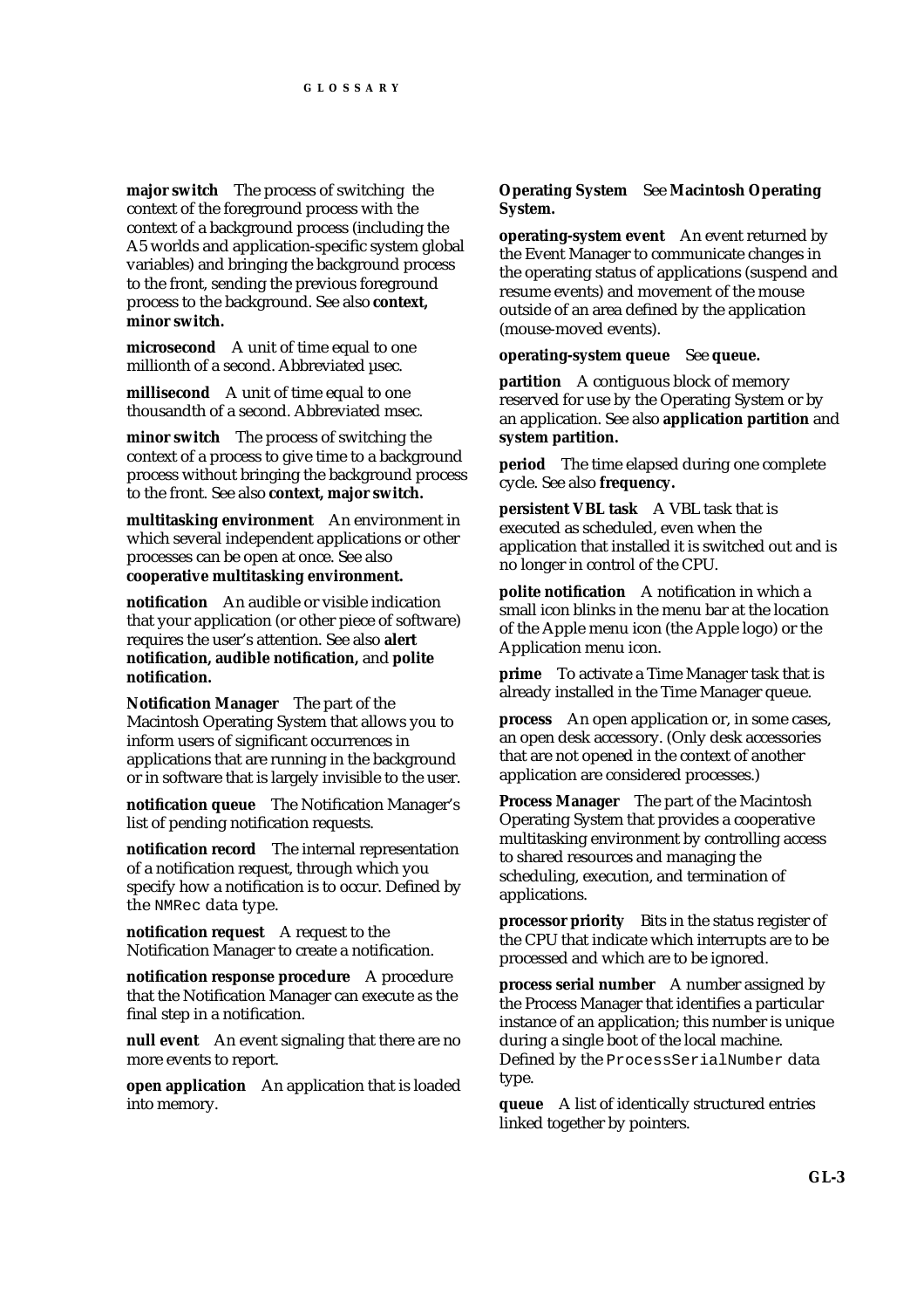**major switch** The process of switching the context of the foreground process with the context of a background process (including the A5 worlds and application-specific system global variables) and bringing the background process to the front, sending the previous foreground process to the background. See also **context, minor switch.**

**microsecond** A unit of time equal to one millionth of a second. Abbreviated µsec.

**millisecond** A unit of time equal to one thousandth of a second. Abbreviated msec.

**minor switch** The process of switching the context of a process to give time to a background process without bringing the background process to the front. See also **context, major switch.**

**multitasking environment** An environment in which several independent applications or other processes can be open at once. See also **cooperative multitasking environment.**

**notification** An audible or visible indication that your application (or other piece of software) requires the user's attention. See also **alert notification, audible notification,** and **polite notification.**

**Notification Manager** The part of the Macintosh Operating System that allows you to inform users of significant occurrences in applications that are running in the background or in software that is largely invisible to the user.

**notification queue** The Notification Manager's list of pending notification requests.

**notification record** The internal representation of a notification request, through which you specify how a notification is to occur. Defined by the `NMRec` data type.

**notification request** A request to the Notification Manager to create a notification.

**notification response procedure** A procedure that the Notification Manager can execute as the final step in a notification.

**null event** An event signaling that there are no more events to report.

**open application** An application that is loaded into memory.

**Operating System** See **Macintosh Operating System.**

**operating-system event** An event returned by the Event Manager to communicate changes in the operating status of applications (suspend and resume events) and movement of the mouse outside of an area defined by the application (mouse-moved events).

**operating-system queue** See **queue.**

**partition** A contiguous block of memory reserved for use by the Operating System or by an application. See also **application partition** and **system partition.**

**period** The time elapsed during one complete cycle. See also **frequency.**

**persistent VBL task** A VBL task that is executed as scheduled, even when the application that installed it is switched out and is no longer in control of the CPU.

**polite notification** A notification in which a small icon blinks in the menu bar at the location of the Apple menu icon (the Apple logo) or the Application menu icon.

**prime** To activate a Time Manager task that is already installed in the Time Manager queue.

**process** An open application or, in some cases, an open desk accessory. (Only desk accessories that are not opened in the context of another application are considered processes.)

**Process Manager** The part of the Macintosh Operating System that provides a cooperative multitasking environment by controlling access to shared resources and managing the scheduling, execution, and termination of applications.

**processor priority** Bits in the status register of the CPU that indicate which interrupts are to be processed and which are to be ignored.

**process serial number** A number assigned by the Process Manager that identifies a particular instance of an application; this number is unique during a single boot of the local machine. Defined by the `ProcessSerialNumber` data type.

**queue** A list of identically structured entries linked together by pointers.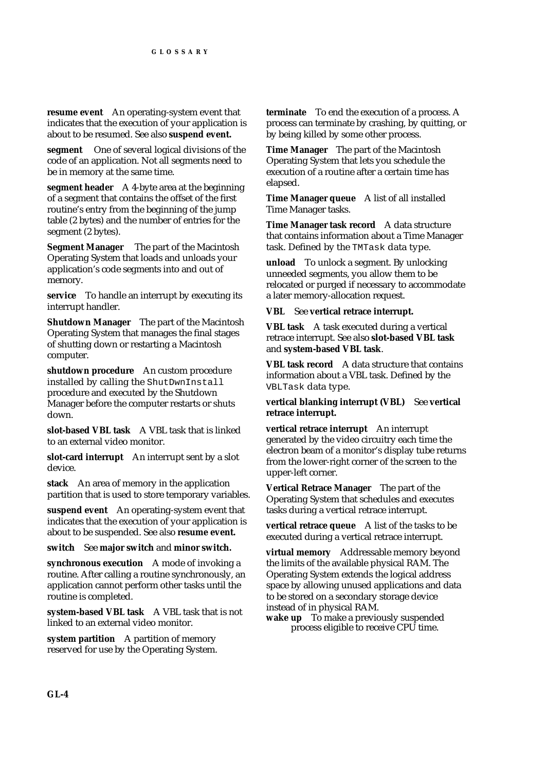**resume event** An operating-system event that indicates that the execution of your application is about to be resumed. See also **suspend event.**

**segment** One of several logical divisions of the code of an application. Not all segments need to be in memory at the same time.

**segment header** A 4-byte area at the beginning of a segment that contains the offset of the first routine's entry from the beginning of the jump table (2 bytes) and the number of entries for the segment (2 bytes).

**Segment Manager** The part of the Macintosh Operating System that loads and unloads your application's code segments into and out of memory.

**service** To handle an interrupt by executing its interrupt handler.

**Shutdown Manager** The part of the Macintosh Operating System that manages the final stages of shutting down or restarting a Macintosh computer.

**shutdown procedure** An custom procedure installed by calling the `ShutDwnInstall` procedure and executed by the Shutdown Manager before the computer restarts or shuts down.

**slot-based VBL task** A VBL task that is linked to an external video monitor.

**slot-card interrupt** An interrupt sent by a slot device.

**stack** An area of memory in the application partition that is used to store temporary variables.

**suspend event** An operating-system event that indicates that the execution of your application is about to be suspended. See also **resume event.**

**switch** See **major switch** and **minor switch.**

**synchronous execution** A mode of invoking a routine. After calling a routine synchronously, an application cannot perform other tasks until the routine is completed.

**system-based VBL task** A VBL task that is not linked to an external video monitor.

**system partition** A partition of memory reserved for use by the Operating System.

**terminate** To end the execution of a process. A process can terminate by crashing, by quitting, or by being killed by some other process.

**Time Manager** The part of the Macintosh Operating System that lets you schedule the execution of a routine after a certain time has elapsed.

**Time Manager queue** A list of all installed Time Manager tasks.

**Time Manager task record** A data structure that contains information about a Time Manager task. Defined by the `TMTask` data type.

**unload** To unlock a segment. By unlocking unneeded segments, you allow them to be relocated or purged if necessary to accommodate a later memory-allocation request.

**VBL** See **vertical retrace interrupt.**

**VBL task** A task executed during a vertical retrace interrupt. See also **slot-based VBL task** and **system-based VBL task**.

**VBL task record** A data structure that contains information about a VBL task. Defined by the `VBLTask` data type.

**vertical blanking interrupt (VBL)** See **vertical retrace interrupt.**

**vertical retrace interrupt** An interrupt generated by the video circuitry each time the electron beam of a monitor's display tube returns from the lower-right corner of the screen to the upper-left corner.

**Vertical Retrace Manager** The part of the Operating System that schedules and executes tasks during a vertical retrace interrupt.

**vertical retrace queue** A list of the tasks to be executed during a vertical retrace interrupt.

**virtual memory** Addressable memory beyond the limits of the available physical RAM. The Operating System extends the logical address space by allowing unused applications and data to be stored on a secondary storage device instead of in physical RAM.

**wake up** To make a previously suspended process eligible to receive CPU time.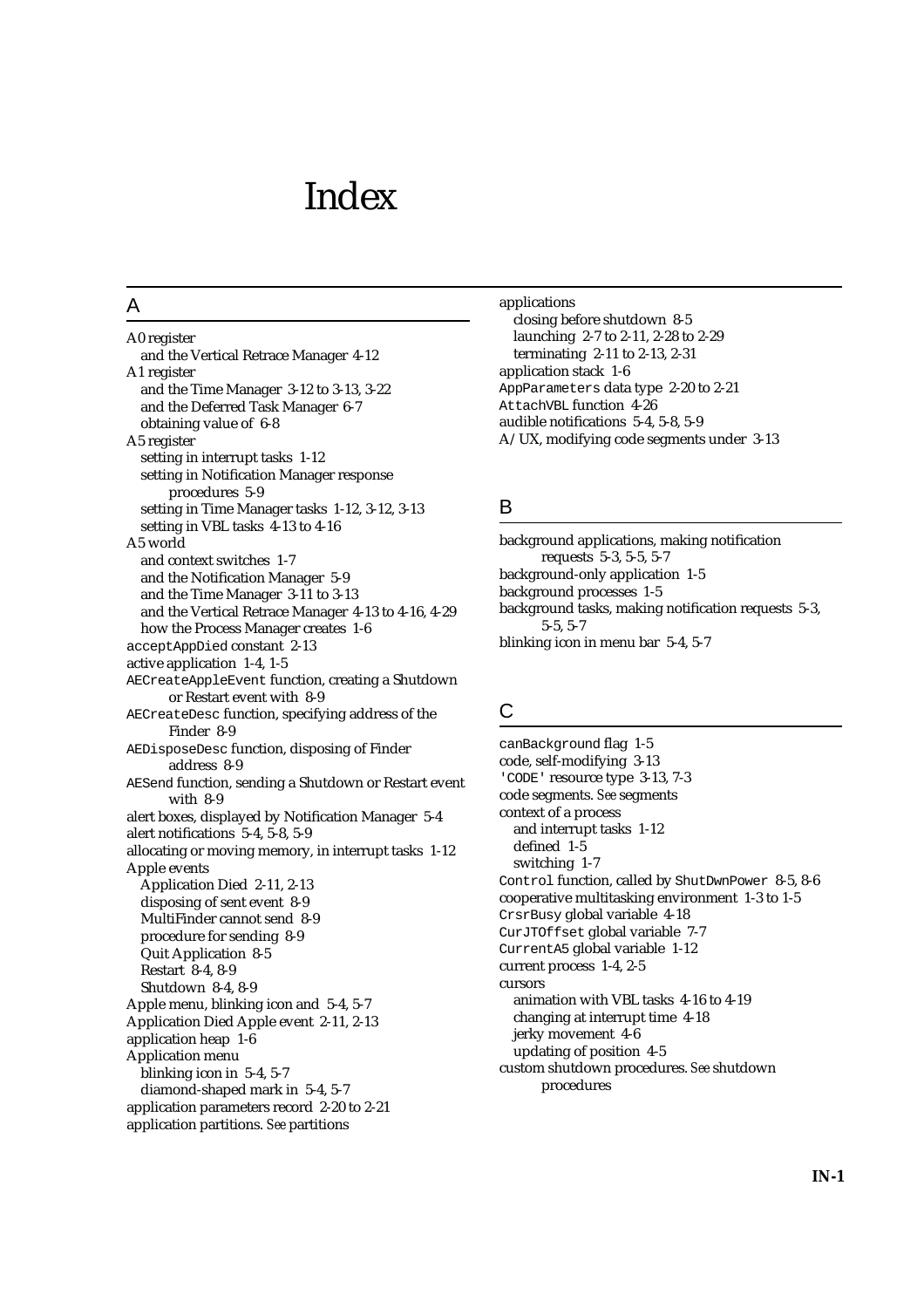# Index

## A

A0 register
- and the Vertical Retrace Manager 4-12

A1 register
- and the Time Manager 3-12 to 3-13, 3-22
- and the Deferred Task Manager 6-7
- obtaining value of 6-8

A5 register
- setting in interrupt tasks 1-12
- setting in Notification Manager response procedures 5-9
- setting in Time Manager tasks 1-12, 3-12, 3-13
- setting in VBL tasks 4-13 to 4-16

A5 world
- and context switches 1-7
- and the Notification Manager 5-9
- and the Time Manager 3-11 to 3-13
- and the Vertical Retrace Manager 4-13 to 4-16, 4-29
- how the Process Manager creates 1-6

`acceptAppDied` constant 2-13

active application 1-4, 1-5

`AECreateAppleEvent` function, creating a Shutdown or Restart event with 8-9

`AECreateDesc` function, specifying address of the Finder 8-9

`AEDisposeDesc` function, disposing of Finder address 8-9

`AESend` function, sending a Shutdown or Restart event with 8-9

alert boxes, displayed by Notification Manager 5-4

alert notifications 5-4, 5-8, 5-9

allocating or moving memory, in interrupt tasks 1-12

Apple events
- Application Died 2-11, 2-13
- disposing of sent event 8-9
- MultiFinder cannot send 8-9
- procedure for sending 8-9
- Quit Application 8-5
- Restart 8-4, 8-9
- Shutdown 8-4, 8-9

Apple menu, blinking icon and 5-4, 5-7

Application Died Apple event 2-11, 2-13

application heap 1-6

Application menu
- blinking icon in 5-4, 5-7
- diamond-shaped mark in 5-4, 5-7

application parameters record 2-20 to 2-21

application partitions. *See* partitions

applications
- closing before shutdown 8-5
- launching 2-7 to 2-11, 2-28 to 2-29
- terminating 2-11 to 2-13, 2-31

application stack 1-6

`AppParameters` data type 2-20 to 2-21

`AttachVBL` function 4-26

audible notifications 5-4, 5-8, 5-9

A/UX, modifying code segments under 3-13

## B

background applications, making notification requests 5-3, 5-5, 5-7

background-only application 1-5

background processes 1-5

background tasks, making notification requests 5-3, 5-5, 5-7

blinking icon in menu bar 5-4, 5-7

## C

`canBackground` flag 1-5

code, self-modifying 3-13

`'CODE'` resource type 3-13, 7-3

code segments. *See* segments

context of a process
- and interrupt tasks 1-12
- defined 1-5
- switching 1-7

`Control` function, called by `ShutDwnPower` 8-5, 8-6

cooperative multitasking environment 1-3 to 1-5

`CrsrBusy` global variable 4-18

`CurJTOffset` global variable 7-7

`CurrentA5` global variable 1-12

current process 1-4, 2-5

cursors
- animation with VBL tasks 4-16 to 4-19
- changing at interrupt time 4-18
- jerky movement 4-6
- updating of position 4-5

custom shutdown procedures. *See* shutdown procedures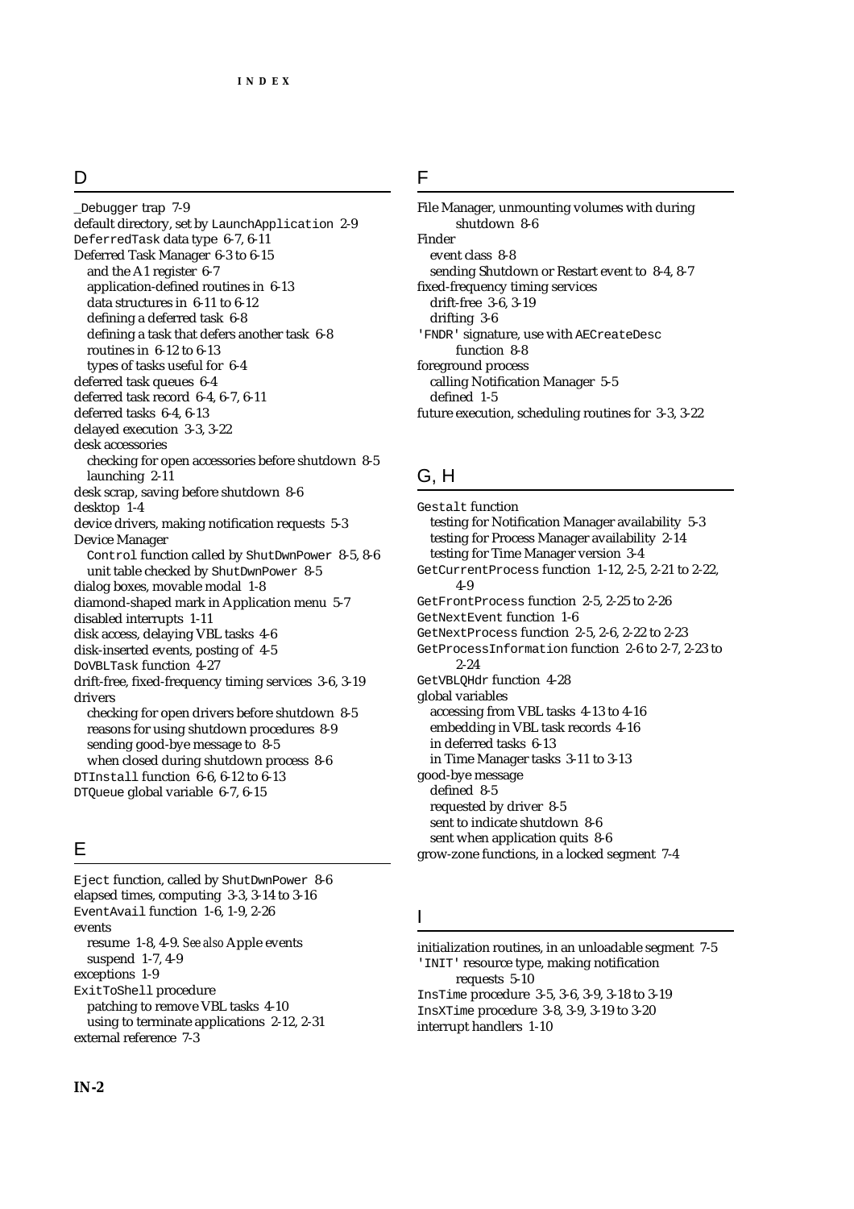## D

_Debugger trap 7-9
default directory, set by LaunchApplication 2-9
DeferredTask data type 6-7, 6-11
Deferred Task Manager 6-3 to 6-15
  and the A1 register 6-7
  application-defined routines in 6-13
  data structures in 6-11 to 6-12
  defining a deferred task 6-8
  defining a task that defers another task 6-8
  routines in 6-12 to 6-13
  types of tasks useful for 6-4
deferred task queues 6-4
deferred task record 6-4, 6-7, 6-11
deferred tasks 6-4, 6-13
delayed execution 3-3, 3-22
desk accessories
  checking for open accessories before shutdown 8-5
  launching 2-11
desk scrap, saving before shutdown 8-6
desktop 1-4
device drivers, making notification requests 5-3
Device Manager
  Control function called by ShutDwnPower 8-5, 8-6
  unit table checked by ShutDwnPower 8-5
dialog boxes, movable modal 1-8
diamond-shaped mark in Application menu 5-7
disabled interrupts 1-11
disk access, delaying VBL tasks 4-6
disk-inserted events, posting of 4-5
DoVBLTask function 4-27
drift-free, fixed-frequency timing services 3-6, 3-19
drivers
  checking for open drivers before shutdown 8-5
  reasons for using shutdown procedures 8-9
  sending good-bye message to 8-5
  when closed during shutdown process 8-6
DTInstall function 6-6, 6-12 to 6-13
DTQueue global variable 6-7, 6-15

## E

Eject function, called by ShutDwnPower 8-6
elapsed times, computing 3-3, 3-14 to 3-16
EventAvail function 1-6, 1-9, 2-26
events
  resume 1-8, 4-9. *See also* Apple events
  suspend 1-7, 4-9
exceptions 1-9
ExitToShell procedure
  patching to remove VBL tasks 4-10
  using to terminate applications 2-12, 2-31
external reference 7-3

## F

File Manager, unmounting volumes with during shutdown 8-6
Finder
  event class 8-8
  sending Shutdown or Restart event to 8-4, 8-7
fixed-frequency timing services
  drift-free 3-6, 3-19
  drifting 3-6
'FNDR' signature, use with AECreateDesc function 8-8
foreground process
  calling Notification Manager 5-5
  defined 1-5
future execution, scheduling routines for 3-3, 3-22

## G, H

Gestalt function
  testing for Notification Manager availability 5-3
  testing for Process Manager availability 2-14
  testing for Time Manager version 3-4
GetCurrentProcess function 1-12, 2-5, 2-21 to 2-22, 4-9
GetFrontProcess function 2-5, 2-25 to 2-26
GetNextEvent function 1-6
GetNextProcess function 2-5, 2-6, 2-22 to 2-23
GetProcessInformation function 2-6 to 2-7, 2-23 to 2-24
GetVBLQHdr function 4-28
global variables
  accessing from VBL tasks 4-13 to 4-16
  embedding in VBL task records 4-16
  in deferred tasks 6-13
  in Time Manager tasks 3-11 to 3-13
good-bye message
  defined 8-5
  requested by driver 8-5
  sent to indicate shutdown 8-6
  sent when application quits 8-6
grow-zone functions, in a locked segment 7-4

## I

initialization routines, in an unloadable segment 7-5
'INIT' resource type, making notification requests 5-10
InsTime procedure 3-5, 3-6, 3-9, 3-18 to 3-19
InsXTime procedure 3-8, 3-9, 3-19 to 3-20
interrupt handlers 1-10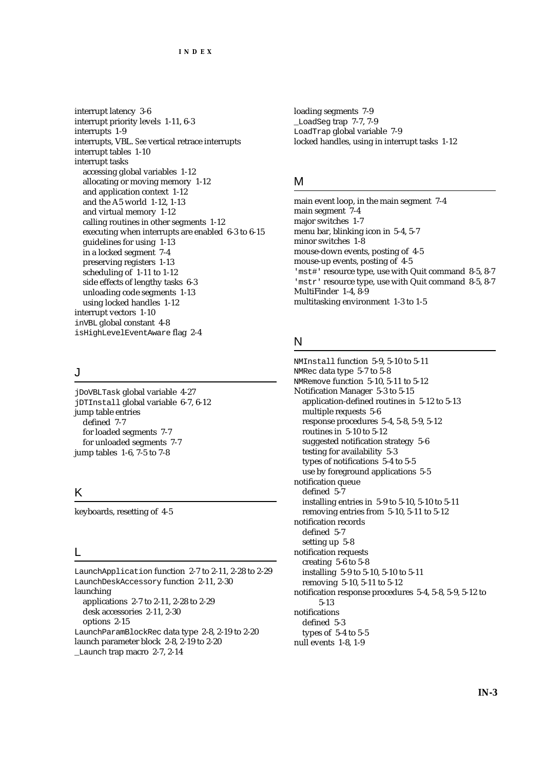interrupt latency 3-6
interrupt priority levels 1-11, 6-3
interrupts 1-9
interrupts, VBL. *See* vertical retrace interrupts
interrupt tables 1-10
interrupt tasks
  accessing global variables 1-12
  allocating or moving memory 1-12
  and application context 1-12
  and the A5 world 1-12, 1-13
  and virtual memory 1-12
  calling routines in other segments 1-12
  executing when interrupts are enabled 6-3 to 6-15
  guidelines for using 1-13
  in a locked segment 7-4
  preserving registers 1-13
  scheduling of 1-11 to 1-12
  side effects of lengthy tasks 6-3
  unloading code segments 1-13
  using locked handles 1-12
interrupt vectors 1-10
`inVBL` global constant 4-8
`isHighLevelEventAware` flag 2-4

## J

`jDoVBLTask` global variable 4-27
`jDTInstall` global variable 6-7, 6-12
jump table entries
  defined 7-7
  for loaded segments 7-7
  for unloaded segments 7-7
jump tables 1-6, 7-5 to 7-8

## K

keyboards, resetting of 4-5

## L

`LaunchApplication` function 2-7 to 2-11, 2-28 to 2-29
`LaunchDeskAccessory` function 2-11, 2-30
launching
  applications 2-7 to 2-11, 2-28 to 2-29
  desk accessories 2-11, 2-30
  options 2-15
`LaunchParamBlockRec` data type 2-8, 2-19 to 2-20
launch parameter block 2-8, 2-19 to 2-20
`_Launch` trap macro 2-7, 2-14

loading segments 7-9
`_LoadSeg` trap 7-7, 7-9
`LoadTrap` global variable 7-9
locked handles, using in interrupt tasks 1-12

## M

main event loop, in the main segment 7-4
main segment 7-4
major switches 1-7
menu bar, blinking icon in 5-4, 5-7
minor switches 1-8
mouse-down events, posting of 4-5
mouse-up events, posting of 4-5
`'mst#'` resource type, use with Quit command 8-5, 8-7
`'mstr'` resource type, use with Quit command 8-5, 8-7
MultiFinder 1-4, 8-9
multitasking environment 1-3 to 1-5

## N

`NMInstall` function 5-9, 5-10 to 5-11
`NMRec` data type 5-7 to 5-8
`NMRemove` function 5-10, 5-11 to 5-12
Notification Manager 5-3 to 5-15
  application-defined routines in 5-12 to 5-13
  multiple requests 5-6
  response procedures 5-4, 5-8, 5-9, 5-12
  routines in 5-10 to 5-12
  suggested notification strategy 5-6
  testing for availability 5-3
  types of notifications 5-4 to 5-5
  use by foreground applications 5-5
notification queue
  defined 5-7
  installing entries in 5-9 to 5-10, 5-10 to 5-11
  removing entries from 5-10, 5-11 to 5-12
notification records
  defined 5-7
  setting up 5-8
notification requests
  creating 5-6 to 5-8
  installing 5-9 to 5-10, 5-10 to 5-11
  removing 5-10, 5-11 to 5-12
notification response procedures 5-4, 5-8, 5-9, 5-12 to 5-13
notifications
  defined 5-3
  types of 5-4 to 5-5
null events 1-8, 1-9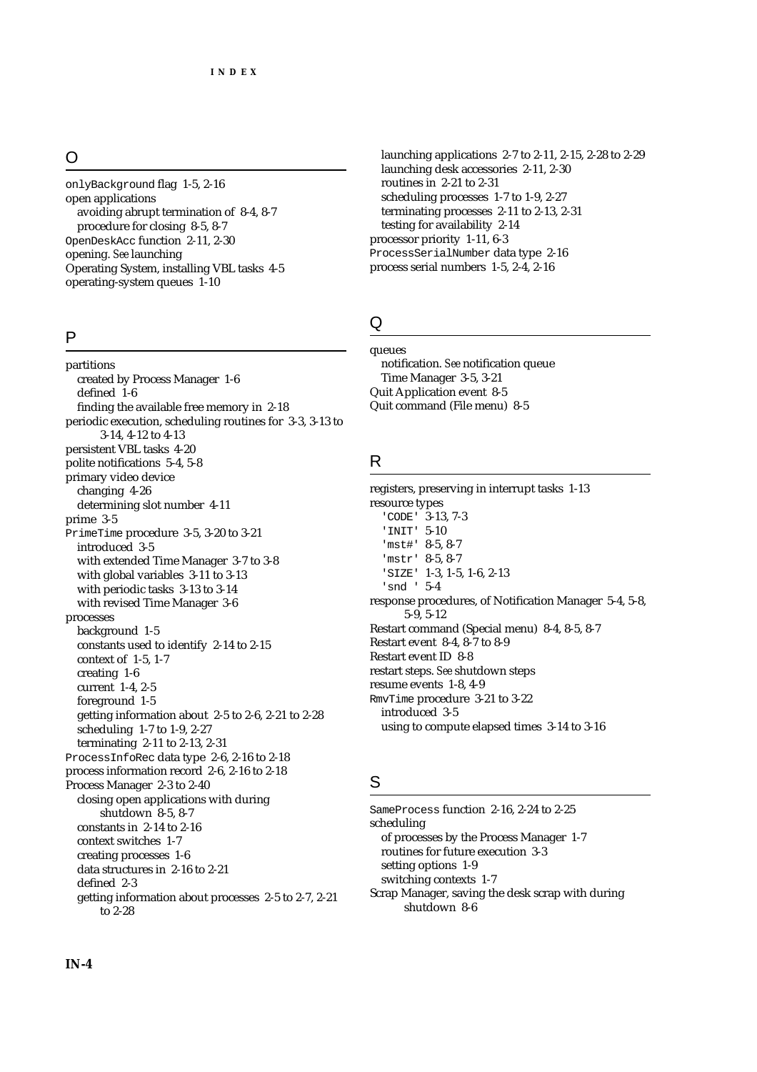## O

`onlyBackground` flag 1-5, 2-16
open applications
  avoiding abrupt termination of 8-4, 8-7
  procedure for closing 8-5, 8-7
`OpenDeskAcc` function 2-11, 2-30
opening. *See* launching
Operating System, installing VBL tasks 4-5
operating-system queues 1-10

## P

partitions
  created by Process Manager 1-6
  defined 1-6
  finding the available free memory in 2-18
periodic execution, scheduling routines for 3-3, 3-13 to 3-14, 4-12 to 4-13
persistent VBL tasks 4-20
polite notifications 5-4, 5-8
primary video device
  changing 4-26
  determining slot number 4-11
prime 3-5
`PrimeTime` procedure 3-5, 3-20 to 3-21
  introduced 3-5
  with extended Time Manager 3-7 to 3-8
  with global variables 3-11 to 3-13
  with periodic tasks 3-13 to 3-14
  with revised Time Manager 3-6
processes
  background 1-5
  constants used to identify 2-14 to 2-15
  context of 1-5, 1-7
  creating 1-6
  current 1-4, 2-5
  foreground 1-5
  getting information about 2-5 to 2-6, 2-21 to 2-28
  scheduling 1-7 to 1-9, 2-27
  terminating 2-11 to 2-13, 2-31
`ProcessInfoRec` data type 2-6, 2-16 to 2-18
process information record 2-6, 2-16 to 2-18
Process Manager 2-3 to 2-40
  closing open applications with during shutdown 8-5, 8-7
  constants in 2-14 to 2-16
  context switches 1-7
  creating processes 1-6
  data structures in 2-16 to 2-21
  defined 2-3
  getting information about processes 2-5 to 2-7, 2-21 to 2-28
  launching applications 2-7 to 2-11, 2-15, 2-28 to 2-29
  launching desk accessories 2-11, 2-30
  routines in 2-21 to 2-31
  scheduling processes 1-7 to 1-9, 2-27
  terminating processes 2-11 to 2-13, 2-31
  testing for availability 2-14
processor priority 1-11, 6-3
`ProcessSerialNumber` data type 2-16
process serial numbers 1-5, 2-4, 2-16

## Q

queues
  notification. *See* notification queue
  Time Manager 3-5, 3-21
Quit Application event 8-5
Quit command (File menu) 8-5

## R

registers, preserving in interrupt tasks 1-13
resource types
  `'CODE'` 3-13, 7-3
  `'INIT'` 5-10
  `'mst#'` 8-5, 8-7
  `'mstr'` 8-5, 8-7
  `'SIZE'` 1-3, 1-5, 1-6, 2-13
  `'snd '` 5-4
response procedures, of Notification Manager 5-4, 5-8, 5-9, 5-12
Restart command (Special menu) 8-4, 8-5, 8-7
Restart event 8-4, 8-7 to 8-9
Restart event ID 8-8
restart steps. *See* shutdown steps
resume events 1-8, 4-9
`RmvTime` procedure 3-21 to 3-22
  introduced 3-5
  using to compute elapsed times 3-14 to 3-16

## S

`SameProcess` function 2-16, 2-24 to 2-25
scheduling
  of processes by the Process Manager 1-7
  routines for future execution 3-3
  setting options 1-9
  switching contexts 1-7
Scrap Manager, saving the desk scrap with during shutdown 8-6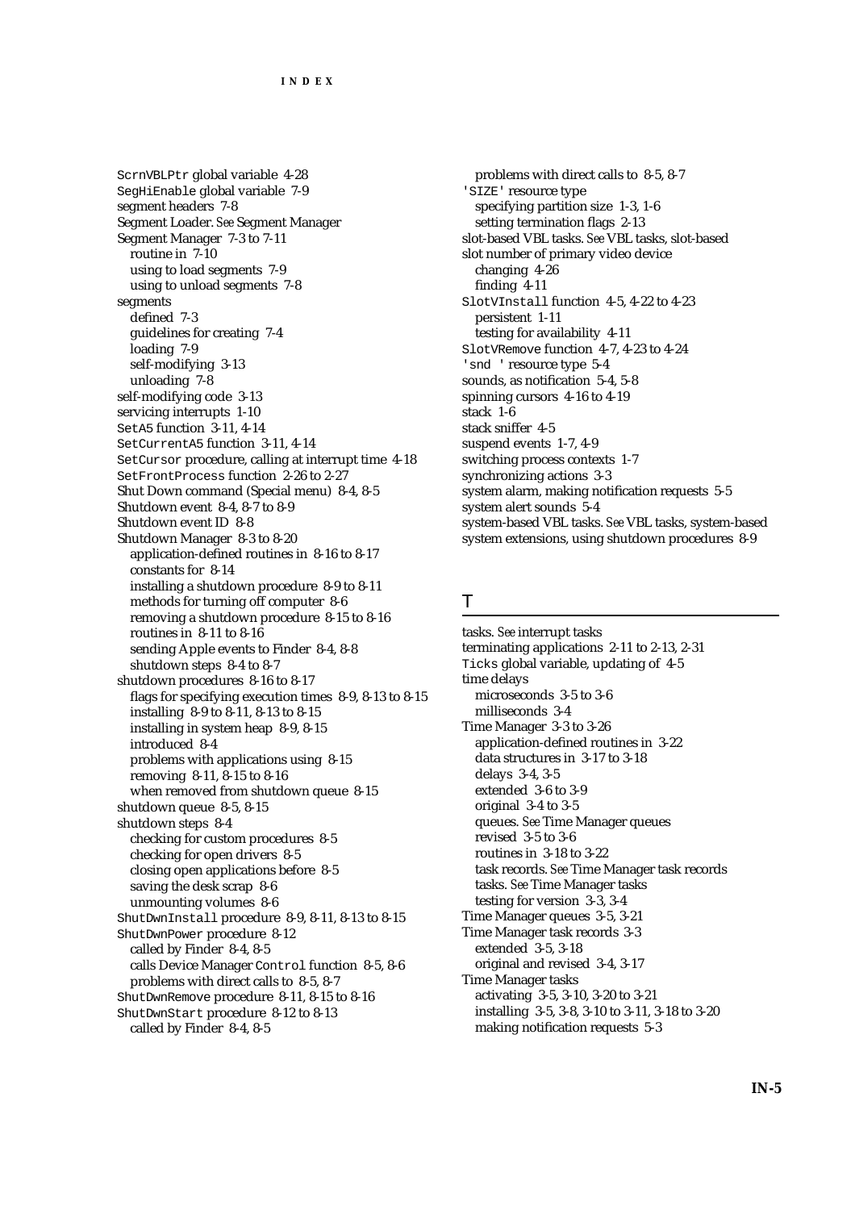ScrnVBLPtr global variable 4-28
SegHiEnable global variable 7-9
segment headers 7-8
Segment Loader. *See* Segment Manager
Segment Manager 7-3 to 7-11
  routine in 7-10
  using to load segments 7-9
  using to unload segments 7-8
segments
  defined 7-3
  guidelines for creating 7-4
  loading 7-9
  self-modifying 3-13
  unloading 7-8
self-modifying code 3-13
servicing interrupts 1-10
SetA5 function 3-11, 4-14
SetCurrentA5 function 3-11, 4-14
SetCursor procedure, calling at interrupt time 4-18
SetFrontProcess function 2-26 to 2-27
Shut Down command (Special menu) 8-4, 8-5
Shutdown event 8-4, 8-7 to 8-9
Shutdown event ID 8-8
Shutdown Manager 8-3 to 8-20
  application-defined routines in 8-16 to 8-17
  constants for 8-14
  installing a shutdown procedure 8-9 to 8-11
  methods for turning off computer 8-6
  removing a shutdown procedure 8-15 to 8-16
  routines in 8-11 to 8-16
  sending Apple events to Finder 8-4, 8-8
  shutdown steps 8-4 to 8-7
shutdown procedures 8-16 to 8-17
  flags for specifying execution times 8-9, 8-13 to 8-15
  installing 8-9 to 8-11, 8-13 to 8-15
  installing in system heap 8-9, 8-15
  introduced 8-4
  problems with applications using 8-15
  removing 8-11, 8-15 to 8-16
  when removed from shutdown queue 8-15
shutdown queue 8-5, 8-15
shutdown steps 8-4
  checking for custom procedures 8-5
  checking for open drivers 8-5
  closing open applications before 8-5
  saving the desk scrap 8-6
  unmounting volumes 8-6
ShutDwnInstall procedure 8-9, 8-11, 8-13 to 8-15
ShutDwnPower procedure 8-12
  called by Finder 8-4, 8-5
  calls Device Manager Control function 8-5, 8-6
  problems with direct calls to 8-5, 8-7
ShutDwnRemove procedure 8-11, 8-15 to 8-16
ShutDwnStart procedure 8-12 to 8-13
  called by Finder 8-4, 8-5
  problems with direct calls to 8-5, 8-7
'SIZE' resource type
  specifying partition size 1-3, 1-6
  setting termination flags 2-13
slot-based VBL tasks. *See* VBL tasks, slot-based
slot number of primary video device
  changing 4-26
  finding 4-11
SlotVInstall function 4-5, 4-22 to 4-23
  persistent 1-11
  testing for availability 4-11
SlotVRemove function 4-7, 4-23 to 4-24
'snd ' resource type 5-4
sounds, as notification 5-4, 5-8
spinning cursors 4-16 to 4-19
stack 1-6
stack sniffer 4-5
suspend events 1-7, 4-9
switching process contexts 1-7
synchronizing actions 3-3
system alarm, making notification requests 5-5
system alert sounds 5-4
system-based VBL tasks. *See* VBL tasks, system-based
system extensions, using shutdown procedures 8-9

## T

tasks. *See* interrupt tasks
terminating applications 2-11 to 2-13, 2-31
Ticks global variable, updating of 4-5
time delays
  microseconds 3-5 to 3-6
  milliseconds 3-4
Time Manager 3-3 to 3-26
  application-defined routines in 3-22
  data structures in 3-17 to 3-18
  delays 3-4, 3-5
  extended 3-6 to 3-9
  original 3-4 to 3-5
  queues. *See* Time Manager queues
  revised 3-5 to 3-6
  routines in 3-18 to 3-22
  task records. *See* Time Manager task records
  tasks. *See* Time Manager tasks
  testing for version 3-3, 3-4
Time Manager queues 3-5, 3-21
Time Manager task records 3-3
  extended 3-5, 3-18
  original and revised 3-4, 3-17
Time Manager tasks
  activating 3-5, 3-10, 3-20 to 3-21
  installing 3-5, 3-8, 3-10 to 3-11, 3-18 to 3-20
  making notification requests 5-3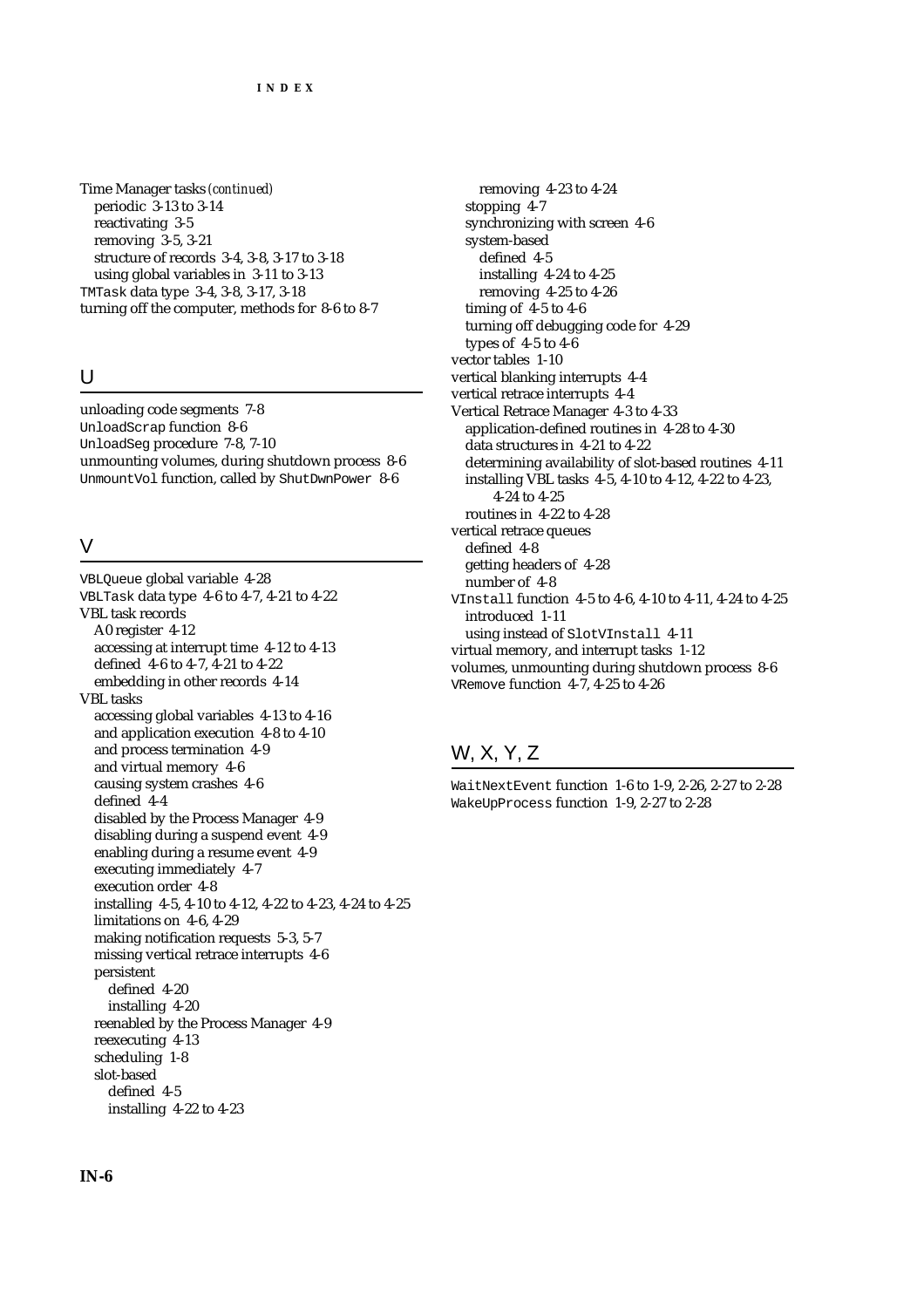Time Manager tasks *(continued)*
- periodic 3-13 to 3-14
- reactivating 3-5
- removing 3-5, 3-21
- structure of records 3-4, 3-8, 3-17 to 3-18
- using global variables in 3-11 to 3-13

`TMTask` data type 3-4, 3-8, 3-17, 3-18
turning off the computer, methods for 8-6 to 8-7

## U

unloading code segments 7-8
`UnloadScrap` function 8-6
`UnloadSeg` procedure 7-8, 7-10
unmounting volumes, during shutdown process 8-6
`UnmountVol` function, called by `ShutDwnPower` 8-6

## V

`VBLQueue` global variable 4-28
`VBLTask` data type 4-6 to 4-7, 4-21 to 4-22
VBL task records
- A0 register 4-12
- accessing at interrupt time 4-12 to 4-13
- defined 4-6 to 4-7, 4-21 to 4-22
- embedding in other records 4-14

VBL tasks
- accessing global variables 4-13 to 4-16
- and application execution 4-8 to 4-10
- and process termination 4-9
- and virtual memory 4-6
- causing system crashes 4-6
- defined 4-4
- disabled by the Process Manager 4-9
- disabling during a suspend event 4-9
- enabling during a resume event 4-9
- executing immediately 4-7
- execution order 4-8
- installing 4-5, 4-10 to 4-12, 4-22 to 4-23, 4-24 to 4-25
- limitations on 4-6, 4-29
- making notification requests 5-3, 5-7
- missing vertical retrace interrupts 4-6
- persistent
  - defined 4-20
  - installing 4-20
- reenabled by the Process Manager 4-9
- reexecuting 4-13
- scheduling 1-8
- slot-based
  - defined 4-5
  - installing 4-22 to 4-23
  - removing 4-23 to 4-24
- stopping 4-7
- synchronizing with screen 4-6
- system-based
  - defined 4-5
  - installing 4-24 to 4-25
  - removing 4-25 to 4-26
- timing of 4-5 to 4-6
- turning off debugging code for 4-29
- types of 4-5 to 4-6

vector tables 1-10
vertical blanking interrupts 4-4
vertical retrace interrupts 4-4
Vertical Retrace Manager 4-3 to 4-33
- application-defined routines in 4-28 to 4-30
- data structures in 4-21 to 4-22
- determining availability of slot-based routines 4-11
- installing VBL tasks 4-5, 4-10 to 4-12, 4-22 to 4-23, 4-24 to 4-25
- routines in 4-22 to 4-28

vertical retrace queues
- defined 4-8
- getting headers of 4-28
- number of 4-8

`VInstall` function 4-5 to 4-6, 4-10 to 4-11, 4-24 to 4-25
- introduced 1-11
- using instead of `SlotVInstall` 4-11

virtual memory, and interrupt tasks 1-12
volumes, unmounting during shutdown process 8-6
`VRemove` function 4-7, 4-25 to 4-26

## W, X, Y, Z

`WaitNextEvent` function 1-6 to 1-9, 2-26, 2-27 to 2-28
`WakeUpProcess` function 1-9, 2-27 to 2-28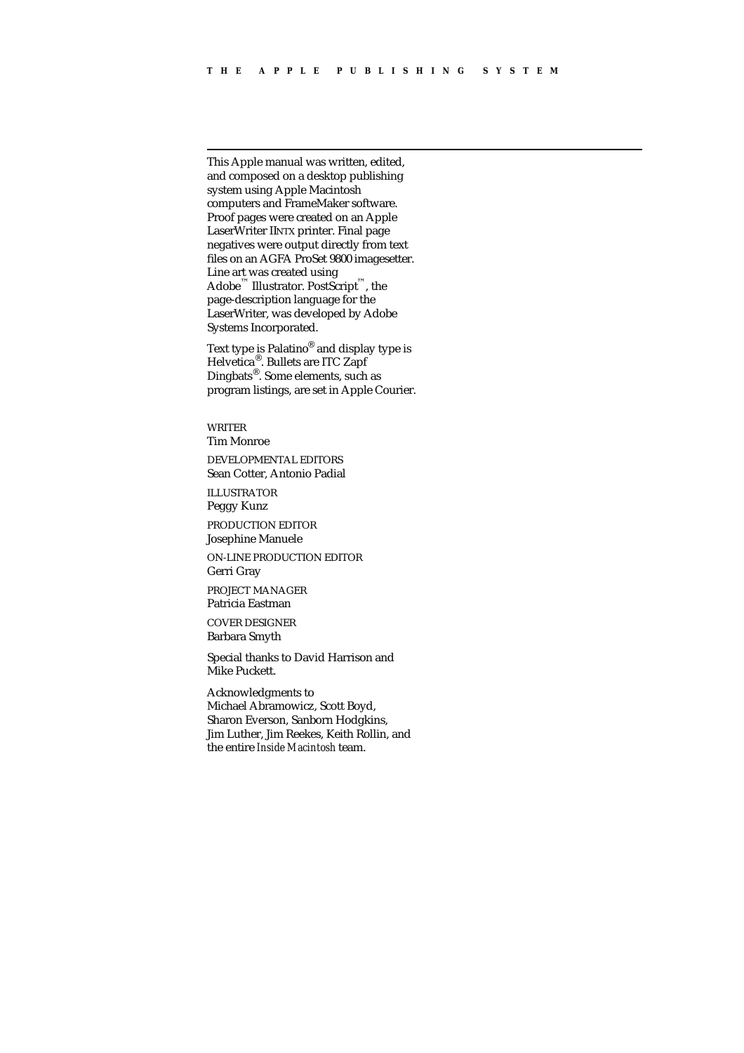# THE APPLE PUBLISHING SYSTEM

This Apple manual was written, edited, and composed on a desktop publishing system using Apple Macintosh computers and FrameMaker software. Proof pages were created on an Apple LaserWriter IINTX printer. Final page negatives were output directly from text files on an AGFA ProSet 9800 imagesetter. Line art was created using Adobe™ Illustrator. PostScript™, the page-description language for the LaserWriter, was developed by Adobe Systems Incorporated.

Text type is Palatino® and display type is Helvetica®. Bullets are ITC Zapf Dingbats®. Some elements, such as program listings, are set in Apple Courier.

WRITER
Tim Monroe

DEVELOPMENTAL EDITORS
Sean Cotter, Antonio Padial

ILLUSTRATOR
Peggy Kunz

PRODUCTION EDITOR
Josephine Manuele

ON-LINE PRODUCTION EDITOR
Gerri Gray

PROJECT MANAGER
Patricia Eastman

COVER DESIGNER
Barbara Smyth

Special thanks to David Harrison and Mike Puckett.

Acknowledgments to Michael Abramowicz, Scott Boyd, Sharon Everson, Sanborn Hodgkins, Jim Luther, Jim Reekes, Keith Rollin, and the entire *Inside Macintosh* team.